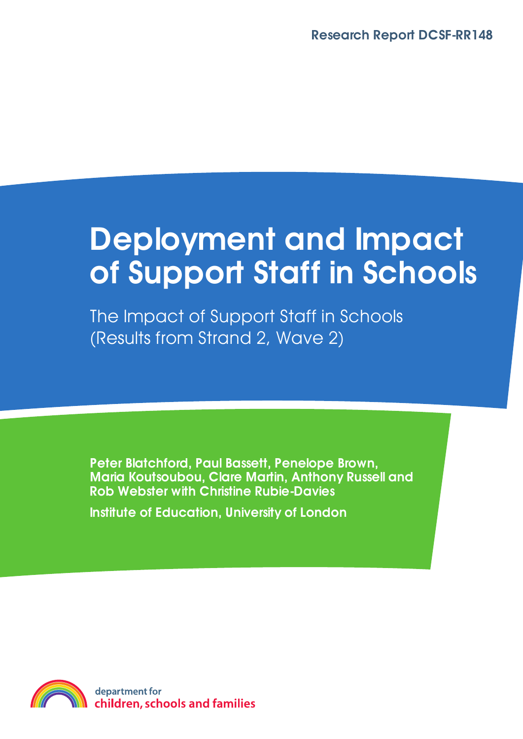Research Report DCSF-RR148

# Deployment and Impact of Support Staff in Schools

## The Impact of Support Staff in Schools (Results from Strand 2, Wave 2)

**Peter Blatchford, Paul Bassett, Penelope Brown, Maria Koutsoubou, Clare Martin, Anthony Russell and Rob Webster with Christine Rubie-Davies**

**Institute of Education, University of London**

department for
children, schools and families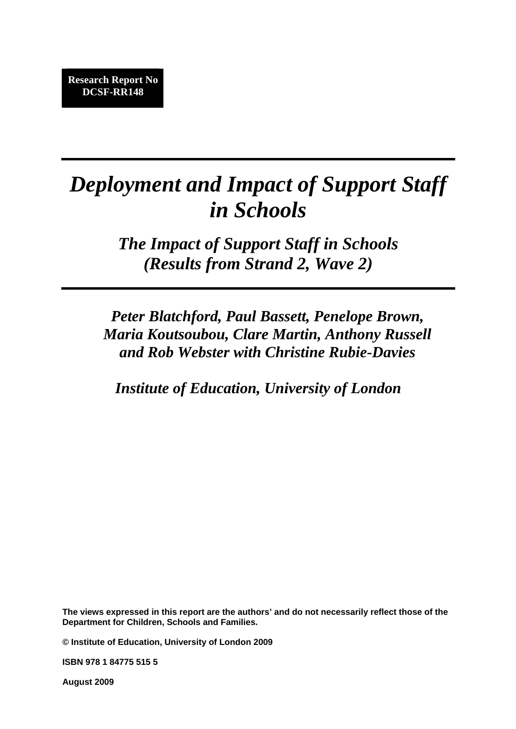**Research Report No DCSF-RR148**

# *Deployment and Impact of Support Staff in Schools*

## *The Impact of Support Staff in Schools (Results from Strand 2, Wave 2)*

***Peter Blatchford, Paul Bassett, Penelope Brown, Maria Koutsoubou, Clare Martin, Anthony Russell and Rob Webster with Christine Rubie-Davies***

***Institute of Education, University of London***

**The views expressed in this report are the authors' and do not necessarily reflect those of the Department for Children, Schools and Families.**

**© Institute of Education, University of London 2009**

**ISBN 978 1 84775 515 5**

**August 2009**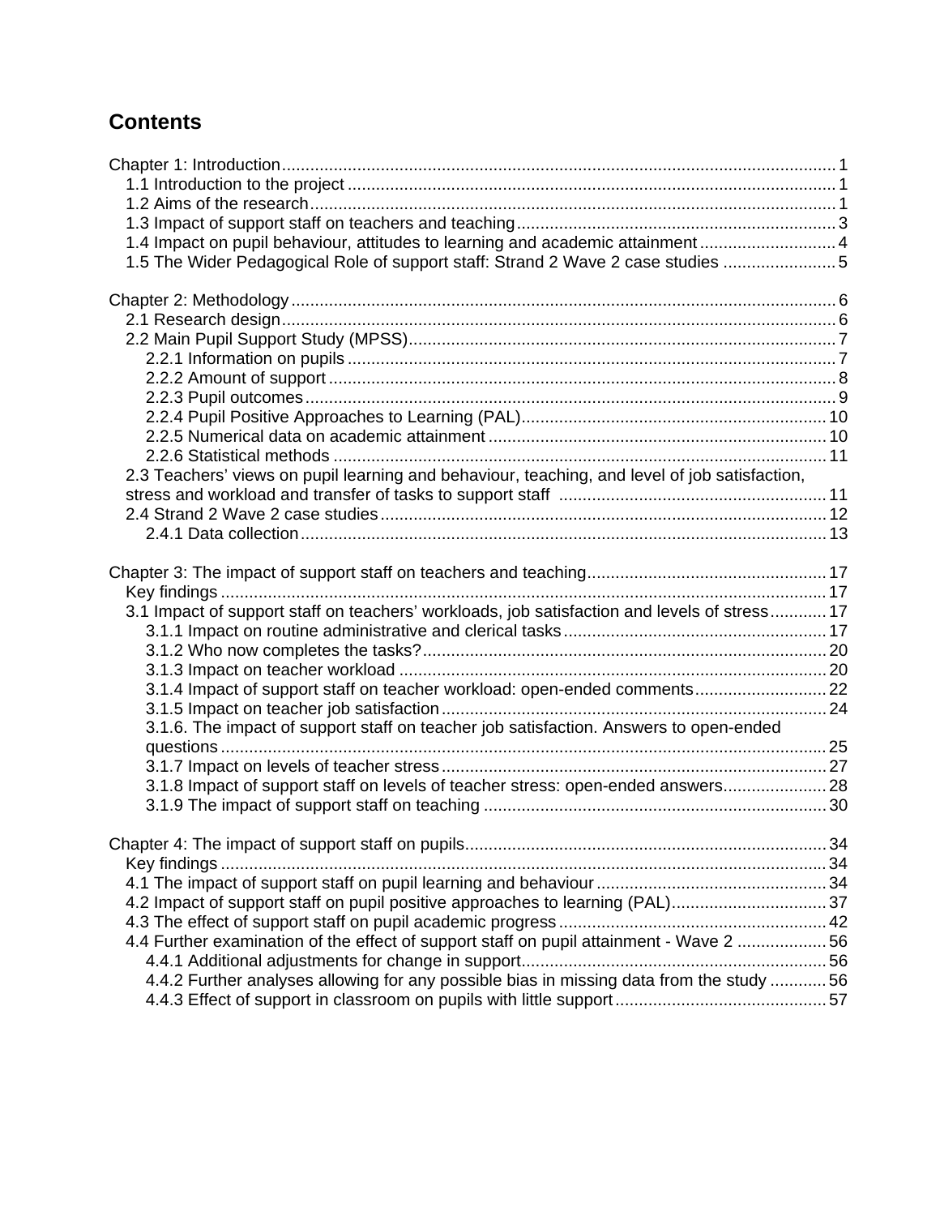# Contents

Chapter 1: Introduction ..... 1
- 1.1 Introduction to the project ..... 1
- 1.2 Aims of the research ..... 1
- 1.3 Impact of support staff on teachers and teaching ..... 3
- 1.4 Impact on pupil behaviour, attitudes to learning and academic attainment ..... 4
- 1.5 The Wider Pedagogical Role of support staff: Strand 2 Wave 2 case studies ..... 5

Chapter 2: Methodology ..... 6
- 2.1 Research design ..... 6
- 2.2 Main Pupil Support Study (MPSS) ..... 7
  - 2.2.1 Information on pupils ..... 7
  - 2.2.2 Amount of support ..... 8
  - 2.2.3 Pupil outcomes ..... 9
  - 2.2.4 Pupil Positive Approaches to Learning (PAL) ..... 10
  - 2.2.5 Numerical data on academic attainment ..... 10
  - 2.2.6 Statistical methods ..... 11
- 2.3 Teachers' views on pupil learning and behaviour, teaching, and level of job satisfaction, stress and workload and transfer of tasks to support staff ..... 11
- 2.4 Strand 2 Wave 2 case studies ..... 12
  - 2.4.1 Data collection ..... 13

Chapter 3: The impact of support staff on teachers and teaching ..... 17
- Key findings ..... 17
- 3.1 Impact of support staff on teachers' workloads, job satisfaction and levels of stress ..... 17
  - 3.1.1 Impact on routine administrative and clerical tasks ..... 17
  - 3.1.2 Who now completes the tasks? ..... 20
  - 3.1.3 Impact on teacher workload ..... 20
  - 3.1.4 Impact of support staff on teacher workload: open-ended comments ..... 22
  - 3.1.5 Impact on teacher job satisfaction ..... 24
  - 3.1.6. The impact of support staff on teacher job satisfaction. Answers to open-ended questions ..... 25
  - 3.1.7 Impact on levels of teacher stress ..... 27
  - 3.1.8 Impact of support staff on levels of teacher stress: open-ended answers ..... 28
  - 3.1.9 The impact of support staff on teaching ..... 30

Chapter 4: The impact of support staff on pupils ..... 34
- Key findings ..... 34
- 4.1 The impact of support staff on pupil learning and behaviour ..... 34
- 4.2 Impact of support staff on pupil positive approaches to learning (PAL) ..... 37
- 4.3 The effect of support staff on pupil academic progress ..... 42
- 4.4 Further examination of the effect of support staff on pupil attainment - Wave 2 ..... 56
  - 4.4.1 Additional adjustments for change in support ..... 56
  - 4.4.2 Further analyses allowing for any possible bias in missing data from the study ..... 56
  - 4.4.3 Effect of support in classroom on pupils with little support ..... 57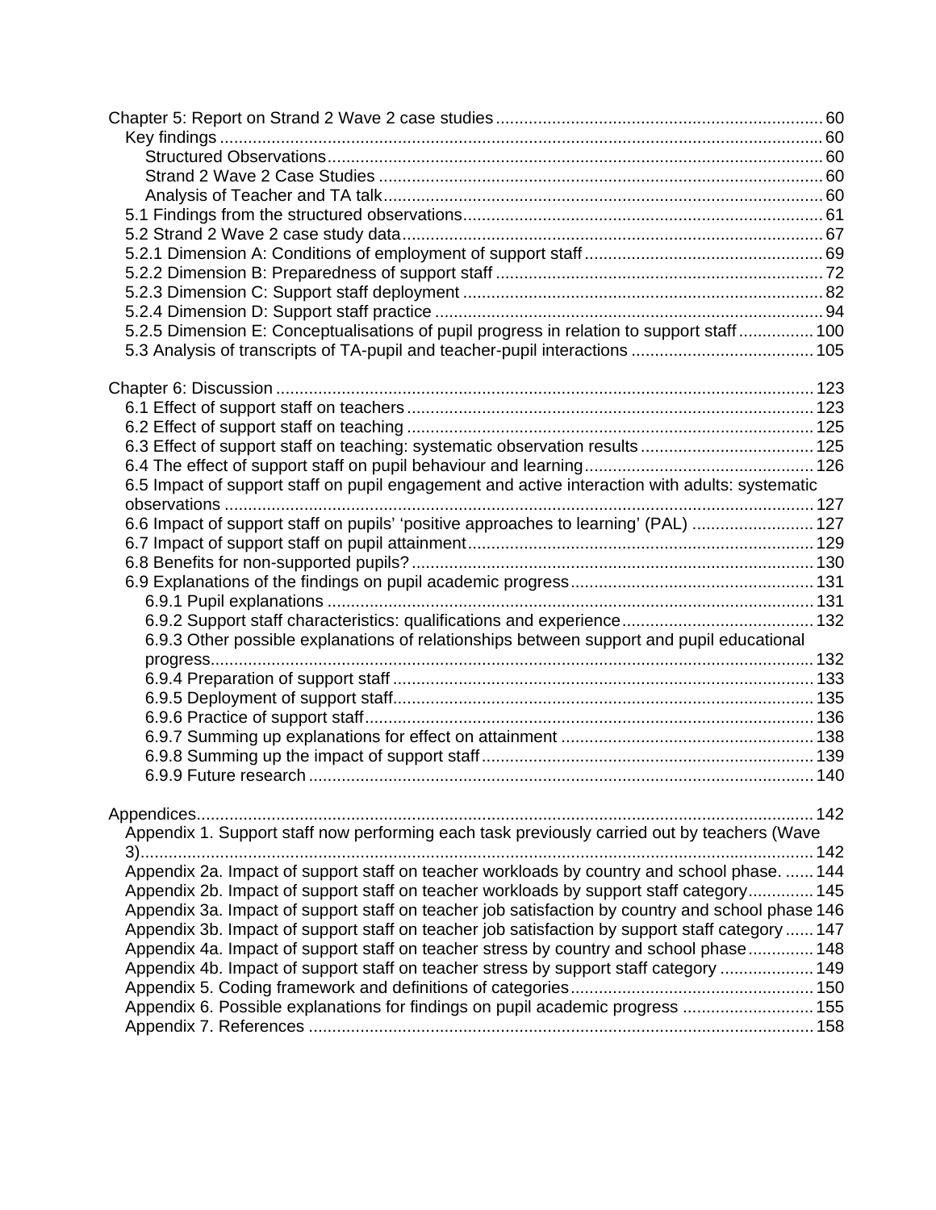Chapter 5: Report on Strand 2 Wave 2 case studies ..................... 60
- Key findings ..................... 60
  - Structured Observations ..................... 60
  - Strand 2 Wave 2 Case Studies ..................... 60
  - Analysis of Teacher and TA talk ..................... 60
- 5.1 Findings from the structured observations ..................... 61
- 5.2 Strand 2 Wave 2 case study data ..................... 67
- 5.2.1 Dimension A: Conditions of employment of support staff ..................... 69
- 5.2.2 Dimension B: Preparedness of support staff ..................... 72
- 5.2.3 Dimension C: Support staff deployment ..................... 82
- 5.2.4 Dimension D: Support staff practice ..................... 94
- 5.2.5 Dimension E: Conceptualisations of pupil progress in relation to support staff ..................... 100
- 5.3 Analysis of transcripts of TA-pupil and teacher-pupil interactions ..................... 105

Chapter 6: Discussion ..................... 123
- 6.1 Effect of support staff on teachers ..................... 123
- 6.2 Effect of support staff on teaching ..................... 125
- 6.3 Effect of support staff on teaching: systematic observation results ..................... 125
- 6.4 The effect of support staff on pupil behaviour and learning ..................... 126
- 6.5 Impact of support staff on pupil engagement and active interaction with adults: systematic observations ..................... 127
- 6.6 Impact of support staff on pupils' 'positive approaches to learning' (PAL) ..................... 127
- 6.7 Impact of support staff on pupil attainment ..................... 129
- 6.8 Benefits for non-supported pupils? ..................... 130
- 6.9 Explanations of the findings on pupil academic progress ..................... 131
  - 6.9.1 Pupil explanations ..................... 131
  - 6.9.2 Support staff characteristics: qualifications and experience ..................... 132
  - 6.9.3 Other possible explanations of relationships between support and pupil educational progress ..................... 132
  - 6.9.4 Preparation of support staff ..................... 133
  - 6.9.5 Deployment of support staff ..................... 135
  - 6.9.6 Practice of support staff ..................... 136
  - 6.9.7 Summing up explanations for effect on attainment ..................... 138
  - 6.9.8 Summing up the impact of support staff ..................... 139
  - 6.9.9 Future research ..................... 140

Appendices ..................... 142
- Appendix 1. Support staff now performing each task previously carried out by teachers (Wave 3) ..................... 142
- Appendix 2a. Impact of support staff on teacher workloads by country and school phase. ..................... 144
- Appendix 2b. Impact of support staff on teacher workloads by support staff category ..................... 145
- Appendix 3a. Impact of support staff on teacher job satisfaction by country and school phase ..................... 146
- Appendix 3b. Impact of support staff on teacher job satisfaction by support staff category ..................... 147
- Appendix 4a. Impact of support staff on teacher stress by country and school phase ..................... 148
- Appendix 4b. Impact of support staff on teacher stress by support staff category ..................... 149
- Appendix 5. Coding framework and definitions of categories ..................... 150
- Appendix 6. Possible explanations for findings on pupil academic progress ..................... 155
- Appendix 7. References ..................... 158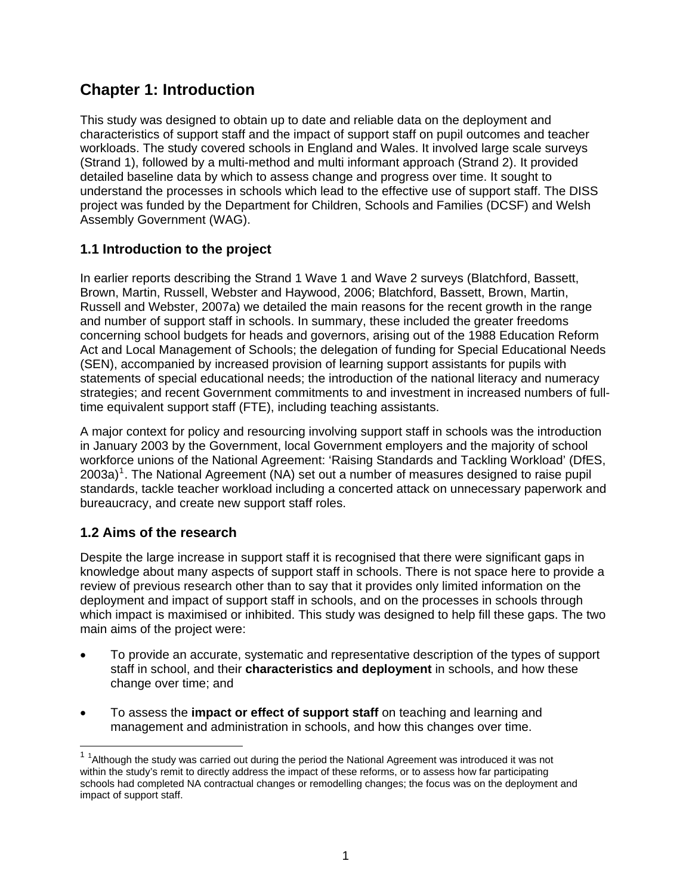# Chapter 1: Introduction

This study was designed to obtain up to date and reliable data on the deployment and characteristics of support staff and the impact of support staff on pupil outcomes and teacher workloads. The study covered schools in England and Wales. It involved large scale surveys (Strand 1), followed by a multi-method and multi informant approach (Strand 2). It provided detailed baseline data by which to assess change and progress over time. It sought to understand the processes in schools which lead to the effective use of support staff. The DISS project was funded by the Department for Children, Schools and Families (DCSF) and Welsh Assembly Government (WAG).

## 1.1 Introduction to the project

In earlier reports describing the Strand 1 Wave 1 and Wave 2 surveys (Blatchford, Bassett, Brown, Martin, Russell, Webster and Haywood, 2006; Blatchford, Bassett, Brown, Martin, Russell and Webster, 2007a) we detailed the main reasons for the recent growth in the range and number of support staff in schools. In summary, these included the greater freedoms concerning school budgets for heads and governors, arising out of the 1988 Education Reform Act and Local Management of Schools; the delegation of funding for Special Educational Needs (SEN), accompanied by increased provision of learning support assistants for pupils with statements of special educational needs; the introduction of the national literacy and numeracy strategies; and recent Government commitments to and investment in increased numbers of full-time equivalent support staff (FTE), including teaching assistants.

A major context for policy and resourcing involving support staff in schools was the introduction in January 2003 by the Government, local Government employers and the majority of school workforce unions of the National Agreement: 'Raising Standards and Tackling Workload' (DfES, 2003a)[1]. The National Agreement (NA) set out a number of measures designed to raise pupil standards, tackle teacher workload including a concerted attack on unnecessary paperwork and bureaucracy, and create new support staff roles.

## 1.2 Aims of the research

Despite the large increase in support staff it is recognised that there were significant gaps in knowledge about many aspects of support staff in schools. There is not space here to provide a review of previous research other than to say that it provides only limited information on the deployment and impact of support staff in schools, and on the processes in schools through which impact is maximised or inhibited. This study was designed to help fill these gaps. The two main aims of the project were:

- To provide an accurate, systematic and representative description of the types of support staff in school, and their **characteristics and deployment** in schools, and how these change over time; and

- To assess the **impact or effect of support staff** on teaching and learning and management and administration in schools, and how this changes over time.

[1] [1]Although the study was carried out during the period the National Agreement was introduced it was not within the study's remit to directly address the impact of these reforms, or to assess how far participating schools had completed NA contractual changes or remodelling changes; the focus was on the deployment and impact of support staff.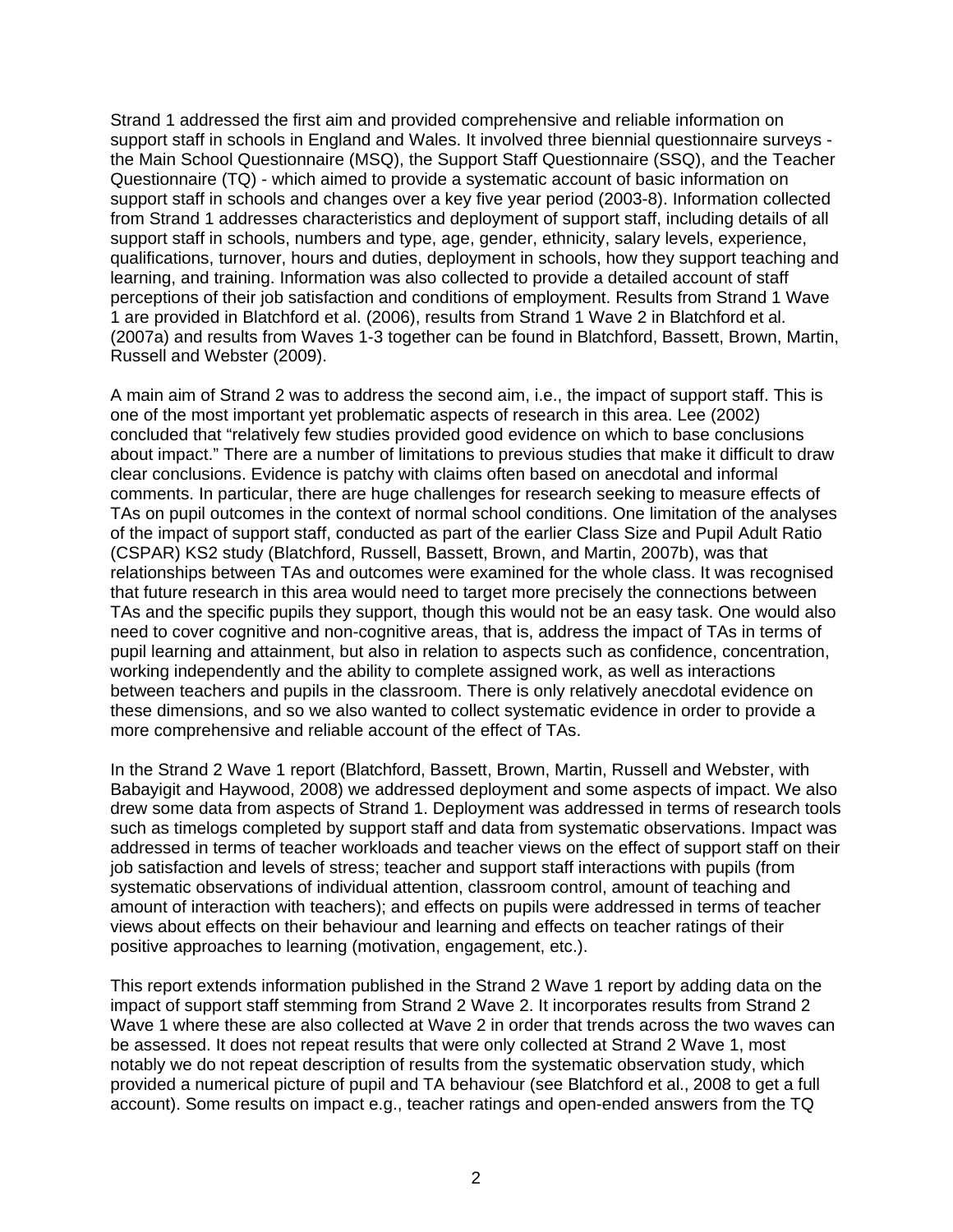Strand 1 addressed the first aim and provided comprehensive and reliable information on support staff in schools in England and Wales. It involved three biennial questionnaire surveys - the Main School Questionnaire (MSQ), the Support Staff Questionnaire (SSQ), and the Teacher Questionnaire (TQ) - which aimed to provide a systematic account of basic information on support staff in schools and changes over a key five year period (2003-8). Information collected from Strand 1 addresses characteristics and deployment of support staff, including details of all support staff in schools, numbers and type, age, gender, ethnicity, salary levels, experience, qualifications, turnover, hours and duties, deployment in schools, how they support teaching and learning, and training. Information was also collected to provide a detailed account of staff perceptions of their job satisfaction and conditions of employment. Results from Strand 1 Wave 1 are provided in Blatchford et al. (2006), results from Strand 1 Wave 2 in Blatchford et al. (2007a) and results from Waves 1-3 together can be found in Blatchford, Bassett, Brown, Martin, Russell and Webster (2009).

A main aim of Strand 2 was to address the second aim, i.e., the impact of support staff. This is one of the most important yet problematic aspects of research in this area. Lee (2002) concluded that "relatively few studies provided good evidence on which to base conclusions about impact." There are a number of limitations to previous studies that make it difficult to draw clear conclusions. Evidence is patchy with claims often based on anecdotal and informal comments. In particular, there are huge challenges for research seeking to measure effects of TAs on pupil outcomes in the context of normal school conditions. One limitation of the analyses of the impact of support staff, conducted as part of the earlier Class Size and Pupil Adult Ratio (CSPAR) KS2 study (Blatchford, Russell, Bassett, Brown, and Martin, 2007b), was that relationships between TAs and outcomes were examined for the whole class. It was recognised that future research in this area would need to target more precisely the connections between TAs and the specific pupils they support, though this would not be an easy task. One would also need to cover cognitive and non-cognitive areas, that is, address the impact of TAs in terms of pupil learning and attainment, but also in relation to aspects such as confidence, concentration, working independently and the ability to complete assigned work, as well as interactions between teachers and pupils in the classroom. There is only relatively anecdotal evidence on these dimensions, and so we also wanted to collect systematic evidence in order to provide a more comprehensive and reliable account of the effect of TAs.

In the Strand 2 Wave 1 report (Blatchford, Bassett, Brown, Martin, Russell and Webster, with Babayigit and Haywood, 2008) we addressed deployment and some aspects of impact. We also drew some data from aspects of Strand 1. Deployment was addressed in terms of research tools such as timelogs completed by support staff and data from systematic observations. Impact was addressed in terms of teacher workloads and teacher views on the effect of support staff on their job satisfaction and levels of stress; teacher and support staff interactions with pupils (from systematic observations of individual attention, classroom control, amount of teaching and amount of interaction with teachers); and effects on pupils were addressed in terms of teacher views about effects on their behaviour and learning and effects on teacher ratings of their positive approaches to learning (motivation, engagement, etc.).

This report extends information published in the Strand 2 Wave 1 report by adding data on the impact of support staff stemming from Strand 2 Wave 2. It incorporates results from Strand 2 Wave 1 where these are also collected at Wave 2 in order that trends across the two waves can be assessed. It does not repeat results that were only collected at Strand 2 Wave 1, most notably we do not repeat description of results from the systematic observation study, which provided a numerical picture of pupil and TA behaviour (see Blatchford et al., 2008 to get a full account). Some results on impact e.g., teacher ratings and open-ended answers from the TQ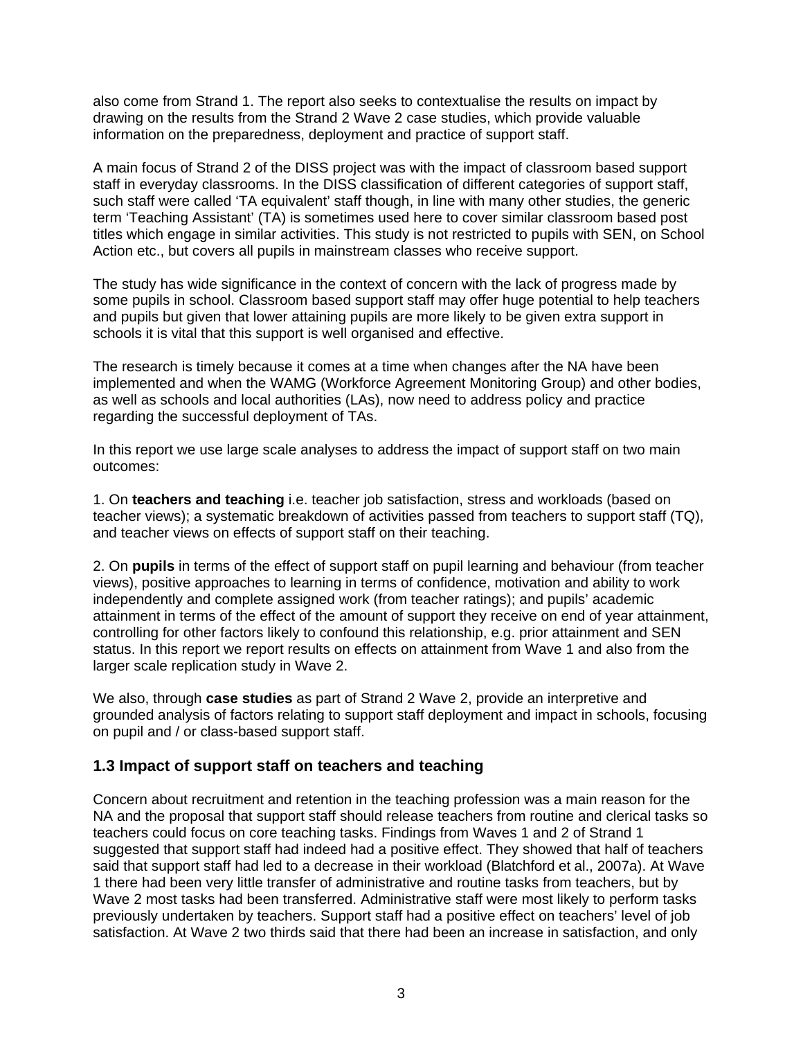also come from Strand 1. The report also seeks to contextualise the results on impact by drawing on the results from the Strand 2 Wave 2 case studies, which provide valuable information on the preparedness, deployment and practice of support staff.

A main focus of Strand 2 of the DISS project was with the impact of classroom based support staff in everyday classrooms. In the DISS classification of different categories of support staff, such staff were called 'TA equivalent' staff though, in line with many other studies, the generic term 'Teaching Assistant' (TA) is sometimes used here to cover similar classroom based post titles which engage in similar activities. This study is not restricted to pupils with SEN, on School Action etc., but covers all pupils in mainstream classes who receive support.

The study has wide significance in the context of concern with the lack of progress made by some pupils in school. Classroom based support staff may offer huge potential to help teachers and pupils but given that lower attaining pupils are more likely to be given extra support in schools it is vital that this support is well organised and effective.

The research is timely because it comes at a time when changes after the NA have been implemented and when the WAMG (Workforce Agreement Monitoring Group) and other bodies, as well as schools and local authorities (LAs), now need to address policy and practice regarding the successful deployment of TAs.

In this report we use large scale analyses to address the impact of support staff on two main outcomes:

1. On **teachers and teaching** i.e. teacher job satisfaction, stress and workloads (based on teacher views); a systematic breakdown of activities passed from teachers to support staff (TQ), and teacher views on effects of support staff on their teaching.

2. On **pupils** in terms of the effect of support staff on pupil learning and behaviour (from teacher views), positive approaches to learning in terms of confidence, motivation and ability to work independently and complete assigned work (from teacher ratings); and pupils' academic attainment in terms of the effect of the amount of support they receive on end of year attainment, controlling for other factors likely to confound this relationship, e.g. prior attainment and SEN status. In this report we report results on effects on attainment from Wave 1 and also from the larger scale replication study in Wave 2.

We also, through **case studies** as part of Strand 2 Wave 2, provide an interpretive and grounded analysis of factors relating to support staff deployment and impact in schools, focusing on pupil and / or class-based support staff.

## 1.3 Impact of support staff on teachers and teaching

Concern about recruitment and retention in the teaching profession was a main reason for the NA and the proposal that support staff should release teachers from routine and clerical tasks so teachers could focus on core teaching tasks. Findings from Waves 1 and 2 of Strand 1 suggested that support staff had indeed had a positive effect. They showed that half of teachers said that support staff had led to a decrease in their workload (Blatchford et al., 2007a). At Wave 1 there had been very little transfer of administrative and routine tasks from teachers, but by Wave 2 most tasks had been transferred. Administrative staff were most likely to perform tasks previously undertaken by teachers. Support staff had a positive effect on teachers' level of job satisfaction. At Wave 2 two thirds said that there had been an increase in satisfaction, and only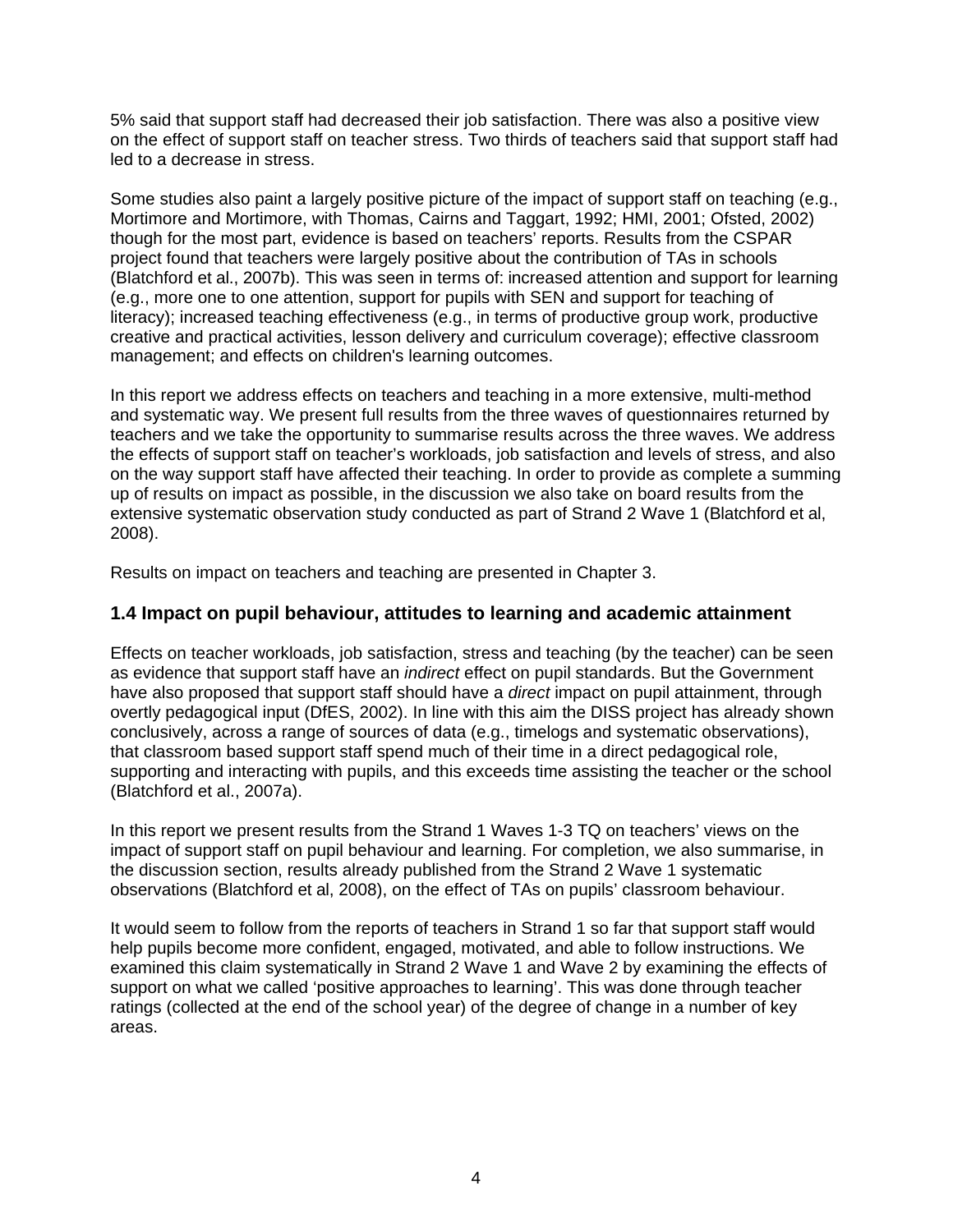5% said that support staff had decreased their job satisfaction. There was also a positive view on the effect of support staff on teacher stress. Two thirds of teachers said that support staff had led to a decrease in stress.

Some studies also paint a largely positive picture of the impact of support staff on teaching (e.g., Mortimore and Mortimore, with Thomas, Cairns and Taggart, 1992; HMI, 2001; Ofsted, 2002) though for the most part, evidence is based on teachers' reports. Results from the CSPAR project found that teachers were largely positive about the contribution of TAs in schools (Blatchford et al., 2007b). This was seen in terms of: increased attention and support for learning (e.g., more one to one attention, support for pupils with SEN and support for teaching of literacy); increased teaching effectiveness (e.g., in terms of productive group work, productive creative and practical activities, lesson delivery and curriculum coverage); effective classroom management; and effects on children's learning outcomes.

In this report we address effects on teachers and teaching in a more extensive, multi-method and systematic way. We present full results from the three waves of questionnaires returned by teachers and we take the opportunity to summarise results across the three waves. We address the effects of support staff on teacher's workloads, job satisfaction and levels of stress, and also on the way support staff have affected their teaching. In order to provide as complete a summing up of results on impact as possible, in the discussion we also take on board results from the extensive systematic observation study conducted as part of Strand 2 Wave 1 (Blatchford et al, 2008).

Results on impact on teachers and teaching are presented in Chapter 3.

### 1.4 Impact on pupil behaviour, attitudes to learning and academic attainment

Effects on teacher workloads, job satisfaction, stress and teaching (by the teacher) can be seen as evidence that support staff have an *indirect* effect on pupil standards. But the Government have also proposed that support staff should have a *direct* impact on pupil attainment, through overtly pedagogical input (DfES, 2002). In line with this aim the DISS project has already shown conclusively, across a range of sources of data (e.g., timelogs and systematic observations), that classroom based support staff spend much of their time in a direct pedagogical role, supporting and interacting with pupils, and this exceeds time assisting the teacher or the school (Blatchford et al., 2007a).

In this report we present results from the Strand 1 Waves 1-3 TQ on teachers' views on the impact of support staff on pupil behaviour and learning. For completion, we also summarise, in the discussion section, results already published from the Strand 2 Wave 1 systematic observations (Blatchford et al, 2008), on the effect of TAs on pupils' classroom behaviour.

It would seem to follow from the reports of teachers in Strand 1 so far that support staff would help pupils become more confident, engaged, motivated, and able to follow instructions. We examined this claim systematically in Strand 2 Wave 1 and Wave 2 by examining the effects of support on what we called 'positive approaches to learning'. This was done through teacher ratings (collected at the end of the school year) of the degree of change in a number of key areas.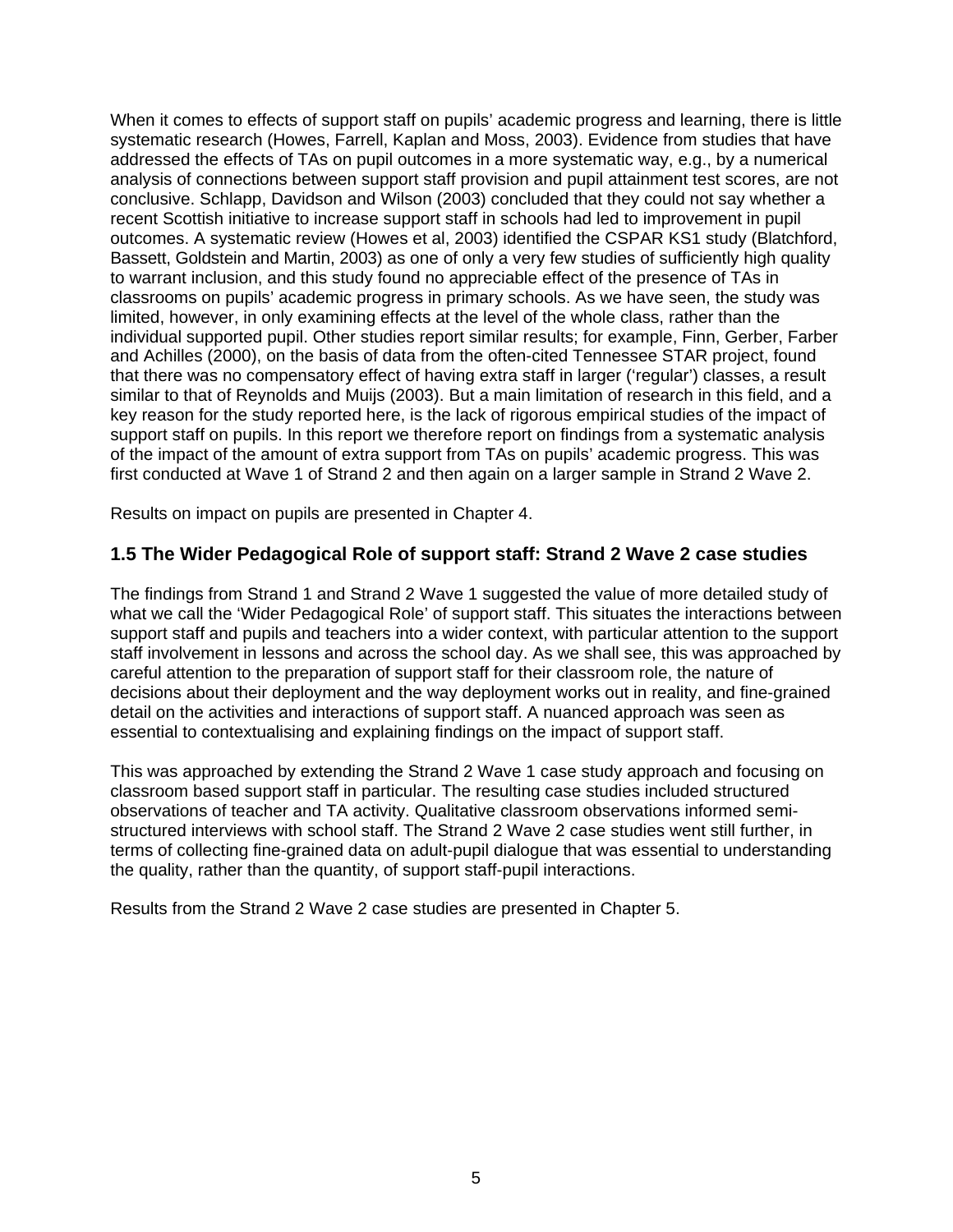When it comes to effects of support staff on pupils' academic progress and learning, there is little systematic research (Howes, Farrell, Kaplan and Moss, 2003). Evidence from studies that have addressed the effects of TAs on pupil outcomes in a more systematic way, e.g., by a numerical analysis of connections between support staff provision and pupil attainment test scores, are not conclusive. Schlapp, Davidson and Wilson (2003) concluded that they could not say whether a recent Scottish initiative to increase support staff in schools had led to improvement in pupil outcomes. A systematic review (Howes et al, 2003) identified the CSPAR KS1 study (Blatchford, Bassett, Goldstein and Martin, 2003) as one of only a very few studies of sufficiently high quality to warrant inclusion, and this study found no appreciable effect of the presence of TAs in classrooms on pupils' academic progress in primary schools. As we have seen, the study was limited, however, in only examining effects at the level of the whole class, rather than the individual supported pupil. Other studies report similar results; for example, Finn, Gerber, Farber and Achilles (2000), on the basis of data from the often-cited Tennessee STAR project, found that there was no compensatory effect of having extra staff in larger ('regular') classes, a result similar to that of Reynolds and Muijs (2003). But a main limitation of research in this field, and a key reason for the study reported here, is the lack of rigorous empirical studies of the impact of support staff on pupils. In this report we therefore report on findings from a systematic analysis of the impact of the amount of extra support from TAs on pupils' academic progress. This was first conducted at Wave 1 of Strand 2 and then again on a larger sample in Strand 2 Wave 2.

Results on impact on pupils are presented in Chapter 4.

## 1.5 The Wider Pedagogical Role of support staff: Strand 2 Wave 2 case studies

The findings from Strand 1 and Strand 2 Wave 1 suggested the value of more detailed study of what we call the 'Wider Pedagogical Role' of support staff. This situates the interactions between support staff and pupils and teachers into a wider context, with particular attention to the support staff involvement in lessons and across the school day. As we shall see, this was approached by careful attention to the preparation of support staff for their classroom role, the nature of decisions about their deployment and the way deployment works out in reality, and fine-grained detail on the activities and interactions of support staff. A nuanced approach was seen as essential to contextualising and explaining findings on the impact of support staff.

This was approached by extending the Strand 2 Wave 1 case study approach and focusing on classroom based support staff in particular. The resulting case studies included structured observations of teacher and TA activity. Qualitative classroom observations informed semi-structured interviews with school staff. The Strand 2 Wave 2 case studies went still further, in terms of collecting fine-grained data on adult-pupil dialogue that was essential to understanding the quality, rather than the quantity, of support staff-pupil interactions.

Results from the Strand 2 Wave 2 case studies are presented in Chapter 5.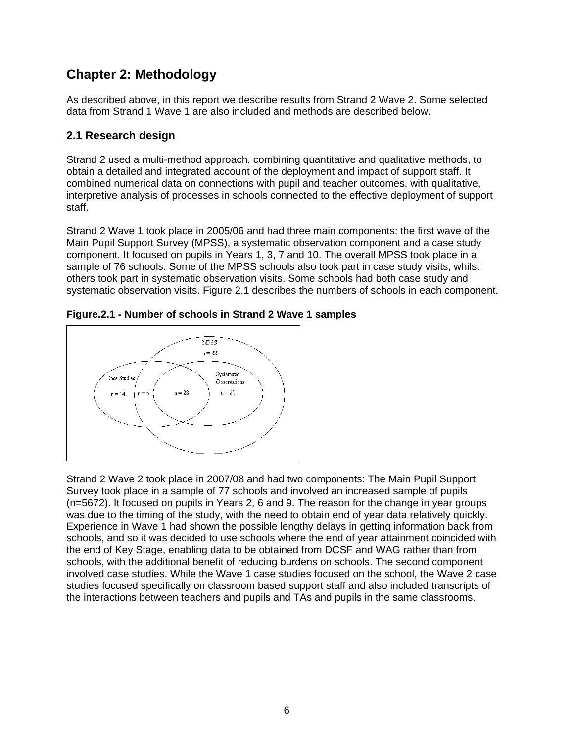# Chapter 2: Methodology

As described above, in this report we describe results from Strand 2 Wave 2. Some selected data from Strand 1 Wave 1 are also included and methods are described below.

## 2.1 Research design

Strand 2 used a multi-method approach, combining quantitative and qualitative methods, to obtain a detailed and integrated account of the deployment and impact of support staff. It combined numerical data on connections with pupil and teacher outcomes, with qualitative, interpretive analysis of processes in schools connected to the effective deployment of support staff.

Strand 2 Wave 1 took place in 2005/06 and had three main components: the first wave of the Main Pupil Support Survey (MPSS), a systematic observation component and a case study component. It focused on pupils in Years 1, 3, 7 and 10. The overall MPSS took place in a sample of 76 schools. Some of the MPSS schools also took part in case study visits, whilst others took part in systematic observation visits. Some schools had both case study and systematic observation visits. Figure 2.1 describes the numbers of schools in each component.

**Figure.2.1 - Number of schools in Strand 2 Wave 1 samples**

Strand 2 Wave 2 took place in 2007/08 and had two components: The Main Pupil Support Survey took place in a sample of 77 schools and involved an increased sample of pupils (n=5672). It focused on pupils in Years 2, 6 and 9. The reason for the change in year groups was due to the timing of the study, with the need to obtain end of year data relatively quickly. Experience in Wave 1 had shown the possible lengthy delays in getting information back from schools, and so it was decided to use schools where the end of year attainment coincided with the end of Key Stage, enabling data to be obtained from DCSF and WAG rather than from schools, with the additional benefit of reducing burdens on schools. The second component involved case studies. While the Wave 1 case studies focused on the school, the Wave 2 case studies focused specifically on classroom based support staff and also included transcripts of the interactions between teachers and pupils and TAs and pupils in the same classrooms.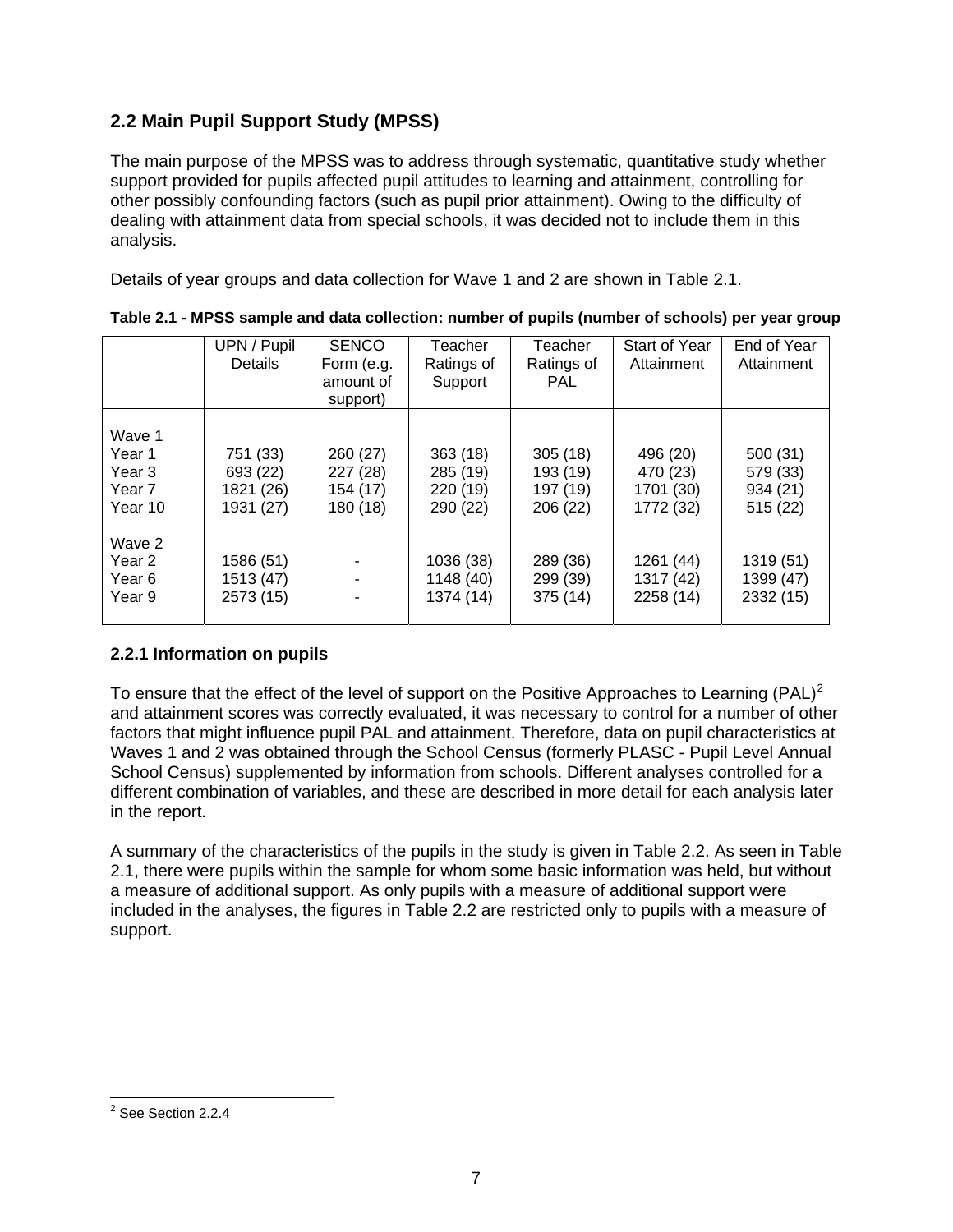## 2.2 Main Pupil Support Study (MPSS)

The main purpose of the MPSS was to address through systematic, quantitative study whether support provided for pupils affected pupil attitudes to learning and attainment, controlling for other possibly confounding factors (such as pupil prior attainment). Owing to the difficulty of dealing with attainment data from special schools, it was decided not to include them in this analysis.

Details of year groups and data collection for Wave 1 and 2 are shown in Table 2.1.

**Table 2.1 - MPSS sample and data collection: number of pupils (number of schools) per year group**

| | UPN / Pupil Details | SENCO Form (e.g. amount of support) | Teacher Ratings of Support | Teacher Ratings of PAL | Start of Year Attainment | End of Year Attainment |
|---|---|---|---|---|---|---|
| Wave 1 | | | | | | |
| Year 1 | 751 (33) | 260 (27) | 363 (18) | 305 (18) | 496 (20) | 500 (31) |
| Year 3 | 693 (22) | 227 (28) | 285 (19) | 193 (19) | 470 (23) | 579 (33) |
| Year 7 | 1821 (26) | 154 (17) | 220 (19) | 197 (19) | 1701 (30) | 934 (21) |
| Year 10 | 1931 (27) | 180 (18) | 290 (22) | 206 (22) | 1772 (32) | 515 (22) |
| Wave 2 | | | | | | |
| Year 2 | 1586 (51) | - | 1036 (38) | 289 (36) | 1261 (44) | 1319 (51) |
| Year 6 | 1513 (47) | - | 1148 (40) | 299 (39) | 1317 (42) | 1399 (47) |
| Year 9 | 2573 (15) | - | 1374 (14) | 375 (14) | 2258 (14) | 2332 (15) |

### 2.2.1 Information on pupils

To ensure that the effect of the level of support on the Positive Approaches to Learning (PAL)[2] and attainment scores was correctly evaluated, it was necessary to control for a number of other factors that might influence pupil PAL and attainment. Therefore, data on pupil characteristics at Waves 1 and 2 was obtained through the School Census (formerly PLASC - Pupil Level Annual School Census) supplemented by information from schools. Different analyses controlled for a different combination of variables, and these are described in more detail for each analysis later in the report.

A summary of the characteristics of the pupils in the study is given in Table 2.2. As seen in Table 2.1, there were pupils within the sample for whom some basic information was held, but without a measure of additional support. As only pupils with a measure of additional support were included in the analyses, the figures in Table 2.2 are restricted only to pupils with a measure of support.

[2] See Section 2.2.4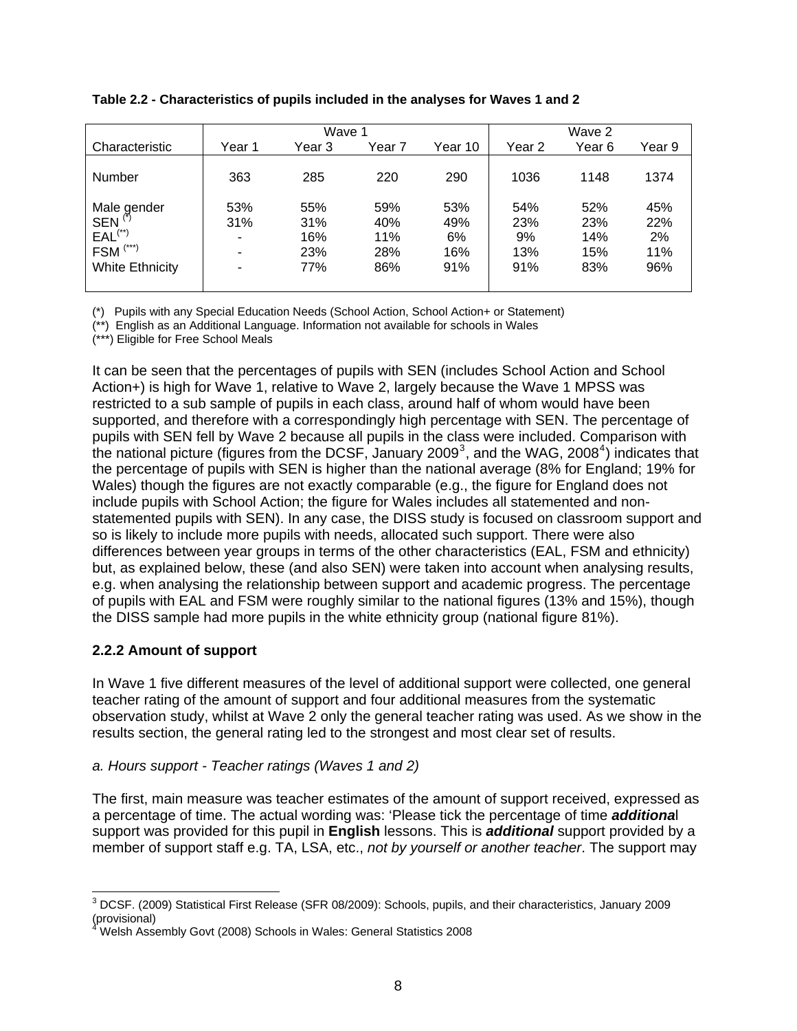**Table 2.2 - Characteristics of pupils included in the analyses for Waves 1 and 2**

| | Wave 1 | | | | Wave 2 | | |
|---|---|---|---|---|---|---|---|
| Characteristic | Year 1 | Year 3 | Year 7 | Year 10 | Year 2 | Year 6 | Year 9 |
| Number | 363 | 285 | 220 | 290 | 1036 | 1148 | 1374 |
| Male gender | 53% | 55% | 59% | 53% | 54% | 52% | 45% |
| SEN (*) | 31% | 31% | 40% | 49% | 23% | 23% | 22% |
| EAL(**) | - | 16% | 11% | 6% | 9% | 14% | 2% |
| FSM (***) | - | 23% | 28% | 16% | 13% | 15% | 11% |
| White Ethnicity | - | 77% | 86% | 91% | 91% | 83% | 96% |

(*) Pupils with any Special Education Needs (School Action, School Action+ or Statement)
(**) English as an Additional Language. Information not available for schools in Wales
(***) Eligible for Free School Meals

It can be seen that the percentages of pupils with SEN (includes School Action and School Action+) is high for Wave 1, relative to Wave 2, largely because the Wave 1 MPSS was restricted to a sub sample of pupils in each class, around half of whom would have been supported, and therefore with a correspondingly high percentage with SEN. The percentage of pupils with SEN fell by Wave 2 because all pupils in the class were included. Comparison with the national picture (figures from the DCSF, January 2009[3], and the WAG, 2008[4]) indicates that the percentage of pupils with SEN is higher than the national average (8% for England; 19% for Wales) though the figures are not exactly comparable (e.g., the figure for England does not include pupils with School Action; the figure for Wales includes all statemented and non-statemented pupils with SEN). In any case, the DISS study is focused on classroom support and so is likely to include more pupils with needs, allocated such support. There were also differences between year groups in terms of the other characteristics (EAL, FSM and ethnicity) but, as explained below, these (and also SEN) were taken into account when analysing results, e.g. when analysing the relationship between support and academic progress. The percentage of pupils with EAL and FSM were roughly similar to the national figures (13% and 15%), though the DISS sample had more pupils in the white ethnicity group (national figure 81%).

### 2.2.2 Amount of support

In Wave 1 five different measures of the level of additional support were collected, one general teacher rating of the amount of support and four additional measures from the systematic observation study, whilst at Wave 2 only the general teacher rating was used. As we show in the results section, the general rating led to the strongest and most clear set of results.

*a. Hours support - Teacher ratings (Waves 1 and 2)*

The first, main measure was teacher estimates of the amount of support received, expressed as a percentage of time. The actual wording was: 'Please tick the percentage of time ***additiona***l support was provided for this pupil in **English** lessons. This is ***additional*** support provided by a member of support staff e.g. TA, LSA, etc., *not by yourself or another teacher*. The support may

[3] DCSF. (2009) Statistical First Release (SFR 08/2009): Schools, pupils, and their characteristics, January 2009 (provisional)
[4] Welsh Assembly Govt (2008) Schools in Wales: General Statistics 2008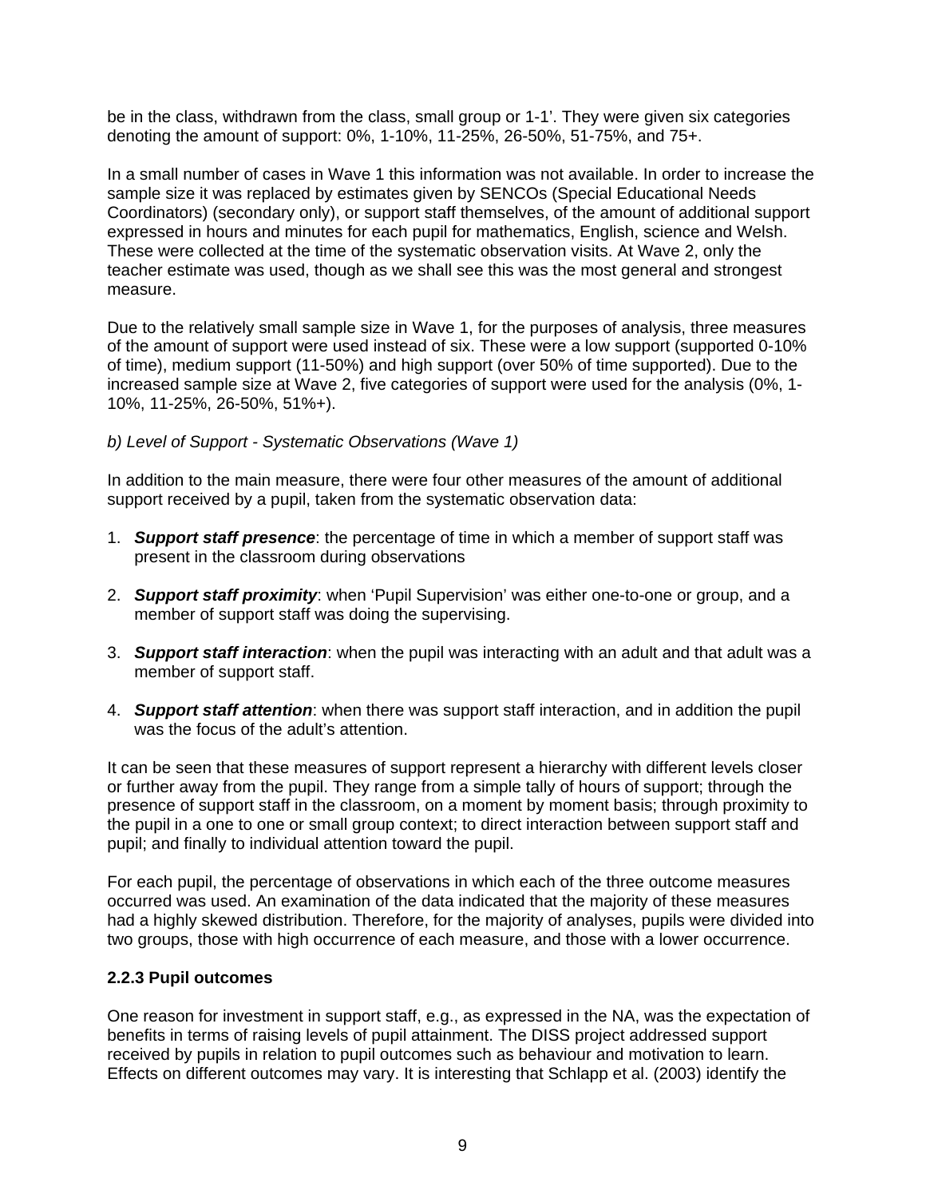be in the class, withdrawn from the class, small group or 1-1'. They were given six categories denoting the amount of support: 0%, 1-10%, 11-25%, 26-50%, 51-75%, and 75+.

In a small number of cases in Wave 1 this information was not available. In order to increase the sample size it was replaced by estimates given by SENCOs (Special Educational Needs Coordinators) (secondary only), or support staff themselves, of the amount of additional support expressed in hours and minutes for each pupil for mathematics, English, science and Welsh. These were collected at the time of the systematic observation visits. At Wave 2, only the teacher estimate was used, though as we shall see this was the most general and strongest measure.

Due to the relatively small sample size in Wave 1, for the purposes of analysis, three measures of the amount of support were used instead of six. These were a low support (supported 0-10% of time), medium support (11-50%) and high support (over 50% of time supported). Due to the increased sample size at Wave 2, five categories of support were used for the analysis (0%, 1-10%, 11-25%, 26-50%, 51%+).

*b) Level of Support - Systematic Observations (Wave 1)*

In addition to the main measure, there were four other measures of the amount of additional support received by a pupil, taken from the systematic observation data:

1. ***Support staff presence***: the percentage of time in which a member of support staff was present in the classroom during observations

2. ***Support staff proximity***: when 'Pupil Supervision' was either one-to-one or group, and a member of support staff was doing the supervising.

3. ***Support staff interaction***: when the pupil was interacting with an adult and that adult was a member of support staff.

4. ***Support staff attention***: when there was support staff interaction, and in addition the pupil was the focus of the adult's attention.

It can be seen that these measures of support represent a hierarchy with different levels closer or further away from the pupil. They range from a simple tally of hours of support; through the presence of support staff in the classroom, on a moment by moment basis; through proximity to the pupil in a one to one or small group context; to direct interaction between support staff and pupil; and finally to individual attention toward the pupil.

For each pupil, the percentage of observations in which each of the three outcome measures occurred was used. An examination of the data indicated that the majority of these measures had a highly skewed distribution. Therefore, for the majority of analyses, pupils were divided into two groups, those with high occurrence of each measure, and those with a lower occurrence.

### 2.2.3 Pupil outcomes

One reason for investment in support staff, e.g., as expressed in the NA, was the expectation of benefits in terms of raising levels of pupil attainment. The DISS project addressed support received by pupils in relation to pupil outcomes such as behaviour and motivation to learn. Effects on different outcomes may vary. It is interesting that Schlapp et al. (2003) identify the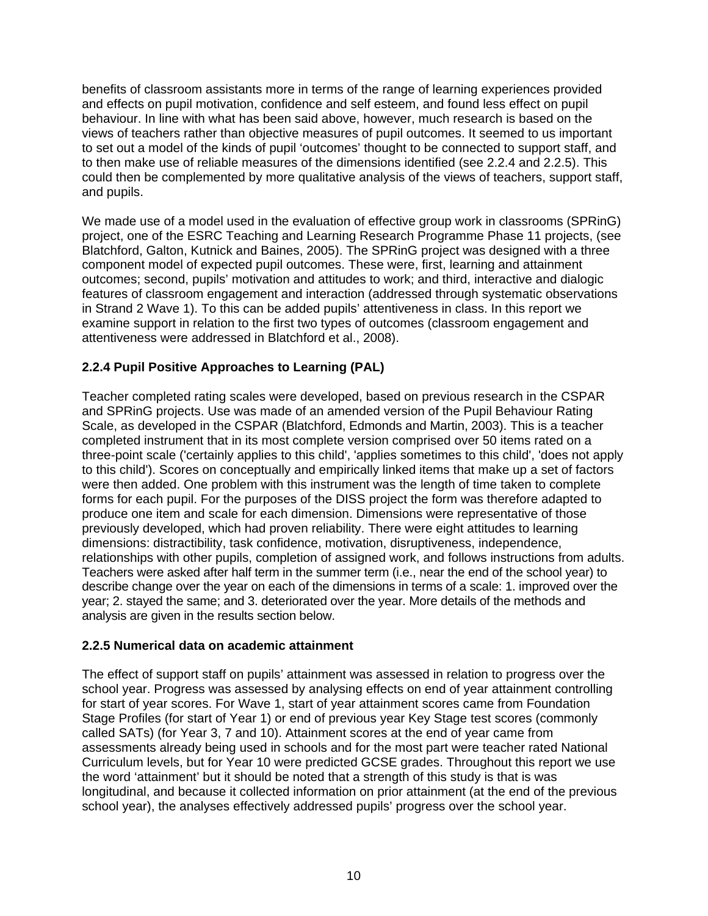benefits of classroom assistants more in terms of the range of learning experiences provided and effects on pupil motivation, confidence and self esteem, and found less effect on pupil behaviour. In line with what has been said above, however, much research is based on the views of teachers rather than objective measures of pupil outcomes. It seemed to us important to set out a model of the kinds of pupil 'outcomes' thought to be connected to support staff, and to then make use of reliable measures of the dimensions identified (see 2.2.4 and 2.2.5). This could then be complemented by more qualitative analysis of the views of teachers, support staff, and pupils.

We made use of a model used in the evaluation of effective group work in classrooms (SPRinG) project, one of the ESRC Teaching and Learning Research Programme Phase 11 projects, (see Blatchford, Galton, Kutnick and Baines, 2005). The SPRinG project was designed with a three component model of expected pupil outcomes. These were, first, learning and attainment outcomes; second, pupils' motivation and attitudes to work; and third, interactive and dialogic features of classroom engagement and interaction (addressed through systematic observations in Strand 2 Wave 1). To this can be added pupils' attentiveness in class. In this report we examine support in relation to the first two types of outcomes (classroom engagement and attentiveness were addressed in Blatchford et al., 2008).

### 2.2.4 Pupil Positive Approaches to Learning (PAL)

Teacher completed rating scales were developed, based on previous research in the CSPAR and SPRinG projects. Use was made of an amended version of the Pupil Behaviour Rating Scale, as developed in the CSPAR (Blatchford, Edmonds and Martin, 2003). This is a teacher completed instrument that in its most complete version comprised over 50 items rated on a three-point scale ('certainly applies to this child', 'applies sometimes to this child', 'does not apply to this child'). Scores on conceptually and empirically linked items that make up a set of factors were then added. One problem with this instrument was the length of time taken to complete forms for each pupil. For the purposes of the DISS project the form was therefore adapted to produce one item and scale for each dimension. Dimensions were representative of those previously developed, which had proven reliability. There were eight attitudes to learning dimensions: distractibility, task confidence, motivation, disruptiveness, independence, relationships with other pupils, completion of assigned work, and follows instructions from adults. Teachers were asked after half term in the summer term (i.e., near the end of the school year) to describe change over the year on each of the dimensions in terms of a scale: 1. improved over the year; 2. stayed the same; and 3. deteriorated over the year. More details of the methods and analysis are given in the results section below.

### 2.2.5 Numerical data on academic attainment

The effect of support staff on pupils' attainment was assessed in relation to progress over the school year. Progress was assessed by analysing effects on end of year attainment controlling for start of year scores. For Wave 1, start of year attainment scores came from Foundation Stage Profiles (for start of Year 1) or end of previous year Key Stage test scores (commonly called SATs) (for Year 3, 7 and 10). Attainment scores at the end of year came from assessments already being used in schools and for the most part were teacher rated National Curriculum levels, but for Year 10 were predicted GCSE grades. Throughout this report we use the word 'attainment' but it should be noted that a strength of this study is that is was longitudinal, and because it collected information on prior attainment (at the end of the previous school year), the analyses effectively addressed pupils' progress over the school year.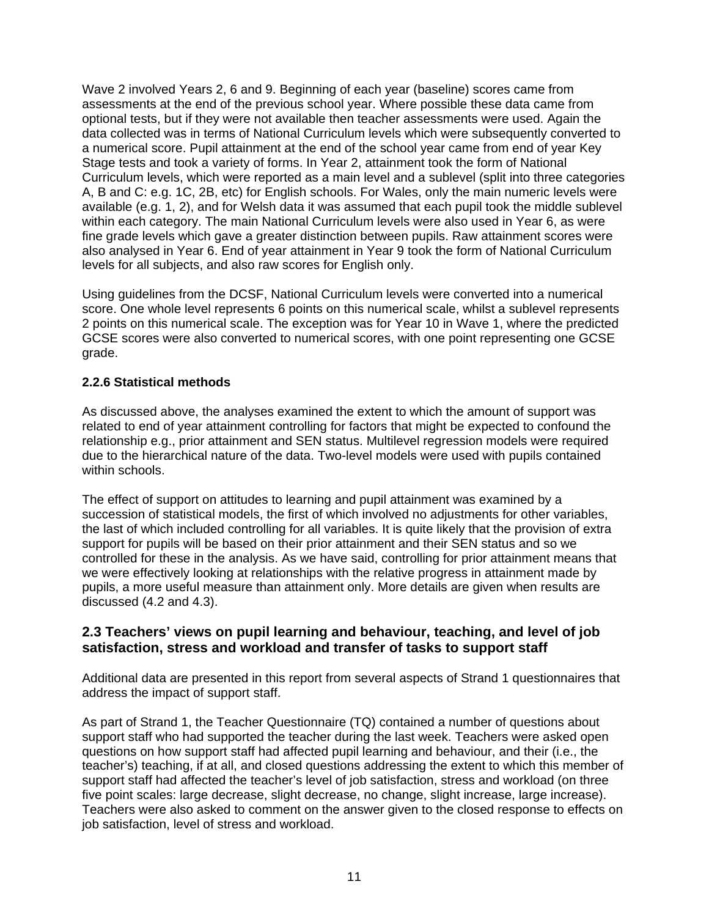Wave 2 involved Years 2, 6 and 9. Beginning of each year (baseline) scores came from assessments at the end of the previous school year. Where possible these data came from optional tests, but if they were not available then teacher assessments were used. Again the data collected was in terms of National Curriculum levels which were subsequently converted to a numerical score. Pupil attainment at the end of the school year came from end of year Key Stage tests and took a variety of forms. In Year 2, attainment took the form of National Curriculum levels, which were reported as a main level and a sublevel (split into three categories A, B and C: e.g. 1C, 2B, etc) for English schools. For Wales, only the main numeric levels were available (e.g. 1, 2), and for Welsh data it was assumed that each pupil took the middle sublevel within each category. The main National Curriculum levels were also used in Year 6, as were fine grade levels which gave a greater distinction between pupils. Raw attainment scores were also analysed in Year 6. End of year attainment in Year 9 took the form of National Curriculum levels for all subjects, and also raw scores for English only.

Using guidelines from the DCSF, National Curriculum levels were converted into a numerical score. One whole level represents 6 points on this numerical scale, whilst a sublevel represents 2 points on this numerical scale. The exception was for Year 10 in Wave 1, where the predicted GCSE scores were also converted to numerical scores, with one point representing one GCSE grade.

### 2.2.6 Statistical methods

As discussed above, the analyses examined the extent to which the amount of support was related to end of year attainment controlling for factors that might be expected to confound the relationship e.g., prior attainment and SEN status. Multilevel regression models were required due to the hierarchical nature of the data. Two-level models were used with pupils contained within schools.

The effect of support on attitudes to learning and pupil attainment was examined by a succession of statistical models, the first of which involved no adjustments for other variables, the last of which included controlling for all variables. It is quite likely that the provision of extra support for pupils will be based on their prior attainment and their SEN status and so we controlled for these in the analysis. As we have said, controlling for prior attainment means that we were effectively looking at relationships with the relative progress in attainment made by pupils, a more useful measure than attainment only. More details are given when results are discussed (4.2 and 4.3).

## 2.3 Teachers' views on pupil learning and behaviour, teaching, and level of job satisfaction, stress and workload and transfer of tasks to support staff

Additional data are presented in this report from several aspects of Strand 1 questionnaires that address the impact of support staff.

As part of Strand 1, the Teacher Questionnaire (TQ) contained a number of questions about support staff who had supported the teacher during the last week. Teachers were asked open questions on how support staff had affected pupil learning and behaviour, and their (i.e., the teacher's) teaching, if at all, and closed questions addressing the extent to which this member of support staff had affected the teacher's level of job satisfaction, stress and workload (on three five point scales: large decrease, slight decrease, no change, slight increase, large increase). Teachers were also asked to comment on the answer given to the closed response to effects on job satisfaction, level of stress and workload.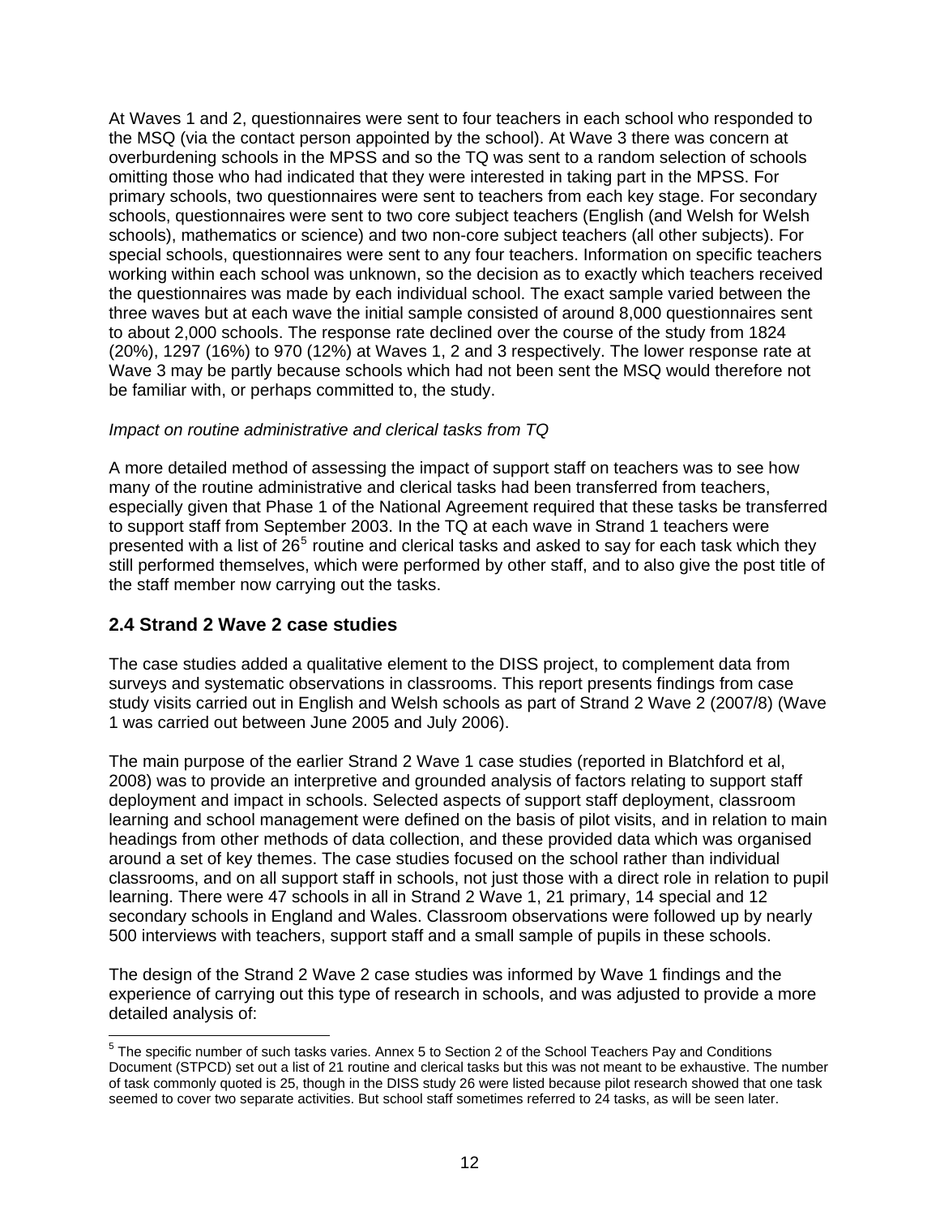At Waves 1 and 2, questionnaires were sent to four teachers in each school who responded to the MSQ (via the contact person appointed by the school). At Wave 3 there was concern at overburdening schools in the MPSS and so the TQ was sent to a random selection of schools omitting those who had indicated that they were interested in taking part in the MPSS. For primary schools, two questionnaires were sent to teachers from each key stage. For secondary schools, questionnaires were sent to two core subject teachers (English (and Welsh for Welsh schools), mathematics or science) and two non-core subject teachers (all other subjects). For special schools, questionnaires were sent to any four teachers. Information on specific teachers working within each school was unknown, so the decision as to exactly which teachers received the questionnaires was made by each individual school. The exact sample varied between the three waves but at each wave the initial sample consisted of around 8,000 questionnaires sent to about 2,000 schools. The response rate declined over the course of the study from 1824 (20%), 1297 (16%) to 970 (12%) at Waves 1, 2 and 3 respectively. The lower response rate at Wave 3 may be partly because schools which had not been sent the MSQ would therefore not be familiar with, or perhaps committed to, the study.

*Impact on routine administrative and clerical tasks from TQ*

A more detailed method of assessing the impact of support staff on teachers was to see how many of the routine administrative and clerical tasks had been transferred from teachers, especially given that Phase 1 of the National Agreement required that these tasks be transferred to support staff from September 2003. In the TQ at each wave in Strand 1 teachers were presented with a list of 26[5] routine and clerical tasks and asked to say for each task which they still performed themselves, which were performed by other staff, and to also give the post title of the staff member now carrying out the tasks.

## 2.4 Strand 2 Wave 2 case studies

The case studies added a qualitative element to the DISS project, to complement data from surveys and systematic observations in classrooms. This report presents findings from case study visits carried out in English and Welsh schools as part of Strand 2 Wave 2 (2007/8) (Wave 1 was carried out between June 2005 and July 2006).

The main purpose of the earlier Strand 2 Wave 1 case studies (reported in Blatchford et al, 2008) was to provide an interpretive and grounded analysis of factors relating to support staff deployment and impact in schools. Selected aspects of support staff deployment, classroom learning and school management were defined on the basis of pilot visits, and in relation to main headings from other methods of data collection, and these provided data which was organised around a set of key themes. The case studies focused on the school rather than individual classrooms, and on all support staff in schools, not just those with a direct role in relation to pupil learning. There were 47 schools in all in Strand 2 Wave 1, 21 primary, 14 special and 12 secondary schools in England and Wales. Classroom observations were followed up by nearly 500 interviews with teachers, support staff and a small sample of pupils in these schools.

The design of the Strand 2 Wave 2 case studies was informed by Wave 1 findings and the experience of carrying out this type of research in schools, and was adjusted to provide a more detailed analysis of:

---

[5] The specific number of such tasks varies. Annex 5 to Section 2 of the School Teachers Pay and Conditions Document (STPCD) set out a list of 21 routine and clerical tasks but this was not meant to be exhaustive. The number of task commonly quoted is 25, though in the DISS study 26 were listed because pilot research showed that one task seemed to cover two separate activities. But school staff sometimes referred to 24 tasks, as will be seen later.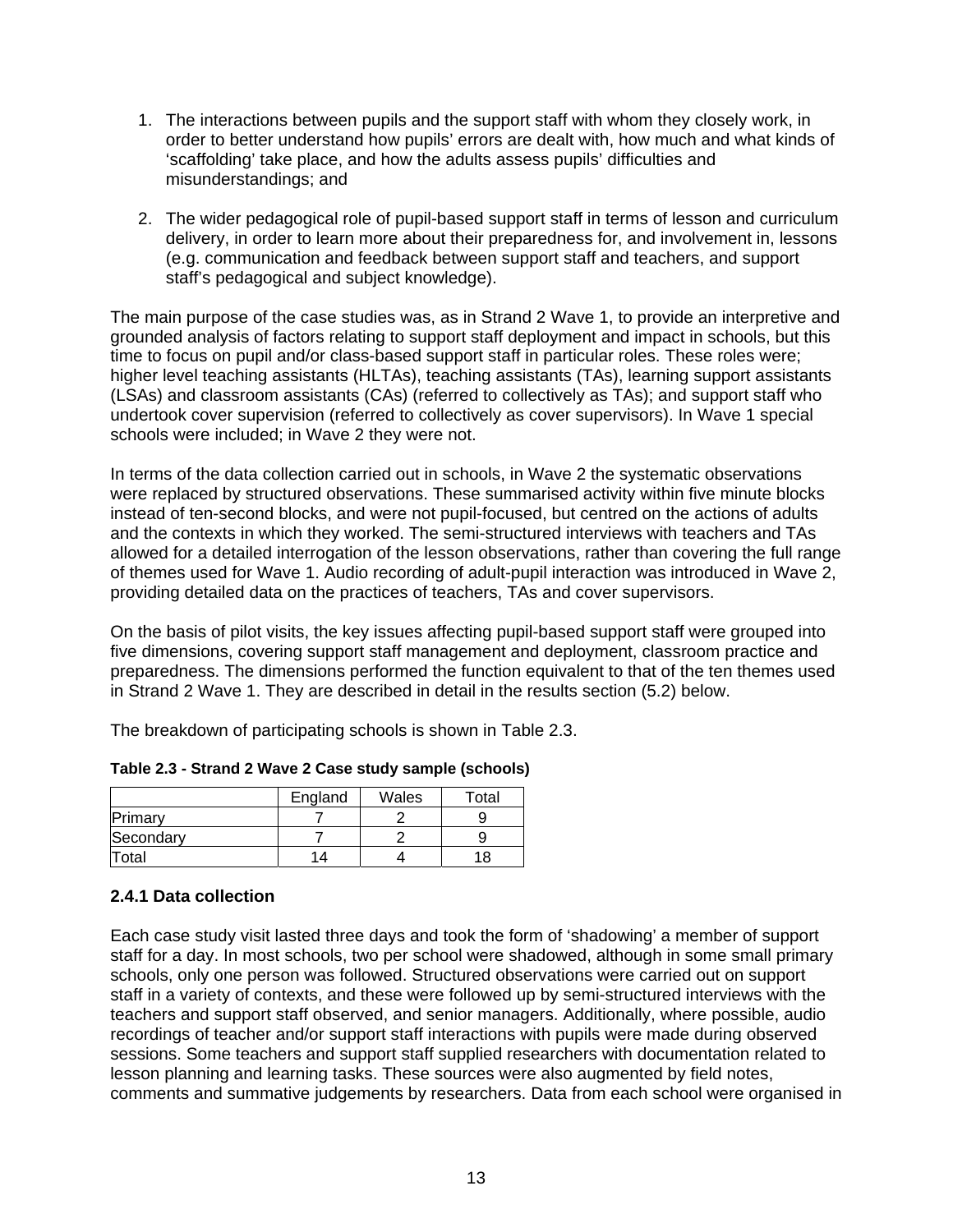1. The interactions between pupils and the support staff with whom they closely work, in order to better understand how pupils' errors are dealt with, how much and what kinds of 'scaffolding' take place, and how the adults assess pupils' difficulties and misunderstandings; and

2. The wider pedagogical role of pupil-based support staff in terms of lesson and curriculum delivery, in order to learn more about their preparedness for, and involvement in, lessons (e.g. communication and feedback between support staff and teachers, and support staff's pedagogical and subject knowledge).

The main purpose of the case studies was, as in Strand 2 Wave 1, to provide an interpretive and grounded analysis of factors relating to support staff deployment and impact in schools, but this time to focus on pupil and/or class-based support staff in particular roles. These roles were; higher level teaching assistants (HLTAs), teaching assistants (TAs), learning support assistants (LSAs) and classroom assistants (CAs) (referred to collectively as TAs); and support staff who undertook cover supervision (referred to collectively as cover supervisors). In Wave 1 special schools were included; in Wave 2 they were not.

In terms of the data collection carried out in schools, in Wave 2 the systematic observations were replaced by structured observations. These summarised activity within five minute blocks instead of ten-second blocks, and were not pupil-focused, but centred on the actions of adults and the contexts in which they worked. The semi-structured interviews with teachers and TAs allowed for a detailed interrogation of the lesson observations, rather than covering the full range of themes used for Wave 1. Audio recording of adult-pupil interaction was introduced in Wave 2, providing detailed data on the practices of teachers, TAs and cover supervisors.

On the basis of pilot visits, the key issues affecting pupil-based support staff were grouped into five dimensions, covering support staff management and deployment, classroom practice and preparedness. The dimensions performed the function equivalent to that of the ten themes used in Strand 2 Wave 1. They are described in detail in the results section (5.2) below.

The breakdown of participating schools is shown in Table 2.3.

**Table 2.3 - Strand 2 Wave 2 Case study sample (schools)**

| | England | Wales | Total |
|---|---|---|---|
| Primary | 7 | 2 | 9 |
| Secondary | 7 | 2 | 9 |
| Total | 14 | 4 | 18 |

### 2.4.1 Data collection

Each case study visit lasted three days and took the form of 'shadowing' a member of support staff for a day. In most schools, two per school were shadowed, although in some small primary schools, only one person was followed. Structured observations were carried out on support staff in a variety of contexts, and these were followed up by semi-structured interviews with the teachers and support staff observed, and senior managers. Additionally, where possible, audio recordings of teacher and/or support staff interactions with pupils were made during observed sessions. Some teachers and support staff supplied researchers with documentation related to lesson planning and learning tasks. These sources were also augmented by field notes, comments and summative judgements by researchers. Data from each school were organised in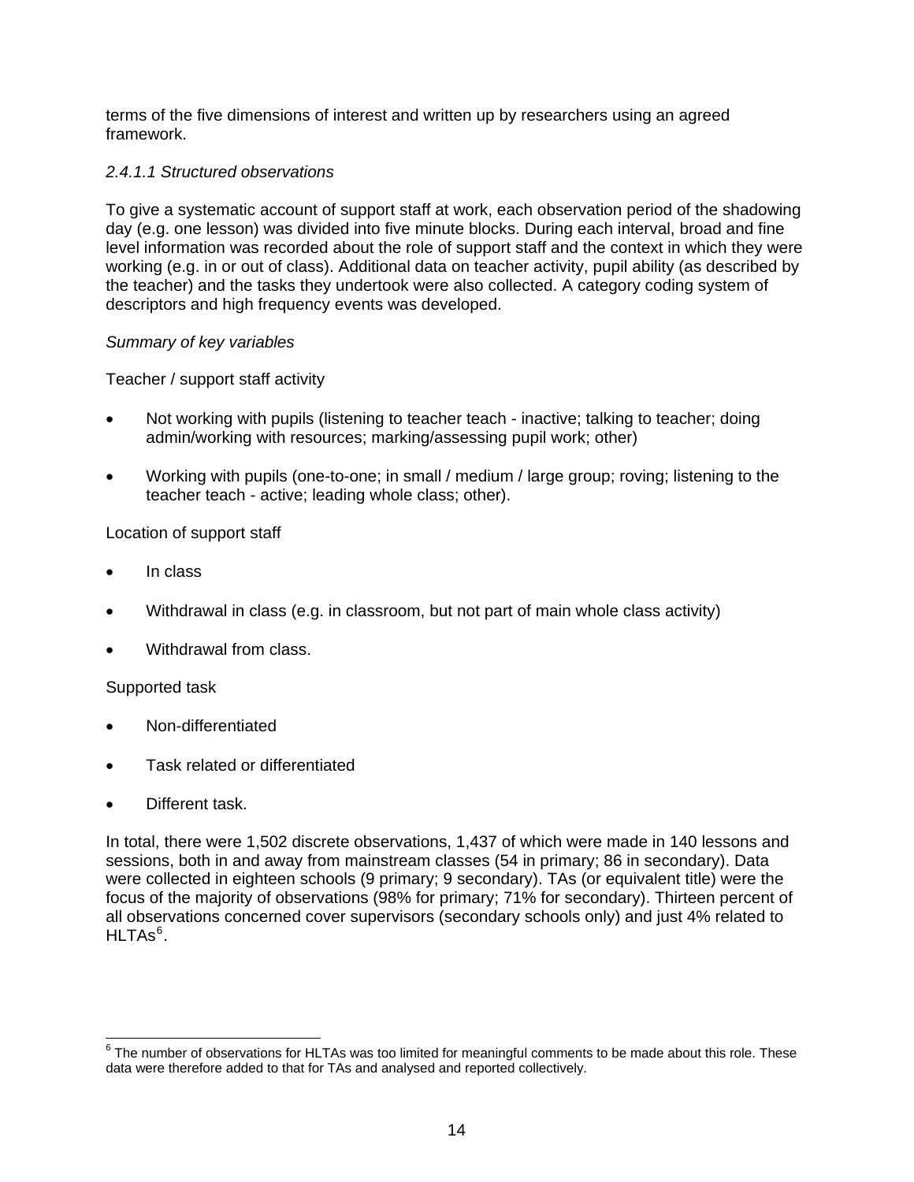terms of the five dimensions of interest and written up by researchers using an agreed framework.

#### *2.4.1.1 Structured observations*

To give a systematic account of support staff at work, each observation period of the shadowing day (e.g. one lesson) was divided into five minute blocks. During each interval, broad and fine level information was recorded about the role of support staff and the context in which they were working (e.g. in or out of class). Additional data on teacher activity, pupil ability (as described by the teacher) and the tasks they undertook were also collected. A category coding system of descriptors and high frequency events was developed.

*Summary of key variables*

Teacher / support staff activity

- Not working with pupils (listening to teacher teach - inactive; talking to teacher; doing admin/working with resources; marking/assessing pupil work; other)
- Working with pupils (one-to-one; in small / medium / large group; roving; listening to the teacher teach - active; leading whole class; other).

Location of support staff

- In class
- Withdrawal in class (e.g. in classroom, but not part of main whole class activity)
- Withdrawal from class.

Supported task

- Non-differentiated
- Task related or differentiated
- Different task.

In total, there were 1,502 discrete observations, 1,437 of which were made in 140 lessons and sessions, both in and away from mainstream classes (54 in primary; 86 in secondary). Data were collected in eighteen schools (9 primary; 9 secondary). TAs (or equivalent title) were the focus of the majority of observations (98% for primary; 71% for secondary). Thirteen percent of all observations concerned cover supervisors (secondary schools only) and just 4% related to HLTAs[6].

[6] The number of observations for HLTAs was too limited for meaningful comments to be made about this role. These data were therefore added to that for TAs and analysed and reported collectively.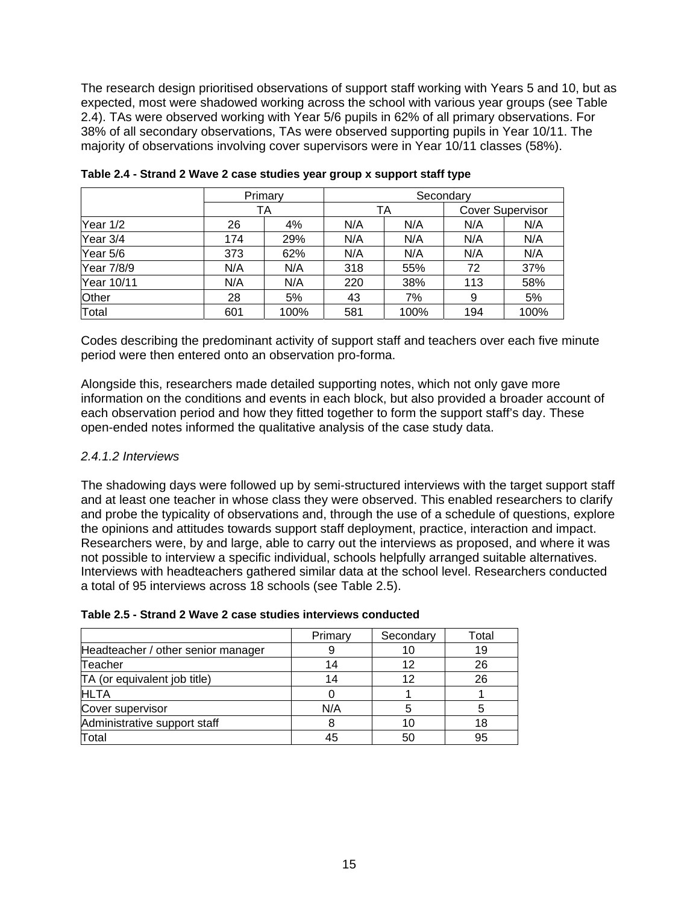The research design prioritised observations of support staff working with Years 5 and 10, but as expected, most were shadowed working across the school with various year groups (see Table 2.4). TAs were observed working with Year 5/6 pupils in 62% of all primary observations. For 38% of all secondary observations, TAs were observed supporting pupils in Year 10/11. The majority of observations involving cover supervisors were in Year 10/11 classes (58%).

**Table 2.4 - Strand 2 Wave 2 case studies year group x support staff type**

| | Primary | | Secondary | | | |
|---|---|---|---|---|---|---|
| | TA | | TA | | Cover Supervisor | |
| Year 1/2 | 26 | 4% | N/A | N/A | N/A | N/A |
| Year 3/4 | 174 | 29% | N/A | N/A | N/A | N/A |
| Year 5/6 | 373 | 62% | N/A | N/A | N/A | N/A |
| Year 7/8/9 | N/A | N/A | 318 | 55% | 72 | 37% |
| Year 10/11 | N/A | N/A | 220 | 38% | 113 | 58% |
| Other | 28 | 5% | 43 | 7% | 9 | 5% |
| Total | 601 | 100% | 581 | 100% | 194 | 100% |

Codes describing the predominant activity of support staff and teachers over each five minute period were then entered onto an observation pro-forma.

Alongside this, researchers made detailed supporting notes, which not only gave more information on the conditions and events in each block, but also provided a broader account of each observation period and how they fitted together to form the support staff's day. These open-ended notes informed the qualitative analysis of the case study data.

*2.4.1.2 Interviews*

The shadowing days were followed up by semi-structured interviews with the target support staff and at least one teacher in whose class they were observed. This enabled researchers to clarify and probe the typicality of observations and, through the use of a schedule of questions, explore the opinions and attitudes towards support staff deployment, practice, interaction and impact. Researchers were, by and large, able to carry out the interviews as proposed, and where it was not possible to interview a specific individual, schools helpfully arranged suitable alternatives. Interviews with headteachers gathered similar data at the school level. Researchers conducted a total of 95 interviews across 18 schools (see Table 2.5).

**Table 2.5 - Strand 2 Wave 2 case studies interviews conducted**

| | Primary | Secondary | Total |
|---|---|---|---|
| Headteacher / other senior manager | 9 | 10 | 19 |
| Teacher | 14 | 12 | 26 |
| TA (or equivalent job title) | 14 | 12 | 26 |
| HLTA | 0 | 1 | 1 |
| Cover supervisor | N/A | 5 | 5 |
| Administrative support staff | 8 | 10 | 18 |
| Total | 45 | 50 | 95 |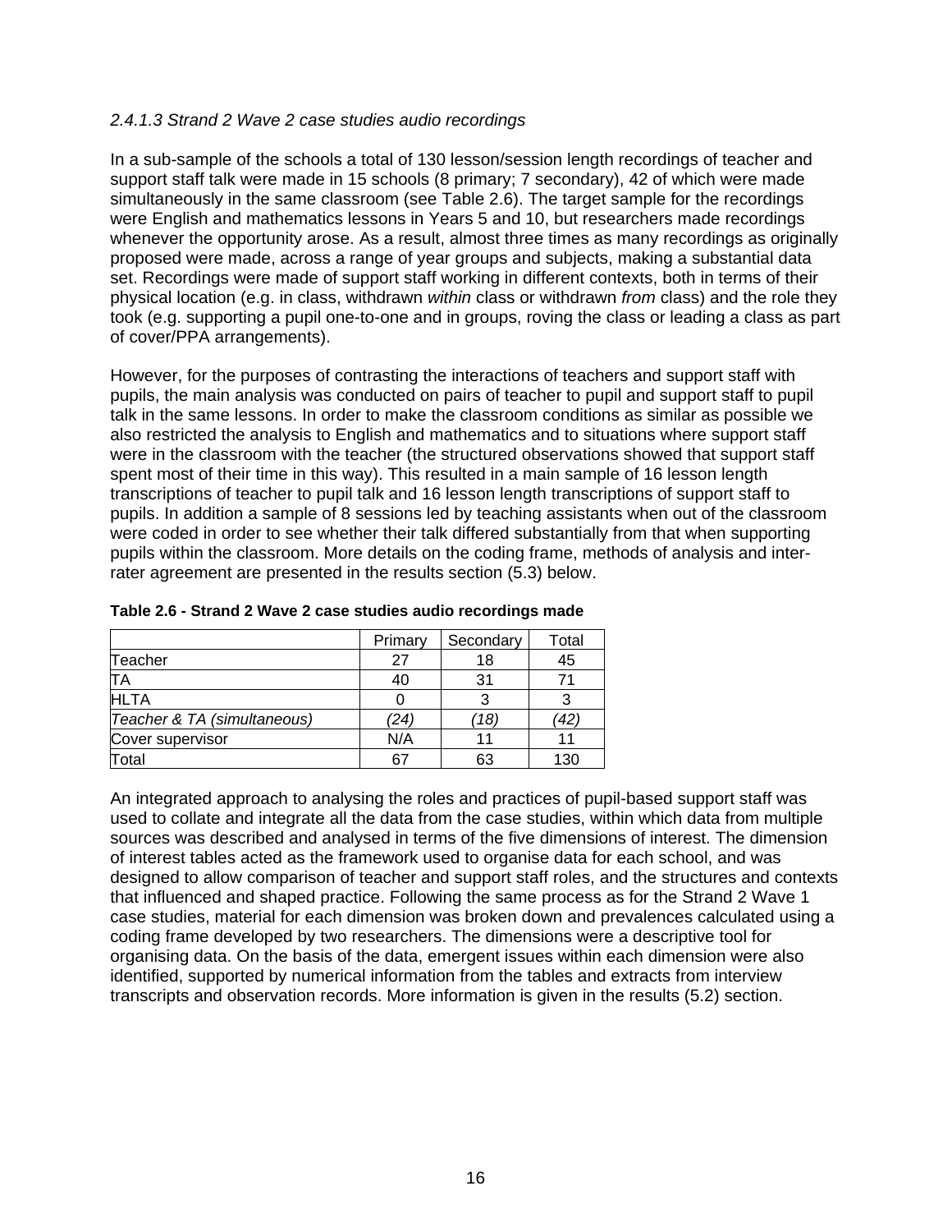*2.4.1.3 Strand 2 Wave 2 case studies audio recordings*

In a sub-sample of the schools a total of 130 lesson/session length recordings of teacher and support staff talk were made in 15 schools (8 primary; 7 secondary), 42 of which were made simultaneously in the same classroom (see Table 2.6). The target sample for the recordings were English and mathematics lessons in Years 5 and 10, but researchers made recordings whenever the opportunity arose. As a result, almost three times as many recordings as originally proposed were made, across a range of year groups and subjects, making a substantial data set. Recordings were made of support staff working in different contexts, both in terms of their physical location (e.g. in class, withdrawn *within* class or withdrawn *from* class) and the role they took (e.g. supporting a pupil one-to-one and in groups, roving the class or leading a class as part of cover/PPA arrangements).

However, for the purposes of contrasting the interactions of teachers and support staff with pupils, the main analysis was conducted on pairs of teacher to pupil and support staff to pupil talk in the same lessons. In order to make the classroom conditions as similar as possible we also restricted the analysis to English and mathematics and to situations where support staff were in the classroom with the teacher (the structured observations showed that support staff spent most of their time in this way). This resulted in a main sample of 16 lesson length transcriptions of teacher to pupil talk and 16 lesson length transcriptions of support staff to pupils. In addition a sample of 8 sessions led by teaching assistants when out of the classroom were coded in order to see whether their talk differed substantially from that when supporting pupils within the classroom. More details on the coding frame, methods of analysis and inter-rater agreement are presented in the results section (5.3) below.

**Table 2.6 - Strand 2 Wave 2 case studies audio recordings made**

| | Primary | Secondary | Total |
|---|---|---|---|
| Teacher | 27 | 18 | 45 |
| TA | 40 | 31 | 71 |
| HLTA | 0 | 3 | 3 |
| *Teacher & TA (simultaneous)* | *(24)* | *(18)* | *(42)* |
| Cover supervisor | N/A | 11 | 11 |
| Total | 67 | 63 | 130 |

An integrated approach to analysing the roles and practices of pupil-based support staff was used to collate and integrate all the data from the case studies, within which data from multiple sources was described and analysed in terms of the five dimensions of interest. The dimension of interest tables acted as the framework used to organise data for each school, and was designed to allow comparison of teacher and support staff roles, and the structures and contexts that influenced and shaped practice. Following the same process as for the Strand 2 Wave 1 case studies, material for each dimension was broken down and prevalences calculated using a coding frame developed by two researchers. The dimensions were a descriptive tool for organising data. On the basis of the data, emergent issues within each dimension were also identified, supported by numerical information from the tables and extracts from interview transcripts and observation records. More information is given in the results (5.2) section.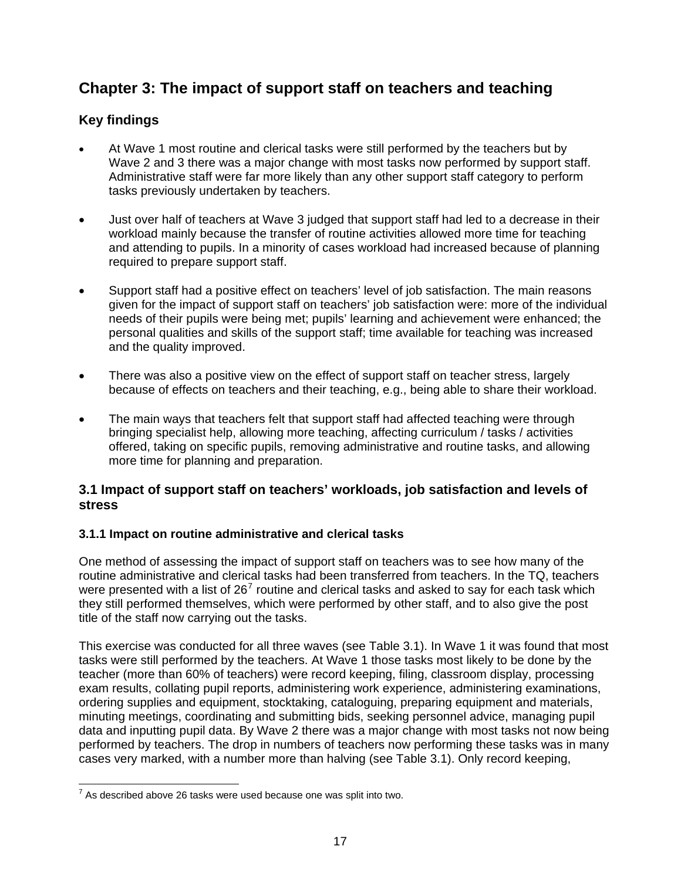# Chapter 3: The impact of support staff on teachers and teaching

## Key findings

- At Wave 1 most routine and clerical tasks were still performed by the teachers but by Wave 2 and 3 there was a major change with most tasks now performed by support staff. Administrative staff were far more likely than any other support staff category to perform tasks previously undertaken by teachers.

- Just over half of teachers at Wave 3 judged that support staff had led to a decrease in their workload mainly because the transfer of routine activities allowed more time for teaching and attending to pupils. In a minority of cases workload had increased because of planning required to prepare support staff.

- Support staff had a positive effect on teachers' level of job satisfaction. The main reasons given for the impact of support staff on teachers' job satisfaction were: more of the individual needs of their pupils were being met; pupils' learning and achievement were enhanced; the personal qualities and skills of the support staff; time available for teaching was increased and the quality improved.

- There was also a positive view on the effect of support staff on teacher stress, largely because of effects on teachers and their teaching, e.g., being able to share their workload.

- The main ways that teachers felt that support staff had affected teaching were through bringing specialist help, allowing more teaching, affecting curriculum / tasks / activities offered, taking on specific pupils, removing administrative and routine tasks, and allowing more time for planning and preparation.

## 3.1 Impact of support staff on teachers' workloads, job satisfaction and levels of stress

### 3.1.1 Impact on routine administrative and clerical tasks

One method of assessing the impact of support staff on teachers was to see how many of the routine administrative and clerical tasks had been transferred from teachers. In the TQ, teachers were presented with a list of 26[7] routine and clerical tasks and asked to say for each task which they still performed themselves, which were performed by other staff, and to also give the post title of the staff now carrying out the tasks.

This exercise was conducted for all three waves (see Table 3.1). In Wave 1 it was found that most tasks were still performed by the teachers. At Wave 1 those tasks most likely to be done by the teacher (more than 60% of teachers) were record keeping, filing, classroom display, processing exam results, collating pupil reports, administering work experience, administering examinations, ordering supplies and equipment, stocktaking, cataloguing, preparing equipment and materials, minuting meetings, coordinating and submitting bids, seeking personnel advice, managing pupil data and inputting pupil data. By Wave 2 there was a major change with most tasks not now being performed by teachers. The drop in numbers of teachers now performing these tasks was in many cases very marked, with a number more than halving (see Table 3.1). Only record keeping,

[7] As described above 26 tasks were used because one was split into two.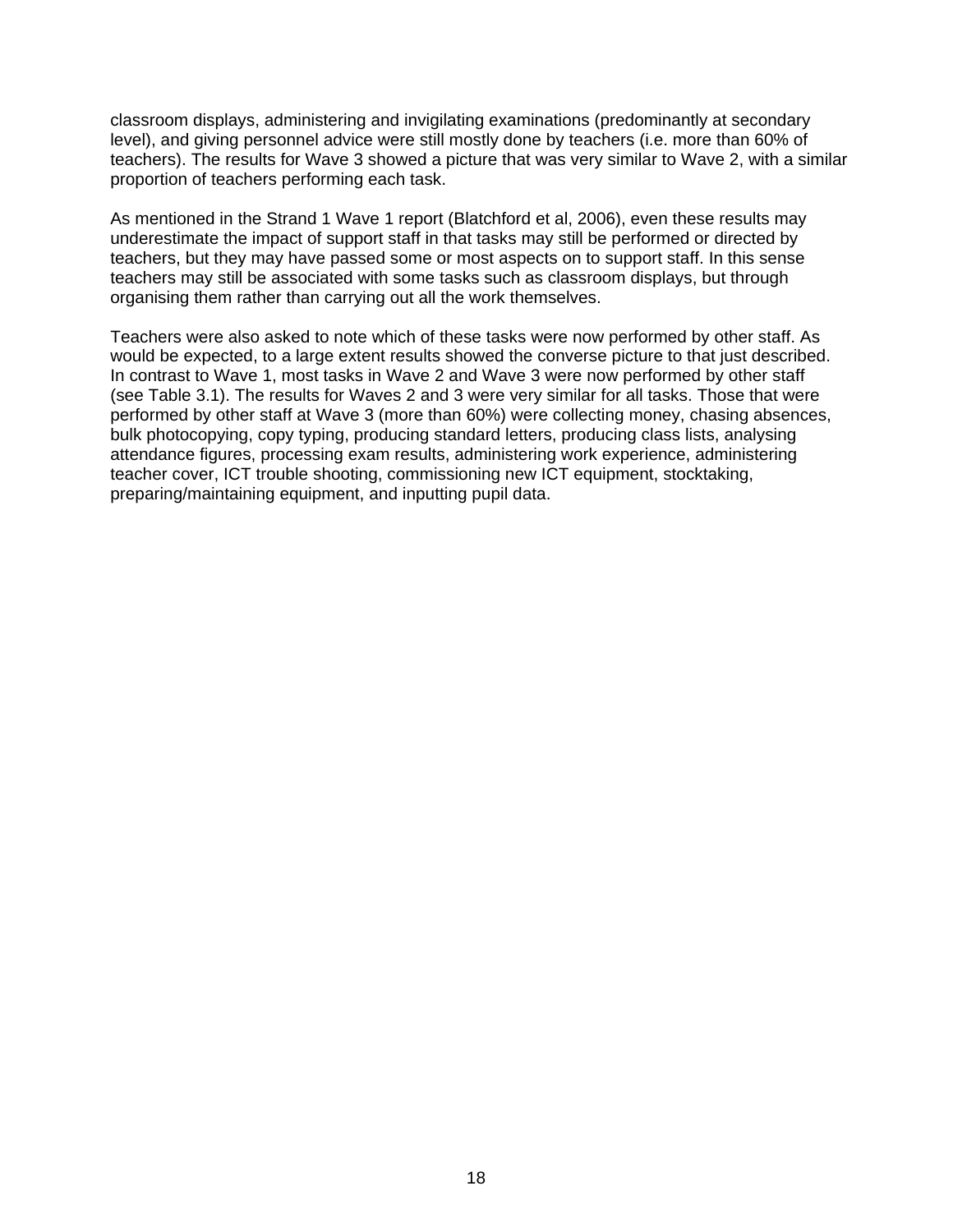classroom displays, administering and invigilating examinations (predominantly at secondary level), and giving personnel advice were still mostly done by teachers (i.e. more than 60% of teachers). The results for Wave 3 showed a picture that was very similar to Wave 2, with a similar proportion of teachers performing each task.

As mentioned in the Strand 1 Wave 1 report (Blatchford et al, 2006), even these results may underestimate the impact of support staff in that tasks may still be performed or directed by teachers, but they may have passed some or most aspects on to support staff. In this sense teachers may still be associated with some tasks such as classroom displays, but through organising them rather than carrying out all the work themselves.

Teachers were also asked to note which of these tasks were now performed by other staff. As would be expected, to a large extent results showed the converse picture to that just described. In contrast to Wave 1, most tasks in Wave 2 and Wave 3 were now performed by other staff (see Table 3.1). The results for Waves 2 and 3 were very similar for all tasks. Those that were performed by other staff at Wave 3 (more than 60%) were collecting money, chasing absences, bulk photocopying, copy typing, producing standard letters, producing class lists, analysing attendance figures, processing exam results, administering work experience, administering teacher cover, ICT trouble shooting, commissioning new ICT equipment, stocktaking, preparing/maintaining equipment, and inputting pupil data.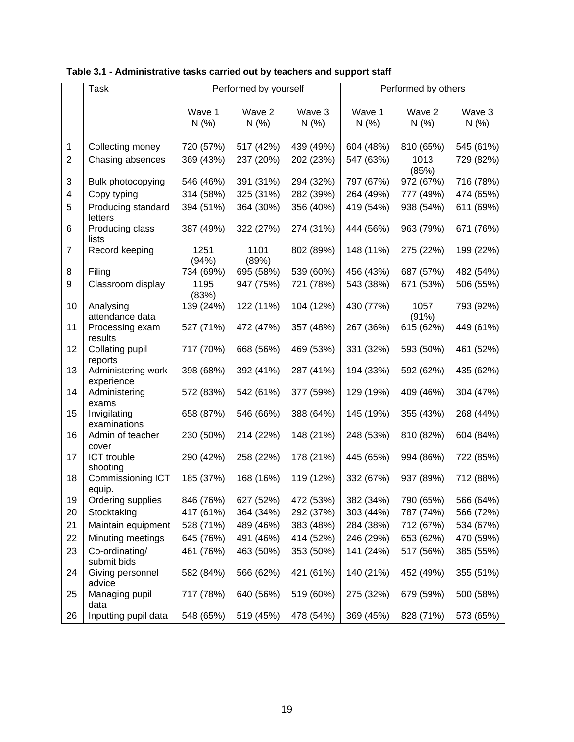**Table 3.1 - Administrative tasks carried out by teachers and support staff**

| | Task | Performed by yourself | | | Performed by others | | |
|---|---|---|---|---|---|---|---|
| | | Wave 1 N (%) | Wave 2 N (%) | Wave 3 N (%) | Wave 1 N (%) | Wave 2 N (%) | Wave 3 N (%) |
| 1 | Collecting money | 720 (57%) | 517 (42%) | 439 (49%) | 604 (48%) | 810 (65%) | 545 (61%) |
| 2 | Chasing absences | 369 (43%) | 237 (20%) | 202 (23%) | 547 (63%) | 1013 (85%) | 729 (82%) |
| 3 | Bulk photocopying | 546 (46%) | 391 (31%) | 294 (32%) | 797 (67%) | 972 (67%) | 716 (78%) |
| 4 | Copy typing | 314 (58%) | 325 (31%) | 282 (39%) | 264 (49%) | 777 (49%) | 474 (65%) |
| 5 | Producing standard letters | 394 (51%) | 364 (30%) | 356 (40%) | 419 (54%) | 938 (54%) | 611 (69%) |
| 6 | Producing class lists | 387 (49%) | 322 (27%) | 274 (31%) | 444 (56%) | 963 (79%) | 671 (76%) |
| 7 | Record keeping | 1251 (94%) | 1101 (89%) | 802 (89%) | 148 (11%) | 275 (22%) | 199 (22%) |
| 8 | Filing | 734 (69%) | 695 (58%) | 539 (60%) | 456 (43%) | 687 (57%) | 482 (54%) |
| 9 | Classroom display | 1195 (83%) | 947 (75%) | 721 (78%) | 543 (38%) | 671 (53%) | 506 (55%) |
| 10 | Analysing attendance data | 139 (24%) | 122 (11%) | 104 (12%) | 430 (77%) | 1057 (91%) | 793 (92%) |
| 11 | Processing exam results | 527 (71%) | 472 (47%) | 357 (48%) | 267 (36%) | 615 (62%) | 449 (61%) |
| 12 | Collating pupil reports | 717 (70%) | 668 (56%) | 469 (53%) | 331 (32%) | 593 (50%) | 461 (52%) |
| 13 | Administering work experience | 398 (68%) | 392 (41%) | 287 (41%) | 194 (33%) | 592 (62%) | 435 (62%) |
| 14 | Administering exams | 572 (83%) | 542 (61%) | 377 (59%) | 129 (19%) | 409 (46%) | 304 (47%) |
| 15 | Invigilating examinations | 658 (87%) | 546 (66%) | 388 (64%) | 145 (19%) | 355 (43%) | 268 (44%) |
| 16 | Admin of teacher cover | 230 (50%) | 214 (22%) | 148 (21%) | 248 (53%) | 810 (82%) | 604 (84%) |
| 17 | ICT trouble shooting | 290 (42%) | 258 (22%) | 178 (21%) | 445 (65%) | 994 (86%) | 722 (85%) |
| 18 | Commissioning ICT equip. | 185 (37%) | 168 (16%) | 119 (12%) | 332 (67%) | 937 (89%) | 712 (88%) |
| 19 | Ordering supplies | 846 (76%) | 627 (52%) | 472 (53%) | 382 (34%) | 790 (65%) | 566 (64%) |
| 20 | Stocktaking | 417 (61%) | 364 (34%) | 292 (37%) | 303 (44%) | 787 (74%) | 566 (72%) |
| 21 | Maintain equipment | 528 (71%) | 489 (46%) | 383 (48%) | 284 (38%) | 712 (67%) | 534 (67%) |
| 22 | Minuting meetings | 645 (76%) | 491 (46%) | 414 (52%) | 246 (29%) | 653 (62%) | 470 (59%) |
| 23 | Co-ordinating/ submit bids | 461 (76%) | 463 (50%) | 353 (50%) | 141 (24%) | 517 (56%) | 385 (55%) |
| 24 | Giving personnel advice | 582 (84%) | 566 (62%) | 421 (61%) | 140 (21%) | 452 (49%) | 355 (51%) |
| 25 | Managing pupil data | 717 (78%) | 640 (56%) | 519 (60%) | 275 (32%) | 679 (59%) | 500 (58%) |
| 26 | Inputting pupil data | 548 (65%) | 519 (45%) | 478 (54%) | 369 (45%) | 828 (71%) | 573 (65%) |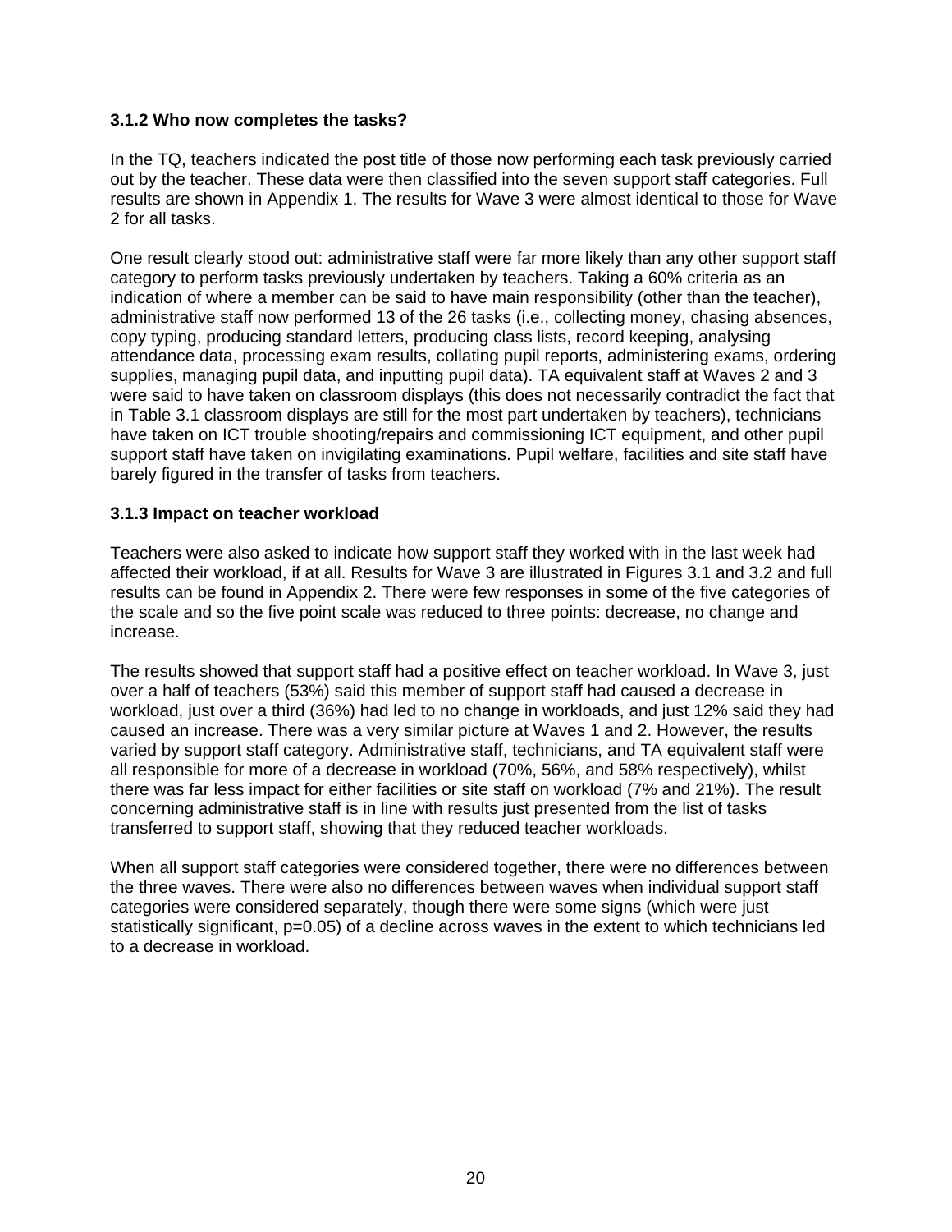### 3.1.2 Who now completes the tasks?

In the TQ, teachers indicated the post title of those now performing each task previously carried out by the teacher. These data were then classified into the seven support staff categories. Full results are shown in Appendix 1. The results for Wave 3 were almost identical to those for Wave 2 for all tasks.

One result clearly stood out: administrative staff were far more likely than any other support staff category to perform tasks previously undertaken by teachers. Taking a 60% criteria as an indication of where a member can be said to have main responsibility (other than the teacher), administrative staff now performed 13 of the 26 tasks (i.e., collecting money, chasing absences, copy typing, producing standard letters, producing class lists, record keeping, analysing attendance data, processing exam results, collating pupil reports, administering exams, ordering supplies, managing pupil data, and inputting pupil data). TA equivalent staff at Waves 2 and 3 were said to have taken on classroom displays (this does not necessarily contradict the fact that in Table 3.1 classroom displays are still for the most part undertaken by teachers), technicians have taken on ICT trouble shooting/repairs and commissioning ICT equipment, and other pupil support staff have taken on invigilating examinations. Pupil welfare, facilities and site staff have barely figured in the transfer of tasks from teachers.

### 3.1.3 Impact on teacher workload

Teachers were also asked to indicate how support staff they worked with in the last week had affected their workload, if at all. Results for Wave 3 are illustrated in Figures 3.1 and 3.2 and full results can be found in Appendix 2. There were few responses in some of the five categories of the scale and so the five point scale was reduced to three points: decrease, no change and increase.

The results showed that support staff had a positive effect on teacher workload. In Wave 3, just over a half of teachers (53%) said this member of support staff had caused a decrease in workload, just over a third (36%) had led to no change in workloads, and just 12% said they had caused an increase. There was a very similar picture at Waves 1 and 2. However, the results varied by support staff category. Administrative staff, technicians, and TA equivalent staff were all responsible for more of a decrease in workload (70%, 56%, and 58% respectively), whilst there was far less impact for either facilities or site staff on workload (7% and 21%). The result concerning administrative staff is in line with results just presented from the list of tasks transferred to support staff, showing that they reduced teacher workloads.

When all support staff categories were considered together, there were no differences between the three waves. There were also no differences between waves when individual support staff categories were considered separately, though there were some signs (which were just statistically significant, $p=0.05$) of a decline across waves in the extent to which technicians led to a decrease in workload.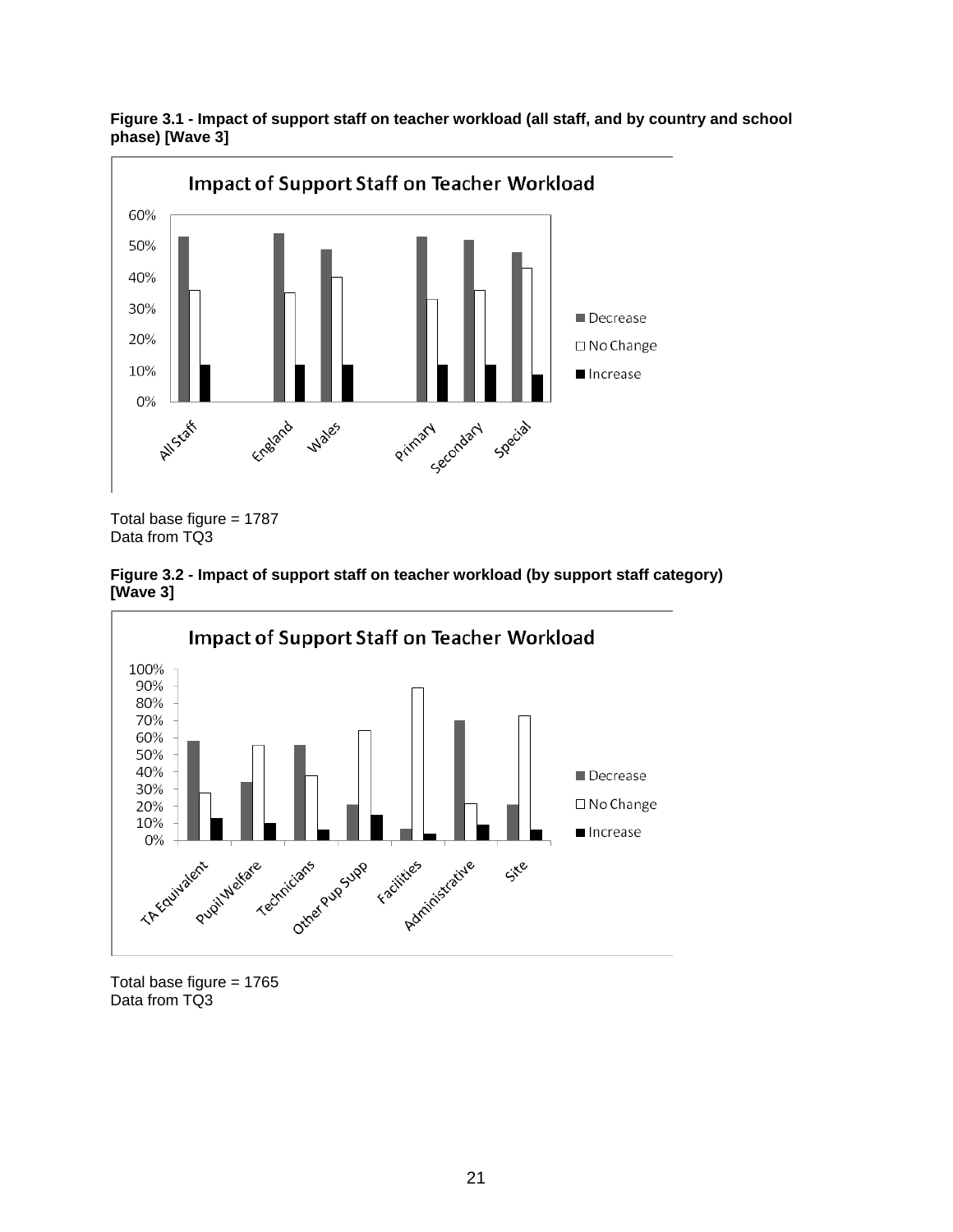**Figure 3.1 - Impact of support staff on teacher workload (all staff, and by country and school phase) [Wave 3]**

Total base figure = 1787
Data from TQ3

**Figure 3.2 - Impact of support staff on teacher workload (by support staff category) [Wave 3]**

Total base figure = 1765
Data from TQ3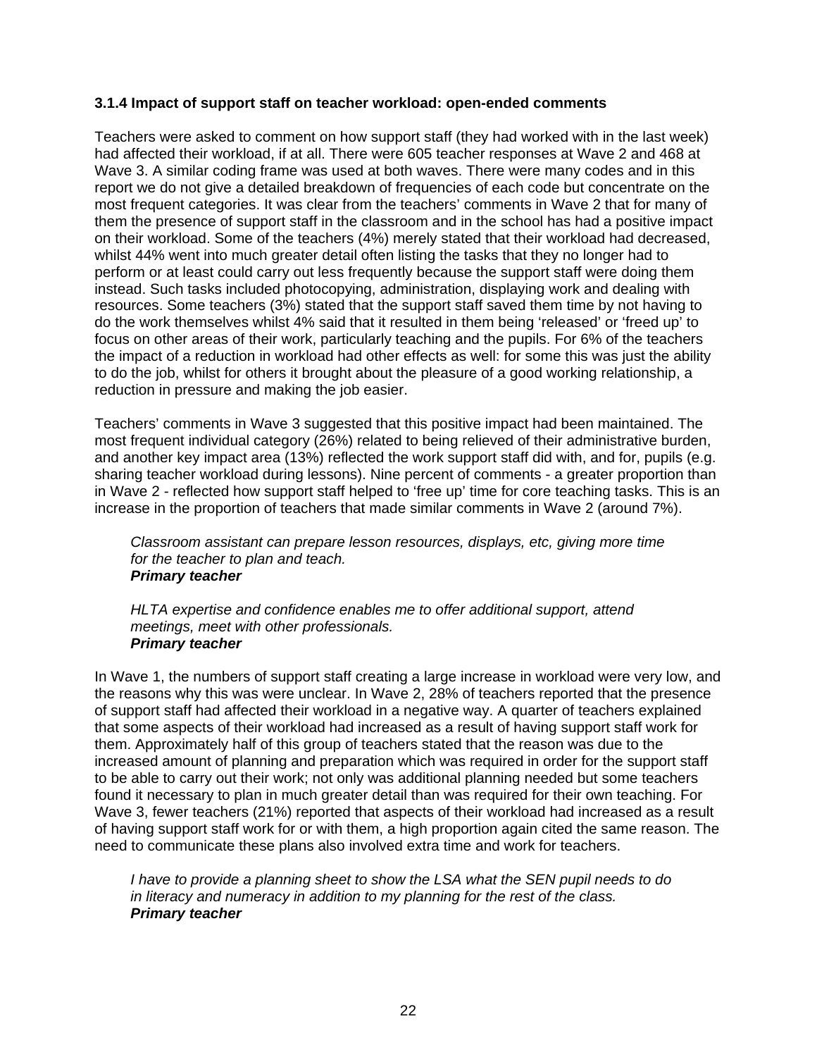### 3.1.4 Impact of support staff on teacher workload: open-ended comments

Teachers were asked to comment on how support staff (they had worked with in the last week) had affected their workload, if at all. There were 605 teacher responses at Wave 2 and 468 at Wave 3. A similar coding frame was used at both waves. There were many codes and in this report we do not give a detailed breakdown of frequencies of each code but concentrate on the most frequent categories. It was clear from the teachers' comments in Wave 2 that for many of them the presence of support staff in the classroom and in the school has had a positive impact on their workload. Some of the teachers (4%) merely stated that their workload had decreased, whilst 44% went into much greater detail often listing the tasks that they no longer had to perform or at least could carry out less frequently because the support staff were doing them instead. Such tasks included photocopying, administration, displaying work and dealing with resources. Some teachers (3%) stated that the support staff saved them time by not having to do the work themselves whilst 4% said that it resulted in them being 'released' or 'freed up' to focus on other areas of their work, particularly teaching and the pupils. For 6% of the teachers the impact of a reduction in workload had other effects as well: for some this was just the ability to do the job, whilst for others it brought about the pleasure of a good working relationship, a reduction in pressure and making the job easier.

Teachers' comments in Wave 3 suggested that this positive impact had been maintained. The most frequent individual category (26%) related to being relieved of their administrative burden, and another key impact area (13%) reflected the work support staff did with, and for, pupils (e.g. sharing teacher workload during lessons). Nine percent of comments - a greater proportion than in Wave 2 - reflected how support staff helped to 'free up' time for core teaching tasks. This is an increase in the proportion of teachers that made similar comments in Wave 2 (around 7%).

> *Classroom assistant can prepare lesson resources, displays, etc, giving more time for the teacher to plan and teach.*
> ***Primary teacher***

> *HLTA expertise and confidence enables me to offer additional support, attend meetings, meet with other professionals.*
> ***Primary teacher***

In Wave 1, the numbers of support staff creating a large increase in workload were very low, and the reasons why this was were unclear. In Wave 2, 28% of teachers reported that the presence of support staff had affected their workload in a negative way. A quarter of teachers explained that some aspects of their workload had increased as a result of having support staff work for them. Approximately half of this group of teachers stated that the reason was due to the increased amount of planning and preparation which was required in order for the support staff to be able to carry out their work; not only was additional planning needed but some teachers found it necessary to plan in much greater detail than was required for their own teaching. For Wave 3, fewer teachers (21%) reported that aspects of their workload had increased as a result of having support staff work for or with them, a high proportion again cited the same reason. The need to communicate these plans also involved extra time and work for teachers.

> *I have to provide a planning sheet to show the LSA what the SEN pupil needs to do in literacy and numeracy in addition to my planning for the rest of the class.*
> ***Primary teacher***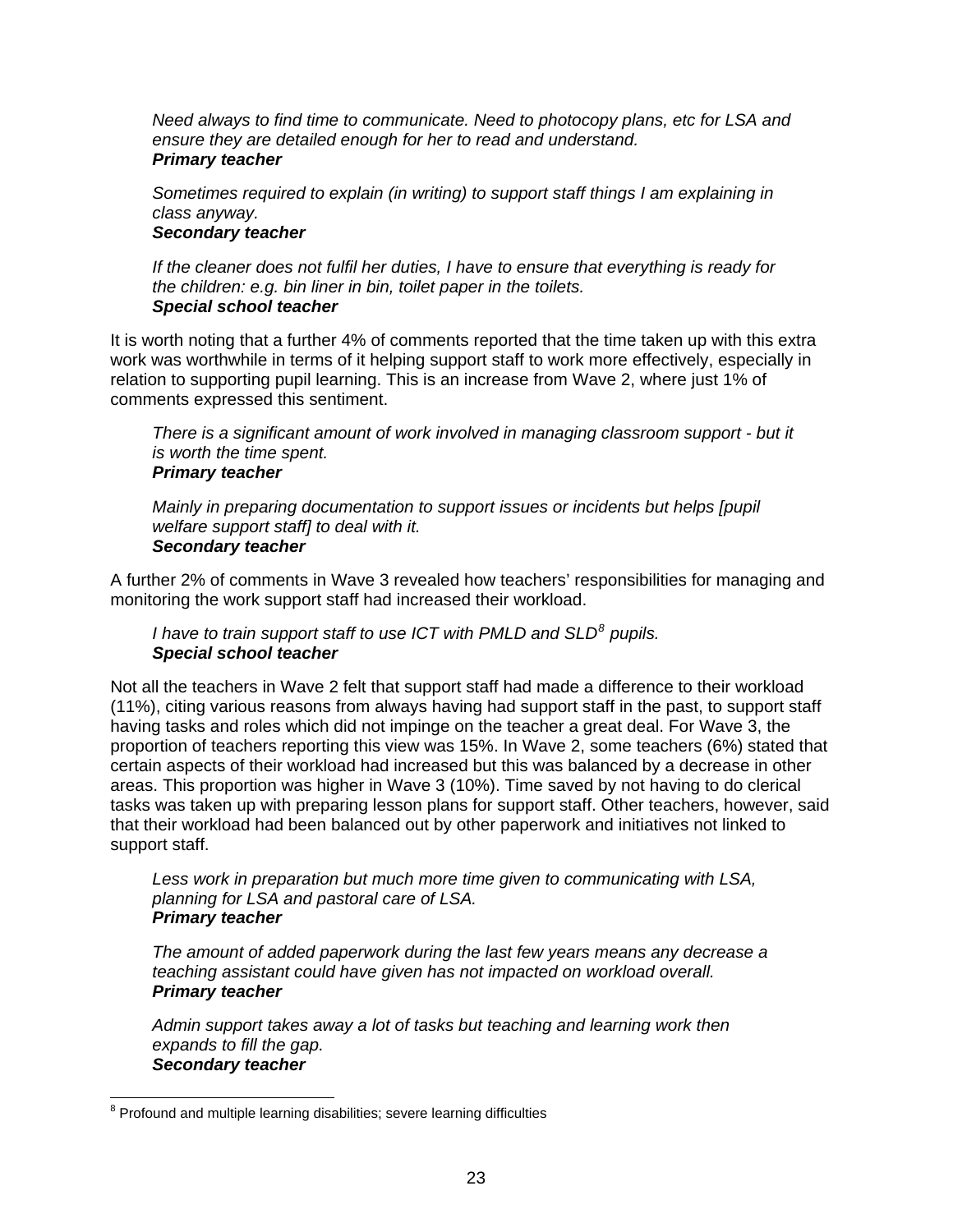*Need always to find time to communicate. Need to photocopy plans, etc for LSA and ensure they are detailed enough for her to read and understand.*
***Primary teacher***

*Sometimes required to explain (in writing) to support staff things I am explaining in class anyway.*
***Secondary teacher***

*If the cleaner does not fulfil her duties, I have to ensure that everything is ready for the children: e.g. bin liner in bin, toilet paper in the toilets.*
***Special school teacher***

It is worth noting that a further 4% of comments reported that the time taken up with this extra work was worthwhile in terms of it helping support staff to work more effectively, especially in relation to supporting pupil learning. This is an increase from Wave 2, where just 1% of comments expressed this sentiment.

*There is a significant amount of work involved in managing classroom support - but it is worth the time spent.*
***Primary teacher***

*Mainly in preparing documentation to support issues or incidents but helps [pupil welfare support staff] to deal with it.*
***Secondary teacher***

A further 2% of comments in Wave 3 revealed how teachers' responsibilities for managing and monitoring the work support staff had increased their workload.

*I have to train support staff to use ICT with PMLD and SLD[8] pupils.*
***Special school teacher***

Not all the teachers in Wave 2 felt that support staff had made a difference to their workload (11%), citing various reasons from always having had support staff in the past, to support staff having tasks and roles which did not impinge on the teacher a great deal. For Wave 3, the proportion of teachers reporting this view was 15%. In Wave 2, some teachers (6%) stated that certain aspects of their workload had increased but this was balanced by a decrease in other areas. This proportion was higher in Wave 3 (10%). Time saved by not having to do clerical tasks was taken up with preparing lesson plans for support staff. Other teachers, however, said that their workload had been balanced out by other paperwork and initiatives not linked to support staff.

*Less work in preparation but much more time given to communicating with LSA, planning for LSA and pastoral care of LSA.*
***Primary teacher***

*The amount of added paperwork during the last few years means any decrease a teaching assistant could have given has not impacted on workload overall.*
***Primary teacher***

*Admin support takes away a lot of tasks but teaching and learning work then expands to fill the gap.*
***Secondary teacher***

---

[8] Profound and multiple learning disabilities; severe learning difficulties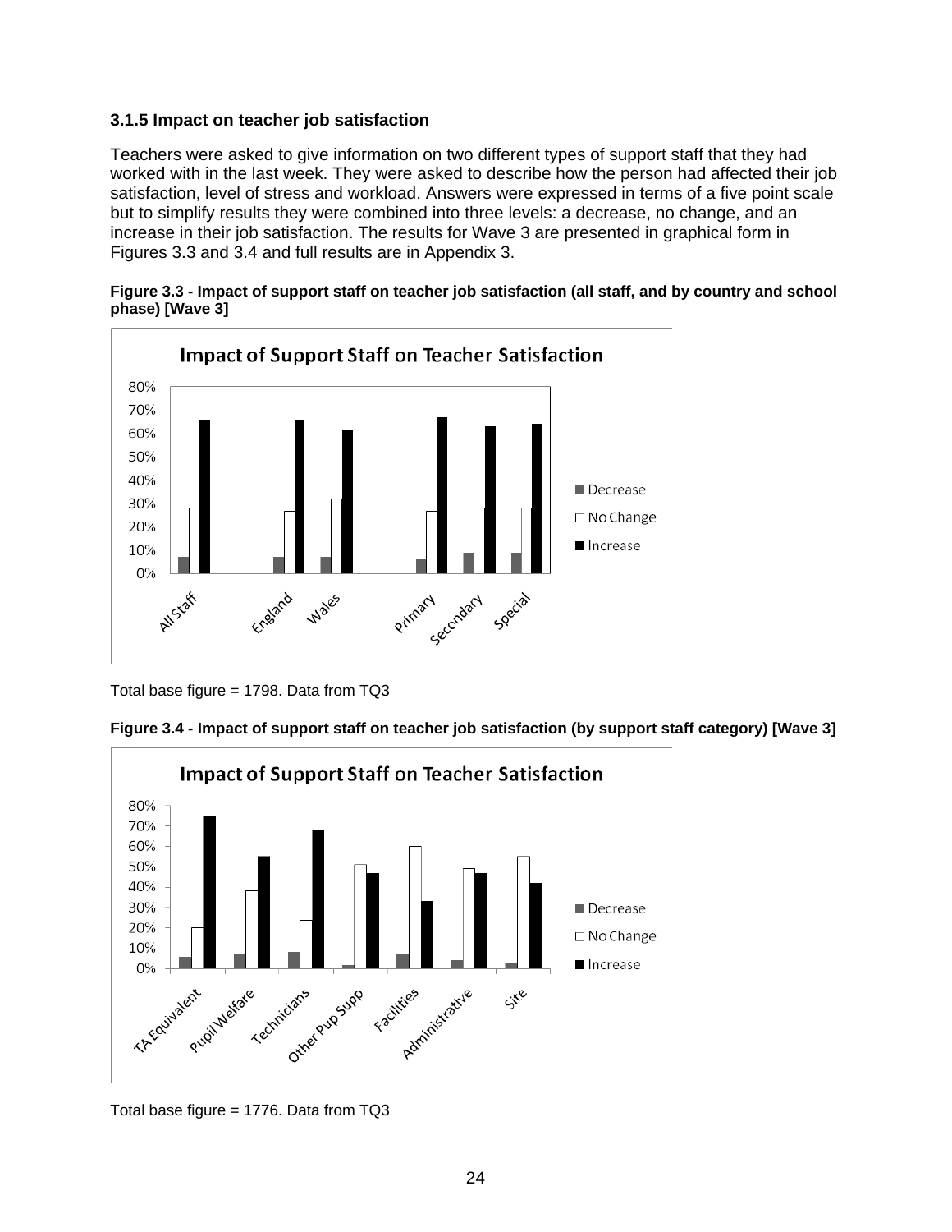### 3.1.5 Impact on teacher job satisfaction

Teachers were asked to give information on two different types of support staff that they had worked with in the last week. They were asked to describe how the person had affected their job satisfaction, level of stress and workload. Answers were expressed in terms of a five point scale but to simplify results they were combined into three levels: a decrease, no change, and an increase in their job satisfaction. The results for Wave 3 are presented in graphical form in Figures 3.3 and 3.4 and full results are in Appendix 3.

**Figure 3.3 - Impact of support staff on teacher job satisfaction (all staff, and by country and school phase) [Wave 3]**

Total base figure = 1798. Data from TQ3

**Figure 3.4 - Impact of support staff on teacher job satisfaction (by support staff category) [Wave 3]**

Total base figure = 1776. Data from TQ3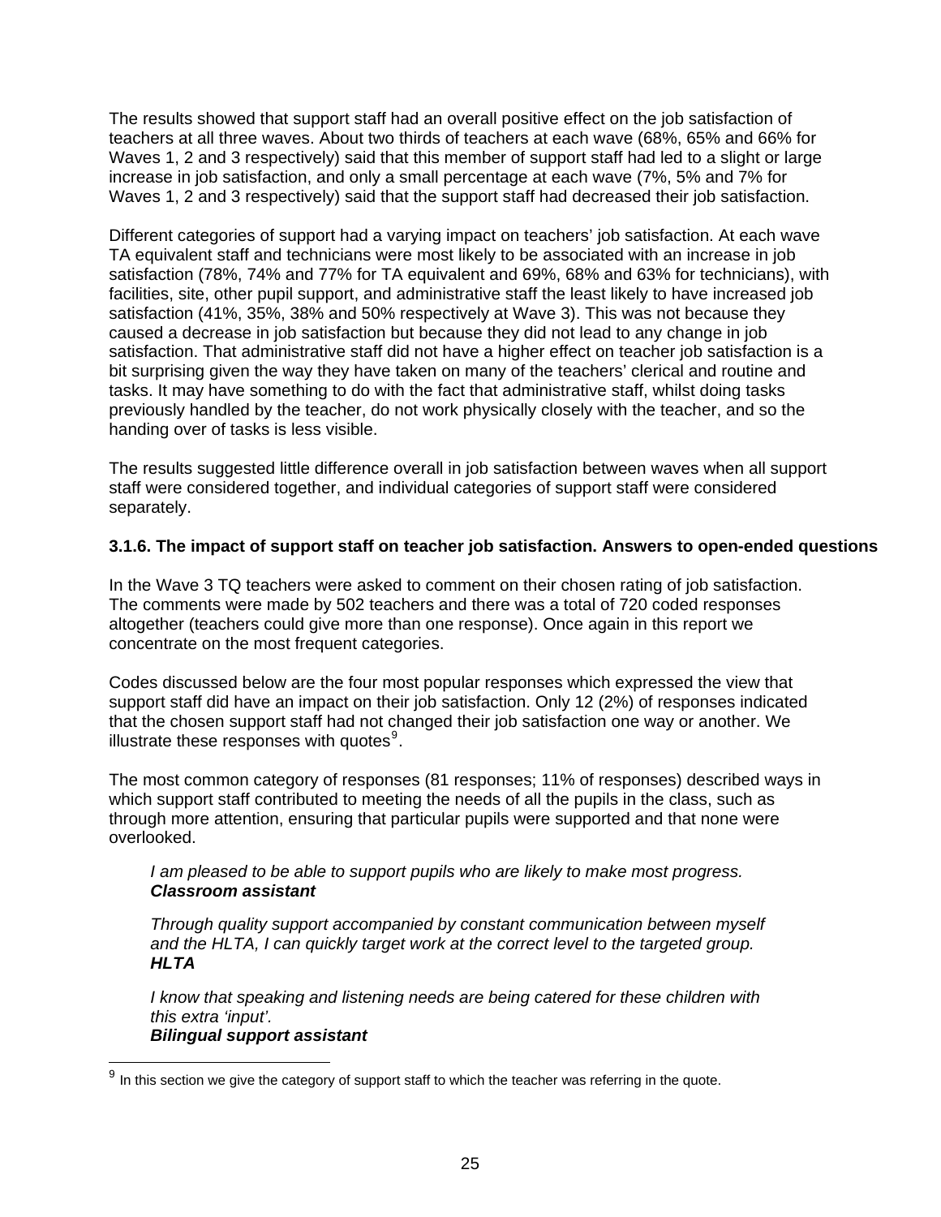The results showed that support staff had an overall positive effect on the job satisfaction of teachers at all three waves. About two thirds of teachers at each wave (68%, 65% and 66% for Waves 1, 2 and 3 respectively) said that this member of support staff had led to a slight or large increase in job satisfaction, and only a small percentage at each wave (7%, 5% and 7% for Waves 1, 2 and 3 respectively) said that the support staff had decreased their job satisfaction.

Different categories of support had a varying impact on teachers' job satisfaction. At each wave TA equivalent staff and technicians were most likely to be associated with an increase in job satisfaction (78%, 74% and 77% for TA equivalent and 69%, 68% and 63% for technicians), with facilities, site, other pupil support, and administrative staff the least likely to have increased job satisfaction (41%, 35%, 38% and 50% respectively at Wave 3). This was not because they caused a decrease in job satisfaction but because they did not lead to any change in job satisfaction. That administrative staff did not have a higher effect on teacher job satisfaction is a bit surprising given the way they have taken on many of the teachers' clerical and routine and tasks. It may have something to do with the fact that administrative staff, whilst doing tasks previously handled by the teacher, do not work physically closely with the teacher, and so the handing over of tasks is less visible.

The results suggested little difference overall in job satisfaction between waves when all support staff were considered together, and individual categories of support staff were considered separately.

### 3.1.6. The impact of support staff on teacher job satisfaction. Answers to open-ended questions

In the Wave 3 TQ teachers were asked to comment on their chosen rating of job satisfaction. The comments were made by 502 teachers and there was a total of 720 coded responses altogether (teachers could give more than one response). Once again in this report we concentrate on the most frequent categories.

Codes discussed below are the four most popular responses which expressed the view that support staff did have an impact on their job satisfaction. Only 12 (2%) of responses indicated that the chosen support staff had not changed their job satisfaction one way or another. We illustrate these responses with quotes[9].

The most common category of responses (81 responses; 11% of responses) described ways in which support staff contributed to meeting the needs of all the pupils in the class, such as through more attention, ensuring that particular pupils were supported and that none were overlooked.

> *I am pleased to be able to support pupils who are likely to make most progress.*
> ***Classroom assistant***

> *Through quality support accompanied by constant communication between myself and the HLTA, I can quickly target work at the correct level to the targeted group.*
> ***HLTA***

> *I know that speaking and listening needs are being catered for these children with this extra 'input'.*
> ***Bilingual support assistant***

[9] In this section we give the category of support staff to which the teacher was referring in the quote.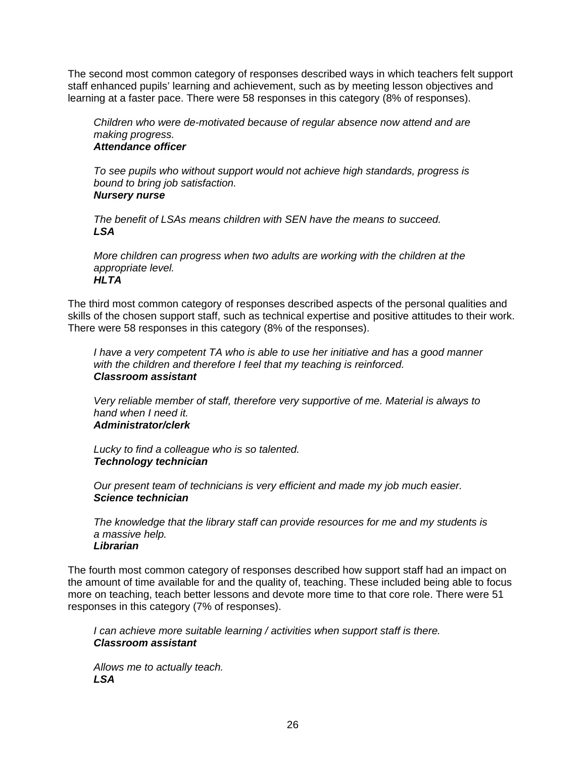The second most common category of responses described ways in which teachers felt support staff enhanced pupils' learning and achievement, such as by meeting lesson objectives and learning at a faster pace. There were 58 responses in this category (8% of responses).

> *Children who were de-motivated because of regular absence now attend and are making progress.*
> ***Attendance officer***

> *To see pupils who without support would not achieve high standards, progress is bound to bring job satisfaction.*
> ***Nursery nurse***

> *The benefit of LSAs means children with SEN have the means to succeed.*
> ***LSA***

> *More children can progress when two adults are working with the children at the appropriate level.*
> ***HLTA***

The third most common category of responses described aspects of the personal qualities and skills of the chosen support staff, such as technical expertise and positive attitudes to their work. There were 58 responses in this category (8% of the responses).

> *I have a very competent TA who is able to use her initiative and has a good manner with the children and therefore I feel that my teaching is reinforced.*
> ***Classroom assistant***

> *Very reliable member of staff, therefore very supportive of me. Material is always to hand when I need it.*
> ***Administrator/clerk***

> *Lucky to find a colleague who is so talented.*
> ***Technology technician***

> *Our present team of technicians is very efficient and made my job much easier.*
> ***Science technician***

> *The knowledge that the library staff can provide resources for me and my students is a massive help.*
> ***Librarian***

The fourth most common category of responses described how support staff had an impact on the amount of time available for and the quality of, teaching. These included being able to focus more on teaching, teach better lessons and devote more time to that core role. There were 51 responses in this category (7% of responses).

> *I can achieve more suitable learning / activities when support staff is there.*
> ***Classroom assistant***

> *Allows me to actually teach.*
> ***LSA***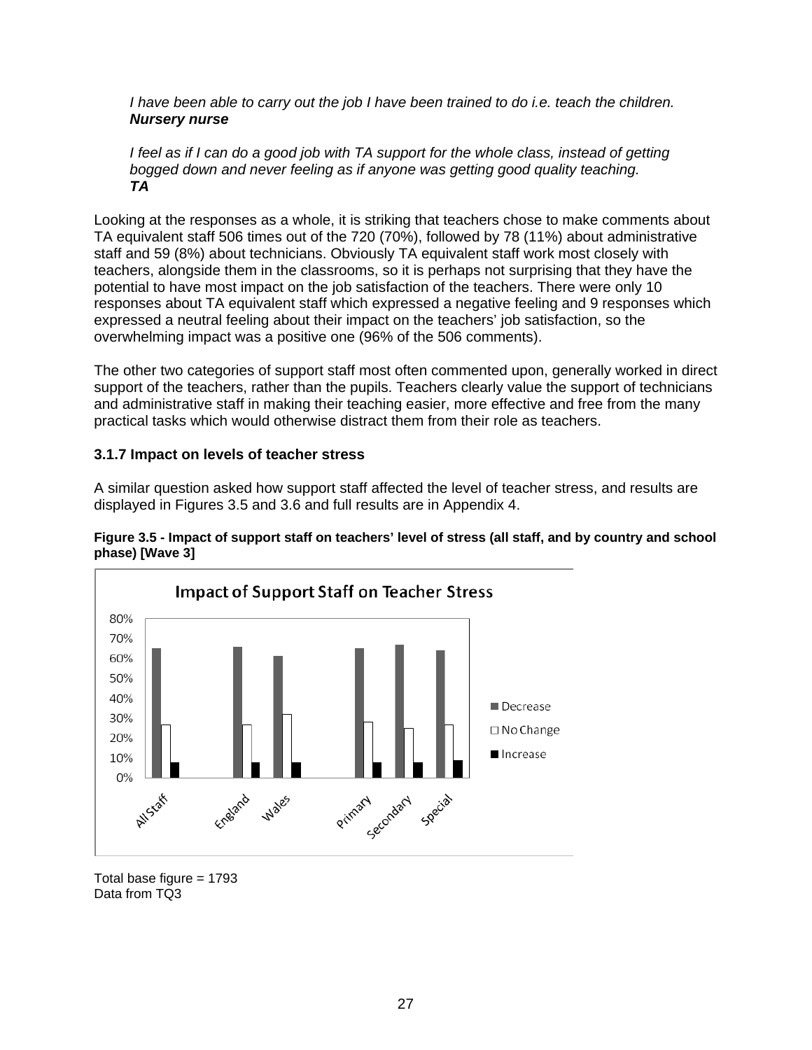*I have been able to carry out the job I have been trained to do i.e. teach the children.*
***Nursery nurse***

*I feel as if I can do a good job with TA support for the whole class, instead of getting bogged down and never feeling as if anyone was getting good quality teaching.*
***TA***

Looking at the responses as a whole, it is striking that teachers chose to make comments about TA equivalent staff 506 times out of the 720 (70%), followed by 78 (11%) about administrative staff and 59 (8%) about technicians. Obviously TA equivalent staff work most closely with teachers, alongside them in the classrooms, so it is perhaps not surprising that they have the potential to have most impact on the job satisfaction of the teachers. There were only 10 responses about TA equivalent staff which expressed a negative feeling and 9 responses which expressed a neutral feeling about their impact on the teachers' job satisfaction, so the overwhelming impact was a positive one (96% of the 506 comments).

The other two categories of support staff most often commented upon, generally worked in direct support of the teachers, rather than the pupils. Teachers clearly value the support of technicians and administrative staff in making their teaching easier, more effective and free from the many practical tasks which would otherwise distract them from their role as teachers.

### 3.1.7 Impact on levels of teacher stress

A similar question asked how support staff affected the level of teacher stress, and results are displayed in Figures 3.5 and 3.6 and full results are in Appendix 4.

**Figure 3.5 - Impact of support staff on teachers' level of stress (all staff, and by country and school phase) [Wave 3]**

Total base figure = 1793
Data from TQ3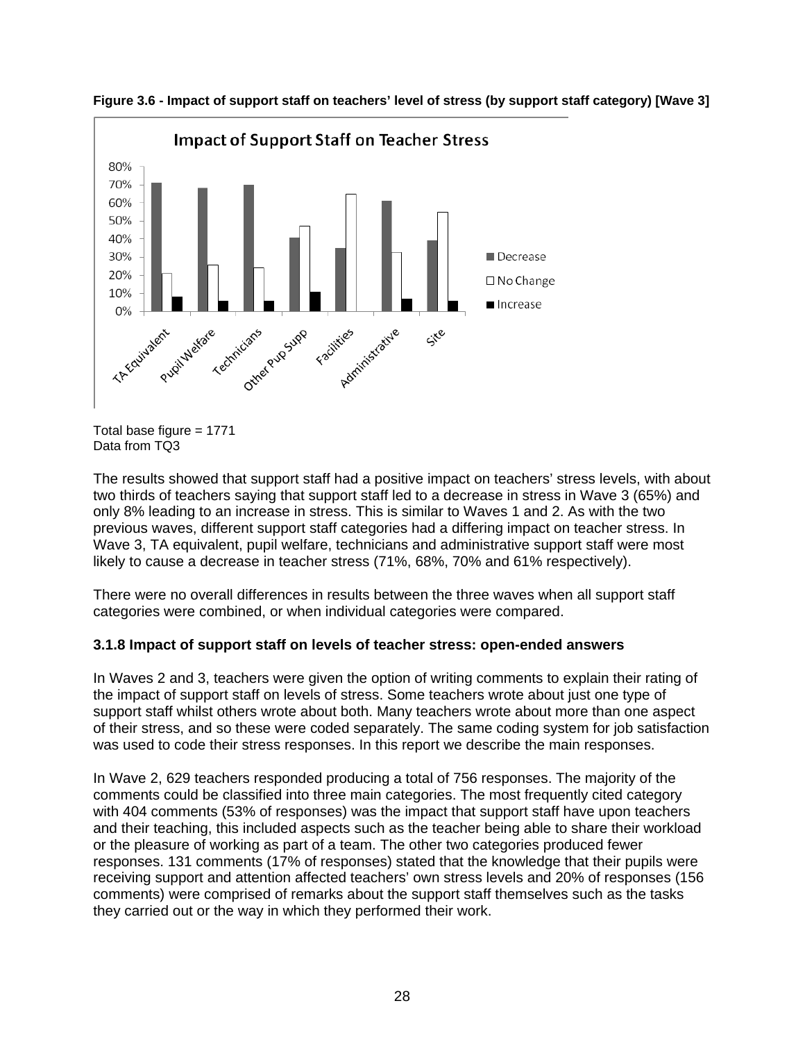**Figure 3.6 - Impact of support staff on teachers' level of stress (by support staff category) [Wave 3]**

Total base figure = 1771
Data from TQ3

The results showed that support staff had a positive impact on teachers' stress levels, with about two thirds of teachers saying that support staff led to a decrease in stress in Wave 3 (65%) and only 8% leading to an increase in stress. This is similar to Waves 1 and 2. As with the two previous waves, different support staff categories had a differing impact on teacher stress. In Wave 3, TA equivalent, pupil welfare, technicians and administrative support staff were most likely to cause a decrease in teacher stress (71%, 68%, 70% and 61% respectively).

There were no overall differences in results between the three waves when all support staff categories were combined, or when individual categories were compared.

### 3.1.8 Impact of support staff on levels of teacher stress: open-ended answers

In Waves 2 and 3, teachers were given the option of writing comments to explain their rating of the impact of support staff on levels of stress. Some teachers wrote about just one type of support staff whilst others wrote about both. Many teachers wrote about more than one aspect of their stress, and so these were coded separately. The same coding system for job satisfaction was used to code their stress responses. In this report we describe the main responses.

In Wave 2, 629 teachers responded producing a total of 756 responses. The majority of the comments could be classified into three main categories. The most frequently cited category with 404 comments (53% of responses) was the impact that support staff have upon teachers and their teaching, this included aspects such as the teacher being able to share their workload or the pleasure of working as part of a team. The other two categories produced fewer responses. 131 comments (17% of responses) stated that the knowledge that their pupils were receiving support and attention affected teachers' own stress levels and 20% of responses (156 comments) were comprised of remarks about the support staff themselves such as the tasks they carried out or the way in which they performed their work.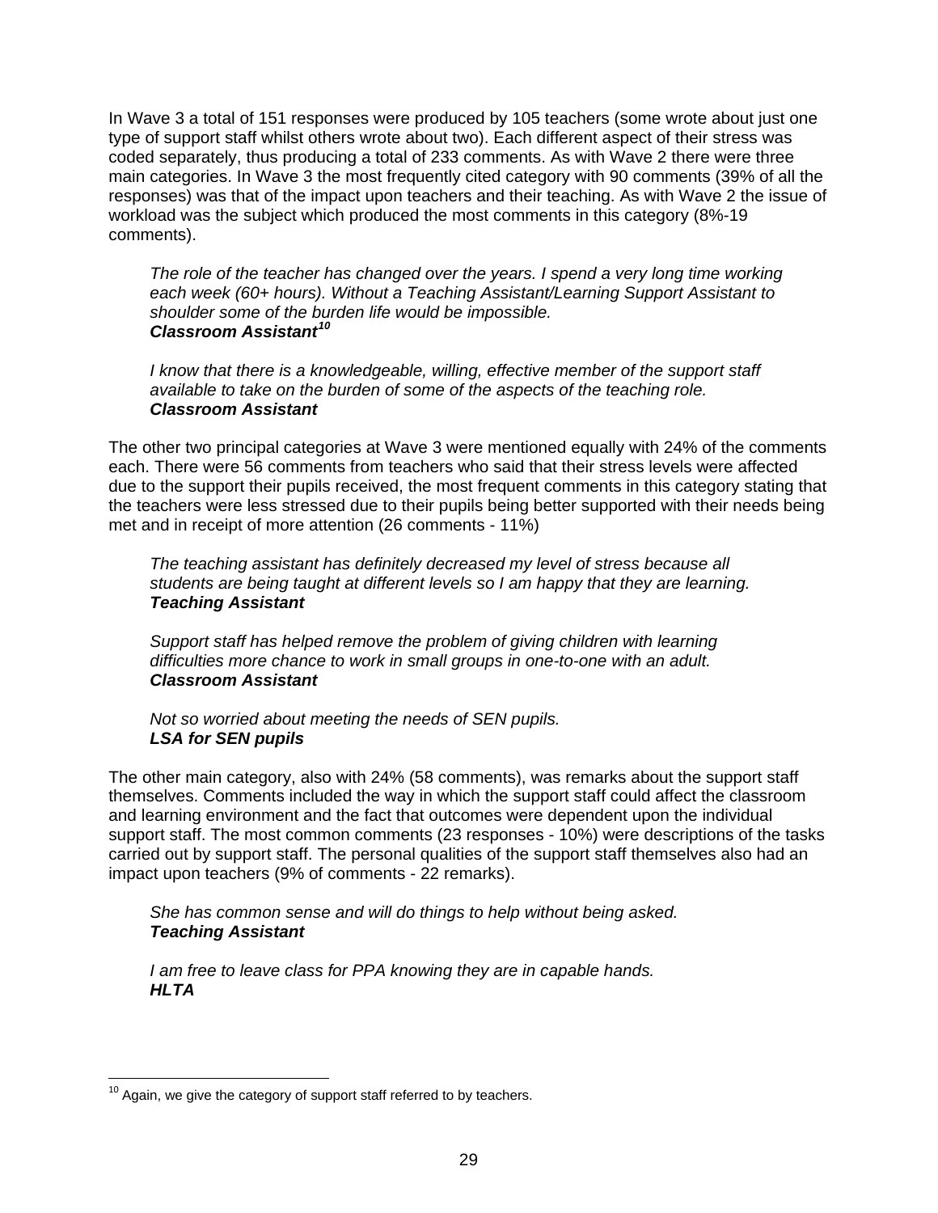In Wave 3 a total of 151 responses were produced by 105 teachers (some wrote about just one type of support staff whilst others wrote about two). Each different aspect of their stress was coded separately, thus producing a total of 233 comments. As with Wave 2 there were three main categories. In Wave 3 the most frequently cited category with 90 comments (39% of all the responses) was that of the impact upon teachers and their teaching. As with Wave 2 the issue of workload was the subject which produced the most comments in this category (8%-19 comments).

> *The role of the teacher has changed over the years. I spend a very long time working each week (60+ hours). Without a Teaching Assistant/Learning Support Assistant to shoulder some of the burden life would be impossible.*
> ***Classroom Assistant***[10]

> *I know that there is a knowledgeable, willing, effective member of the support staff available to take on the burden of some of the aspects of the teaching role.*
> ***Classroom Assistant***

The other two principal categories at Wave 3 were mentioned equally with 24% of the comments each. There were 56 comments from teachers who said that their stress levels were affected due to the support their pupils received, the most frequent comments in this category stating that the teachers were less stressed due to their pupils being better supported with their needs being met and in receipt of more attention (26 comments - 11%)

> *The teaching assistant has definitely decreased my level of stress because all students are being taught at different levels so I am happy that they are learning.*
> ***Teaching Assistant***

> *Support staff has helped remove the problem of giving children with learning difficulties more chance to work in small groups in one-to-one with an adult.*
> ***Classroom Assistant***

> *Not so worried about meeting the needs of SEN pupils.*
> ***LSA for SEN pupils***

The other main category, also with 24% (58 comments), was remarks about the support staff themselves. Comments included the way in which the support staff could affect the classroom and learning environment and the fact that outcomes were dependent upon the individual support staff. The most common comments (23 responses - 10%) were descriptions of the tasks carried out by support staff. The personal qualities of the support staff themselves also had an impact upon teachers (9% of comments - 22 remarks).

> *She has common sense and will do things to help without being asked.*
> ***Teaching Assistant***

> *I am free to leave class for PPA knowing they are in capable hands.*
> ***HLTA***

---

[10] Again, we give the category of support staff referred to by teachers.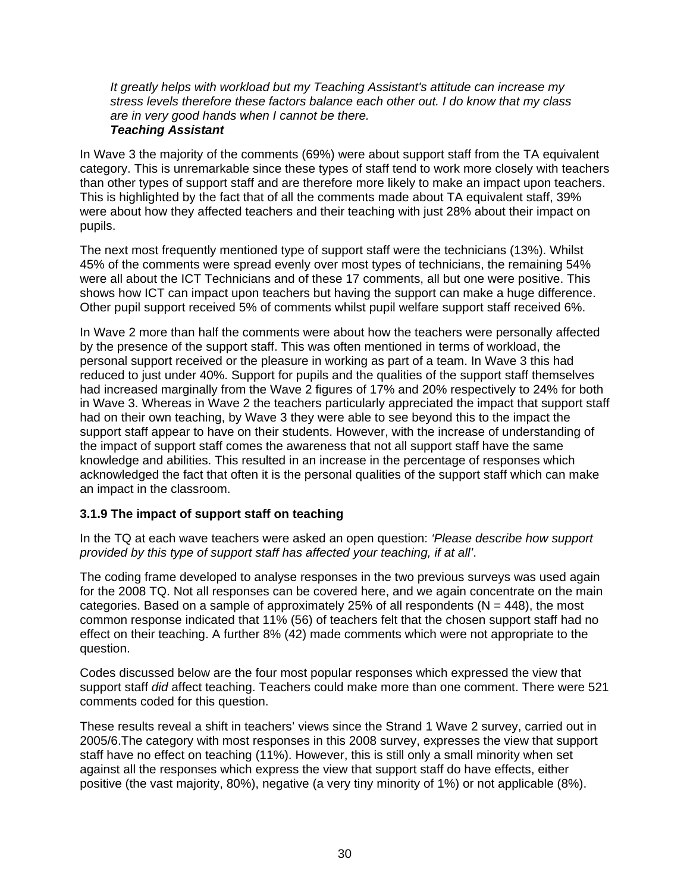*It greatly helps with workload but my Teaching Assistant's attitude can increase my stress levels therefore these factors balance each other out. I do know that my class are in very good hands when I cannot be there.*
***Teaching Assistant***

In Wave 3 the majority of the comments (69%) were about support staff from the TA equivalent category. This is unremarkable since these types of staff tend to work more closely with teachers than other types of support staff and are therefore more likely to make an impact upon teachers. This is highlighted by the fact that of all the comments made about TA equivalent staff, 39% were about how they affected teachers and their teaching with just 28% about their impact on pupils.

The next most frequently mentioned type of support staff were the technicians (13%). Whilst 45% of the comments were spread evenly over most types of technicians, the remaining 54% were all about the ICT Technicians and of these 17 comments, all but one were positive. This shows how ICT can impact upon teachers but having the support can make a huge difference. Other pupil support received 5% of comments whilst pupil welfare support staff received 6%.

In Wave 2 more than half the comments were about how the teachers were personally affected by the presence of the support staff. This was often mentioned in terms of workload, the personal support received or the pleasure in working as part of a team. In Wave 3 this had reduced to just under 40%. Support for pupils and the qualities of the support staff themselves had increased marginally from the Wave 2 figures of 17% and 20% respectively to 24% for both in Wave 3. Whereas in Wave 2 the teachers particularly appreciated the impact that support staff had on their own teaching, by Wave 3 they were able to see beyond this to the impact the support staff appear to have on their students. However, with the increase of understanding of the impact of support staff comes the awareness that not all support staff have the same knowledge and abilities. This resulted in an increase in the percentage of responses which acknowledged the fact that often it is the personal qualities of the support staff which can make an impact in the classroom.

### 3.1.9 The impact of support staff on teaching

In the TQ at each wave teachers were asked an open question: *'Please describe how support provided by this type of support staff has affected your teaching, if at all'*.

The coding frame developed to analyse responses in the two previous surveys was used again for the 2008 TQ. Not all responses can be covered here, and we again concentrate on the main categories. Based on a sample of approximately 25% of all respondents (N = 448), the most common response indicated that 11% (56) of teachers felt that the chosen support staff had no effect on their teaching. A further 8% (42) made comments which were not appropriate to the question.

Codes discussed below are the four most popular responses which expressed the view that support staff *did* affect teaching. Teachers could make more than one comment. There were 521 comments coded for this question.

These results reveal a shift in teachers' views since the Strand 1 Wave 2 survey, carried out in 2005/6.The category with most responses in this 2008 survey, expresses the view that support staff have no effect on teaching (11%). However, this is still only a small minority when set against all the responses which express the view that support staff do have effects, either positive (the vast majority, 80%), negative (a very tiny minority of 1%) or not applicable (8%).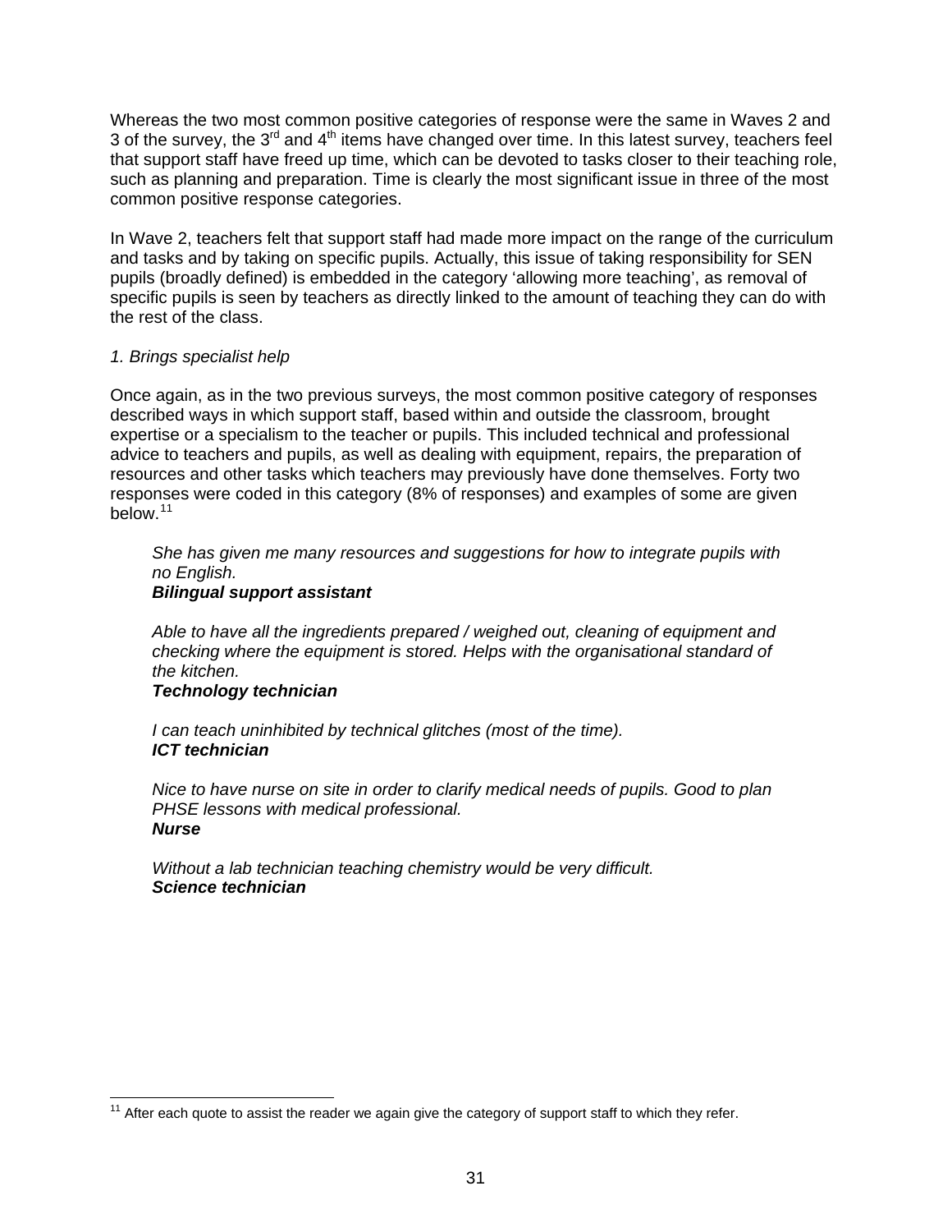Whereas the two most common positive categories of response were the same in Waves 2 and 3 of the survey, the 3rd and 4th items have changed over time. In this latest survey, teachers feel that support staff have freed up time, which can be devoted to tasks closer to their teaching role, such as planning and preparation. Time is clearly the most significant issue in three of the most common positive response categories.

In Wave 2, teachers felt that support staff had made more impact on the range of the curriculum and tasks and by taking on specific pupils. Actually, this issue of taking responsibility for SEN pupils (broadly defined) is embedded in the category 'allowing more teaching', as removal of specific pupils is seen by teachers as directly linked to the amount of teaching they can do with the rest of the class.

*1. Brings specialist help*

Once again, as in the two previous surveys, the most common positive category of responses described ways in which support staff, based within and outside the classroom, brought expertise or a specialism to the teacher or pupils. This included technical and professional advice to teachers and pupils, as well as dealing with equipment, repairs, the preparation of resources and other tasks which teachers may previously have done themselves. Forty two responses were coded in this category (8% of responses) and examples of some are given below.[11]

> *She has given me many resources and suggestions for how to integrate pupils with no English.*
> ***Bilingual support assistant***

> *Able to have all the ingredients prepared / weighed out, cleaning of equipment and checking where the equipment is stored. Helps with the organisational standard of the kitchen.*
> ***Technology technician***

> *I can teach uninhibited by technical glitches (most of the time).*
> ***ICT technician***

> *Nice to have nurse on site in order to clarify medical needs of pupils. Good to plan PHSE lessons with medical professional.*
> ***Nurse***

> *Without a lab technician teaching chemistry would be very difficult.*
> ***Science technician***

---

[11] After each quote to assist the reader we again give the category of support staff to which they refer.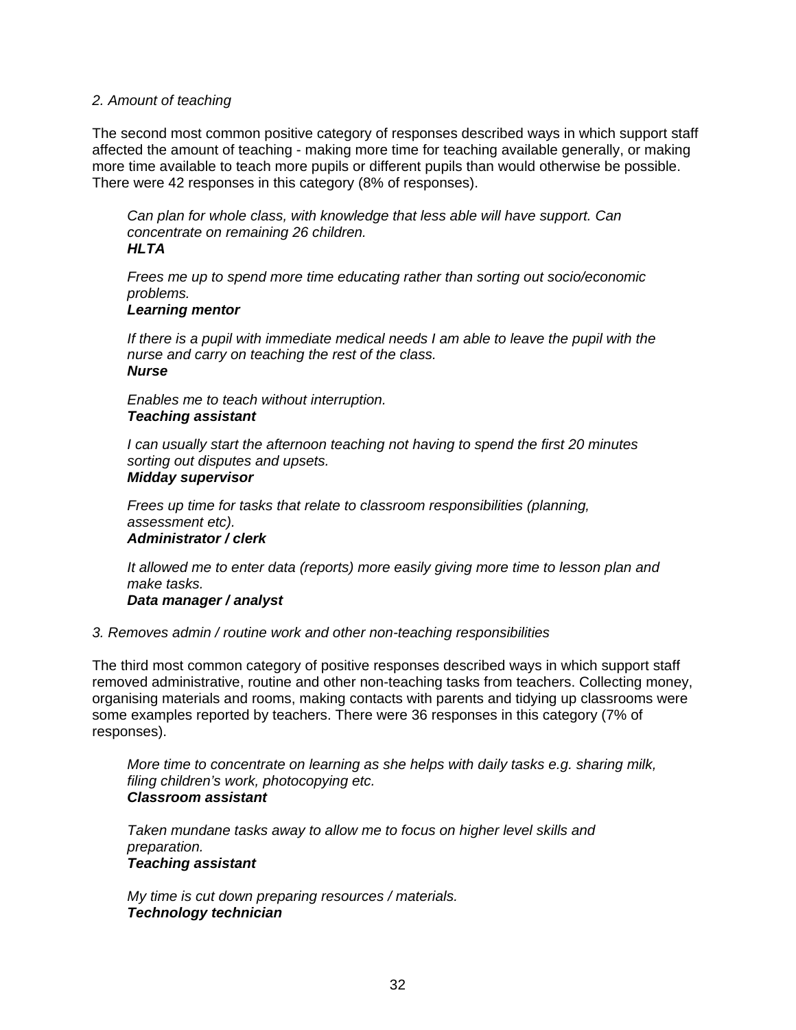*2. Amount of teaching*

The second most common positive category of responses described ways in which support staff affected the amount of teaching - making more time for teaching available generally, or making more time available to teach more pupils or different pupils than would otherwise be possible. There were 42 responses in this category (8% of responses).

> *Can plan for whole class, with knowledge that less able will have support. Can concentrate on remaining 26 children.*
> ***HLTA***

> *Frees me up to spend more time educating rather than sorting out socio/economic problems.*
> ***Learning mentor***

> *If there is a pupil with immediate medical needs I am able to leave the pupil with the nurse and carry on teaching the rest of the class.*
> ***Nurse***

> *Enables me to teach without interruption.*
> ***Teaching assistant***

> *I can usually start the afternoon teaching not having to spend the first 20 minutes sorting out disputes and upsets.*
> ***Midday supervisor***

> *Frees up time for tasks that relate to classroom responsibilities (planning, assessment etc).*
> ***Administrator / clerk***

> *It allowed me to enter data (reports) more easily giving more time to lesson plan and make tasks.*
> ***Data manager / analyst***

*3. Removes admin / routine work and other non-teaching responsibilities*

The third most common category of positive responses described ways in which support staff removed administrative, routine and other non-teaching tasks from teachers. Collecting money, organising materials and rooms, making contacts with parents and tidying up classrooms were some examples reported by teachers. There were 36 responses in this category (7% of responses).

> *More time to concentrate on learning as she helps with daily tasks e.g. sharing milk, filing children's work, photocopying etc.*
> ***Classroom assistant***

> *Taken mundane tasks away to allow me to focus on higher level skills and preparation.*
> ***Teaching assistant***

> *My time is cut down preparing resources / materials.*
> ***Technology technician***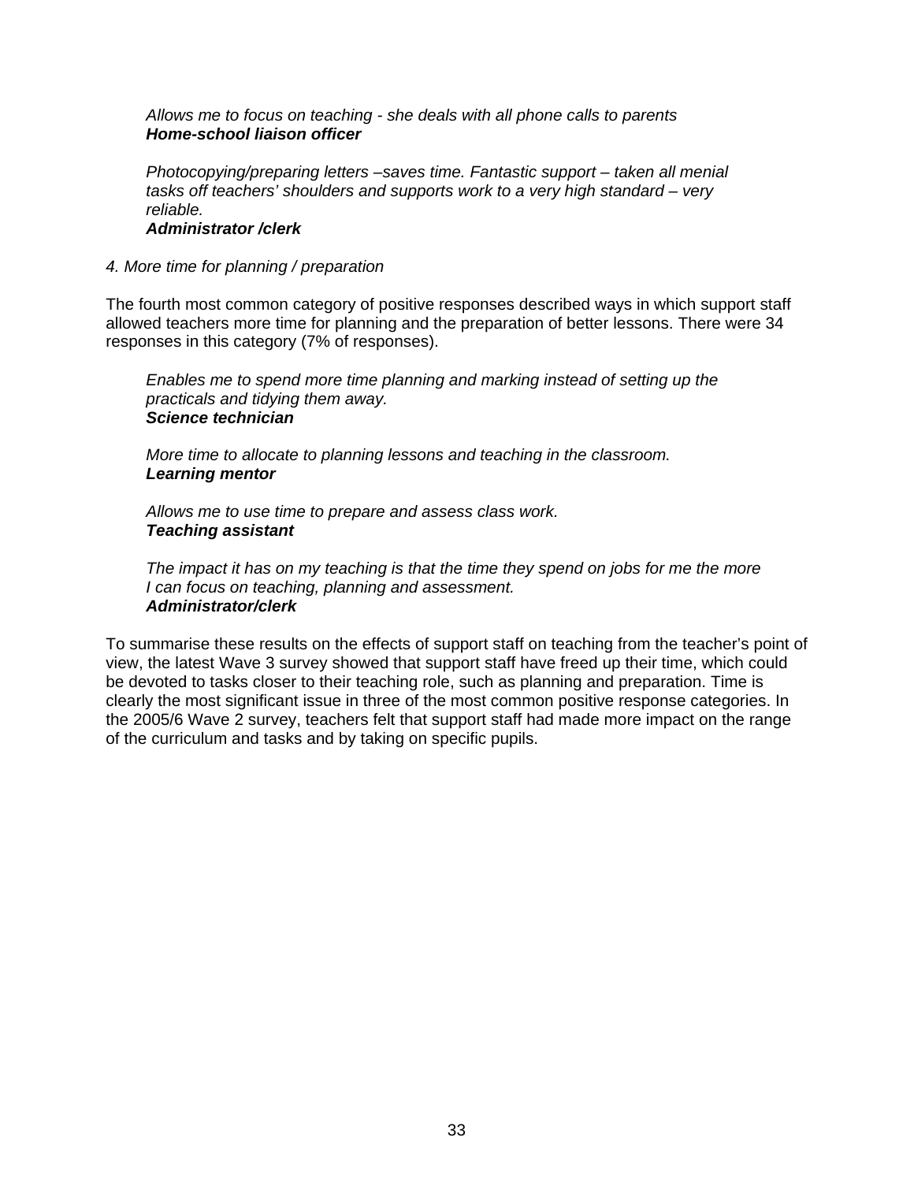*Allows me to focus on teaching - she deals with all phone calls to parents*
***Home-school liaison officer***

*Photocopying/preparing letters –saves time. Fantastic support – taken all menial tasks off teachers' shoulders and supports work to a very high standard – very reliable.*
***Administrator /clerk***

*4. More time for planning / preparation*

The fourth most common category of positive responses described ways in which support staff allowed teachers more time for planning and the preparation of better lessons. There were 34 responses in this category (7% of responses).

*Enables me to spend more time planning and marking instead of setting up the practicals and tidying them away.*
***Science technician***

*More time to allocate to planning lessons and teaching in the classroom.*
***Learning mentor***

*Allows me to use time to prepare and assess class work.*
***Teaching assistant***

*The impact it has on my teaching is that the time they spend on jobs for me the more I can focus on teaching, planning and assessment.*
***Administrator/clerk***

To summarise these results on the effects of support staff on teaching from the teacher's point of view, the latest Wave 3 survey showed that support staff have freed up their time, which could be devoted to tasks closer to their teaching role, such as planning and preparation. Time is clearly the most significant issue in three of the most common positive response categories. In the 2005/6 Wave 2 survey, teachers felt that support staff had made more impact on the range of the curriculum and tasks and by taking on specific pupils.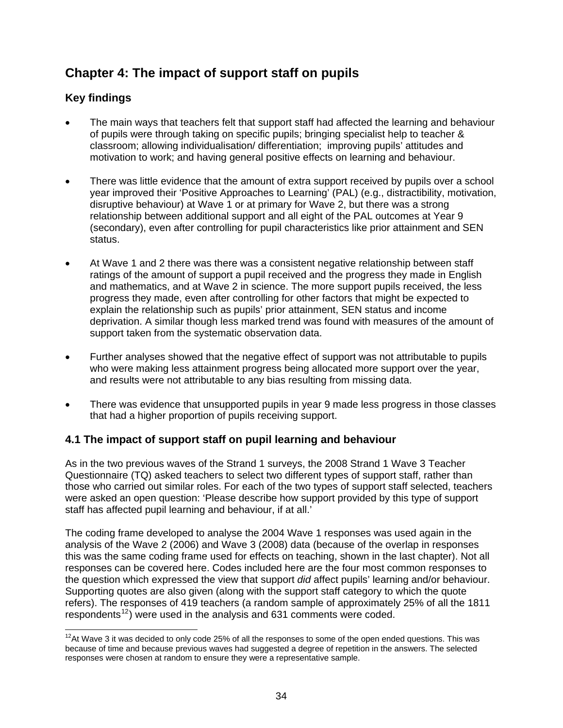# Chapter 4: The impact of support staff on pupils

## Key findings

- The main ways that teachers felt that support staff had affected the learning and behaviour of pupils were through taking on specific pupils; bringing specialist help to teacher & classroom; allowing individualisation/ differentiation;  improving pupils' attitudes and motivation to work; and having general positive effects on learning and behaviour.

- There was little evidence that the amount of extra support received by pupils over a school year improved their 'Positive Approaches to Learning' (PAL) (e.g., distractibility, motivation, disruptive behaviour) at Wave 1 or at primary for Wave 2, but there was a strong relationship between additional support and all eight of the PAL outcomes at Year 9 (secondary), even after controlling for pupil characteristics like prior attainment and SEN status.

- At Wave 1 and 2 there was there was a consistent negative relationship between staff ratings of the amount of support a pupil received and the progress they made in English and mathematics, and at Wave 2 in science. The more support pupils received, the less progress they made, even after controlling for other factors that might be expected to explain the relationship such as pupils' prior attainment, SEN status and income deprivation. A similar though less marked trend was found with measures of the amount of support taken from the systematic observation data.

- Further analyses showed that the negative effect of support was not attributable to pupils who were making less attainment progress being allocated more support over the year, and results were not attributable to any bias resulting from missing data.

- There was evidence that unsupported pupils in year 9 made less progress in those classes that had a higher proportion of pupils receiving support.

## 4.1 The impact of support staff on pupil learning and behaviour

As in the two previous waves of the Strand 1 surveys, the 2008 Strand 1 Wave 3 Teacher Questionnaire (TQ) asked teachers to select two different types of support staff, rather than those who carried out similar roles. For each of the two types of support staff selected, teachers were asked an open question: 'Please describe how support provided by this type of support staff has affected pupil learning and behaviour, if at all.'

The coding frame developed to analyse the 2004 Wave 1 responses was used again in the analysis of the Wave 2 (2006) and Wave 3 (2008) data (because of the overlap in responses this was the same coding frame used for effects on teaching, shown in the last chapter). Not all responses can be covered here. Codes included here are the four most common responses to the question which expressed the view that support *did* affect pupils' learning and/or behaviour. Supporting quotes are also given (along with the support staff category to which the quote refers). The responses of 419 teachers (a random sample of approximately 25% of all the 1811 respondents[12]) were used in the analysis and 631 comments were coded.

[12] At Wave 3 it was decided to only code 25% of all the responses to some of the open ended questions. This was because of time and because previous waves had suggested a degree of repetition in the answers. The selected responses were chosen at random to ensure they were a representative sample.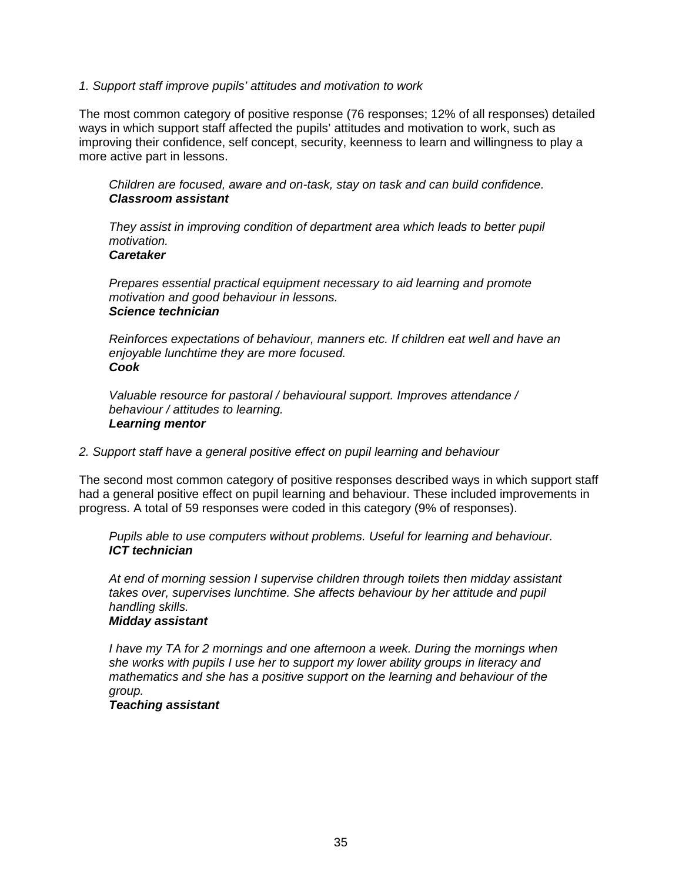*1. Support staff improve pupils' attitudes and motivation to work*

The most common category of positive response (76 responses; 12% of all responses) detailed ways in which support staff affected the pupils' attitudes and motivation to work, such as improving their confidence, self concept, security, keenness to learn and willingness to play a more active part in lessons.

> *Children are focused, aware and on-task, stay on task and can build confidence.*
> ***Classroom assistant***

> *They assist in improving condition of department area which leads to better pupil motivation.*
> ***Caretaker***

> *Prepares essential practical equipment necessary to aid learning and promote motivation and good behaviour in lessons.*
> ***Science technician***

> *Reinforces expectations of behaviour, manners etc. If children eat well and have an enjoyable lunchtime they are more focused.*
> ***Cook***

> *Valuable resource for pastoral / behavioural support. Improves attendance / behaviour / attitudes to learning.*
> ***Learning mentor***

*2. Support staff have a general positive effect on pupil learning and behaviour*

The second most common category of positive responses described ways in which support staff had a general positive effect on pupil learning and behaviour. These included improvements in progress. A total of 59 responses were coded in this category (9% of responses).

> *Pupils able to use computers without problems. Useful for learning and behaviour.*
> ***ICT technician***

> *At end of morning session I supervise children through toilets then midday assistant takes over, supervises lunchtime. She affects behaviour by her attitude and pupil handling skills.*
> ***Midday assistant***

> *I have my TA for 2 mornings and one afternoon a week. During the mornings when she works with pupils I use her to support my lower ability groups in literacy and mathematics and she has a positive support on the learning and behaviour of the group.*
> ***Teaching assistant***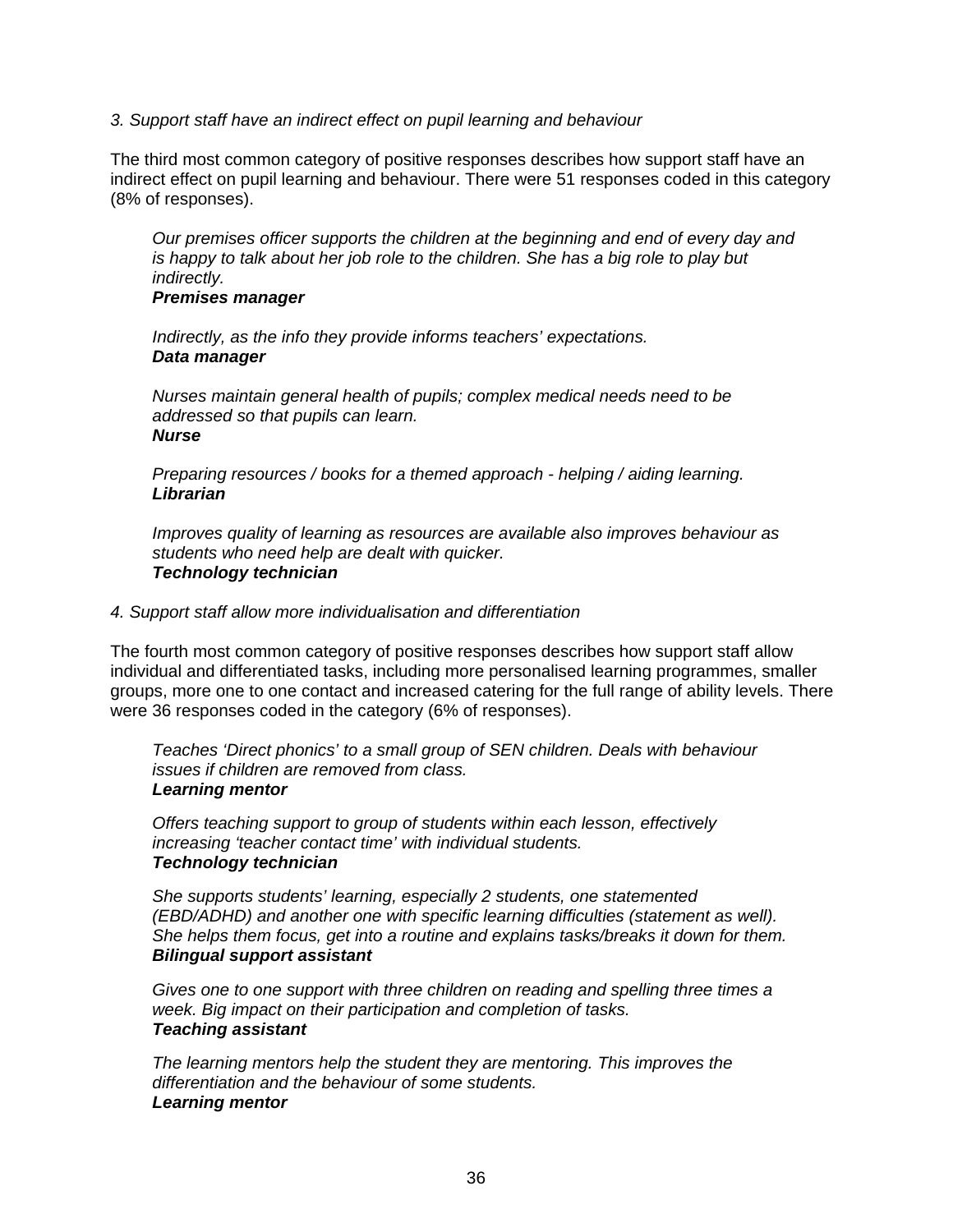*3. Support staff have an indirect effect on pupil learning and behaviour*

The third most common category of positive responses describes how support staff have an indirect effect on pupil learning and behaviour. There were 51 responses coded in this category (8% of responses).

> *Our premises officer supports the children at the beginning and end of every day and is happy to talk about her job role to the children. She has a big role to play but indirectly.*
> ***Premises manager***

> *Indirectly, as the info they provide informs teachers' expectations.*
> ***Data manager***

> *Nurses maintain general health of pupils; complex medical needs need to be addressed so that pupils can learn.*
> ***Nurse***

> *Preparing resources / books for a themed approach - helping / aiding learning.*
> ***Librarian***

> *Improves quality of learning as resources are available also improves behaviour as students who need help are dealt with quicker.*
> ***Technology technician***

*4. Support staff allow more individualisation and differentiation*

The fourth most common category of positive responses describes how support staff allow individual and differentiated tasks, including more personalised learning programmes, smaller groups, more one to one contact and increased catering for the full range of ability levels. There were 36 responses coded in the category (6% of responses).

> *Teaches 'Direct phonics' to a small group of SEN children. Deals with behaviour issues if children are removed from class.*
> ***Learning mentor***

> *Offers teaching support to group of students within each lesson, effectively increasing 'teacher contact time' with individual students.*
> ***Technology technician***

> *She supports students' learning, especially 2 students, one statemented (EBD/ADHD) and another one with specific learning difficulties (statement as well). She helps them focus, get into a routine and explains tasks/breaks it down for them.*
> ***Bilingual support assistant***

> *Gives one to one support with three children on reading and spelling three times a week. Big impact on their participation and completion of tasks.*
> ***Teaching assistant***

> *The learning mentors help the student they are mentoring. This improves the differentiation and the behaviour of some students.*
> ***Learning mentor***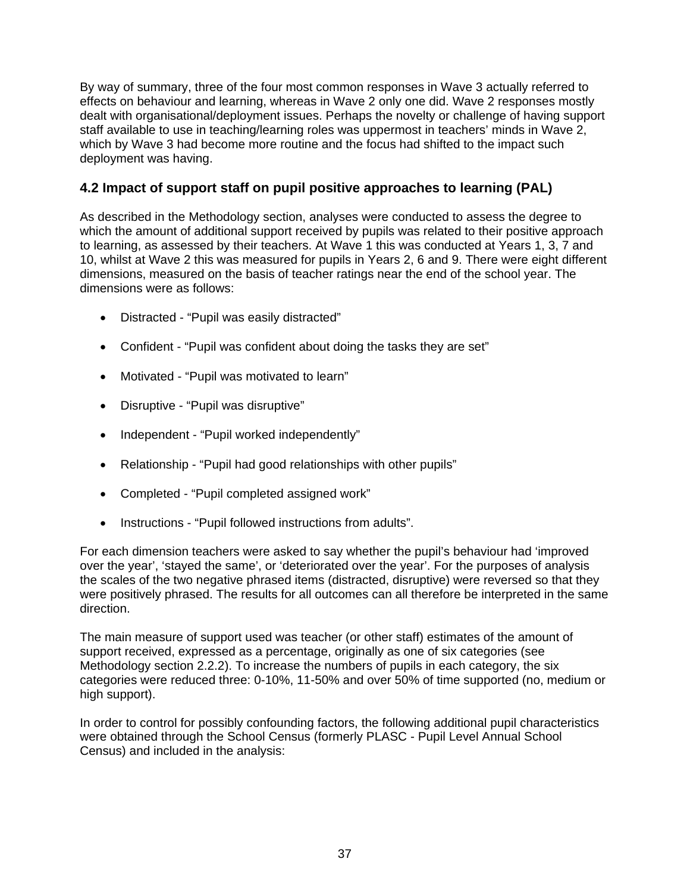By way of summary, three of the four most common responses in Wave 3 actually referred to effects on behaviour and learning, whereas in Wave 2 only one did. Wave 2 responses mostly dealt with organisational/deployment issues. Perhaps the novelty or challenge of having support staff available to use in teaching/learning roles was uppermost in teachers' minds in Wave 2, which by Wave 3 had become more routine and the focus had shifted to the impact such deployment was having.

## 4.2 Impact of support staff on pupil positive approaches to learning (PAL)

As described in the Methodology section, analyses were conducted to assess the degree to which the amount of additional support received by pupils was related to their positive approach to learning, as assessed by their teachers. At Wave 1 this was conducted at Years 1, 3, 7 and 10, whilst at Wave 2 this was measured for pupils in Years 2, 6 and 9. There were eight different dimensions, measured on the basis of teacher ratings near the end of the school year. The dimensions were as follows:

- Distracted - "Pupil was easily distracted"
- Confident - "Pupil was confident about doing the tasks they are set"
- Motivated - "Pupil was motivated to learn"
- Disruptive - "Pupil was disruptive"
- Independent - "Pupil worked independently"
- Relationship - "Pupil had good relationships with other pupils"
- Completed - "Pupil completed assigned work"
- Instructions - "Pupil followed instructions from adults".

For each dimension teachers were asked to say whether the pupil's behaviour had 'improved over the year', 'stayed the same', or 'deteriorated over the year'. For the purposes of analysis the scales of the two negative phrased items (distracted, disruptive) were reversed so that they were positively phrased. The results for all outcomes can all therefore be interpreted in the same direction.

The main measure of support used was teacher (or other staff) estimates of the amount of support received, expressed as a percentage, originally as one of six categories (see Methodology section 2.2.2). To increase the numbers of pupils in each category, the six categories were reduced three: 0-10%, 11-50% and over 50% of time supported (no, medium or high support).

In order to control for possibly confounding factors, the following additional pupil characteristics were obtained through the School Census (formerly PLASC - Pupil Level Annual School Census) and included in the analysis: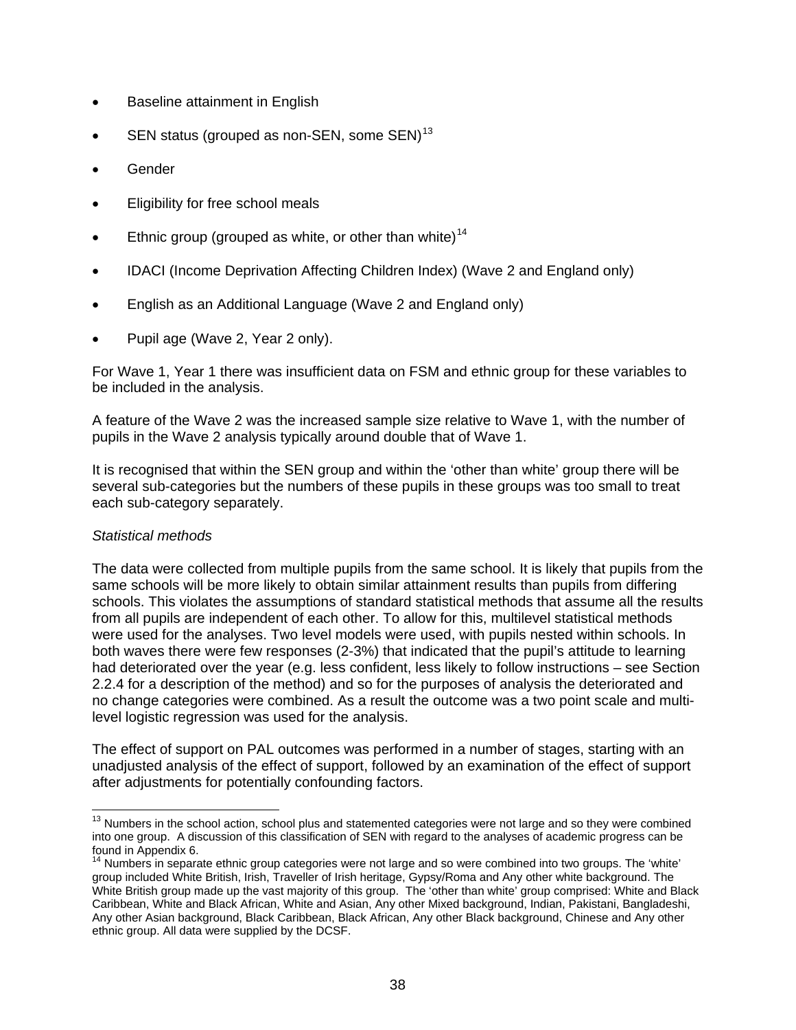- Baseline attainment in English
- SEN status (grouped as non-SEN, some SEN)[13]
- Gender
- Eligibility for free school meals
- Ethnic group (grouped as white, or other than white)[14]
- IDACI (Income Deprivation Affecting Children Index) (Wave 2 and England only)
- English as an Additional Language (Wave 2 and England only)
- Pupil age (Wave 2, Year 2 only).

For Wave 1, Year 1 there was insufficient data on FSM and ethnic group for these variables to be included in the analysis.

A feature of the Wave 2 was the increased sample size relative to Wave 1, with the number of pupils in the Wave 2 analysis typically around double that of Wave 1.

It is recognised that within the SEN group and within the 'other than white' group there will be several sub-categories but the numbers of these pupils in these groups was too small to treat each sub-category separately.

*Statistical methods*

The data were collected from multiple pupils from the same school. It is likely that pupils from the same schools will be more likely to obtain similar attainment results than pupils from differing schools. This violates the assumptions of standard statistical methods that assume all the results from all pupils are independent of each other. To allow for this, multilevel statistical methods were used for the analyses. Two level models were used, with pupils nested within schools. In both waves there were few responses (2-3%) that indicated that the pupil's attitude to learning had deteriorated over the year (e.g. less confident, less likely to follow instructions – see Section 2.2.4 for a description of the method) and so for the purposes of analysis the deteriorated and no change categories were combined. As a result the outcome was a two point scale and multi-level logistic regression was used for the analysis.

The effect of support on PAL outcomes was performed in a number of stages, starting with an unadjusted analysis of the effect of support, followed by an examination of the effect of support after adjustments for potentially confounding factors.

---

[13] Numbers in the school action, school plus and statemented categories were not large and so they were combined into one group. A discussion of this classification of SEN with regard to the analyses of academic progress can be found in Appendix 6.

[14] Numbers in separate ethnic group categories were not large and so were combined into two groups. The 'white' group included White British, Irish, Traveller of Irish heritage, Gypsy/Roma and Any other white background. The White British group made up the vast majority of this group. The 'other than white' group comprised: White and Black Caribbean, White and Black African, White and Asian, Any other Mixed background, Indian, Pakistani, Bangladeshi, Any other Asian background, Black Caribbean, Black African, Any other Black background, Chinese and Any other ethnic group. All data were supplied by the DCSF.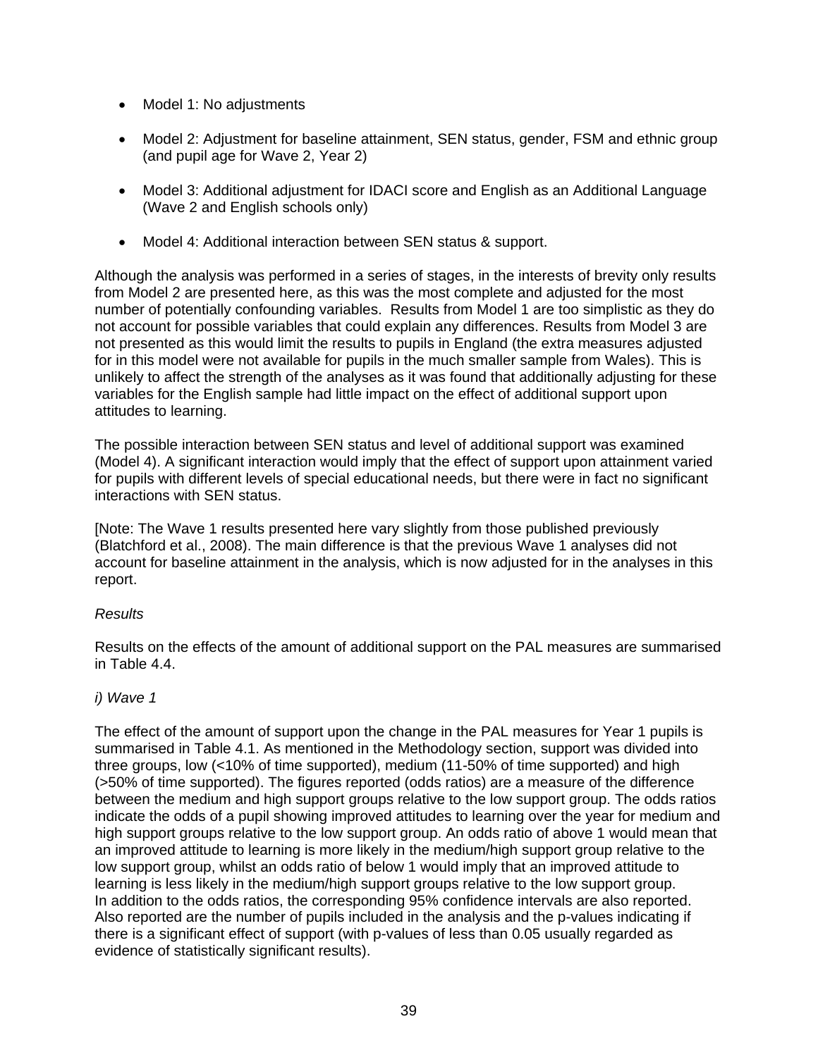- Model 1: No adjustments
- Model 2: Adjustment for baseline attainment, SEN status, gender, FSM and ethnic group (and pupil age for Wave 2, Year 2)
- Model 3: Additional adjustment for IDACI score and English as an Additional Language (Wave 2 and English schools only)
- Model 4: Additional interaction between SEN status & support.

Although the analysis was performed in a series of stages, in the interests of brevity only results from Model 2 are presented here, as this was the most complete and adjusted for the most number of potentially confounding variables. Results from Model 1 are too simplistic as they do not account for possible variables that could explain any differences. Results from Model 3 are not presented as this would limit the results to pupils in England (the extra measures adjusted for in this model were not available for pupils in the much smaller sample from Wales). This is unlikely to affect the strength of the analyses as it was found that additionally adjusting for these variables for the English sample had little impact on the effect of additional support upon attitudes to learning.

The possible interaction between SEN status and level of additional support was examined (Model 4). A significant interaction would imply that the effect of support upon attainment varied for pupils with different levels of special educational needs, but there were in fact no significant interactions with SEN status.

[Note: The Wave 1 results presented here vary slightly from those published previously (Blatchford et al., 2008). The main difference is that the previous Wave 1 analyses did not account for baseline attainment in the analysis, which is now adjusted for in the analyses in this report.

*Results*

Results on the effects of the amount of additional support on the PAL measures are summarised in Table 4.4.

*i) Wave 1*

The effect of the amount of support upon the change in the PAL measures for Year 1 pupils is summarised in Table 4.1. As mentioned in the Methodology section, support was divided into three groups, low (<10% of time supported), medium (11-50% of time supported) and high (>50% of time supported). The figures reported (odds ratios) are a measure of the difference between the medium and high support groups relative to the low support group. The odds ratios indicate the odds of a pupil showing improved attitudes to learning over the year for medium and high support groups relative to the low support group. An odds ratio of above 1 would mean that an improved attitude to learning is more likely in the medium/high support group relative to the low support group, whilst an odds ratio of below 1 would imply that an improved attitude to learning is less likely in the medium/high support groups relative to the low support group.
In addition to the odds ratios, the corresponding 95% confidence intervals are also reported. Also reported are the number of pupils included in the analysis and the p-values indicating if there is a significant effect of support (with p-values of less than 0.05 usually regarded as evidence of statistically significant results).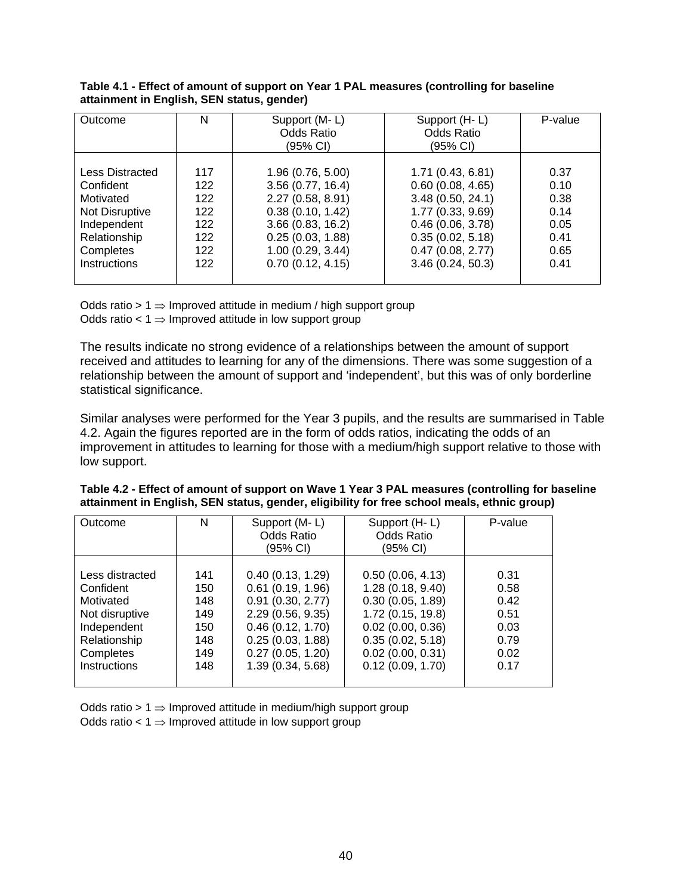**Table 4.1 - Effect of amount of support on Year 1 PAL measures (controlling for baseline attainment in English, SEN status, gender)**

| Outcome | N | Support (M- L) Odds Ratio (95% CI) | Support (H- L) Odds Ratio (95% CI) | P-value |
|---|---|---|---|---|
| Less Distracted | 117 | 1.96 (0.76, 5.00) | 1.71 (0.43, 6.81) | 0.37 |
| Confident | 122 | 3.56 (0.77, 16.4) | 0.60 (0.08, 4.65) | 0.10 |
| Motivated | 122 | 2.27 (0.58, 8.91) | 3.48 (0.50, 24.1) | 0.38 |
| Not Disruptive | 122 | 0.38 (0.10, 1.42) | 1.77 (0.33, 9.69) | 0.14 |
| Independent | 122 | 3.66 (0.83, 16.2) | 0.46 (0.06, 3.78) | 0.05 |
| Relationship | 122 | 0.25 (0.03, 1.88) | 0.35 (0.02, 5.18) | 0.41 |
| Completes | 122 | 1.00 (0.29, 3.44) | 0.47 (0.08, 2.77) | 0.65 |
| Instructions | 122 | 0.70 (0.12, 4.15) | 3.46 (0.24, 50.3) | 0.41 |

Odds ratio > 1 ⇒ Improved attitude in medium / high support group
Odds ratio < 1 ⇒ Improved attitude in low support group

The results indicate no strong evidence of a relationships between the amount of support received and attitudes to learning for any of the dimensions. There was some suggestion of a relationship between the amount of support and 'independent', but this was of only borderline statistical significance.

Similar analyses were performed for the Year 3 pupils, and the results are summarised in Table 4.2. Again the figures reported are in the form of odds ratios, indicating the odds of an improvement in attitudes to learning for those with a medium/high support relative to those with low support.

**Table 4.2 - Effect of amount of support on Wave 1 Year 3 PAL measures (controlling for baseline attainment in English, SEN status, gender, eligibility for free school meals, ethnic group)**

| Outcome | N | Support (M- L) Odds Ratio (95% CI) | Support (H- L) Odds Ratio (95% CI) | P-value |
|---|---|---|---|---|
| Less distracted | 141 | 0.40 (0.13, 1.29) | 0.50 (0.06, 4.13) | 0.31 |
| Confident | 150 | 0.61 (0.19, 1.96) | 1.28 (0.18, 9.40) | 0.58 |
| Motivated | 148 | 0.91 (0.30, 2.77) | 0.30 (0.05, 1.89) | 0.42 |
| Not disruptive | 149 | 2.29 (0.56, 9.35) | 1.72 (0.15, 19.8) | 0.51 |
| Independent | 150 | 0.46 (0.12, 1.70) | 0.02 (0.00, 0.36) | 0.03 |
| Relationship | 148 | 0.25 (0.03, 1.88) | 0.35 (0.02, 5.18) | 0.79 |
| Completes | 149 | 0.27 (0.05, 1.20) | 0.02 (0.00, 0.31) | 0.02 |
| Instructions | 148 | 1.39 (0.34, 5.68) | 0.12 (0.09, 1.70) | 0.17 |

Odds ratio > 1 ⇒ Improved attitude in medium/high support group
Odds ratio < 1 ⇒ Improved attitude in low support group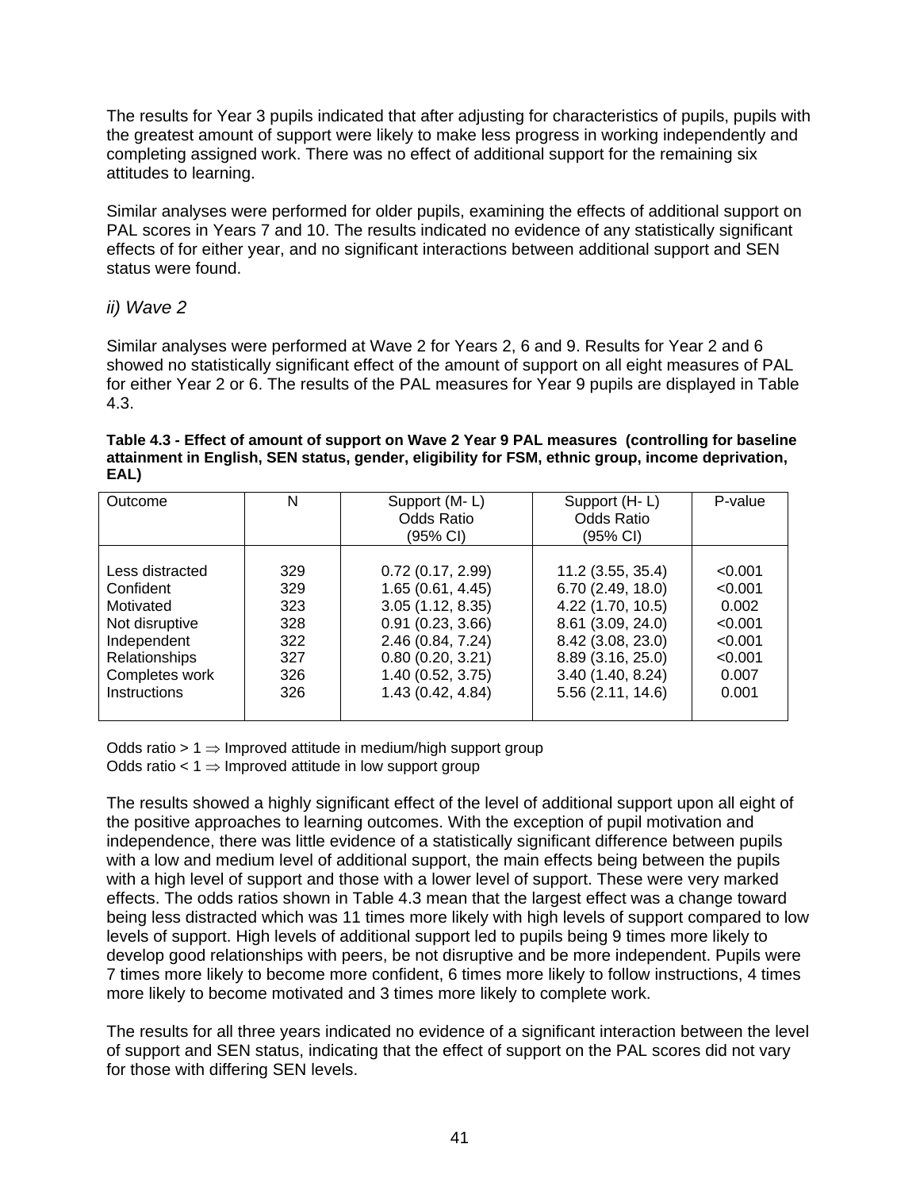The results for Year 3 pupils indicated that after adjusting for characteristics of pupils, pupils with the greatest amount of support were likely to make less progress in working independently and completing assigned work. There was no effect of additional support for the remaining six attitudes to learning.

Similar analyses were performed for older pupils, examining the effects of additional support on PAL scores in Years 7 and 10. The results indicated no evidence of any statistically significant effects of for either year, and no significant interactions between additional support and SEN status were found.

### *ii) Wave 2*

Similar analyses were performed at Wave 2 for Years 2, 6 and 9. Results for Year 2 and 6 showed no statistically significant effect of the amount of support on all eight measures of PAL for either Year 2 or 6. The results of the PAL measures for Year 9 pupils are displayed in Table 4.3.

**Table 4.3 - Effect of amount of support on Wave 2 Year 9 PAL measures (controlling for baseline attainment in English, SEN status, gender, eligibility for FSM, ethnic group, income deprivation, EAL)**

| Outcome | N | Support (M- L) Odds Ratio (95% CI) | Support (H- L) Odds Ratio (95% CI) | P-value |
|---|---|---|---|---|
| Less distracted | 329 | 0.72 (0.17, 2.99) | 11.2 (3.55, 35.4) | <0.001 |
| Confident | 329 | 1.65 (0.61, 4.45) | 6.70 (2.49, 18.0) | <0.001 |
| Motivated | 323 | 3.05 (1.12, 8.35) | 4.22 (1.70, 10.5) | 0.002 |
| Not disruptive | 328 | 0.91 (0.23, 3.66) | 8.61 (3.09, 24.0) | <0.001 |
| Independent | 322 | 2.46 (0.84, 7.24) | 8.42 (3.08, 23.0) | <0.001 |
| Relationships | 327 | 0.80 (0.20, 3.21) | 8.89 (3.16, 25.0) | <0.001 |
| Completes work | 326 | 1.40 (0.52, 3.75) | 3.40 (1.40, 8.24) | 0.007 |
| Instructions | 326 | 1.43 (0.42, 4.84) | 5.56 (2.11, 14.6) | 0.001 |

Odds ratio > 1 ⇒ Improved attitude in medium/high support group
Odds ratio < 1 ⇒ Improved attitude in low support group

The results showed a highly significant effect of the level of additional support upon all eight of the positive approaches to learning outcomes. With the exception of pupil motivation and independence, there was little evidence of a statistically significant difference between pupils with a low and medium level of additional support, the main effects being between the pupils with a high level of support and those with a lower level of support. These were very marked effects. The odds ratios shown in Table 4.3 mean that the largest effect was a change toward being less distracted which was 11 times more likely with high levels of support compared to low levels of support. High levels of additional support led to pupils being 9 times more likely to develop good relationships with peers, be not disruptive and be more independent. Pupils were 7 times more likely to become more confident, 6 times more likely to follow instructions, 4 times more likely to become motivated and 3 times more likely to complete work.

The results for all three years indicated no evidence of a significant interaction between the level of support and SEN status, indicating that the effect of support on the PAL scores did not vary for those with differing SEN levels.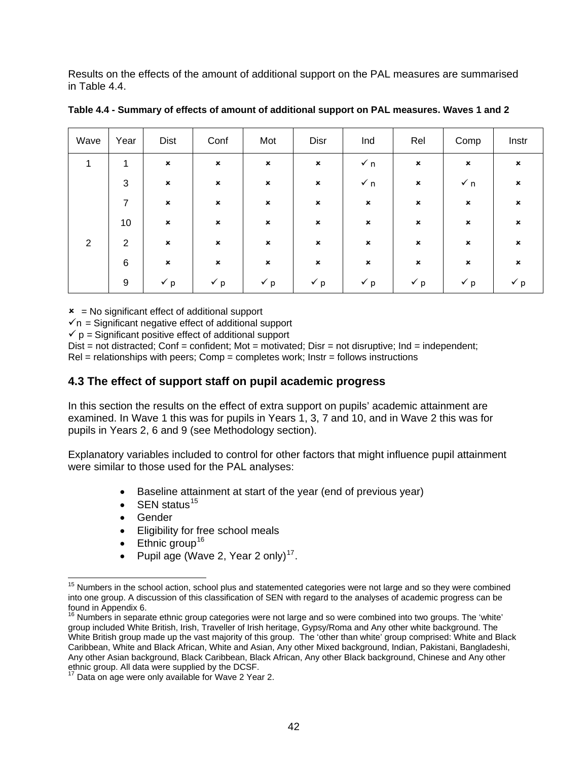Results on the effects of the amount of additional support on the PAL measures are summarised in Table 4.4.

**Table 4.4 - Summary of effects of amount of additional support on PAL measures. Waves 1 and 2**

| Wave | Year | Dist | Conf | Mot | Disr | Ind | Rel | Comp | Instr |
|---|---|---|---|---|---|---|---|---|---|
| 1 | 1 | ✗ | ✗ | ✗ | ✗ | ✓ n | ✗ | ✗ | ✗ |
| | 3 | ✗ | ✗ | ✗ | ✗ | ✓ n | ✗ | ✓ n | ✗ |
| | 7 | ✗ | ✗ | ✗ | ✗ | ✗ | ✗ | ✗ | ✗ |
| | 10 | ✗ | ✗ | ✗ | ✗ | ✗ | ✗ | ✗ | ✗ |
| 2 | 2 | ✗ | ✗ | ✗ | ✗ | ✗ | ✗ | ✗ | ✗ |
| | 6 | ✗ | ✗ | ✗ | ✗ | ✗ | ✗ | ✗ | ✗ |
| | 9 | ✓ p | ✓ p | ✓ p | ✓ p | ✓ p | ✓ p | ✓ p | ✓ p |

✗ = No significant effect of additional support
✓n = Significant negative effect of additional support
✓ p = Significant positive effect of additional support
Dist = not distracted; Conf = confident; Mot = motivated; Disr = not disruptive; Ind = independent; Rel = relationships with peers; Comp = completes work; Instr = follows instructions

## 4.3 The effect of support staff on pupil academic progress

In this section the results on the effect of extra support on pupils' academic attainment are examined. In Wave 1 this was for pupils in Years 1, 3, 7 and 10, and in Wave 2 this was for pupils in Years 2, 6 and 9 (see Methodology section).

Explanatory variables included to control for other factors that might influence pupil attainment were similar to those used for the PAL analyses:

- Baseline attainment at start of the year (end of previous year)
- SEN status[15]
- Gender
- Eligibility for free school meals
- Ethnic group[16]
- Pupil age (Wave 2, Year 2 only)[17].

[15] Numbers in the school action, school plus and statemented categories were not large and so they were combined into one group. A discussion of this classification of SEN with regard to the analyses of academic progress can be found in Appendix 6.

[16] Numbers in separate ethnic group categories were not large and so were combined into two groups. The 'white' group included White British, Irish, Traveller of Irish heritage, Gypsy/Roma and Any other white background. The White British group made up the vast majority of this group. The 'other than white' group comprised: White and Black Caribbean, White and Black African, White and Asian, Any other Mixed background, Indian, Pakistani, Bangladeshi, Any other Asian background, Black Caribbean, Black African, Any other Black background, Chinese and Any other ethnic group. All data were supplied by the DCSF.

[17] Data on age were only available for Wave 2 Year 2.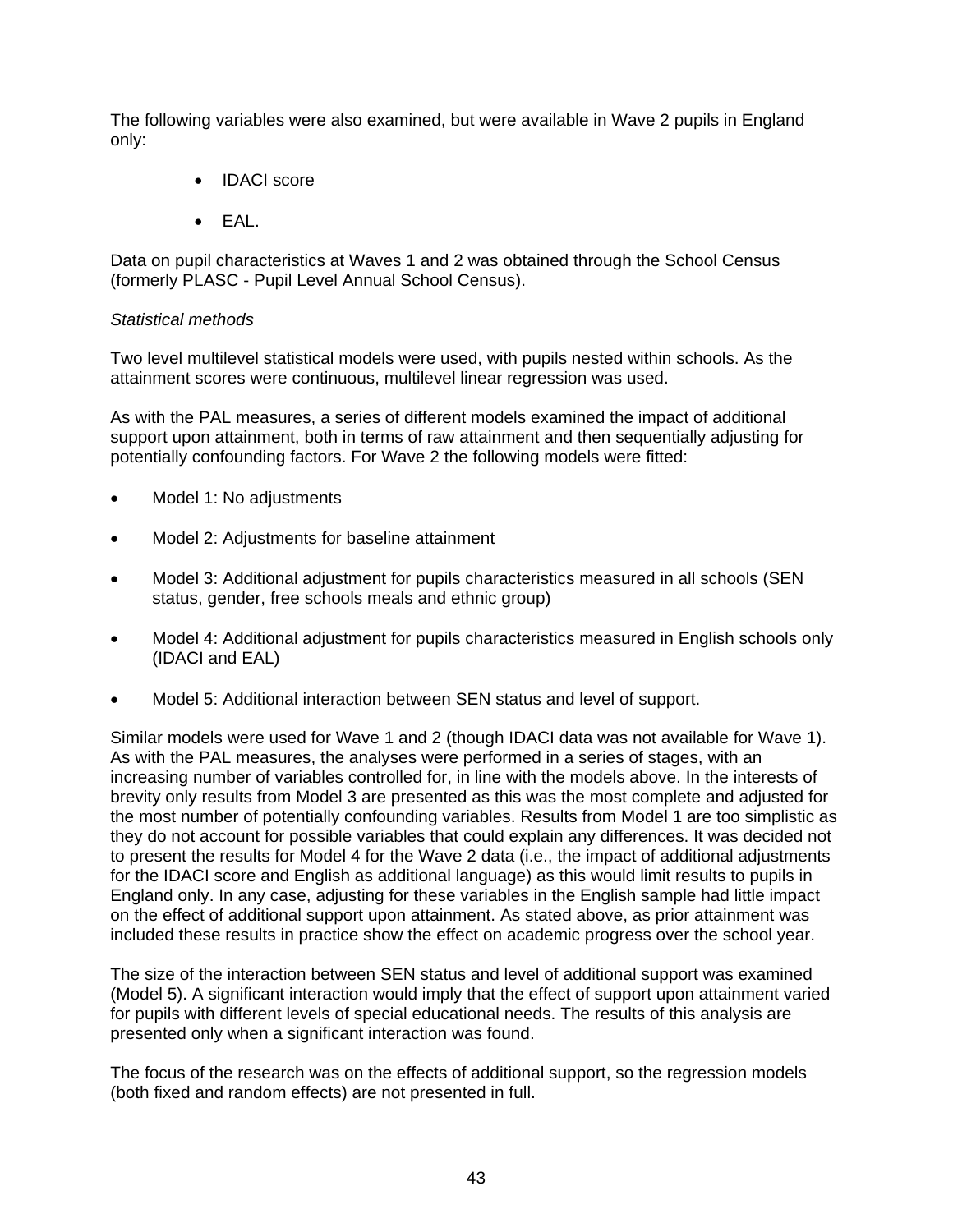The following variables were also examined, but were available in Wave 2 pupils in England only:

- IDACI score
- EAL.

Data on pupil characteristics at Waves 1 and 2 was obtained through the School Census (formerly PLASC - Pupil Level Annual School Census).

*Statistical methods*

Two level multilevel statistical models were used, with pupils nested within schools. As the attainment scores were continuous, multilevel linear regression was used.

As with the PAL measures, a series of different models examined the impact of additional support upon attainment, both in terms of raw attainment and then sequentially adjusting for potentially confounding factors. For Wave 2 the following models were fitted:

- Model 1: No adjustments
- Model 2: Adjustments for baseline attainment
- Model 3: Additional adjustment for pupils characteristics measured in all schools (SEN status, gender, free schools meals and ethnic group)
- Model 4: Additional adjustment for pupils characteristics measured in English schools only (IDACI and EAL)
- Model 5: Additional interaction between SEN status and level of support.

Similar models were used for Wave 1 and 2 (though IDACI data was not available for Wave 1). As with the PAL measures, the analyses were performed in a series of stages, with an increasing number of variables controlled for, in line with the models above. In the interests of brevity only results from Model 3 are presented as this was the most complete and adjusted for the most number of potentially confounding variables. Results from Model 1 are too simplistic as they do not account for possible variables that could explain any differences. It was decided not to present the results for Model 4 for the Wave 2 data (i.e., the impact of additional adjustments for the IDACI score and English as additional language) as this would limit results to pupils in England only. In any case, adjusting for these variables in the English sample had little impact on the effect of additional support upon attainment. As stated above, as prior attainment was included these results in practice show the effect on academic progress over the school year.

The size of the interaction between SEN status and level of additional support was examined (Model 5). A significant interaction would imply that the effect of support upon attainment varied for pupils with different levels of special educational needs. The results of this analysis are presented only when a significant interaction was found.

The focus of the research was on the effects of additional support, so the regression models (both fixed and random effects) are not presented in full.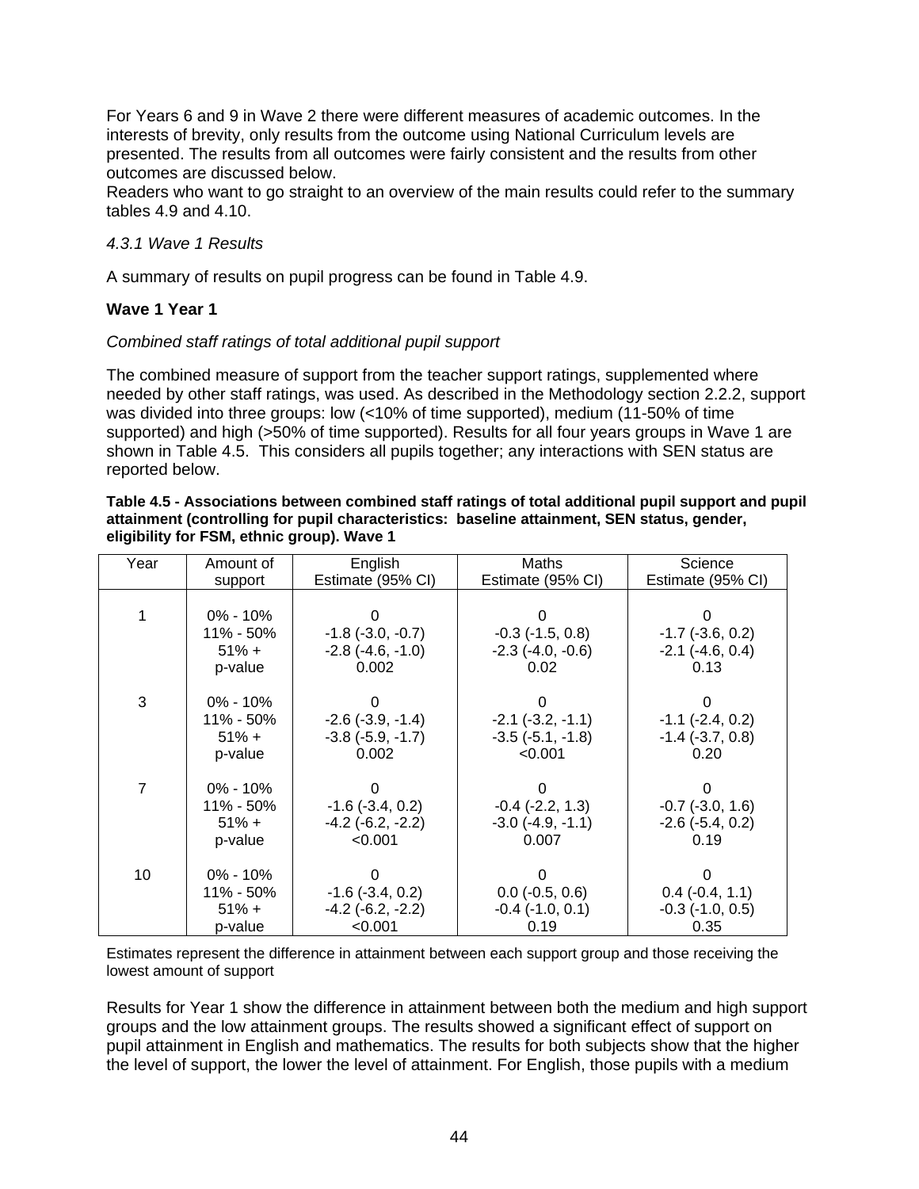For Years 6 and 9 in Wave 2 there were different measures of academic outcomes. In the interests of brevity, only results from the outcome using National Curriculum levels are presented. The results from all outcomes were fairly consistent and the results from other outcomes are discussed below.
Readers who want to go straight to an overview of the main results could refer to the summary tables 4.9 and 4.10.

*4.3.1 Wave 1 Results*

A summary of results on pupil progress can be found in Table 4.9.

**Wave 1 Year 1**

*Combined staff ratings of total additional pupil support*

The combined measure of support from the teacher support ratings, supplemented where needed by other staff ratings, was used. As described in the Methodology section 2.2.2, support was divided into three groups: low (<10% of time supported), medium (11-50% of time supported) and high (>50% of time supported). Results for all four years groups in Wave 1 are shown in Table 4.5. This considers all pupils together; any interactions with SEN status are reported below.

**Table 4.5 - Associations between combined staff ratings of total additional pupil support and pupil attainment (controlling for pupil characteristics: baseline attainment, SEN status, gender, eligibility for FSM, ethnic group). Wave 1**

| Year | Amount of support | English Estimate (95% CI) | Maths Estimate (95% CI) | Science Estimate (95% CI) |
|---|---|---|---|---|
| 1 | 0% - 10% | 0 | 0 | 0 |
| | 11% - 50% | -1.8 (-3.0, -0.7) | -0.3 (-1.5, 0.8) | -1.7 (-3.6, 0.2) |
| | 51% + | -2.8 (-4.6, -1.0) | -2.3 (-4.0, -0.6) | -2.1 (-4.6, 0.4) |
| | p-value | 0.002 | 0.02 | 0.13 |
| 3 | 0% - 10% | 0 | 0 | 0 |
| | 11% - 50% | -2.6 (-3.9, -1.4) | -2.1 (-3.2, -1.1) | -1.1 (-2.4, 0.2) |
| | 51% + | -3.8 (-5.9, -1.7) | -3.5 (-5.1, -1.8) | -1.4 (-3.7, 0.8) |
| | p-value | 0.002 | <0.001 | 0.20 |
| 7 | 0% - 10% | 0 | 0 | 0 |
| | 11% - 50% | -1.6 (-3.4, 0.2) | -0.4 (-2.2, 1.3) | -0.7 (-3.0, 1.6) |
| | 51% + | -4.2 (-6.2, -2.2) | -3.0 (-4.9, -1.1) | -2.6 (-5.4, 0.2) |
| | p-value | <0.001 | 0.007 | 0.19 |
| 10 | 0% - 10% | 0 | 0 | 0 |
| | 11% - 50% | -1.6 (-3.4, 0.2) | 0.0 (-0.5, 0.6) | 0.4 (-0.4, 1.1) |
| | 51% + | -4.2 (-6.2, -2.2) | -0.4 (-1.0, 0.1) | -0.3 (-1.0, 0.5) |
| | p-value | <0.001 | 0.19 | 0.35 |

Estimates represent the difference in attainment between each support group and those receiving the lowest amount of support

Results for Year 1 show the difference in attainment between both the medium and high support groups and the low attainment groups. The results showed a significant effect of support on pupil attainment in English and mathematics. The results for both subjects show that the higher the level of support, the lower the level of attainment. For English, those pupils with a medium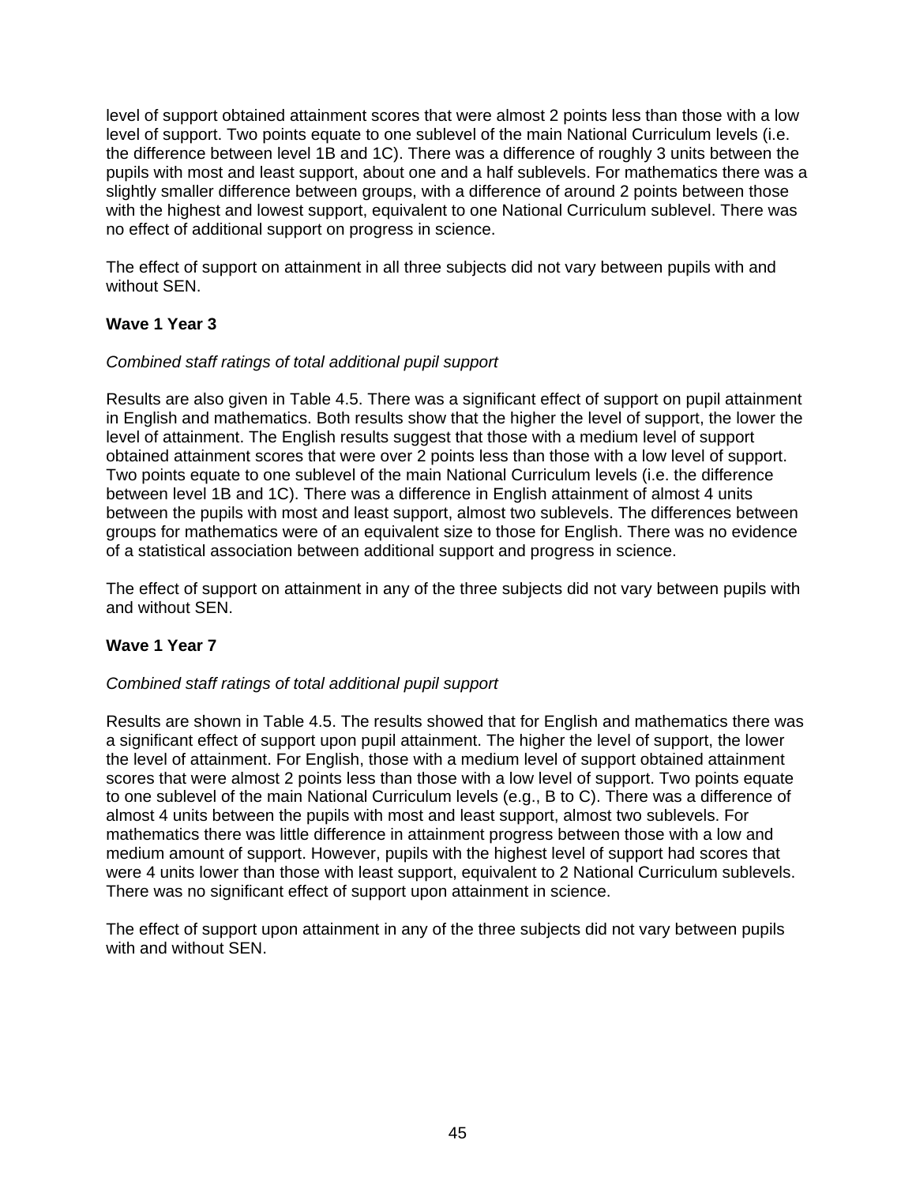level of support obtained attainment scores that were almost 2 points less than those with a low level of support. Two points equate to one sublevel of the main National Curriculum levels (i.e. the difference between level 1B and 1C). There was a difference of roughly 3 units between the pupils with most and least support, about one and a half sublevels. For mathematics there was a slightly smaller difference between groups, with a difference of around 2 points between those with the highest and lowest support, equivalent to one National Curriculum sublevel. There was no effect of additional support on progress in science.

The effect of support on attainment in all three subjects did not vary between pupils with and without SEN.

**Wave 1 Year 3**

*Combined staff ratings of total additional pupil support*

Results are also given in Table 4.5. There was a significant effect of support on pupil attainment in English and mathematics. Both results show that the higher the level of support, the lower the level of attainment. The English results suggest that those with a medium level of support obtained attainment scores that were over 2 points less than those with a low level of support. Two points equate to one sublevel of the main National Curriculum levels (i.e. the difference between level 1B and 1C). There was a difference in English attainment of almost 4 units between the pupils with most and least support, almost two sublevels. The differences between groups for mathematics were of an equivalent size to those for English. There was no evidence of a statistical association between additional support and progress in science.

The effect of support on attainment in any of the three subjects did not vary between pupils with and without SEN.

**Wave 1 Year 7**

*Combined staff ratings of total additional pupil support*

Results are shown in Table 4.5. The results showed that for English and mathematics there was a significant effect of support upon pupil attainment. The higher the level of support, the lower the level of attainment. For English, those with a medium level of support obtained attainment scores that were almost 2 points less than those with a low level of support. Two points equate to one sublevel of the main National Curriculum levels (e.g., B to C). There was a difference of almost 4 units between the pupils with most and least support, almost two sublevels. For mathematics there was little difference in attainment progress between those with a low and medium amount of support. However, pupils with the highest level of support had scores that were 4 units lower than those with least support, equivalent to 2 National Curriculum sublevels. There was no significant effect of support upon attainment in science.

The effect of support upon attainment in any of the three subjects did not vary between pupils with and without SEN.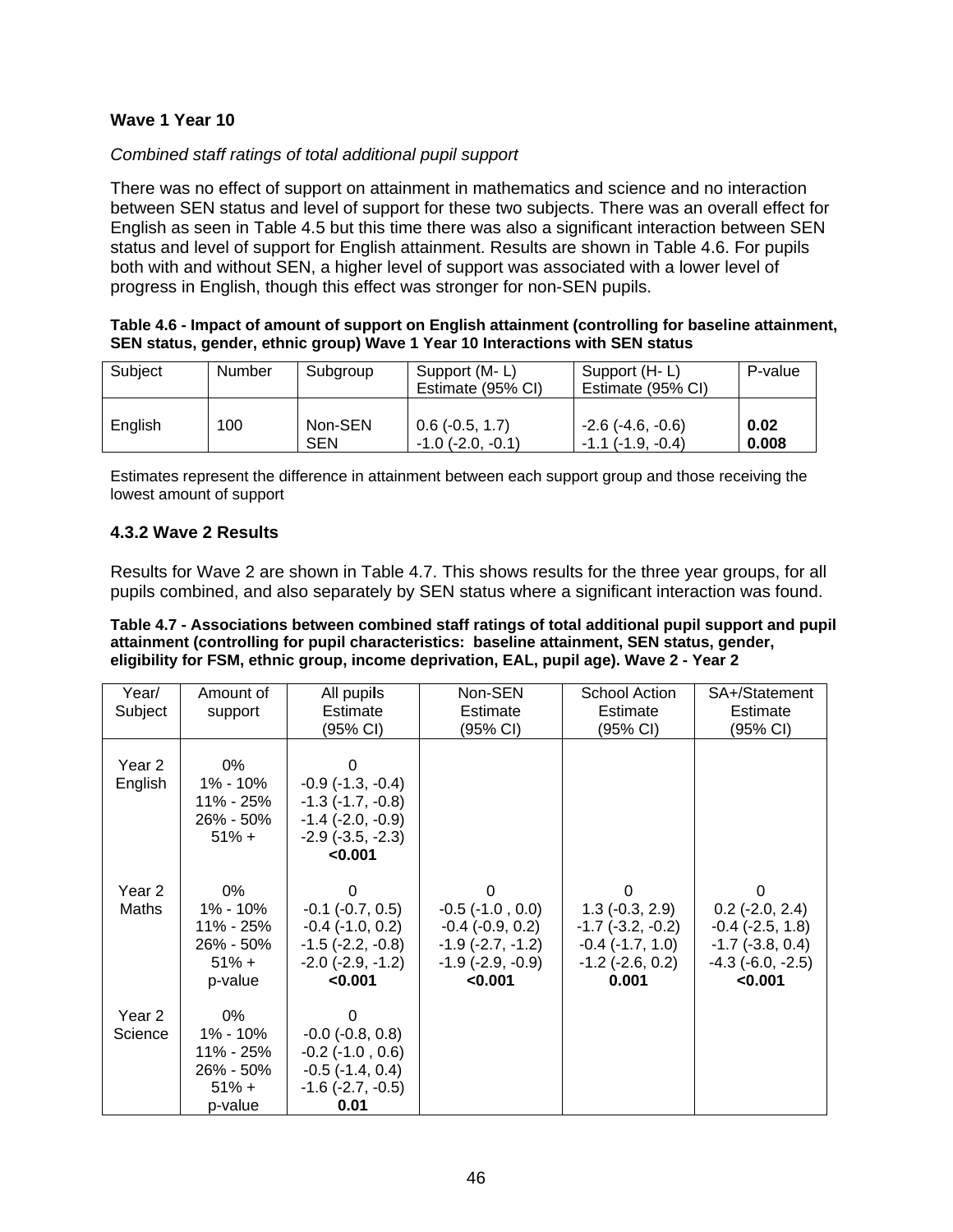**Wave 1 Year 10**

*Combined staff ratings of total additional pupil support*

There was no effect of support on attainment in mathematics and science and no interaction between SEN status and level of support for these two subjects. There was an overall effect for English as seen in Table 4.5 but this time there was also a significant interaction between SEN status and level of support for English attainment. Results are shown in Table 4.6. For pupils both with and without SEN, a higher level of support was associated with a lower level of progress in English, though this effect was stronger for non-SEN pupils.

**Table 4.6 - Impact of amount of support on English attainment (controlling for baseline attainment, SEN status, gender, ethnic group) Wave 1 Year 10 Interactions with SEN status**

| Subject | Number | Subgroup | Support (M- L) Estimate (95% CI) | Support (H- L) Estimate (95% CI) | P-value |
|---|---|---|---|---|---|
| English | 100 | Non-SEN<br>SEN | 0.6 (-0.5, 1.7)<br>-1.0 (-2.0, -0.1) | -2.6 (-4.6, -0.6)<br>-1.1 (-1.9, -0.4) | **0.02**<br>**0.008** |

Estimates represent the difference in attainment between each support group and those receiving the lowest amount of support

### 4.3.2 Wave 2 Results

Results for Wave 2 are shown in Table 4.7. This shows results for the three year groups, for all pupils combined, and also separately by SEN status where a significant interaction was found.

**Table 4.7 - Associations between combined staff ratings of total additional pupil support and pupil attainment (controlling for pupil characteristics: baseline attainment, SEN status, gender, eligibility for FSM, ethnic group, income deprivation, EAL, pupil age). Wave 2 - Year 2**

| Year/ Subject | Amount of support | All pupils Estimate (95% CI) | Non-SEN Estimate (95% CI) | School Action Estimate (95% CI) | SA+/Statement Estimate (95% CI) |
|---|---|---|---|---|---|
| Year 2 English | 0%<br>1% - 10%<br>11% - 25%<br>26% - 50%<br>51% + | 0<br>-0.9 (-1.3, -0.4)<br>-1.3 (-1.7, -0.8)<br>-1.4 (-2.0, -0.9)<br>-2.9 (-3.5, -2.3)<br>**<0.001** | | | |
| Year 2 Maths | 0%<br>1% - 10%<br>11% - 25%<br>26% - 50%<br>51% +<br>p-value | 0<br>-0.1 (-0.7, 0.5)<br>-0.4 (-1.0, 0.2)<br>-1.5 (-2.2, -0.8)<br>-2.0 (-2.9, -1.2)<br>**<0.001** | 0<br>-0.5 (-1.0 , 0.0)<br>-0.4 (-0.9, 0.2)<br>-1.9 (-2.7, -1.2)<br>-1.9 (-2.9, -0.9)<br>**<0.001** | 0<br>1.3 (-0.3, 2.9)<br>-1.7 (-3.2, -0.2)<br>-0.4 (-1.7, 1.0)<br>-1.2 (-2.6, 0.2)<br>**0.001** | 0<br>0.2 (-2.0, 2.4)<br>-0.4 (-2.5, 1.8)<br>-1.7 (-3.8, 0.4)<br>-4.3 (-6.0, -2.5)<br>**<0.001** |
| Year 2 Science | 0%<br>1% - 10%<br>11% - 25%<br>26% - 50%<br>51% +<br>p-value | 0<br>-0.0 (-0.8, 0.8)<br>-0.2 (-1.0 , 0.6)<br>-0.5 (-1.4, 0.4)<br>-1.6 (-2.7, -0.5)<br>**0.01** | | | |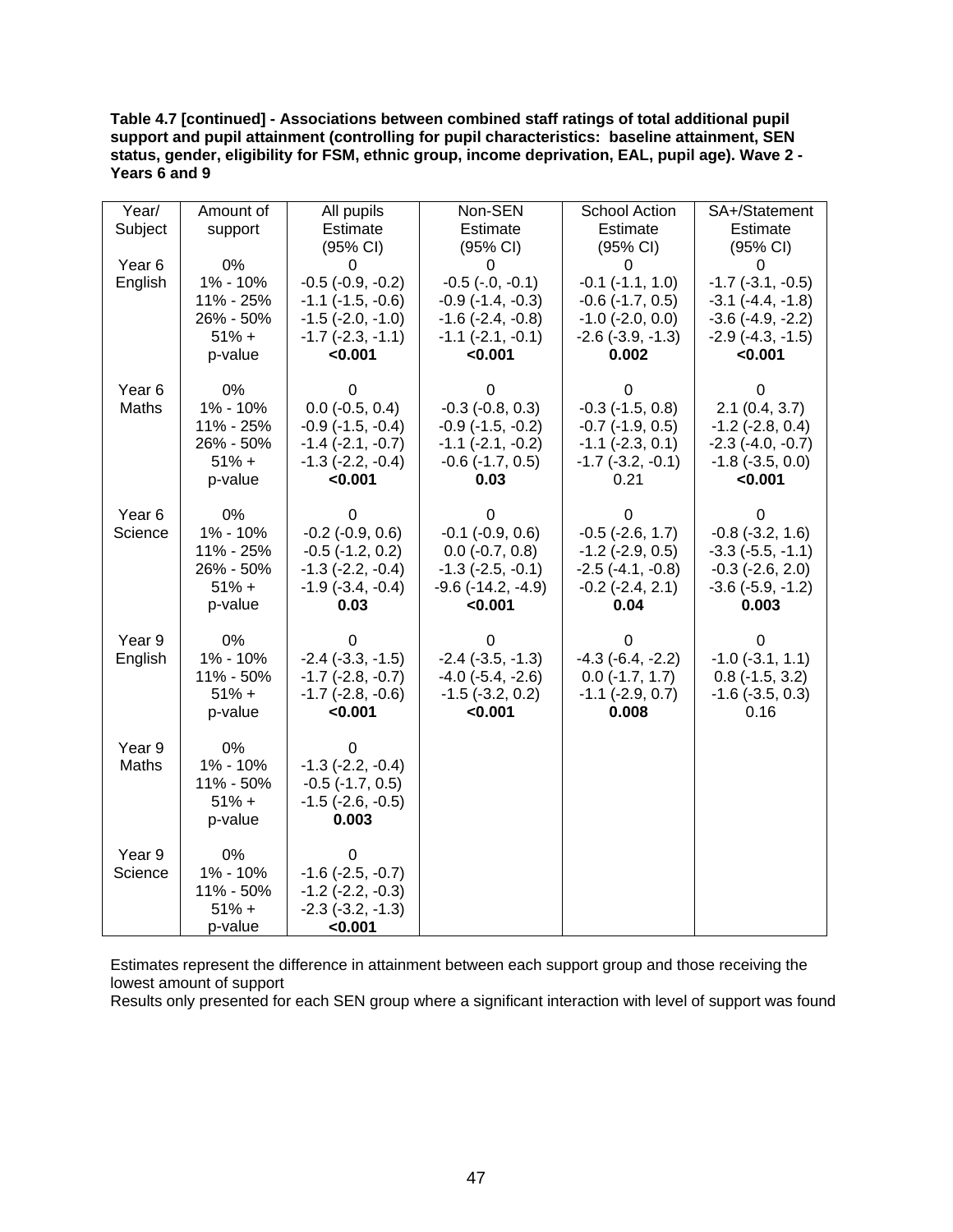**Table 4.7 [continued] - Associations between combined staff ratings of total additional pupil support and pupil attainment (controlling for pupil characteristics: baseline attainment, SEN status, gender, eligibility for FSM, ethnic group, income deprivation, EAL, pupil age). Wave 2 - Years 6 and 9**

| Year/ Subject | Amount of support | All pupils Estimate (95% CI) | Non-SEN Estimate (95% CI) | School Action Estimate (95% CI) | SA+/Statement Estimate (95% CI) |
|---|---|---|---|---|---|
| Year 6 English | 0% | 0 | 0 | 0 | 0 |
| | 1% - 10% | -0.5 (-0.9, -0.2) | -0.5 (-.0, -0.1) | -0.1 (-1.1, 1.0) | -1.7 (-3.1, -0.5) |
| | 11% - 25% | -1.1 (-1.5, -0.6) | -0.9 (-1.4, -0.3) | -0.6 (-1.7, 0.5) | -3.1 (-4.4, -1.8) |
| | 26% - 50% | -1.5 (-2.0, -1.0) | -1.6 (-2.4, -0.8) | -1.0 (-2.0, 0.0) | -3.6 (-4.9, -2.2) |
| | 51% + | -1.7 (-2.3, -1.1) | -1.1 (-2.1, -0.1) | -2.6 (-3.9, -1.3) | -2.9 (-4.3, -1.5) |
| | p-value | **<0.001** | **<0.001** | **0.002** | **<0.001** |
| Year 6 Maths | 0% | 0 | 0 | 0 | 0 |
| | 1% - 10% | 0.0 (-0.5, 0.4) | -0.3 (-0.8, 0.3) | -0.3 (-1.5, 0.8) | 2.1 (0.4, 3.7) |
| | 11% - 25% | -0.9 (-1.5, -0.4) | -0.9 (-1.5, -0.2) | -0.7 (-1.9, 0.5) | -1.2 (-2.8, 0.4) |
| | 26% - 50% | -1.4 (-2.1, -0.7) | -1.1 (-2.1, -0.2) | -1.1 (-2.3, 0.1) | -2.3 (-4.0, -0.7) |
| | 51% + | -1.3 (-2.2, -0.4) | -0.6 (-1.7, 0.5) | -1.7 (-3.2, -0.1) | -1.8 (-3.5, 0.0) |
| | p-value | **<0.001** | **0.03** | 0.21 | **<0.001** |
| Year 6 Science | 0% | 0 | 0 | 0 | 0 |
| | 1% - 10% | -0.2 (-0.9, 0.6) | -0.1 (-0.9, 0.6) | -0.5 (-2.6, 1.7) | -0.8 (-3.2, 1.6) |
| | 11% - 25% | -0.5 (-1.2, 0.2) | 0.0 (-0.7, 0.8) | -1.2 (-2.9, 0.5) | -3.3 (-5.5, -1.1) |
| | 26% - 50% | -1.3 (-2.2, -0.4) | -1.3 (-2.5, -0.1) | -2.5 (-4.1, -0.8) | -0.3 (-2.6, 2.0) |
| | 51% + | -1.9 (-3.4, -0.4) | -9.6 (-14.2, -4.9) | -0.2 (-2.4, 2.1) | -3.6 (-5.9, -1.2) |
| | p-value | **0.03** | **<0.001** | **0.04** | **0.003** |
| Year 9 English | 0% | 0 | 0 | 0 | 0 |
| | 1% - 10% | -2.4 (-3.3, -1.5) | -2.4 (-3.5, -1.3) | -4.3 (-6.4, -2.2) | -1.0 (-3.1, 1.1) |
| | 11% - 50% | -1.7 (-2.8, -0.7) | -4.0 (-5.4, -2.6) | 0.0 (-1.7, 1.7) | 0.8 (-1.5, 3.2) |
| | 51% + | -1.7 (-2.8, -0.6) | -1.5 (-3.2, 0.2) | -1.1 (-2.9, 0.7) | -1.6 (-3.5, 0.3) |
| | p-value | **<0.001** | **<0.001** | **0.008** | 0.16 |
| Year 9 Maths | 0% | 0 | | | |
| | 1% - 10% | -1.3 (-2.2, -0.4) | | | |
| | 11% - 50% | -0.5 (-1.7, 0.5) | | | |
| | 51% + | -1.5 (-2.6, -0.5) | | | |
| | p-value | **0.003** | | | |
| Year 9 Science | 0% | 0 | | | |
| | 1% - 10% | -1.6 (-2.5, -0.7) | | | |
| | 11% - 50% | -1.2 (-2.2, -0.3) | | | |
| | 51% + | -2.3 (-3.2, -1.3) | | | |
| | p-value | **<0.001** | | | |

Estimates represent the difference in attainment between each support group and those receiving the lowest amount of support

Results only presented for each SEN group where a significant interaction with level of support was found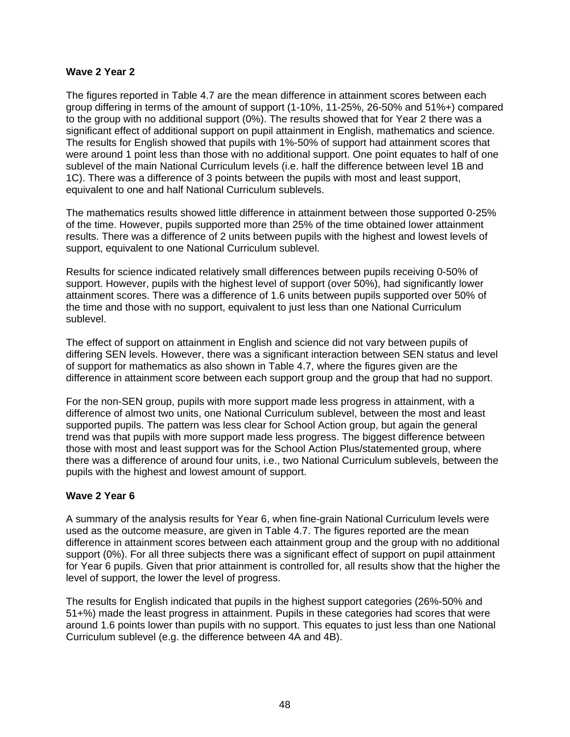**Wave 2 Year 2**

The figures reported in Table 4.7 are the mean difference in attainment scores between each group differing in terms of the amount of support (1-10%, 11-25%, 26-50% and 51%+) compared to the group with no additional support (0%). The results showed that for Year 2 there was a significant effect of additional support on pupil attainment in English, mathematics and science. The results for English showed that pupils with 1%-50% of support had attainment scores that were around 1 point less than those with no additional support. One point equates to half of one sublevel of the main National Curriculum levels (i.e. half the difference between level 1B and 1C). There was a difference of 3 points between the pupils with most and least support, equivalent to one and half National Curriculum sublevels.

The mathematics results showed little difference in attainment between those supported 0-25% of the time. However, pupils supported more than 25% of the time obtained lower attainment results. There was a difference of 2 units between pupils with the highest and lowest levels of support, equivalent to one National Curriculum sublevel.

Results for science indicated relatively small differences between pupils receiving 0-50% of support. However, pupils with the highest level of support (over 50%), had significantly lower attainment scores. There was a difference of 1.6 units between pupils supported over 50% of the time and those with no support, equivalent to just less than one National Curriculum sublevel.

The effect of support on attainment in English and science did not vary between pupils of differing SEN levels. However, there was a significant interaction between SEN status and level of support for mathematics as also shown in Table 4.7, where the figures given are the difference in attainment score between each support group and the group that had no support.

For the non-SEN group, pupils with more support made less progress in attainment, with a difference of almost two units, one National Curriculum sublevel, between the most and least supported pupils. The pattern was less clear for School Action group, but again the general trend was that pupils with more support made less progress. The biggest difference between those with most and least support was for the School Action Plus/statemented group, where there was a difference of around four units, i.e., two National Curriculum sublevels, between the pupils with the highest and lowest amount of support.

**Wave 2 Year 6**

A summary of the analysis results for Year 6, when fine-grain National Curriculum levels were used as the outcome measure, are given in Table 4.7. The figures reported are the mean difference in attainment scores between each attainment group and the group with no additional support (0%). For all three subjects there was a significant effect of support on pupil attainment for Year 6 pupils. Given that prior attainment is controlled for, all results show that the higher the level of support, the lower the level of progress.

The results for English indicated that pupils in the highest support categories (26%-50% and 51+%) made the least progress in attainment. Pupils in these categories had scores that were around 1.6 points lower than pupils with no support. This equates to just less than one National Curriculum sublevel (e.g. the difference between 4A and 4B).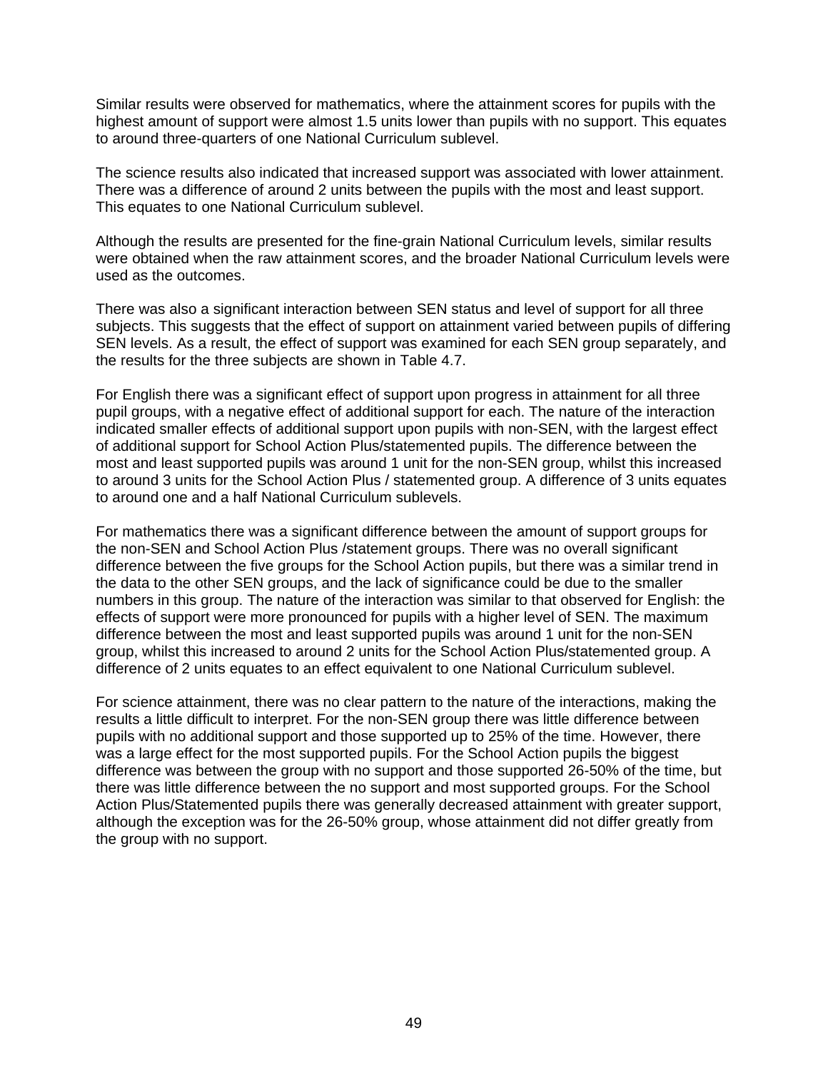Similar results were observed for mathematics, where the attainment scores for pupils with the highest amount of support were almost 1.5 units lower than pupils with no support. This equates to around three-quarters of one National Curriculum sublevel.

The science results also indicated that increased support was associated with lower attainment. There was a difference of around 2 units between the pupils with the most and least support. This equates to one National Curriculum sublevel.

Although the results are presented for the fine-grain National Curriculum levels, similar results were obtained when the raw attainment scores, and the broader National Curriculum levels were used as the outcomes.

There was also a significant interaction between SEN status and level of support for all three subjects. This suggests that the effect of support on attainment varied between pupils of differing SEN levels. As a result, the effect of support was examined for each SEN group separately, and the results for the three subjects are shown in Table 4.7.

For English there was a significant effect of support upon progress in attainment for all three pupil groups, with a negative effect of additional support for each. The nature of the interaction indicated smaller effects of additional support upon pupils with non-SEN, with the largest effect of additional support for School Action Plus/statemented pupils. The difference between the most and least supported pupils was around 1 unit for the non-SEN group, whilst this increased to around 3 units for the School Action Plus / statemented group. A difference of 3 units equates to around one and a half National Curriculum sublevels.

For mathematics there was a significant difference between the amount of support groups for the non-SEN and School Action Plus /statement groups. There was no overall significant difference between the five groups for the School Action pupils, but there was a similar trend in the data to the other SEN groups, and the lack of significance could be due to the smaller numbers in this group. The nature of the interaction was similar to that observed for English: the effects of support were more pronounced for pupils with a higher level of SEN. The maximum difference between the most and least supported pupils was around 1 unit for the non-SEN group, whilst this increased to around 2 units for the School Action Plus/statemented group. A difference of 2 units equates to an effect equivalent to one National Curriculum sublevel.

For science attainment, there was no clear pattern to the nature of the interactions, making the results a little difficult to interpret. For the non-SEN group there was little difference between pupils with no additional support and those supported up to 25% of the time. However, there was a large effect for the most supported pupils. For the School Action pupils the biggest difference was between the group with no support and those supported 26-50% of the time, but there was little difference between the no support and most supported groups. For the School Action Plus/Statemented pupils there was generally decreased attainment with greater support, although the exception was for the 26-50% group, whose attainment did not differ greatly from the group with no support.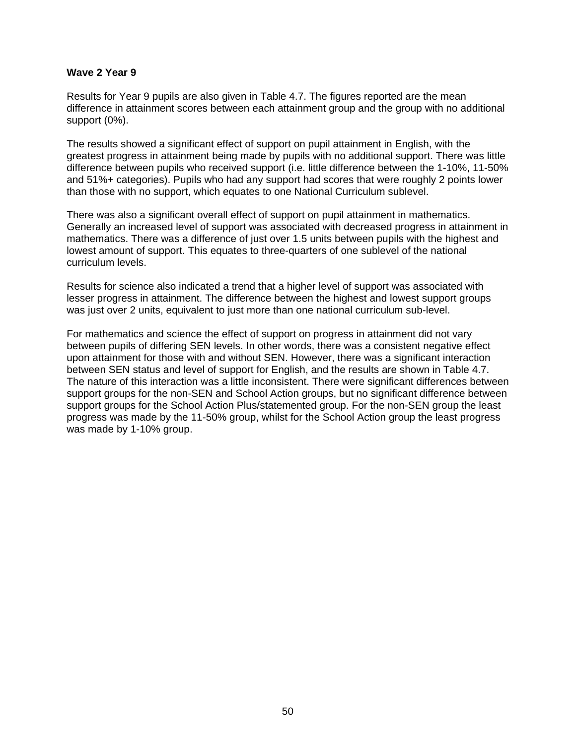**Wave 2 Year 9**

Results for Year 9 pupils are also given in Table 4.7. The figures reported are the mean difference in attainment scores between each attainment group and the group with no additional support (0%).

The results showed a significant effect of support on pupil attainment in English, with the greatest progress in attainment being made by pupils with no additional support. There was little difference between pupils who received support (i.e. little difference between the 1-10%, 11-50% and 51%+ categories). Pupils who had any support had scores that were roughly 2 points lower than those with no support, which equates to one National Curriculum sublevel.

There was also a significant overall effect of support on pupil attainment in mathematics. Generally an increased level of support was associated with decreased progress in attainment in mathematics. There was a difference of just over 1.5 units between pupils with the highest and lowest amount of support. This equates to three-quarters of one sublevel of the national curriculum levels.

Results for science also indicated a trend that a higher level of support was associated with lesser progress in attainment. The difference between the highest and lowest support groups was just over 2 units, equivalent to just more than one national curriculum sub-level.

For mathematics and science the effect of support on progress in attainment did not vary between pupils of differing SEN levels. In other words, there was a consistent negative effect upon attainment for those with and without SEN. However, there was a significant interaction between SEN status and level of support for English, and the results are shown in Table 4.7. The nature of this interaction was a little inconsistent. There were significant differences between support groups for the non-SEN and School Action groups, but no significant difference between support groups for the School Action Plus/statemented group. For the non-SEN group the least progress was made by the 11-50% group, whilst for the School Action group the least progress was made by 1-10% group.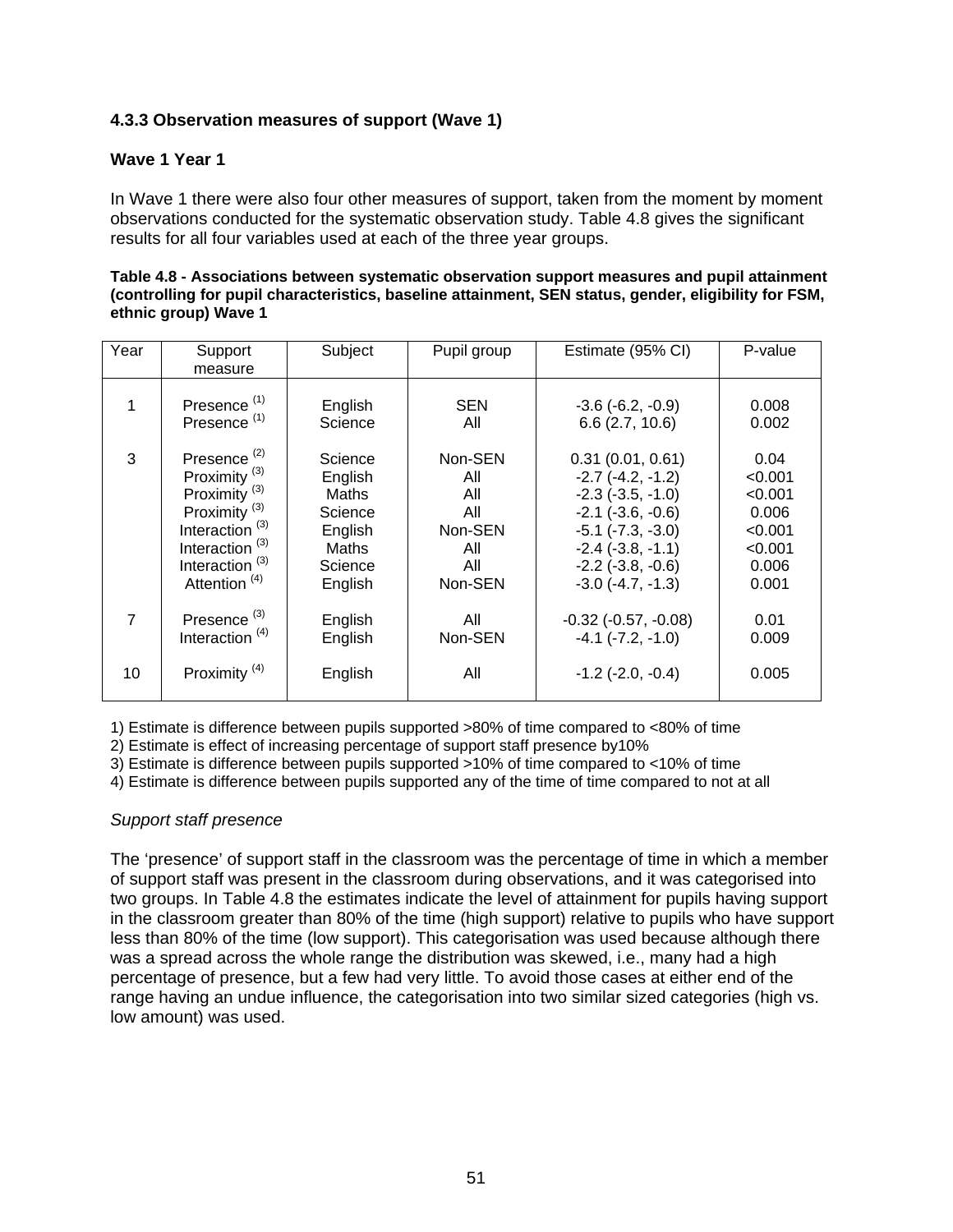### 4.3.3 Observation measures of support (Wave 1)

**Wave 1 Year 1**

In Wave 1 there were also four other measures of support, taken from the moment by moment observations conducted for the systematic observation study. Table 4.8 gives the significant results for all four variables used at each of the three year groups.

**Table 4.8 - Associations between systematic observation support measures and pupil attainment (controlling for pupil characteristics, baseline attainment, SEN status, gender, eligibility for FSM, ethnic group) Wave 1**

| Year | Support measure | Subject | Pupil group | Estimate (95% CI) | P-value |
|---|---|---|---|---|---|
| 1 | Presence (1) | English | SEN | -3.6 (-6.2, -0.9) | 0.008 |
| | Presence (1) | Science | All | 6.6 (2.7, 10.6) | 0.002 |
| 3 | Presence (2) | Science | Non-SEN | 0.31 (0.01, 0.61) | 0.04 |
| | Proximity (3) | English | All | -2.7 (-4.2, -1.2) | <0.001 |
| | Proximity (3) | Maths | All | -2.3 (-3.5, -1.0) | <0.001 |
| | Proximity (3) | Science | All | -2.1 (-3.6, -0.6) | 0.006 |
| | Interaction (3) | English | Non-SEN | -5.1 (-7.3, -3.0) | <0.001 |
| | Interaction (3) | Maths | All | -2.4 (-3.8, -1.1) | <0.001 |
| | Interaction (3) | Science | All | -2.2 (-3.8, -0.6) | 0.006 |
| | Attention (4) | English | Non-SEN | -3.0 (-4.7, -1.3) | 0.001 |
| 7 | Presence (3) | English | All | -0.32 (-0.57, -0.08) | 0.01 |
| | Interaction (4) | English | Non-SEN | -4.1 (-7.2, -1.0) | 0.009 |
| 10 | Proximity (4) | English | All | -1.2 (-2.0, -0.4) | 0.005 |

1) Estimate is difference between pupils supported >80% of time compared to <80% of time
2) Estimate is effect of increasing percentage of support staff presence by10%
3) Estimate is difference between pupils supported >10% of time compared to <10% of time
4) Estimate is difference between pupils supported any of the time of time compared to not at all

*Support staff presence*

The 'presence' of support staff in the classroom was the percentage of time in which a member of support staff was present in the classroom during observations, and it was categorised into two groups. In Table 4.8 the estimates indicate the level of attainment for pupils having support in the classroom greater than 80% of the time (high support) relative to pupils who have support less than 80% of the time (low support). This categorisation was used because although there was a spread across the whole range the distribution was skewed, i.e., many had a high percentage of presence, but a few had very little. To avoid those cases at either end of the range having an undue influence, the categorisation into two similar sized categories (high vs. low amount) was used.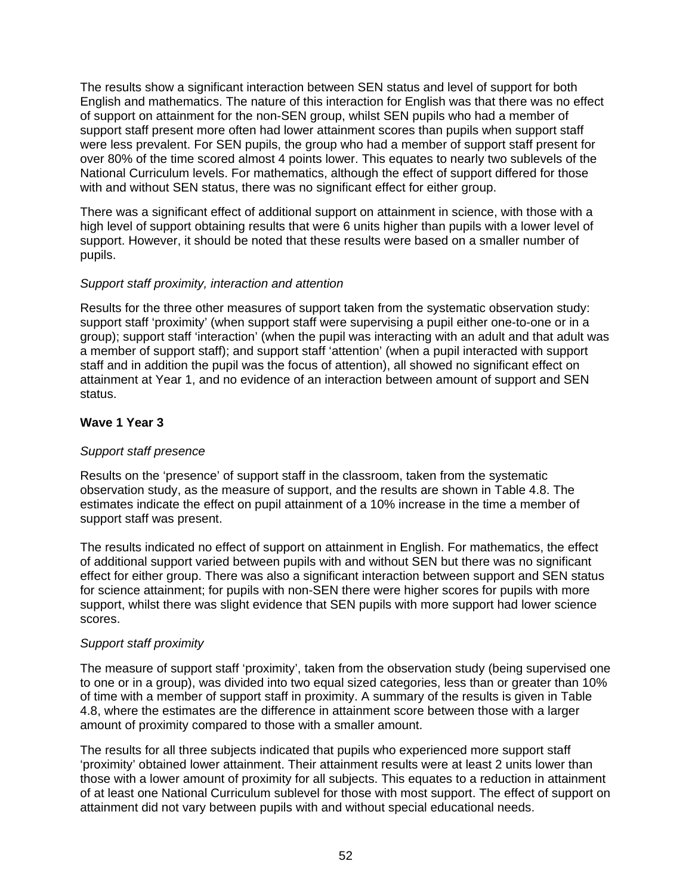The results show a significant interaction between SEN status and level of support for both English and mathematics. The nature of this interaction for English was that there was no effect of support on attainment for the non-SEN group, whilst SEN pupils who had a member of support staff present more often had lower attainment scores than pupils when support staff were less prevalent. For SEN pupils, the group who had a member of support staff present for over 80% of the time scored almost 4 points lower. This equates to nearly two sublevels of the National Curriculum levels. For mathematics, although the effect of support differed for those with and without SEN status, there was no significant effect for either group.

There was a significant effect of additional support on attainment in science, with those with a high level of support obtaining results that were 6 units higher than pupils with a lower level of support. However, it should be noted that these results were based on a smaller number of pupils.

*Support staff proximity, interaction and attention*

Results for the three other measures of support taken from the systematic observation study: support staff 'proximity' (when support staff were supervising a pupil either one-to-one or in a group); support staff 'interaction' (when the pupil was interacting with an adult and that adult was a member of support staff); and support staff 'attention' (when a pupil interacted with support staff and in addition the pupil was the focus of attention), all showed no significant effect on attainment at Year 1, and no evidence of an interaction between amount of support and SEN status.

**Wave 1 Year 3**

*Support staff presence*

Results on the 'presence' of support staff in the classroom, taken from the systematic observation study, as the measure of support, and the results are shown in Table 4.8. The estimates indicate the effect on pupil attainment of a 10% increase in the time a member of support staff was present.

The results indicated no effect of support on attainment in English. For mathematics, the effect of additional support varied between pupils with and without SEN but there was no significant effect for either group. There was also a significant interaction between support and SEN status for science attainment; for pupils with non-SEN there were higher scores for pupils with more support, whilst there was slight evidence that SEN pupils with more support had lower science scores.

*Support staff proximity*

The measure of support staff 'proximity', taken from the observation study (being supervised one to one or in a group), was divided into two equal sized categories, less than or greater than 10% of time with a member of support staff in proximity. A summary of the results is given in Table 4.8, where the estimates are the difference in attainment score between those with a larger amount of proximity compared to those with a smaller amount.

The results for all three subjects indicated that pupils who experienced more support staff 'proximity' obtained lower attainment. Their attainment results were at least 2 units lower than those with a lower amount of proximity for all subjects. This equates to a reduction in attainment of at least one National Curriculum sublevel for those with most support. The effect of support on attainment did not vary between pupils with and without special educational needs.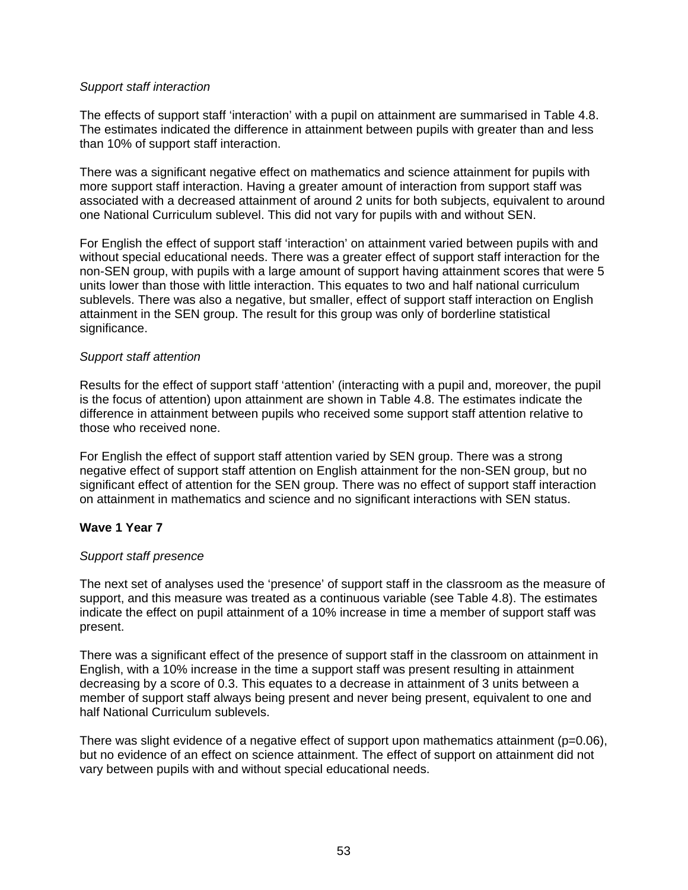*Support staff interaction*

The effects of support staff ‘interaction’ with a pupil on attainment are summarised in Table 4.8. The estimates indicated the difference in attainment between pupils with greater than and less than 10% of support staff interaction.

There was a significant negative effect on mathematics and science attainment for pupils with more support staff interaction. Having a greater amount of interaction from support staff was associated with a decreased attainment of around 2 units for both subjects, equivalent to around one National Curriculum sublevel. This did not vary for pupils with and without SEN.

For English the effect of support staff ‘interaction’ on attainment varied between pupils with and without special educational needs. There was a greater effect of support staff interaction for the non-SEN group, with pupils with a large amount of support having attainment scores that were 5 units lower than those with little interaction. This equates to two and half national curriculum sublevels. There was also a negative, but smaller, effect of support staff interaction on English attainment in the SEN group. The result for this group was only of borderline statistical significance.

*Support staff attention*

Results for the effect of support staff ‘attention’ (interacting with a pupil and, moreover, the pupil is the focus of attention) upon attainment are shown in Table 4.8. The estimates indicate the difference in attainment between pupils who received some support staff attention relative to those who received none.

For English the effect of support staff attention varied by SEN group. There was a strong negative effect of support staff attention on English attainment for the non-SEN group, but no significant effect of attention for the SEN group. There was no effect of support staff interaction on attainment in mathematics and science and no significant interactions with SEN status.

**Wave 1 Year 7**

*Support staff presence*

The next set of analyses used the ‘presence’ of support staff in the classroom as the measure of support, and this measure was treated as a continuous variable (see Table 4.8). The estimates indicate the effect on pupil attainment of a 10% increase in time a member of support staff was present.

There was a significant effect of the presence of support staff in the classroom on attainment in English, with a 10% increase in the time a support staff was present resulting in attainment decreasing by a score of 0.3. This equates to a decrease in attainment of 3 units between a member of support staff always being present and never being present, equivalent to one and half National Curriculum sublevels.

There was slight evidence of a negative effect of support upon mathematics attainment ($p=0.06$), but no evidence of an effect on science attainment. The effect of support on attainment did not vary between pupils with and without special educational needs.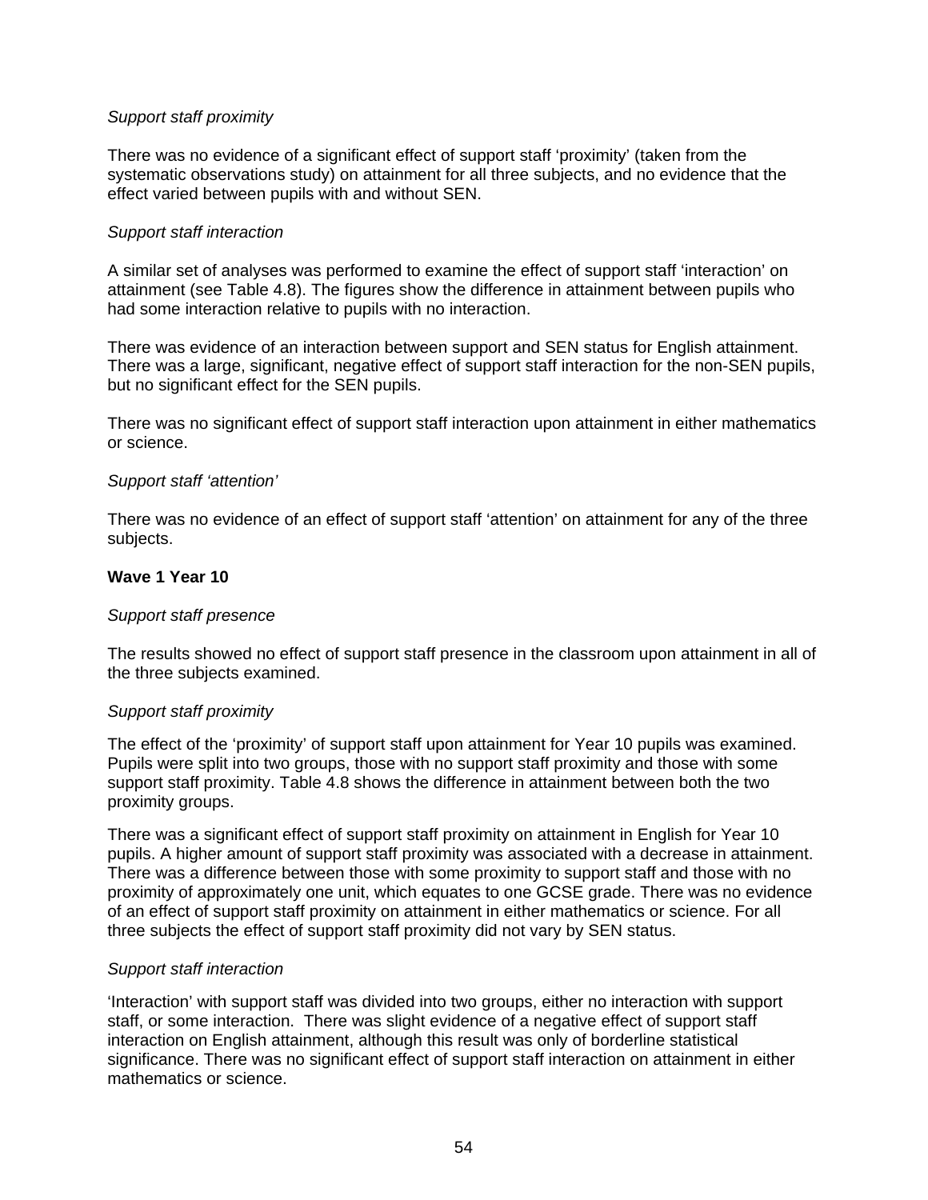*Support staff proximity*

There was no evidence of a significant effect of support staff 'proximity' (taken from the systematic observations study) on attainment for all three subjects, and no evidence that the effect varied between pupils with and without SEN.

*Support staff interaction*

A similar set of analyses was performed to examine the effect of support staff 'interaction' on attainment (see Table 4.8). The figures show the difference in attainment between pupils who had some interaction relative to pupils with no interaction.

There was evidence of an interaction between support and SEN status for English attainment. There was a large, significant, negative effect of support staff interaction for the non-SEN pupils, but no significant effect for the SEN pupils.

There was no significant effect of support staff interaction upon attainment in either mathematics or science.

*Support staff 'attention'*

There was no evidence of an effect of support staff 'attention' on attainment for any of the three subjects.

**Wave 1 Year 10**

*Support staff presence*

The results showed no effect of support staff presence in the classroom upon attainment in all of the three subjects examined.

*Support staff proximity*

The effect of the 'proximity' of support staff upon attainment for Year 10 pupils was examined. Pupils were split into two groups, those with no support staff proximity and those with some support staff proximity. Table 4.8 shows the difference in attainment between both the two proximity groups.

There was a significant effect of support staff proximity on attainment in English for Year 10 pupils. A higher amount of support staff proximity was associated with a decrease in attainment. There was a difference between those with some proximity to support staff and those with no proximity of approximately one unit, which equates to one GCSE grade. There was no evidence of an effect of support staff proximity on attainment in either mathematics or science. For all three subjects the effect of support staff proximity did not vary by SEN status.

*Support staff interaction*

'Interaction' with support staff was divided into two groups, either no interaction with support staff, or some interaction. There was slight evidence of a negative effect of support staff interaction on English attainment, although this result was only of borderline statistical significance. There was no significant effect of support staff interaction on attainment in either mathematics or science.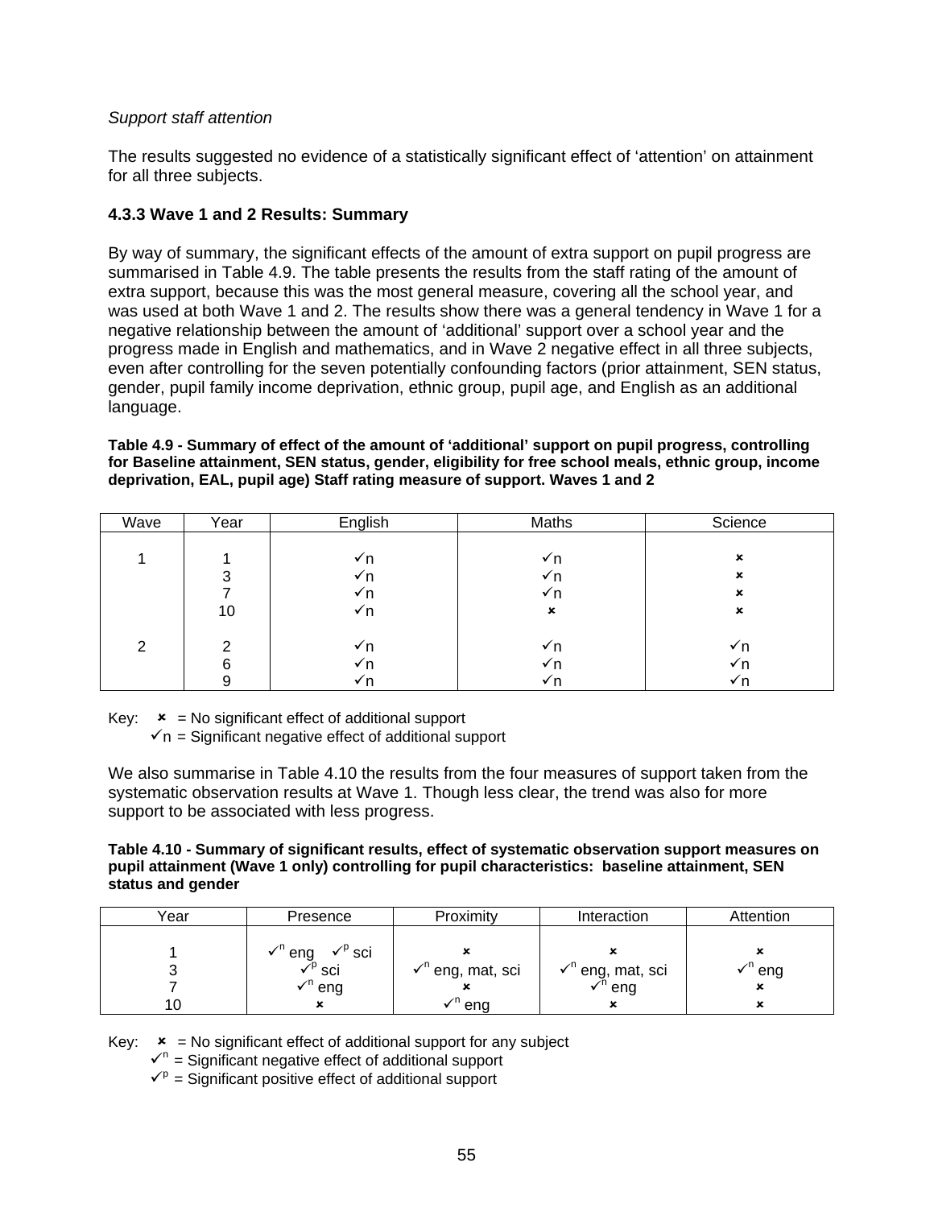*Support staff attention*

The results suggested no evidence of a statistically significant effect of 'attention' on attainment for all three subjects.

### 4.3.3 Wave 1 and 2 Results: Summary

By way of summary, the significant effects of the amount of extra support on pupil progress are summarised in Table 4.9. The table presents the results from the staff rating of the amount of extra support, because this was the most general measure, covering all the school year, and was used at both Wave 1 and 2. The results show there was a general tendency in Wave 1 for a negative relationship between the amount of 'additional' support over a school year and the progress made in English and mathematics, and in Wave 2 negative effect in all three subjects, even after controlling for the seven potentially confounding factors (prior attainment, SEN status, gender, pupil family income deprivation, ethnic group, pupil age, and English as an additional language.

**Table 4.9 - Summary of effect of the amount of 'additional' support on pupil progress, controlling for Baseline attainment, SEN status, gender, eligibility for free school meals, ethnic group, income deprivation, EAL, pupil age) Staff rating measure of support. Waves 1 and 2**

| Wave | Year | English | Maths | Science |
|---|---|---|---|---|
| 1 | 1 | ✓n | ✓n | ✗ |
| | 3 | ✓n | ✓n | ✗ |
| | 7 | ✓n | ✓n | ✗ |
| | 10 | ✓n | ✗ | ✗ |
| 2 | 2 | ✓n | ✓n | ✓n |
| | 6 | ✓n | ✓n | ✓n |
| | 9 | ✓n | ✓n | ✓n |

Key: ✗ = No significant effect of additional support
✓n = Significant negative effect of additional support

We also summarise in Table 4.10 the results from the four measures of support taken from the systematic observation results at Wave 1. Though less clear, the trend was also for more support to be associated with less progress.

**Table 4.10 - Summary of significant results, effect of systematic observation support measures on pupil attainment (Wave 1 only) controlling for pupil characteristics: baseline attainment, SEN status and gender**

| Year | Presence | Proximity | Interaction | Attention |
|---|---|---|---|---|
| 1 | ✓n eng ✓p sci | ✗ | ✗ | ✗ |
| 3 | ✓p sci | ✓n eng, mat, sci | ✓n eng, mat, sci | ✓n eng |
| 7 | ✓n eng | ✗ | ✓n eng | ✗ |
| 10 | ✗ | ✓n eng | ✗ | ✗ |

Key: ✗ = No significant effect of additional support for any subject
✓n = Significant negative effect of additional support
✓p = Significant positive effect of additional support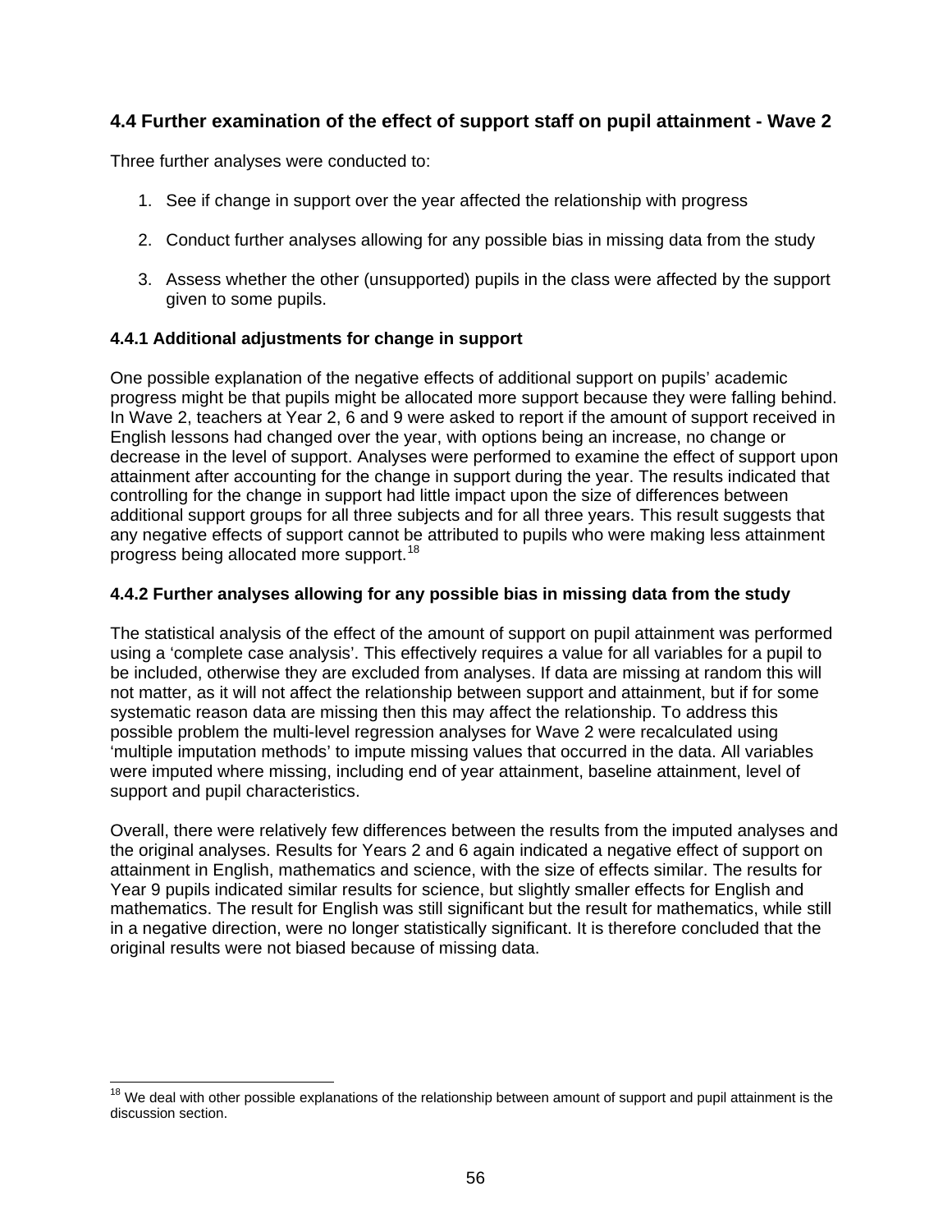## 4.4 Further examination of the effect of support staff on pupil attainment - Wave 2

Three further analyses were conducted to:

1. See if change in support over the year affected the relationship with progress
2. Conduct further analyses allowing for any possible bias in missing data from the study
3. Assess whether the other (unsupported) pupils in the class were affected by the support given to some pupils.

### 4.4.1 Additional adjustments for change in support

One possible explanation of the negative effects of additional support on pupils' academic progress might be that pupils might be allocated more support because they were falling behind. In Wave 2, teachers at Year 2, 6 and 9 were asked to report if the amount of support received in English lessons had changed over the year, with options being an increase, no change or decrease in the level of support. Analyses were performed to examine the effect of support upon attainment after accounting for the change in support during the year. The results indicated that controlling for the change in support had little impact upon the size of differences between additional support groups for all three subjects and for all three years. This result suggests that any negative effects of support cannot be attributed to pupils who were making less attainment progress being allocated more support.[18]

### 4.4.2 Further analyses allowing for any possible bias in missing data from the study

The statistical analysis of the effect of the amount of support on pupil attainment was performed using a 'complete case analysis'. This effectively requires a value for all variables for a pupil to be included, otherwise they are excluded from analyses. If data are missing at random this will not matter, as it will not affect the relationship between support and attainment, but if for some systematic reason data are missing then this may affect the relationship. To address this possible problem the multi-level regression analyses for Wave 2 were recalculated using 'multiple imputation methods' to impute missing values that occurred in the data. All variables were imputed where missing, including end of year attainment, baseline attainment, level of support and pupil characteristics.

Overall, there were relatively few differences between the results from the imputed analyses and the original analyses. Results for Years 2 and 6 again indicated a negative effect of support on attainment in English, mathematics and science, with the size of effects similar. The results for Year 9 pupils indicated similar results for science, but slightly smaller effects for English and mathematics. The result for English was still significant but the result for mathematics, while still in a negative direction, were no longer statistically significant. It is therefore concluded that the original results were not biased because of missing data.

[18] We deal with other possible explanations of the relationship between amount of support and pupil attainment is the discussion section.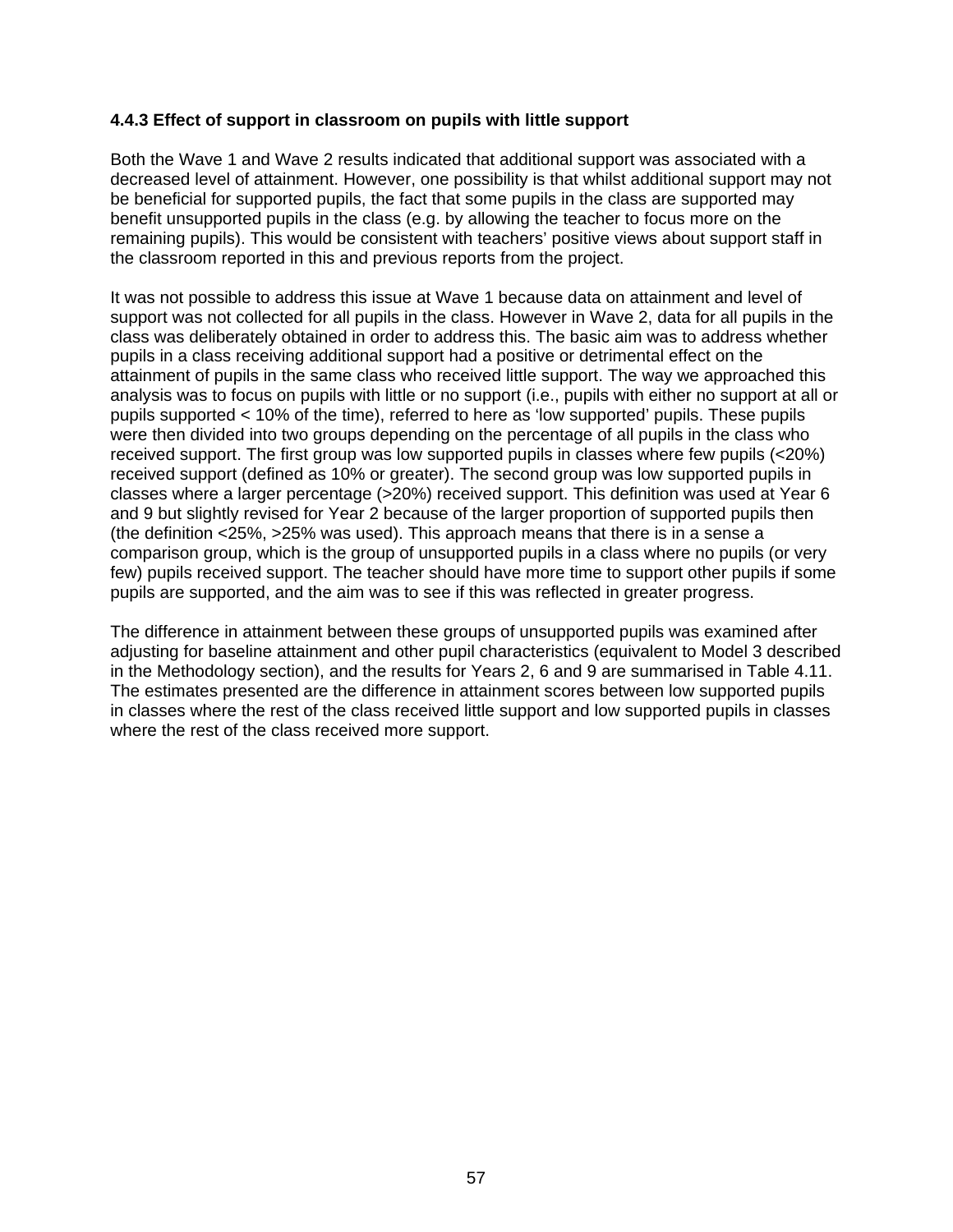### 4.4.3 Effect of support in classroom on pupils with little support

Both the Wave 1 and Wave 2 results indicated that additional support was associated with a decreased level of attainment. However, one possibility is that whilst additional support may not be beneficial for supported pupils, the fact that some pupils in the class are supported may benefit unsupported pupils in the class (e.g. by allowing the teacher to focus more on the remaining pupils). This would be consistent with teachers' positive views about support staff in the classroom reported in this and previous reports from the project.

It was not possible to address this issue at Wave 1 because data on attainment and level of support was not collected for all pupils in the class. However in Wave 2, data for all pupils in the class was deliberately obtained in order to address this. The basic aim was to address whether pupils in a class receiving additional support had a positive or detrimental effect on the attainment of pupils in the same class who received little support. The way we approached this analysis was to focus on pupils with little or no support (i.e., pupils with either no support at all or pupils supported < 10% of the time), referred to here as 'low supported' pupils. These pupils were then divided into two groups depending on the percentage of all pupils in the class who received support. The first group was low supported pupils in classes where few pupils (<20%) received support (defined as 10% or greater). The second group was low supported pupils in classes where a larger percentage (>20%) received support. This definition was used at Year 6 and 9 but slightly revised for Year 2 because of the larger proportion of supported pupils then (the definition <25%, >25% was used). This approach means that there is in a sense a comparison group, which is the group of unsupported pupils in a class where no pupils (or very few) pupils received support. The teacher should have more time to support other pupils if some pupils are supported, and the aim was to see if this was reflected in greater progress.

The difference in attainment between these groups of unsupported pupils was examined after adjusting for baseline attainment and other pupil characteristics (equivalent to Model 3 described in the Methodology section), and the results for Years 2, 6 and 9 are summarised in Table 4.11. The estimates presented are the difference in attainment scores between low supported pupils in classes where the rest of the class received little support and low supported pupils in classes where the rest of the class received more support.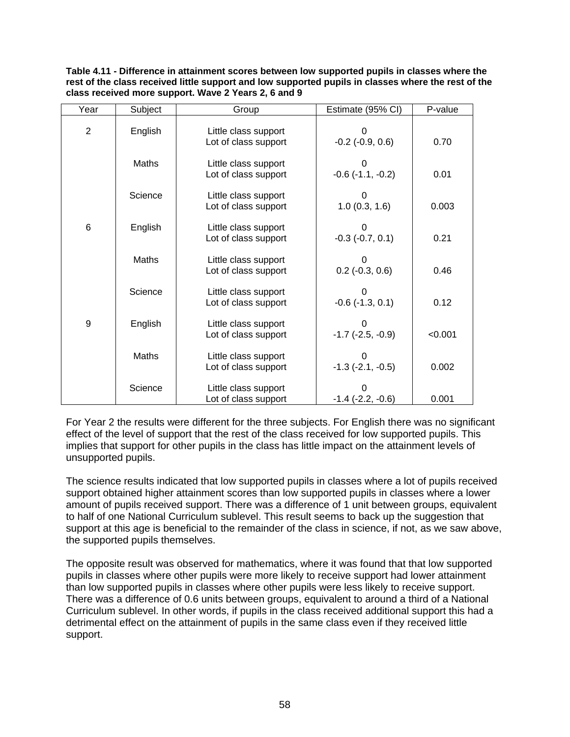**Table 4.11 - Difference in attainment scores between low supported pupils in classes where the rest of the class received little support and low supported pupils in classes where the rest of the class received more support. Wave 2 Years 2, 6 and 9**

| Year | Subject | Group | Estimate (95% CI) | P-value |
|---|---|---|---|---|
| 2 | English | Little class support | 0 | |
| | | Lot of class support | -0.2 (-0.9, 0.6) | 0.70 |
| | Maths | Little class support | 0 | |
| | | Lot of class support | -0.6 (-1.1, -0.2) | 0.01 |
| | Science | Little class support | 0 | |
| | | Lot of class support | 1.0 (0.3, 1.6) | 0.003 |
| 6 | English | Little class support | 0 | |
| | | Lot of class support | -0.3 (-0.7, 0.1) | 0.21 |
| | Maths | Little class support | 0 | |
| | | Lot of class support | 0.2 (-0.3, 0.6) | 0.46 |
| | Science | Little class support | 0 | |
| | | Lot of class support | -0.6 (-1.3, 0.1) | 0.12 |
| 9 | English | Little class support | 0 | |
| | | Lot of class support | -1.7 (-2.5, -0.9) | <0.001 |
| | Maths | Little class support | 0 | |
| | | Lot of class support | -1.3 (-2.1, -0.5) | 0.002 |
| | Science | Little class support | 0 | |
| | | Lot of class support | -1.4 (-2.2, -0.6) | 0.001 |

For Year 2 the results were different for the three subjects. For English there was no significant effect of the level of support that the rest of the class received for low supported pupils. This implies that support for other pupils in the class has little impact on the attainment levels of unsupported pupils.

The science results indicated that low supported pupils in classes where a lot of pupils received support obtained higher attainment scores than low supported pupils in classes where a lower amount of pupils received support. There was a difference of 1 unit between groups, equivalent to half of one National Curriculum sublevel. This result seems to back up the suggestion that support at this age is beneficial to the remainder of the class in science, if not, as we saw above, the supported pupils themselves.

The opposite result was observed for mathematics, where it was found that that low supported pupils in classes where other pupils were more likely to receive support had lower attainment than low supported pupils in classes where other pupils were less likely to receive support. There was a difference of 0.6 units between groups, equivalent to around a third of a National Curriculum sublevel. In other words, if pupils in the class received additional support this had a detrimental effect on the attainment of pupils in the same class even if they received little support.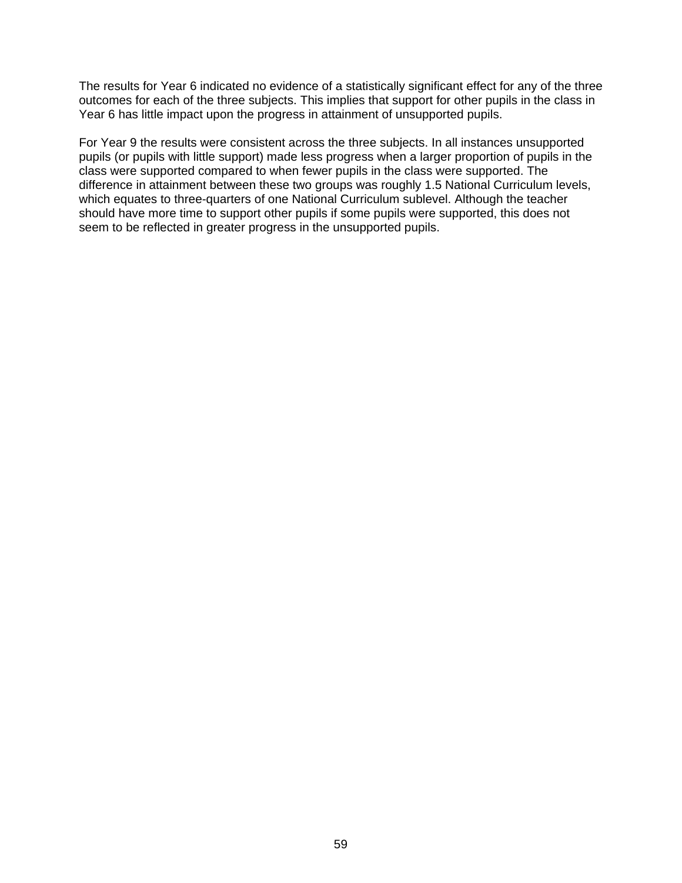The results for Year 6 indicated no evidence of a statistically significant effect for any of the three outcomes for each of the three subjects. This implies that support for other pupils in the class in Year 6 has little impact upon the progress in attainment of unsupported pupils.

For Year 9 the results were consistent across the three subjects. In all instances unsupported pupils (or pupils with little support) made less progress when a larger proportion of pupils in the class were supported compared to when fewer pupils in the class were supported. The difference in attainment between these two groups was roughly 1.5 National Curriculum levels, which equates to three-quarters of one National Curriculum sublevel. Although the teacher should have more time to support other pupils if some pupils were supported, this does not seem to be reflected in greater progress in the unsupported pupils.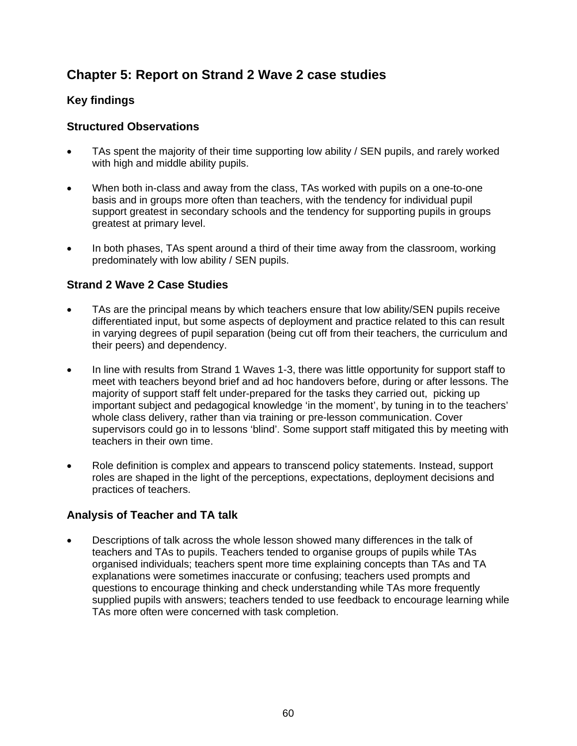# Chapter 5: Report on Strand 2 Wave 2 case studies

## Key findings

### Structured Observations

- TAs spent the majority of their time supporting low ability / SEN pupils, and rarely worked with high and middle ability pupils.

- When both in-class and away from the class, TAs worked with pupils on a one-to-one basis and in groups more often than teachers, with the tendency for individual pupil support greatest in secondary schools and the tendency for supporting pupils in groups greatest at primary level.

- In both phases, TAs spent around a third of their time away from the classroom, working predominately with low ability / SEN pupils.

### Strand 2 Wave 2 Case Studies

- TAs are the principal means by which teachers ensure that low ability/SEN pupils receive differentiated input, but some aspects of deployment and practice related to this can result in varying degrees of pupil separation (being cut off from their teachers, the curriculum and their peers) and dependency.

- In line with results from Strand 1 Waves 1-3, there was little opportunity for support staff to meet with teachers beyond brief and ad hoc handovers before, during or after lessons. The majority of support staff felt under-prepared for the tasks they carried out, picking up important subject and pedagogical knowledge 'in the moment', by tuning in to the teachers' whole class delivery, rather than via training or pre-lesson communication. Cover supervisors could go in to lessons 'blind'. Some support staff mitigated this by meeting with teachers in their own time.

- Role definition is complex and appears to transcend policy statements. Instead, support roles are shaped in the light of the perceptions, expectations, deployment decisions and practices of teachers.

### Analysis of Teacher and TA talk

- Descriptions of talk across the whole lesson showed many differences in the talk of teachers and TAs to pupils. Teachers tended to organise groups of pupils while TAs organised individuals; teachers spent more time explaining concepts than TAs and TA explanations were sometimes inaccurate or confusing; teachers used prompts and questions to encourage thinking and check understanding while TAs more frequently supplied pupils with answers; teachers tended to use feedback to encourage learning while TAs more often were concerned with task completion.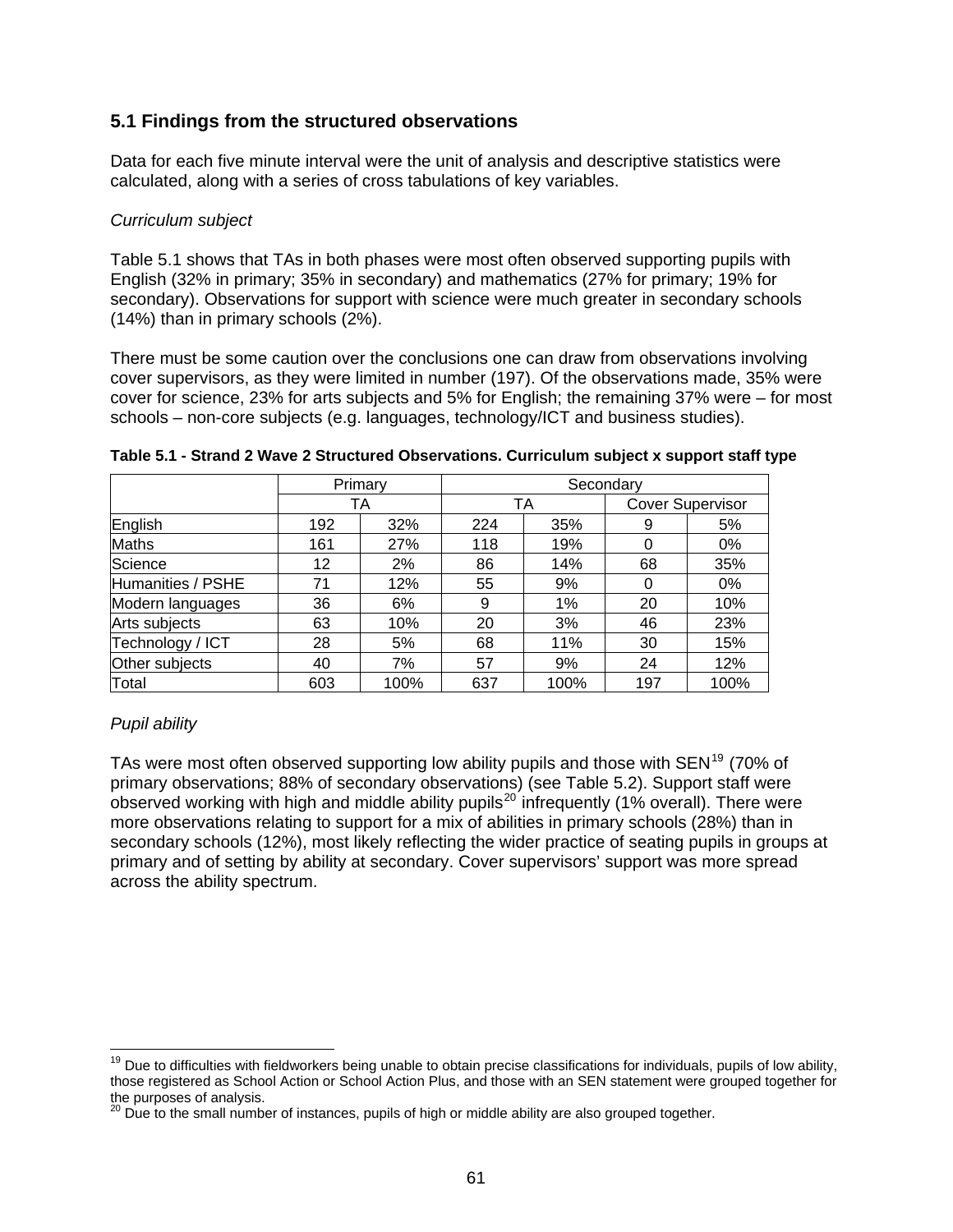## 5.1 Findings from the structured observations

Data for each five minute interval were the unit of analysis and descriptive statistics were calculated, along with a series of cross tabulations of key variables.

*Curriculum subject*

Table 5.1 shows that TAs in both phases were most often observed supporting pupils with English (32% in primary; 35% in secondary) and mathematics (27% for primary; 19% for secondary). Observations for support with science were much greater in secondary schools (14%) than in primary schools (2%).

There must be some caution over the conclusions one can draw from observations involving cover supervisors, as they were limited in number (197). Of the observations made, 35% were cover for science, 23% for arts subjects and 5% for English; the remaining 37% were – for most schools – non-core subjects (e.g. languages, technology/ICT and business studies).

**Table 5.1 - Strand 2 Wave 2 Structured Observations. Curriculum subject x support staff type**

| | Primary | | Secondary | | | |
|---|---|---|---|---|---|---|
| | TA | | TA | | Cover Supervisor | |
| English | 192 | 32% | 224 | 35% | 9 | 5% |
| Maths | 161 | 27% | 118 | 19% | 0 | 0% |
| Science | 12 | 2% | 86 | 14% | 68 | 35% |
| Humanities / PSHE | 71 | 12% | 55 | 9% | 0 | 0% |
| Modern languages | 36 | 6% | 9 | 1% | 20 | 10% |
| Arts subjects | 63 | 10% | 20 | 3% | 46 | 23% |
| Technology / ICT | 28 | 5% | 68 | 11% | 30 | 15% |
| Other subjects | 40 | 7% | 57 | 9% | 24 | 12% |
| Total | 603 | 100% | 637 | 100% | 197 | 100% |

*Pupil ability*

TAs were most often observed supporting low ability pupils and those with SEN[19] (70% of primary observations; 88% of secondary observations) (see Table 5.2). Support staff were observed working with high and middle ability pupils[20] infrequently (1% overall). There were more observations relating to support for a mix of abilities in primary schools (28%) than in secondary schools (12%), most likely reflecting the wider practice of seating pupils in groups at primary and of setting by ability at secondary. Cover supervisors' support was more spread across the ability spectrum.

---

[19] Due to difficulties with fieldworkers being unable to obtain precise classifications for individuals, pupils of low ability, those registered as School Action or School Action Plus, and those with an SEN statement were grouped together for the purposes of analysis.

[20] Due to the small number of instances, pupils of high or middle ability are also grouped together.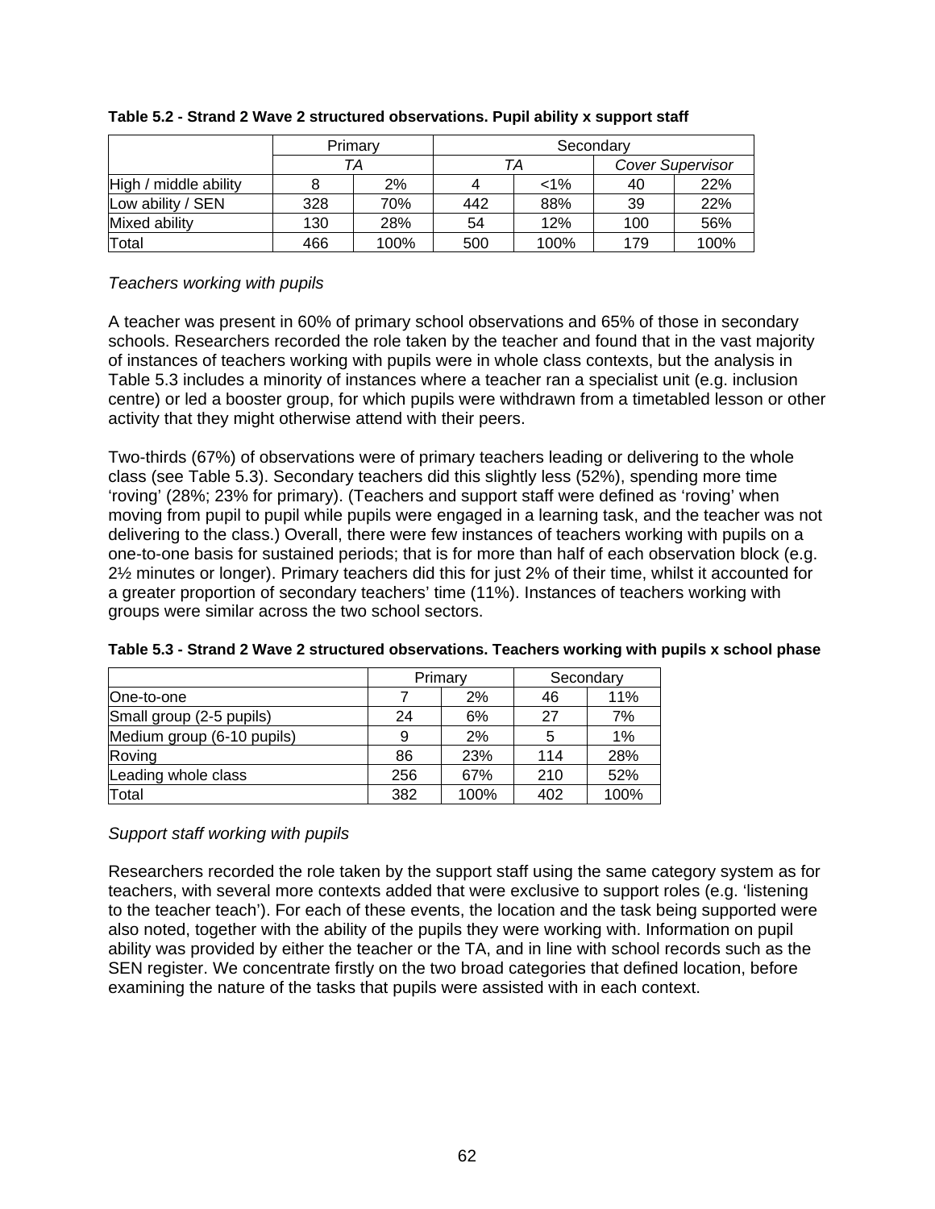**Table 5.2 - Strand 2 Wave 2 structured observations. Pupil ability x support staff**

| | Primary | | Secondary | | | |
|---|---|---|---|---|---|---|
| | *TA* | | *TA* | | *Cover Supervisor* | |
| High / middle ability | 8 | 2% | 4 | <1% | 40 | 22% |
| Low ability / SEN | 328 | 70% | 442 | 88% | 39 | 22% |
| Mixed ability | 130 | 28% | 54 | 12% | 100 | 56% |
| Total | 466 | 100% | 500 | 100% | 179 | 100% |

*Teachers working with pupils*

A teacher was present in 60% of primary school observations and 65% of those in secondary schools. Researchers recorded the role taken by the teacher and found that in the vast majority of instances of teachers working with pupils were in whole class contexts, but the analysis in Table 5.3 includes a minority of instances where a teacher ran a specialist unit (e.g. inclusion centre) or led a booster group, for which pupils were withdrawn from a timetabled lesson or other activity that they might otherwise attend with their peers.

Two-thirds (67%) of observations were of primary teachers leading or delivering to the whole class (see Table 5.3). Secondary teachers did this slightly less (52%), spending more time 'roving' (28%; 23% for primary). (Teachers and support staff were defined as 'roving' when moving from pupil to pupil while pupils were engaged in a learning task, and the teacher was not delivering to the class.) Overall, there were few instances of teachers working with pupils on a one-to-one basis for sustained periods; that is for more than half of each observation block (e.g. 2½ minutes or longer). Primary teachers did this for just 2% of their time, whilst it accounted for a greater proportion of secondary teachers' time (11%). Instances of teachers working with groups were similar across the two school sectors.

**Table 5.3 - Strand 2 Wave 2 structured observations. Teachers working with pupils x school phase**

| | Primary | | Secondary | |
|---|---|---|---|---|
| One-to-one | 7 | 2% | 46 | 11% |
| Small group (2-5 pupils) | 24 | 6% | 27 | 7% |
| Medium group (6-10 pupils) | 9 | 2% | 5 | 1% |
| Roving | 86 | 23% | 114 | 28% |
| Leading whole class | 256 | 67% | 210 | 52% |
| Total | 382 | 100% | 402 | 100% |

*Support staff working with pupils*

Researchers recorded the role taken by the support staff using the same category system as for teachers, with several more contexts added that were exclusive to support roles (e.g. 'listening to the teacher teach'). For each of these events, the location and the task being supported were also noted, together with the ability of the pupils they were working with. Information on pupil ability was provided by either the teacher or the TA, and in line with school records such as the SEN register. We concentrate firstly on the two broad categories that defined location, before examining the nature of the tasks that pupils were assisted with in each context.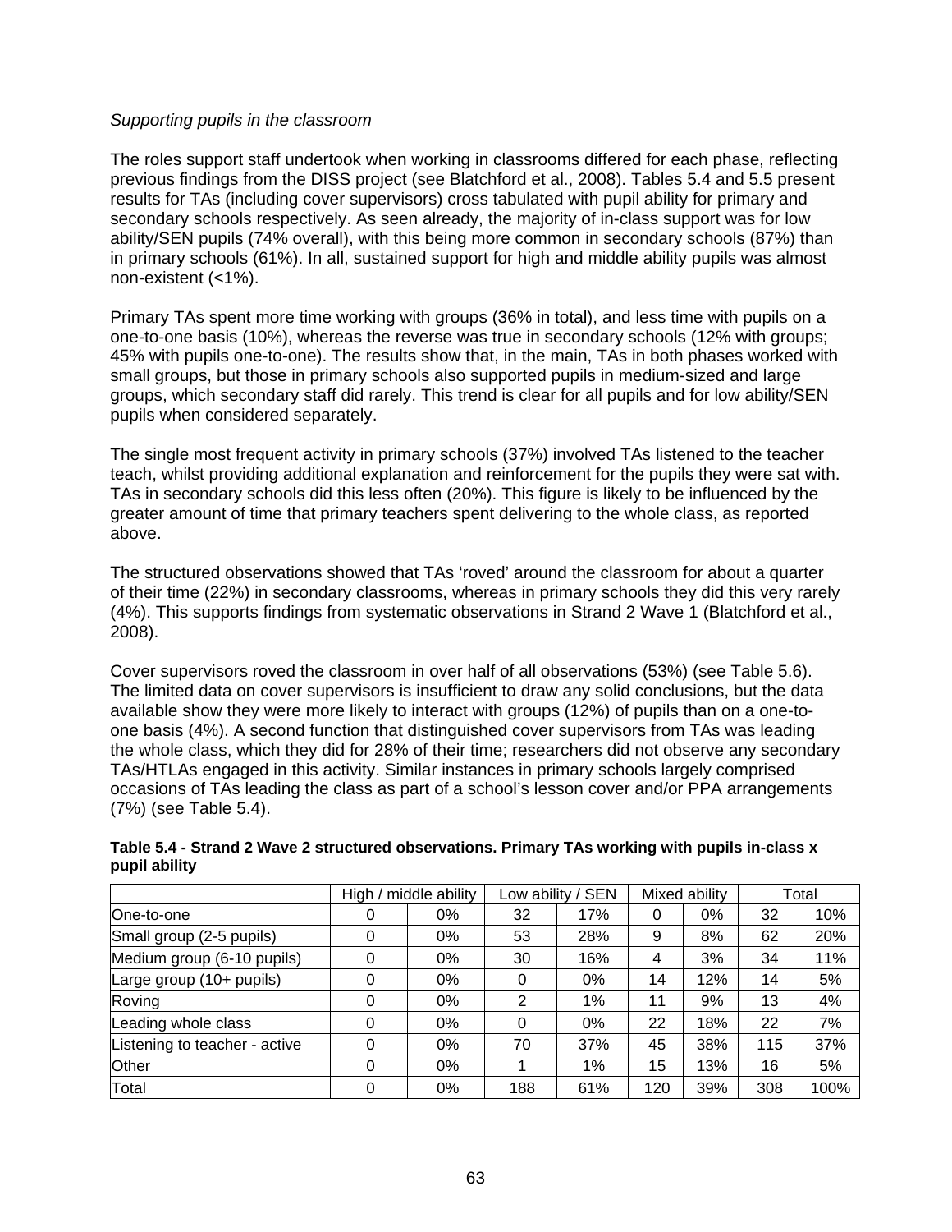*Supporting pupils in the classroom*

The roles support staff undertook when working in classrooms differed for each phase, reflecting previous findings from the DISS project (see Blatchford et al., 2008). Tables 5.4 and 5.5 present results for TAs (including cover supervisors) cross tabulated with pupil ability for primary and secondary schools respectively. As seen already, the majority of in-class support was for low ability/SEN pupils (74% overall), with this being more common in secondary schools (87%) than in primary schools (61%). In all, sustained support for high and middle ability pupils was almost non-existent (<1%).

Primary TAs spent more time working with groups (36% in total), and less time with pupils on a one-to-one basis (10%), whereas the reverse was true in secondary schools (12% with groups; 45% with pupils one-to-one). The results show that, in the main, TAs in both phases worked with small groups, but those in primary schools also supported pupils in medium-sized and large groups, which secondary staff did rarely. This trend is clear for all pupils and for low ability/SEN pupils when considered separately.

The single most frequent activity in primary schools (37%) involved TAs listened to the teacher teach, whilst providing additional explanation and reinforcement for the pupils they were sat with. TAs in secondary schools did this less often (20%). This figure is likely to be influenced by the greater amount of time that primary teachers spent delivering to the whole class, as reported above.

The structured observations showed that TAs 'roved' around the classroom for about a quarter of their time (22%) in secondary classrooms, whereas in primary schools they did this very rarely (4%). This supports findings from systematic observations in Strand 2 Wave 1 (Blatchford et al., 2008).

Cover supervisors roved the classroom in over half of all observations (53%) (see Table 5.6). The limited data on cover supervisors is insufficient to draw any solid conclusions, but the data available show they were more likely to interact with groups (12%) of pupils than on a one-to-one basis (4%). A second function that distinguished cover supervisors from TAs was leading the whole class, which they did for 28% of their time; researchers did not observe any secondary TAs/HTLAs engaged in this activity. Similar instances in primary schools largely comprised occasions of TAs leading the class as part of a school's lesson cover and/or PPA arrangements (7%) (see Table 5.4).

**Table 5.4 - Strand 2 Wave 2 structured observations. Primary TAs working with pupils in-class x pupil ability**

| | High / middle ability | | Low ability / SEN | | Mixed ability | | Total | |
|---|---|---|---|---|---|---|---|---|
| One-to-one | 0 | 0% | 32 | 17% | 0 | 0% | 32 | 10% |
| Small group (2-5 pupils) | 0 | 0% | 53 | 28% | 9 | 8% | 62 | 20% |
| Medium group (6-10 pupils) | 0 | 0% | 30 | 16% | 4 | 3% | 34 | 11% |
| Large group (10+ pupils) | 0 | 0% | 0 | 0% | 14 | 12% | 14 | 5% |
| Roving | 0 | 0% | 2 | 1% | 11 | 9% | 13 | 4% |
| Leading whole class | 0 | 0% | 0 | 0% | 22 | 18% | 22 | 7% |
| Listening to teacher - active | 0 | 0% | 70 | 37% | 45 | 38% | 115 | 37% |
| Other | 0 | 0% | 1 | 1% | 15 | 13% | 16 | 5% |
| Total | 0 | 0% | 188 | 61% | 120 | 39% | 308 | 100% |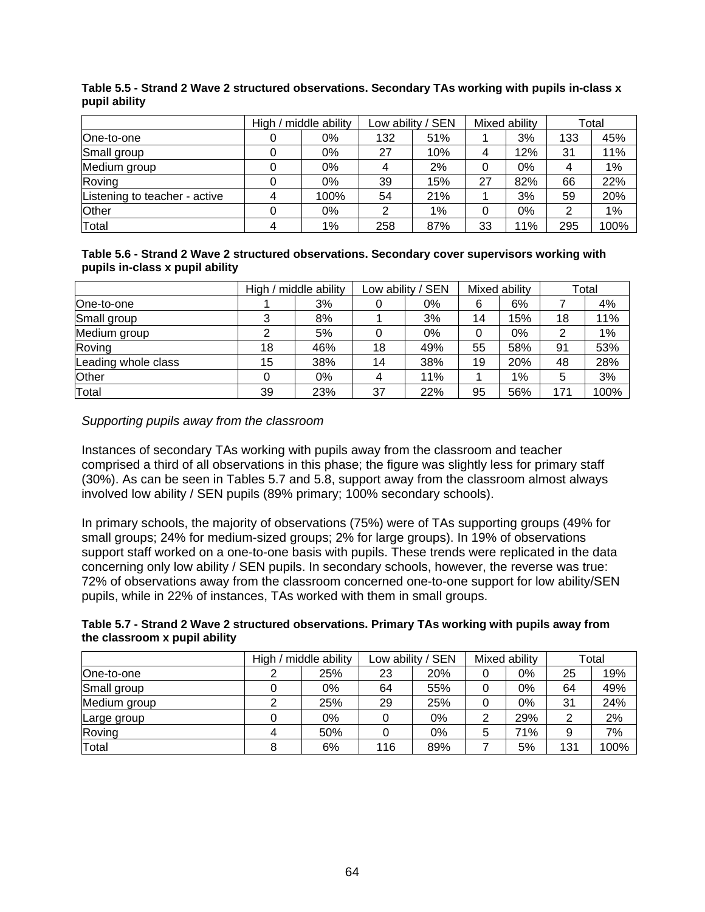**Table 5.5 - Strand 2 Wave 2 structured observations. Secondary TAs working with pupils in-class x pupil ability**

| | High / middle ability | | Low ability / SEN | | Mixed ability | | Total | |
|---|---|---|---|---|---|---|---|---|
| One-to-one | 0 | 0% | 132 | 51% | 1 | 3% | 133 | 45% |
| Small group | 0 | 0% | 27 | 10% | 4 | 12% | 31 | 11% |
| Medium group | 0 | 0% | 4 | 2% | 0 | 0% | 4 | 1% |
| Roving | 0 | 0% | 39 | 15% | 27 | 82% | 66 | 22% |
| Listening to teacher - active | 4 | 100% | 54 | 21% | 1 | 3% | 59 | 20% |
| Other | 0 | 0% | 2 | 1% | 0 | 0% | 2 | 1% |
| Total | 4 | 1% | 258 | 87% | 33 | 11% | 295 | 100% |

**Table 5.6 - Strand 2 Wave 2 structured observations. Secondary cover supervisors working with pupils in-class x pupil ability**

| | High / middle ability | | Low ability / SEN | | Mixed ability | | Total | |
|---|---|---|---|---|---|---|---|---|
| One-to-one | 1 | 3% | 0 | 0% | 6 | 6% | 7 | 4% |
| Small group | 3 | 8% | 1 | 3% | 14 | 15% | 18 | 11% |
| Medium group | 2 | 5% | 0 | 0% | 0 | 0% | 2 | 1% |
| Roving | 18 | 46% | 18 | 49% | 55 | 58% | 91 | 53% |
| Leading whole class | 15 | 38% | 14 | 38% | 19 | 20% | 48 | 28% |
| Other | 0 | 0% | 4 | 11% | 1 | 1% | 5 | 3% |
| Total | 39 | 23% | 37 | 22% | 95 | 56% | 171 | 100% |

*Supporting pupils away from the classroom*

Instances of secondary TAs working with pupils away from the classroom and teacher comprised a third of all observations in this phase; the figure was slightly less for primary staff (30%). As can be seen in Tables 5.7 and 5.8, support away from the classroom almost always involved low ability / SEN pupils (89% primary; 100% secondary schools).

In primary schools, the majority of observations (75%) were of TAs supporting groups (49% for small groups; 24% for medium-sized groups; 2% for large groups). In 19% of observations support staff worked on a one-to-one basis with pupils. These trends were replicated in the data concerning only low ability / SEN pupils. In secondary schools, however, the reverse was true: 72% of observations away from the classroom concerned one-to-one support for low ability/SEN pupils, while in 22% of instances, TAs worked with them in small groups.

**Table 5.7 - Strand 2 Wave 2 structured observations. Primary TAs working with pupils away from the classroom x pupil ability**

| | High / middle ability | | Low ability / SEN | | Mixed ability | | Total | |
|---|---|---|---|---|---|---|---|---|
| One-to-one | 2 | 25% | 23 | 20% | 0 | 0% | 25 | 19% |
| Small group | 0 | 0% | 64 | 55% | 0 | 0% | 64 | 49% |
| Medium group | 2 | 25% | 29 | 25% | 0 | 0% | 31 | 24% |
| Large group | 0 | 0% | 0 | 0% | 2 | 29% | 2 | 2% |
| Roving | 4 | 50% | 0 | 0% | 5 | 71% | 9 | 7% |
| Total | 8 | 6% | 116 | 89% | 7 | 5% | 131 | 100% |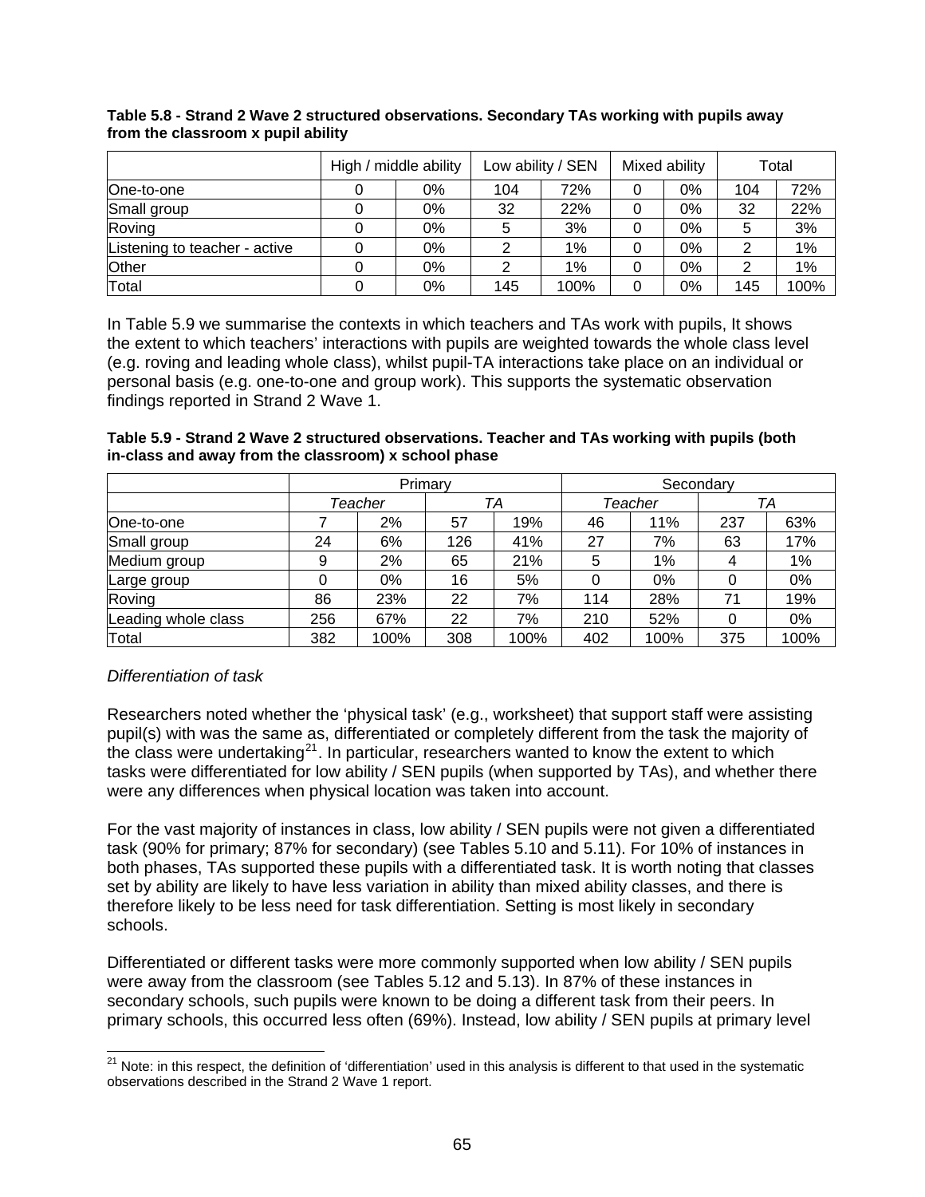**Table 5.8 - Strand 2 Wave 2 structured observations. Secondary TAs working with pupils away from the classroom x pupil ability**

| | High / middle ability | | Low ability / SEN | | Mixed ability | | Total | |
|---|---|---|---|---|---|---|---|---|
| One-to-one | 0 | 0% | 104 | 72% | 0 | 0% | 104 | 72% |
| Small group | 0 | 0% | 32 | 22% | 0 | 0% | 32 | 22% |
| Roving | 0 | 0% | 5 | 3% | 0 | 0% | 5 | 3% |
| Listening to teacher - active | 0 | 0% | 2 | 1% | 0 | 0% | 2 | 1% |
| Other | 0 | 0% | 2 | 1% | 0 | 0% | 2 | 1% |
| Total | 0 | 0% | 145 | 100% | 0 | 0% | 145 | 100% |

In Table 5.9 we summarise the contexts in which teachers and TAs work with pupils, It shows the extent to which teachers' interactions with pupils are weighted towards the whole class level (e.g. roving and leading whole class), whilst pupil-TA interactions take place on an individual or personal basis (e.g. one-to-one and group work). This supports the systematic observation findings reported in Strand 2 Wave 1.

**Table 5.9 - Strand 2 Wave 2 structured observations. Teacher and TAs working with pupils (both in-class and away from the classroom) x school phase**

| | Primary | | | | Secondary | | | |
|---|---|---|---|---|---|---|---|---|
| | *Teacher* | | *TA* | | *Teacher* | | *TA* | |
| One-to-one | 7 | 2% | 57 | 19% | 46 | 11% | 237 | 63% |
| Small group | 24 | 6% | 126 | 41% | 27 | 7% | 63 | 17% |
| Medium group | 9 | 2% | 65 | 21% | 5 | 1% | 4 | 1% |
| Large group | 0 | 0% | 16 | 5% | 0 | 0% | 0 | 0% |
| Roving | 86 | 23% | 22 | 7% | 114 | 28% | 71 | 19% |
| Leading whole class | 256 | 67% | 22 | 7% | 210 | 52% | 0 | 0% |
| Total | 382 | 100% | 308 | 100% | 402 | 100% | 375 | 100% |

*Differentiation of task*

Researchers noted whether the 'physical task' (e.g., worksheet) that support staff were assisting pupil(s) with was the same as, differentiated or completely different from the task the majority of the class were undertaking[21]. In particular, researchers wanted to know the extent to which tasks were differentiated for low ability / SEN pupils (when supported by TAs), and whether there were any differences when physical location was taken into account.

For the vast majority of instances in class, low ability / SEN pupils were not given a differentiated task (90% for primary; 87% for secondary) (see Tables 5.10 and 5.11). For 10% of instances in both phases, TAs supported these pupils with a differentiated task. It is worth noting that classes set by ability are likely to have less variation in ability than mixed ability classes, and there is therefore likely to be less need for task differentiation. Setting is most likely in secondary schools.

Differentiated or different tasks were more commonly supported when low ability / SEN pupils were away from the classroom (see Tables 5.12 and 5.13). In 87% of these instances in secondary schools, such pupils were known to be doing a different task from their peers. In primary schools, this occurred less often (69%). Instead, low ability / SEN pupils at primary level

[21] Note: in this respect, the definition of 'differentiation' used in this analysis is different to that used in the systematic observations described in the Strand 2 Wave 1 report.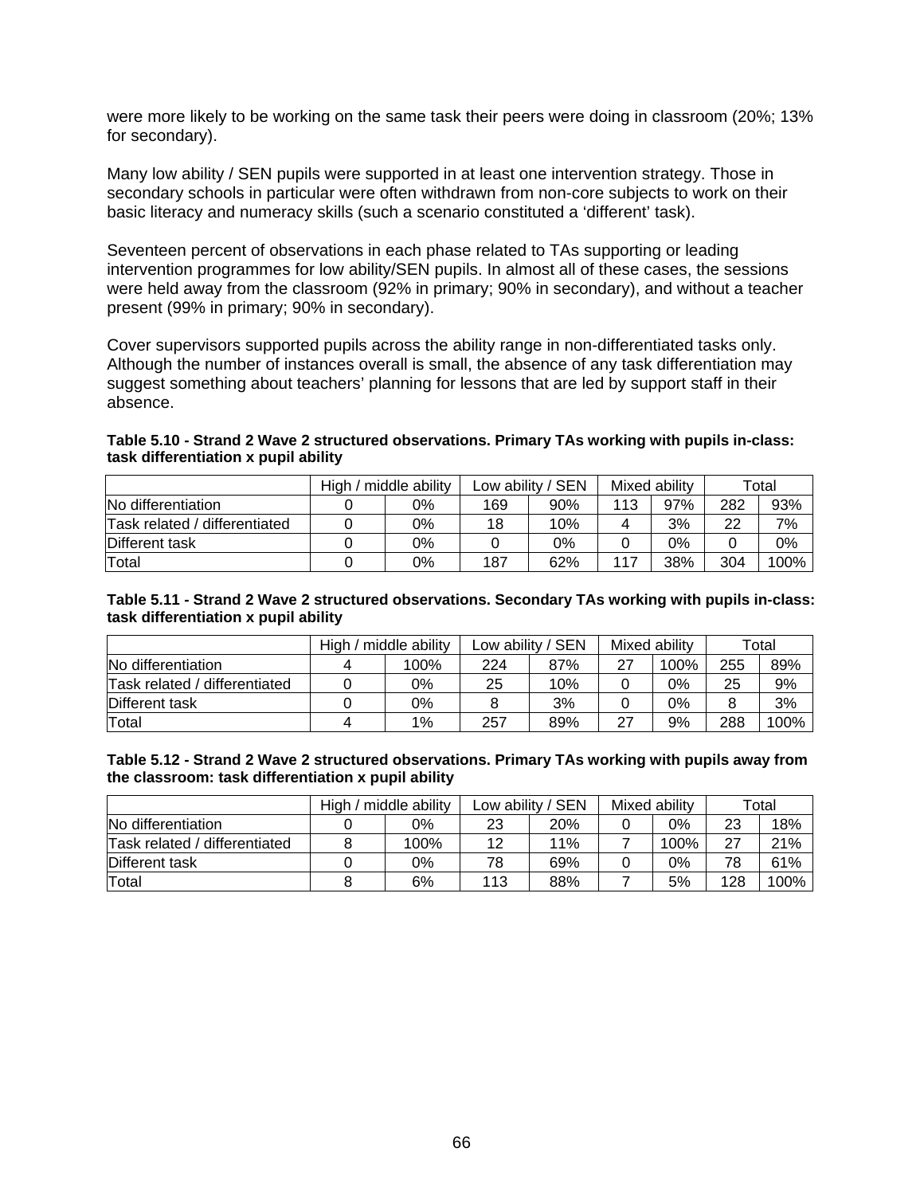were more likely to be working on the same task their peers were doing in classroom (20%; 13% for secondary).

Many low ability / SEN pupils were supported in at least one intervention strategy. Those in secondary schools in particular were often withdrawn from non-core subjects to work on their basic literacy and numeracy skills (such a scenario constituted a 'different' task).

Seventeen percent of observations in each phase related to TAs supporting or leading intervention programmes for low ability/SEN pupils. In almost all of these cases, the sessions were held away from the classroom (92% in primary; 90% in secondary), and without a teacher present (99% in primary; 90% in secondary).

Cover supervisors supported pupils across the ability range in non-differentiated tasks only. Although the number of instances overall is small, the absence of any task differentiation may suggest something about teachers' planning for lessons that are led by support staff in their absence.

**Table 5.10 - Strand 2 Wave 2 structured observations. Primary TAs working with pupils in-class: task differentiation x pupil ability**

| | High / middle ability | | Low ability / SEN | | Mixed ability | | Total | |
|---|---|---|---|---|---|---|---|---|
| No differentiation | 0 | 0% | 169 | 90% | 113 | 97% | 282 | 93% |
| Task related / differentiated | 0 | 0% | 18 | 10% | 4 | 3% | 22 | 7% |
| Different task | 0 | 0% | 0 | 0% | 0 | 0% | 0 | 0% |
| Total | 0 | 0% | 187 | 62% | 117 | 38% | 304 | 100% |

**Table 5.11 - Strand 2 Wave 2 structured observations. Secondary TAs working with pupils in-class: task differentiation x pupil ability**

| | High / middle ability | | Low ability / SEN | | Mixed ability | | Total | |
|---|---|---|---|---|---|---|---|---|
| No differentiation | 4 | 100% | 224 | 87% | 27 | 100% | 255 | 89% |
| Task related / differentiated | 0 | 0% | 25 | 10% | 0 | 0% | 25 | 9% |
| Different task | 0 | 0% | 8 | 3% | 0 | 0% | 8 | 3% |
| Total | 4 | 1% | 257 | 89% | 27 | 9% | 288 | 100% |

**Table 5.12 - Strand 2 Wave 2 structured observations. Primary TAs working with pupils away from the classroom: task differentiation x pupil ability**

| | High / middle ability | | Low ability / SEN | | Mixed ability | | Total | |
|---|---|---|---|---|---|---|---|---|
| No differentiation | 0 | 0% | 23 | 20% | 0 | 0% | 23 | 18% |
| Task related / differentiated | 8 | 100% | 12 | 11% | 7 | 100% | 27 | 21% |
| Different task | 0 | 0% | 78 | 69% | 0 | 0% | 78 | 61% |
| Total | 8 | 6% | 113 | 88% | 7 | 5% | 128 | 100% |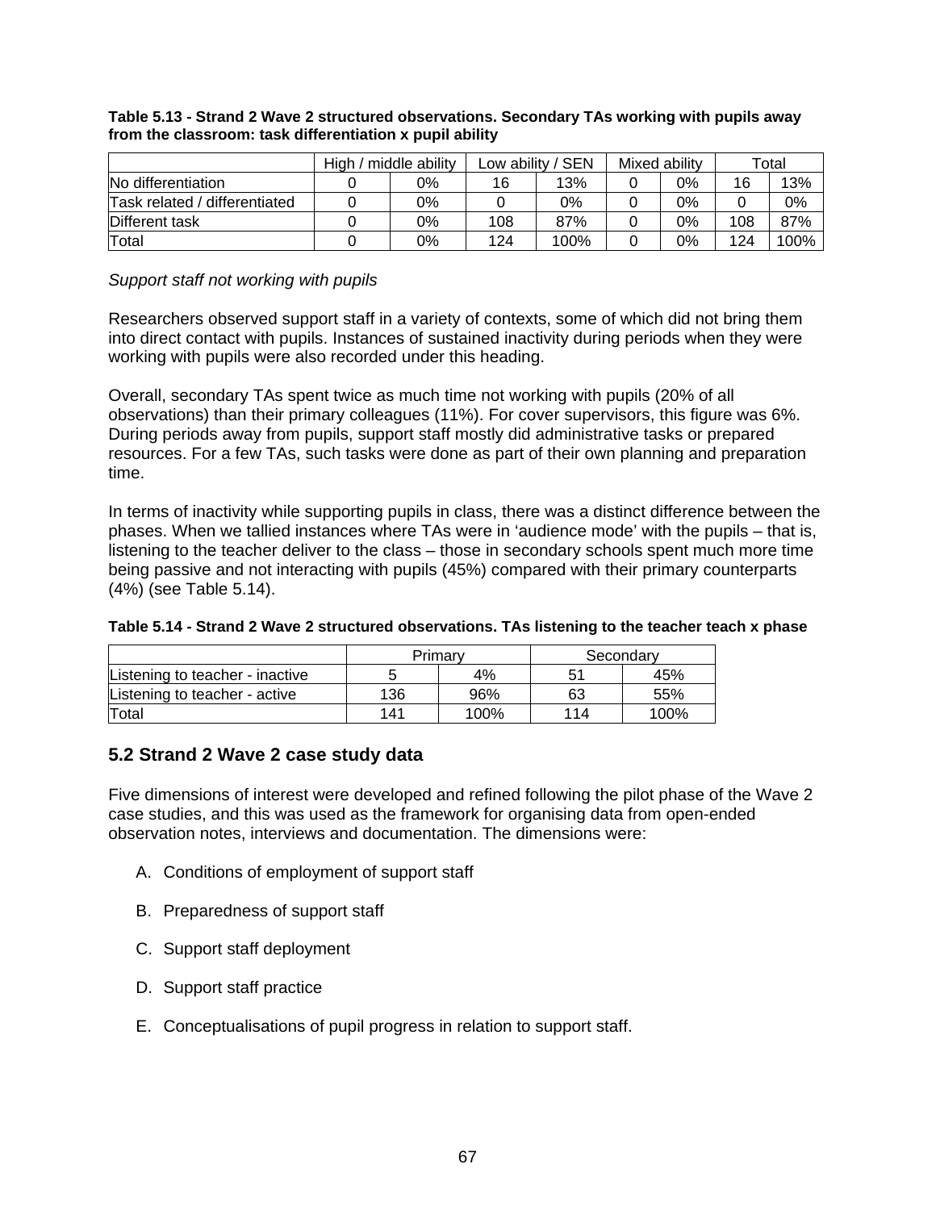**Table 5.13 - Strand 2 Wave 2 structured observations. Secondary TAs working with pupils away from the classroom: task differentiation x pupil ability**

| | High / middle ability | | Low ability / SEN | | Mixed ability | | Total | |
|---|---|---|---|---|---|---|---|---|
| No differentiation | 0 | 0% | 16 | 13% | 0 | 0% | 16 | 13% |
| Task related / differentiated | 0 | 0% | 0 | 0% | 0 | 0% | 0 | 0% |
| Different task | 0 | 0% | 108 | 87% | 0 | 0% | 108 | 87% |
| Total | 0 | 0% | 124 | 100% | 0 | 0% | 124 | 100% |

*Support staff not working with pupils*

Researchers observed support staff in a variety of contexts, some of which did not bring them into direct contact with pupils. Instances of sustained inactivity during periods when they were working with pupils were also recorded under this heading.

Overall, secondary TAs spent twice as much time not working with pupils (20% of all observations) than their primary colleagues (11%). For cover supervisors, this figure was 6%. During periods away from pupils, support staff mostly did administrative tasks or prepared resources. For a few TAs, such tasks were done as part of their own planning and preparation time.

In terms of inactivity while supporting pupils in class, there was a distinct difference between the phases. When we tallied instances where TAs were in 'audience mode' with the pupils – that is, listening to the teacher deliver to the class – those in secondary schools spent much more time being passive and not interacting with pupils (45%) compared with their primary counterparts (4%) (see Table 5.14).

**Table 5.14 - Strand 2 Wave 2 structured observations. TAs listening to the teacher teach x phase**

| | Primary | | Secondary | |
|---|---|---|---|---|
| Listening to teacher - inactive | 5 | 4% | 51 | 45% |
| Listening to teacher - active | 136 | 96% | 63 | 55% |
| Total | 141 | 100% | 114 | 100% |

## 5.2 Strand 2 Wave 2 case study data

Five dimensions of interest were developed and refined following the pilot phase of the Wave 2 case studies, and this was used as the framework for organising data from open-ended observation notes, interviews and documentation. The dimensions were:

A. Conditions of employment of support staff

B. Preparedness of support staff

C. Support staff deployment

D. Support staff practice

E. Conceptualisations of pupil progress in relation to support staff.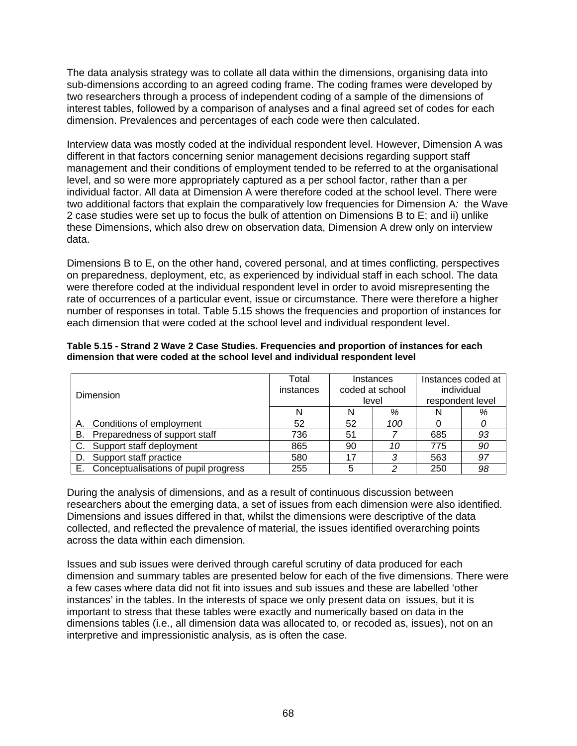The data analysis strategy was to collate all data within the dimensions, organising data into sub-dimensions according to an agreed coding frame. The coding frames were developed by two researchers through a process of independent coding of a sample of the dimensions of interest tables, followed by a comparison of analyses and a final agreed set of codes for each dimension. Prevalences and percentages of each code were then calculated.

Interview data was mostly coded at the individual respondent level. However, Dimension A was different in that factors concerning senior management decisions regarding support staff management and their conditions of employment tended to be referred to at the organisational level, and so were more appropriately captured as a per school factor, rather than a per individual factor. All data at Dimension A were therefore coded at the school level. There were two additional factors that explain the comparatively low frequencies for Dimension A*:* the Wave 2 case studies were set up to focus the bulk of attention on Dimensions B to E; and ii) unlike these Dimensions, which also drew on observation data, Dimension A drew only on interview data.

Dimensions B to E, on the other hand, covered personal, and at times conflicting, perspectives on preparedness, deployment, etc, as experienced by individual staff in each school. The data were therefore coded at the individual respondent level in order to avoid misrepresenting the rate of occurrences of a particular event, issue or circumstance. There were therefore a higher number of responses in total. Table 5.15 shows the frequencies and proportion of instances for each dimension that were coded at the school level and individual respondent level.

**Table 5.15 - Strand 2 Wave 2 Case Studies. Frequencies and proportion of instances for each dimension that were coded at the school level and individual respondent level**

| Dimension | Total instances | Instances coded at school level | | Instances coded at individual respondent level | |
|---|---|---|---|---|---|
| | N | N | *%* | N | *%* |
| A. Conditions of employment | 52 | 52 | *100* | 0 | *0* |
| B. Preparedness of support staff | 736 | 51 | *7* | 685 | *93* |
| C. Support staff deployment | 865 | 90 | *10* | 775 | *90* |
| D. Support staff practice | 580 | 17 | *3* | 563 | *97* |
| E. Conceptualisations of pupil progress | 255 | 5 | *2* | 250 | *98* |

During the analysis of dimensions, and as a result of continuous discussion between researchers about the emerging data, a set of issues from each dimension were also identified. Dimensions and issues differed in that, whilst the dimensions were descriptive of the data collected, and reflected the prevalence of material, the issues identified overarching points across the data within each dimension.

Issues and sub issues were derived through careful scrutiny of data produced for each dimension and summary tables are presented below for each of the five dimensions. There were a few cases where data did not fit into issues and sub issues and these are labelled 'other instances' in the tables. In the interests of space we only present data on issues, but it is important to stress that these tables were exactly and numerically based on data in the dimensions tables (i.e., all dimension data was allocated to, or recoded as, issues), not on an interpretive and impressionistic analysis, as is often the case.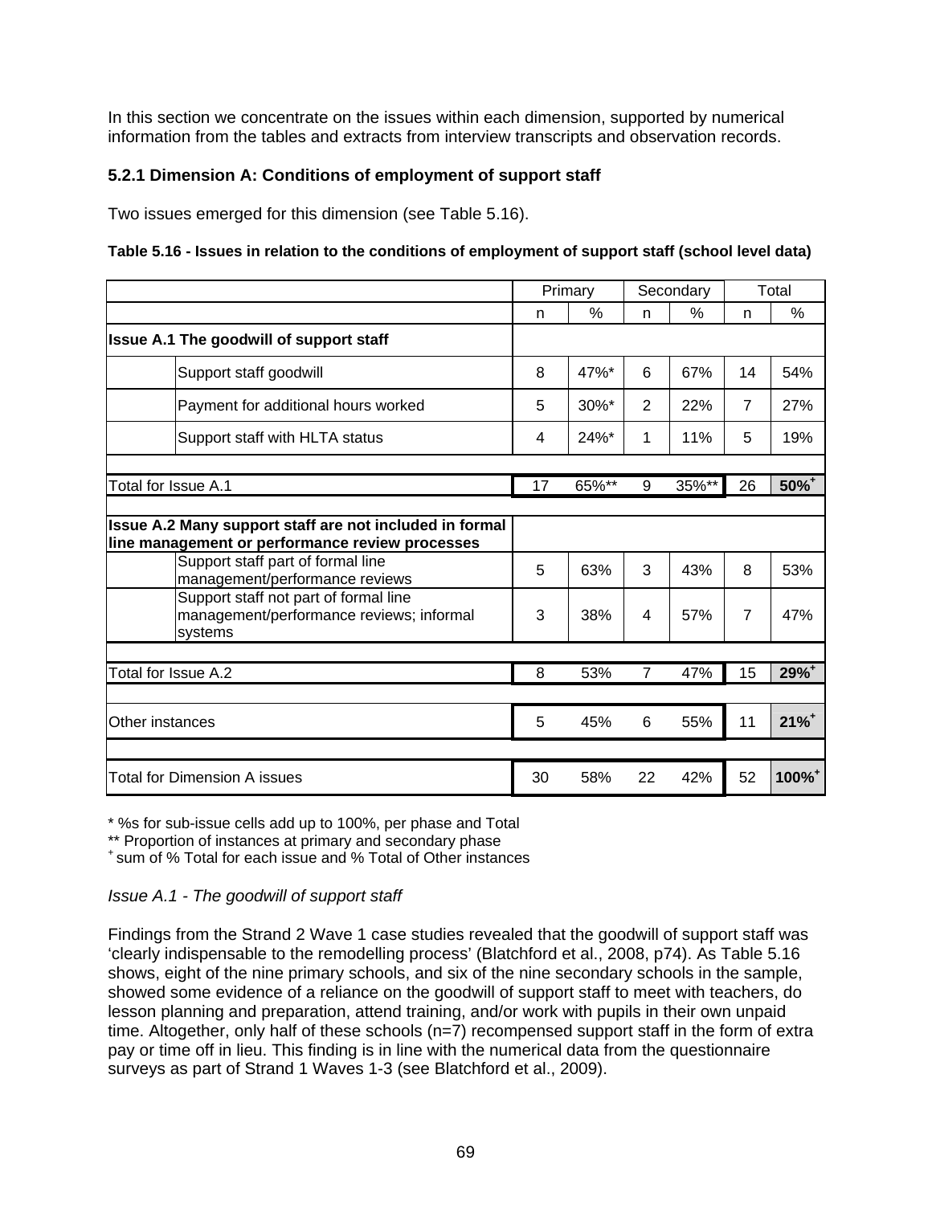In this section we concentrate on the issues within each dimension, supported by numerical information from the tables and extracts from interview transcripts and observation records.

### 5.2.1 Dimension A: Conditions of employment of support staff

Two issues emerged for this dimension (see Table 5.16).

**Table 5.16 - Issues in relation to the conditions of employment of support staff (school level data)**

| | | Primary | | Secondary | | Total | |
|---|---|---|---|---|---|---|---|
| | | n | % | n | % | n | % |
| **Issue A.1 The goodwill of support staff** | | | | | | | |
| | Support staff goodwill | 8 | 47%* | 6 | 67% | 14 | 54% |
| | Payment for additional hours worked | 5 | 30%* | 2 | 22% | 7 | 27% |
| | Support staff with HLTA status | 4 | 24%* | 1 | 11% | 5 | 19% |
| Total for Issue A.1 | | 17 | 65%** | 9 | 35%** | 26 | **50%+** |
| **Issue A.2 Many support staff are not included in formal line management or performance review processes** | | | | | | | |
| | Support staff part of formal line management/performance reviews | 5 | 63% | 3 | 43% | 8 | 53% |
| | Support staff not part of formal line management/performance reviews; informal systems | 3 | 38% | 4 | 57% | 7 | 47% |
| Total for Issue A.2 | | 8 | 53% | 7 | 47% | 15 | **29%+** |
| Other instances | | 5 | 45% | 6 | 55% | 11 | **21%+** |
| Total for Dimension A issues | | 30 | 58% | 22 | 42% | 52 | **100%+** |

\* %s for sub-issue cells add up to 100%, per phase and Total

\** Proportion of instances at primary and secondary phase

\+ sum of % Total for each issue and % Total of Other instances

*Issue A.1 - The goodwill of support staff*

Findings from the Strand 2 Wave 1 case studies revealed that the goodwill of support staff was 'clearly indispensable to the remodelling process' (Blatchford et al., 2008, p74). As Table 5.16 shows, eight of the nine primary schools, and six of the nine secondary schools in the sample, showed some evidence of a reliance on the goodwill of support staff to meet with teachers, do lesson planning and preparation, attend training, and/or work with pupils in their own unpaid time. Altogether, only half of these schools (n=7) recompensed support staff in the form of extra pay or time off in lieu. This finding is in line with the numerical data from the questionnaire surveys as part of Strand 1 Waves 1-3 (see Blatchford et al., 2009).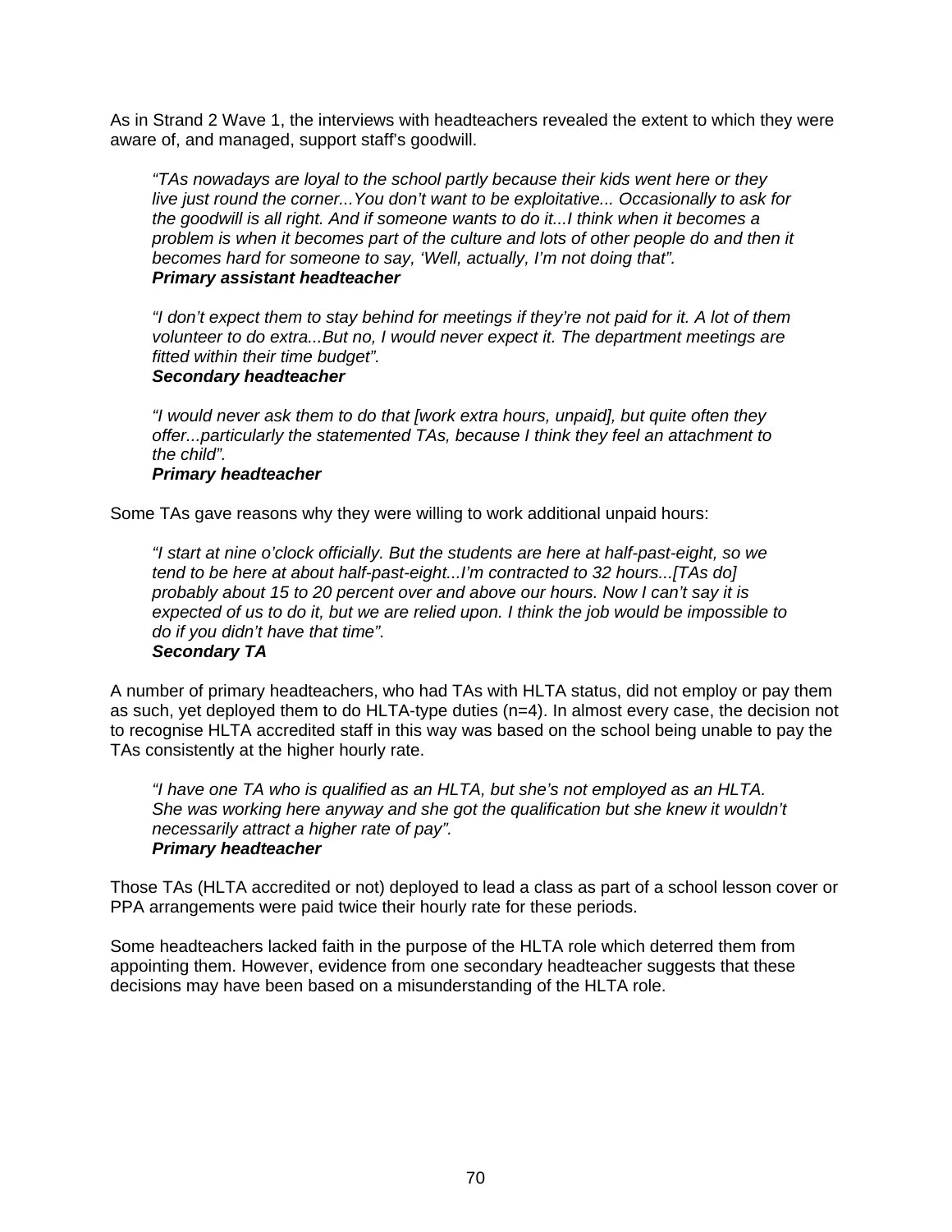As in Strand 2 Wave 1, the interviews with headteachers revealed the extent to which they were aware of, and managed, support staff's goodwill.

> *"TAs nowadays are loyal to the school partly because their kids went here or they live just round the corner...You don't want to be exploitative... Occasionally to ask for the goodwill is all right. And if someone wants to do it...I think when it becomes a problem is when it becomes part of the culture and lots of other people do and then it becomes hard for someone to say, 'Well, actually, I'm not doing that".*
> ***Primary assistant headteacher***

> *"I don't expect them to stay behind for meetings if they're not paid for it. A lot of them volunteer to do extra...But no, I would never expect it. The department meetings are fitted within their time budget".*
> ***Secondary headteacher***

> *"I would never ask them to do that [work extra hours, unpaid], but quite often they offer...particularly the statemented TAs, because I think they feel an attachment to the child".*
> ***Primary headteacher***

Some TAs gave reasons why they were willing to work additional unpaid hours:

> *"I start at nine o'clock officially. But the students are here at half-past-eight, so we tend to be here at about half-past-eight...I'm contracted to 32 hours...[TAs do] probably about 15 to 20 percent over and above our hours. Now I can't say it is expected of us to do it, but we are relied upon. I think the job would be impossible to do if you didn't have that time".*
> ***Secondary TA***

A number of primary headteachers, who had TAs with HLTA status, did not employ or pay them as such, yet deployed them to do HLTA-type duties (n=4). In almost every case, the decision not to recognise HLTA accredited staff in this way was based on the school being unable to pay the TAs consistently at the higher hourly rate.

> *"I have one TA who is qualified as an HLTA, but she's not employed as an HLTA. She was working here anyway and she got the qualification but she knew it wouldn't necessarily attract a higher rate of pay".*
> ***Primary headteacher***

Those TAs (HLTA accredited or not) deployed to lead a class as part of a school lesson cover or PPA arrangements were paid twice their hourly rate for these periods.

Some headteachers lacked faith in the purpose of the HLTA role which deterred them from appointing them. However, evidence from one secondary headteacher suggests that these decisions may have been based on a misunderstanding of the HLTA role.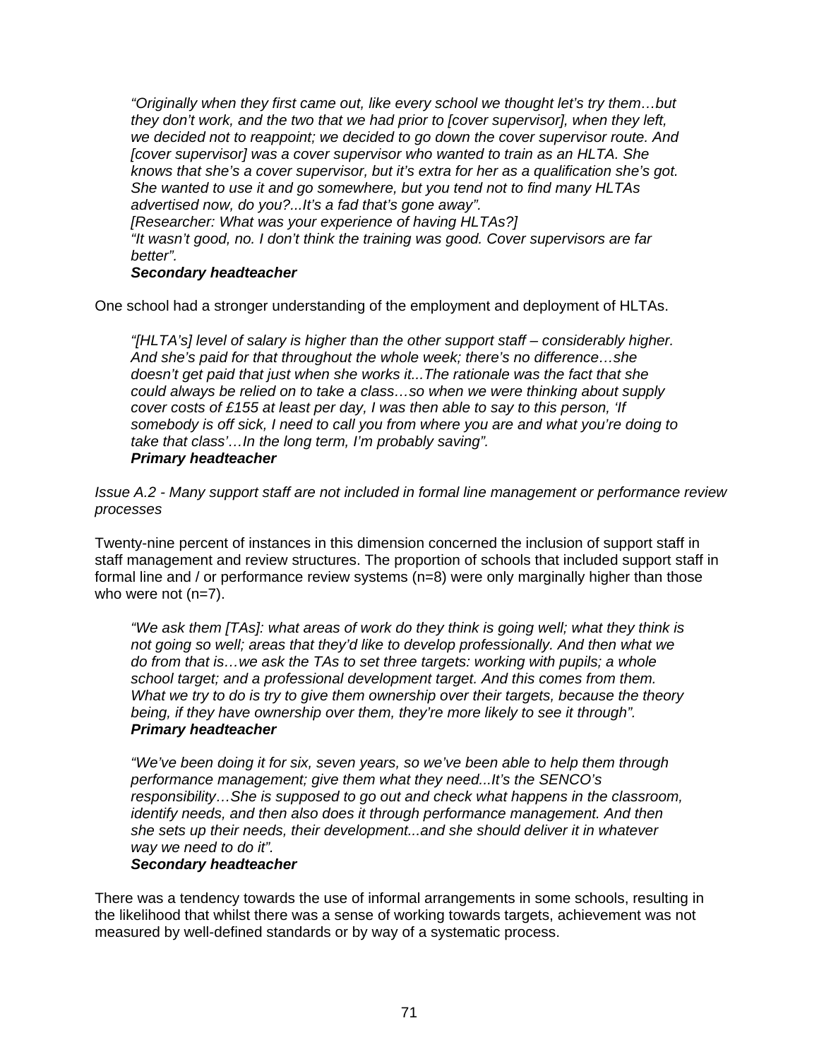*"Originally when they first came out, like every school we thought let's try them…but they don't work, and the two that we had prior to [cover supervisor], when they left, we decided not to reappoint; we decided to go down the cover supervisor route. And [cover supervisor] was a cover supervisor who wanted to train as an HLTA. She knows that she's a cover supervisor, but it's extra for her as a qualification she's got. She wanted to use it and go somewhere, but you tend not to find many HLTAs advertised now, do you?...It's a fad that's gone away".*
*[Researcher: What was your experience of having HLTAs?]*
*"It wasn't good, no. I don't think the training was good. Cover supervisors are far better".*
***Secondary headteacher***

One school had a stronger understanding of the employment and deployment of HLTAs.

*"[HLTA's] level of salary is higher than the other support staff – considerably higher. And she's paid for that throughout the whole week; there's no difference…she doesn't get paid that just when she works it...The rationale was the fact that she could always be relied on to take a class…so when we were thinking about supply cover costs of £155 at least per day, I was then able to say to this person, 'If somebody is off sick, I need to call you from where you are and what you're doing to take that class'…In the long term, I'm probably saving".*
***Primary headteacher***

*Issue A.2 - Many support staff are not included in formal line management or performance review processes*

Twenty-nine percent of instances in this dimension concerned the inclusion of support staff in staff management and review structures. The proportion of schools that included support staff in formal line and / or performance review systems (n=8) were only marginally higher than those who were not (n=7).

*"We ask them [TAs]: what areas of work do they think is going well; what they think is not going so well; areas that they'd like to develop professionally. And then what we do from that is…we ask the TAs to set three targets: working with pupils; a whole school target; and a professional development target. And this comes from them. What we try to do is try to give them ownership over their targets, because the theory being, if they have ownership over them, they're more likely to see it through".*
***Primary headteacher***

*"We've been doing it for six, seven years, so we've been able to help them through performance management; give them what they need...It's the SENCO's responsibility…She is supposed to go out and check what happens in the classroom, identify needs, and then also does it through performance management. And then she sets up their needs, their development...and she should deliver it in whatever way we need to do it".*
***Secondary headteacher***

There was a tendency towards the use of informal arrangements in some schools, resulting in the likelihood that whilst there was a sense of working towards targets, achievement was not measured by well-defined standards or by way of a systematic process.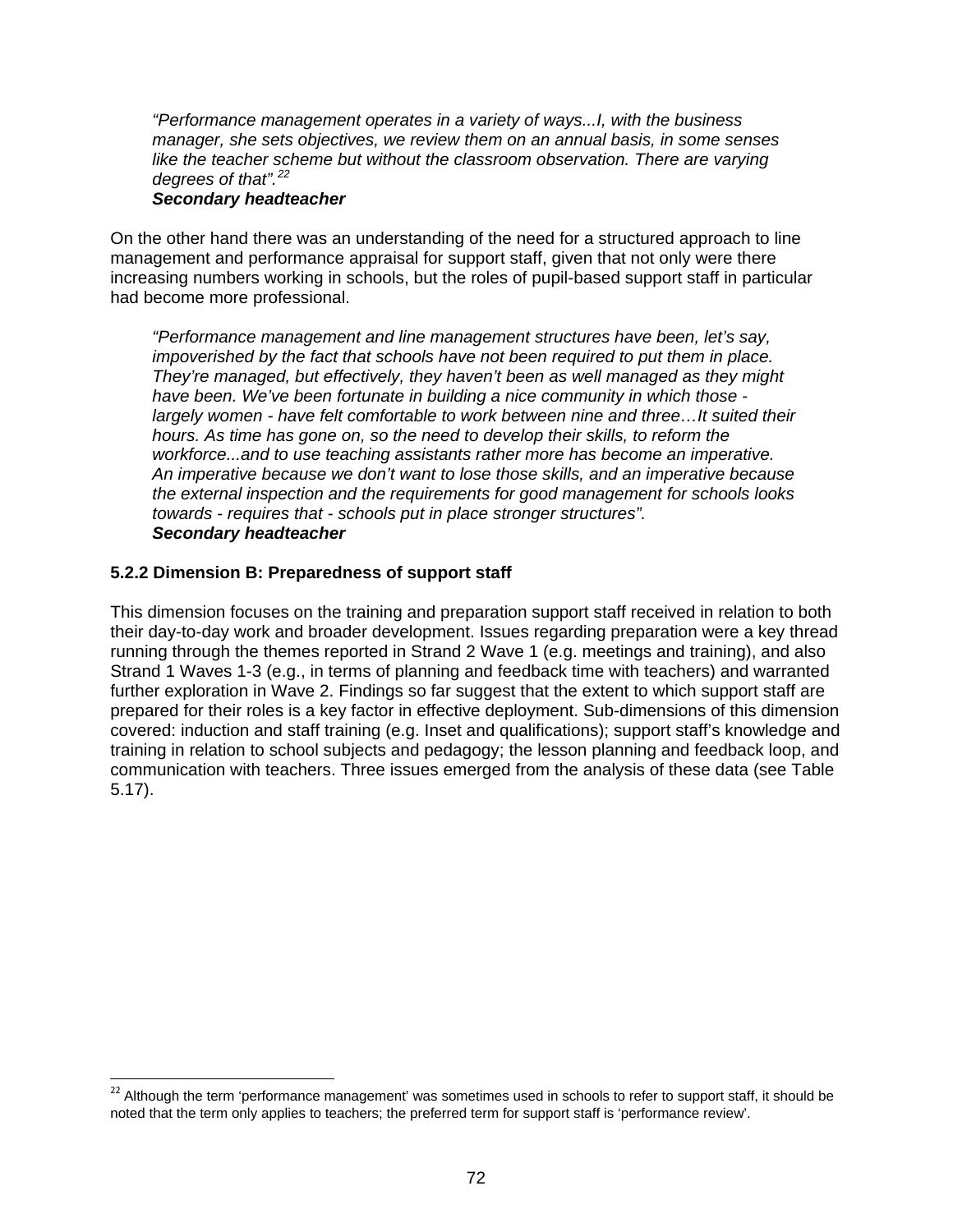> *"Performance management operates in a variety of ways...I, with the business manager, she sets objectives, we review them on an annual basis, in some senses like the teacher scheme but without the classroom observation. There are varying degrees of that".*[22]
> ***Secondary headteacher***

On the other hand there was an understanding of the need for a structured approach to line management and performance appraisal for support staff, given that not only were there increasing numbers working in schools, but the roles of pupil-based support staff in particular had become more professional.

> *"Performance management and line management structures have been, let's say, impoverished by the fact that schools have not been required to put them in place. They're managed, but effectively, they haven't been as well managed as they might have been. We've been fortunate in building a nice community in which those - largely women - have felt comfortable to work between nine and three…It suited their hours. As time has gone on, so the need to develop their skills, to reform the workforce...and to use teaching assistants rather more has become an imperative. An imperative because we don't want to lose those skills, and an imperative because the external inspection and the requirements for good management for schools looks towards - requires that - schools put in place stronger structures".*
> ***Secondary headteacher***

### 5.2.2 Dimension B: Preparedness of support staff

This dimension focuses on the training and preparation support staff received in relation to both their day-to-day work and broader development. Issues regarding preparation were a key thread running through the themes reported in Strand 2 Wave 1 (e.g. meetings and training), and also Strand 1 Waves 1-3 (e.g., in terms of planning and feedback time with teachers) and warranted further exploration in Wave 2. Findings so far suggest that the extent to which support staff are prepared for their roles is a key factor in effective deployment. Sub-dimensions of this dimension covered: induction and staff training (e.g. Inset and qualifications); support staff's knowledge and training in relation to school subjects and pedagogy; the lesson planning and feedback loop, and communication with teachers. Three issues emerged from the analysis of these data (see Table 5.17).

---

[22] Although the term 'performance management' was sometimes used in schools to refer to support staff, it should be noted that the term only applies to teachers; the preferred term for support staff is 'performance review'.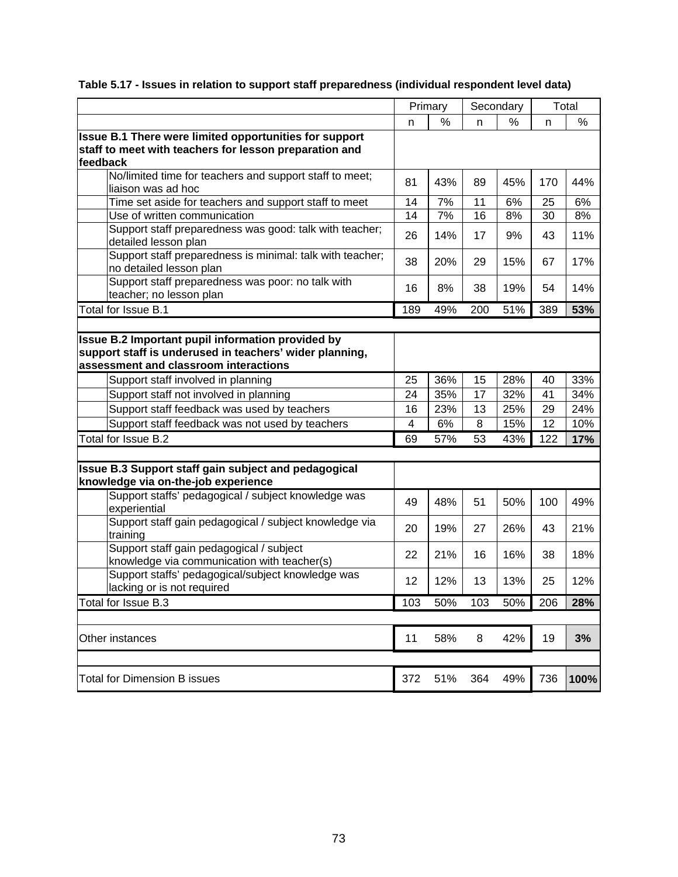**Table 5.17 - Issues in relation to support staff preparedness (individual respondent level data)**

| | Primary | | Secondary | | Total | |
|---|---|---|---|---|---|---|
| | n | % | n | % | n | % |
| **Issue B.1 There were limited opportunities for support staff to meet with teachers for lesson preparation and feedback** | | | | | | |
| No/limited time for teachers and support staff to meet; liaison was ad hoc | 81 | 43% | 89 | 45% | 170 | 44% |
| Time set aside for teachers and support staff to meet | 14 | 7% | 11 | 6% | 25 | 6% |
| Use of written communication | 14 | 7% | 16 | 8% | 30 | 8% |
| Support staff preparedness was good: talk with teacher; detailed lesson plan | 26 | 14% | 17 | 9% | 43 | 11% |
| Support staff preparedness is minimal: talk with teacher; no detailed lesson plan | 38 | 20% | 29 | 15% | 67 | 17% |
| Support staff preparedness was poor: no talk with teacher; no lesson plan | 16 | 8% | 38 | 19% | 54 | 14% |
| Total for Issue B.1 | 189 | 49% | 200 | 51% | 389 | **53%** |
| | | | | | | |
| **Issue B.2 Important pupil information provided by support staff is underused in teachers' wider planning, assessment and classroom interactions** | | | | | | |
| Support staff involved in planning | 25 | 36% | 15 | 28% | 40 | 33% |
| Support staff not involved in planning | 24 | 35% | 17 | 32% | 41 | 34% |
| Support staff feedback was used by teachers | 16 | 23% | 13 | 25% | 29 | 24% |
| Support staff feedback was not used by teachers | 4 | 6% | 8 | 15% | 12 | 10% |
| Total for Issue B.2 | 69 | 57% | 53 | 43% | 122 | **17%** |
| | | | | | | |
| **Issue B.3 Support staff gain subject and pedagogical knowledge via on-the-job experience** | | | | | | |
| Support staffs' pedagogical / subject knowledge was experiential | 49 | 48% | 51 | 50% | 100 | 49% |
| Support staff gain pedagogical / subject knowledge via training | 20 | 19% | 27 | 26% | 43 | 21% |
| Support staff gain pedagogical / subject knowledge via communication with teacher(s) | 22 | 21% | 16 | 16% | 38 | 18% |
| Support staffs' pedagogical/subject knowledge was lacking or is not required | 12 | 12% | 13 | 13% | 25 | 12% |
| Total for Issue B.3 | 103 | 50% | 103 | 50% | 206 | **28%** |
| | | | | | | |
| Other instances | 11 | 58% | 8 | 42% | 19 | **3%** |
| | | | | | | |
| Total for Dimension B issues | 372 | 51% | 364 | 49% | 736 | **100%** |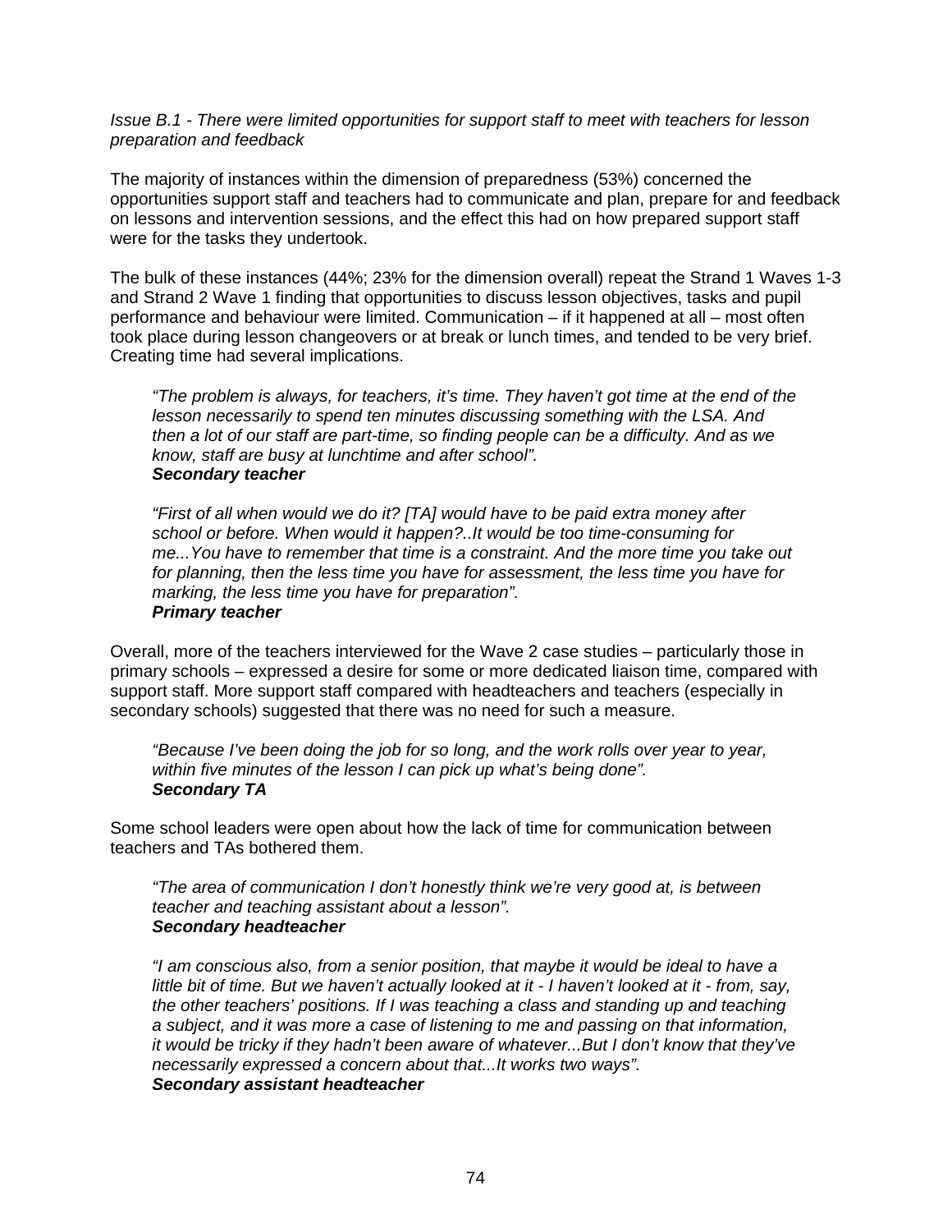*Issue B.1 - There were limited opportunities for support staff to meet with teachers for lesson preparation and feedback*

The majority of instances within the dimension of preparedness (53%) concerned the opportunities support staff and teachers had to communicate and plan, prepare for and feedback on lessons and intervention sessions, and the effect this had on how prepared support staff were for the tasks they undertook.

The bulk of these instances (44%; 23% for the dimension overall) repeat the Strand 1 Waves 1-3 and Strand 2 Wave 1 finding that opportunities to discuss lesson objectives, tasks and pupil performance and behaviour were limited. Communication – if it happened at all – most often took place during lesson changeovers or at break or lunch times, and tended to be very brief. Creating time had several implications.

> *"The problem is always, for teachers, it's time. They haven't got time at the end of the lesson necessarily to spend ten minutes discussing something with the LSA. And then a lot of our staff are part-time, so finding people can be a difficulty. And as we know, staff are busy at lunchtime and after school".*
> ***Secondary teacher***

> *"First of all when would we do it? [TA] would have to be paid extra money after school or before. When would it happen?..It would be too time-consuming for me...You have to remember that time is a constraint. And the more time you take out for planning, then the less time you have for assessment, the less time you have for marking, the less time you have for preparation".*
> ***Primary teacher***

Overall, more of the teachers interviewed for the Wave 2 case studies – particularly those in primary schools – expressed a desire for some or more dedicated liaison time, compared with support staff. More support staff compared with headteachers and teachers (especially in secondary schools) suggested that there was no need for such a measure.

> *"Because I've been doing the job for so long, and the work rolls over year to year, within five minutes of the lesson I can pick up what's being done".*
> ***Secondary TA***

Some school leaders were open about how the lack of time for communication between teachers and TAs bothered them.

> *"The area of communication I don't honestly think we're very good at, is between teacher and teaching assistant about a lesson".*
> ***Secondary headteacher***

> *"I am conscious also, from a senior position, that maybe it would be ideal to have a little bit of time. But we haven't actually looked at it - I haven't looked at it - from, say, the other teachers' positions. If I was teaching a class and standing up and teaching a subject, and it was more a case of listening to me and passing on that information, it would be tricky if they hadn't been aware of whatever...But I don't know that they've necessarily expressed a concern about that...It works two ways".*
> ***Secondary assistant headteacher***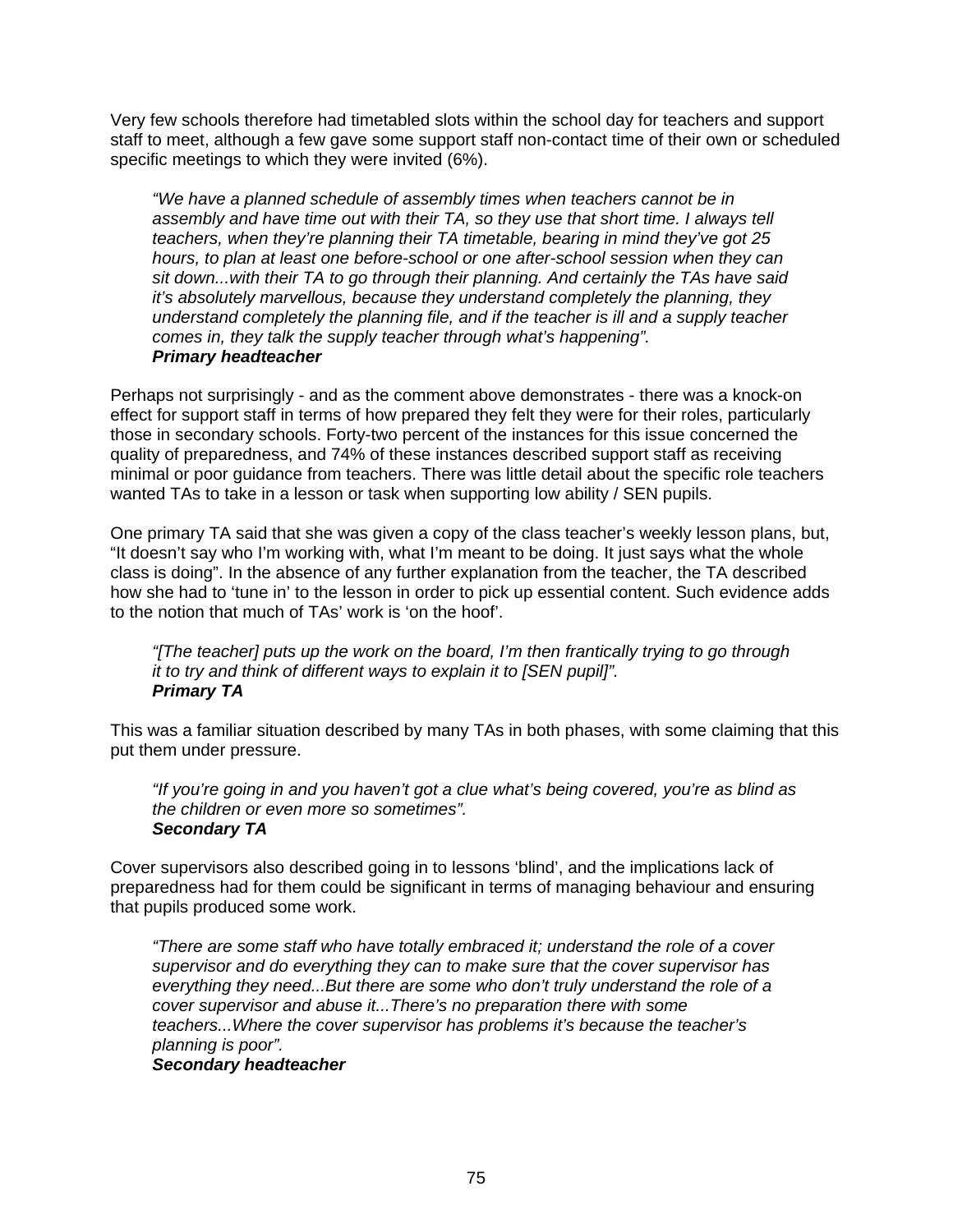Very few schools therefore had timetabled slots within the school day for teachers and support staff to meet, although a few gave some support staff non-contact time of their own or scheduled specific meetings to which they were invited (6%).

> *"We have a planned schedule of assembly times when teachers cannot be in assembly and have time out with their TA, so they use that short time. I always tell teachers, when they're planning their TA timetable, bearing in mind they've got 25 hours, to plan at least one before-school or one after-school session when they can sit down...with their TA to go through their planning. And certainly the TAs have said it's absolutely marvellous, because they understand completely the planning, they understand completely the planning file, and if the teacher is ill and a supply teacher comes in, they talk the supply teacher through what's happening".*
> ***Primary headteacher***

Perhaps not surprisingly - and as the comment above demonstrates - there was a knock-on effect for support staff in terms of how prepared they felt they were for their roles, particularly those in secondary schools. Forty-two percent of the instances for this issue concerned the quality of preparedness, and 74% of these instances described support staff as receiving minimal or poor guidance from teachers. There was little detail about the specific role teachers wanted TAs to take in a lesson or task when supporting low ability / SEN pupils.

One primary TA said that she was given a copy of the class teacher's weekly lesson plans, but, "It doesn't say who I'm working with, what I'm meant to be doing. It just says what the whole class is doing". In the absence of any further explanation from the teacher, the TA described how she had to 'tune in' to the lesson in order to pick up essential content. Such evidence adds to the notion that much of TAs' work is 'on the hoof'.

> *"[The teacher] puts up the work on the board, I'm then frantically trying to go through it to try and think of different ways to explain it to [SEN pupil]".*
> ***Primary TA***

This was a familiar situation described by many TAs in both phases, with some claiming that this put them under pressure.

> *"If you're going in and you haven't got a clue what's being covered, you're as blind as the children or even more so sometimes".*
> ***Secondary TA***

Cover supervisors also described going in to lessons 'blind', and the implications lack of preparedness had for them could be significant in terms of managing behaviour and ensuring that pupils produced some work.

> *"There are some staff who have totally embraced it; understand the role of a cover supervisor and do everything they can to make sure that the cover supervisor has everything they need...But there are some who don't truly understand the role of a cover supervisor and abuse it...There's no preparation there with some teachers...Where the cover supervisor has problems it's because the teacher's planning is poor".*
> ***Secondary headteacher***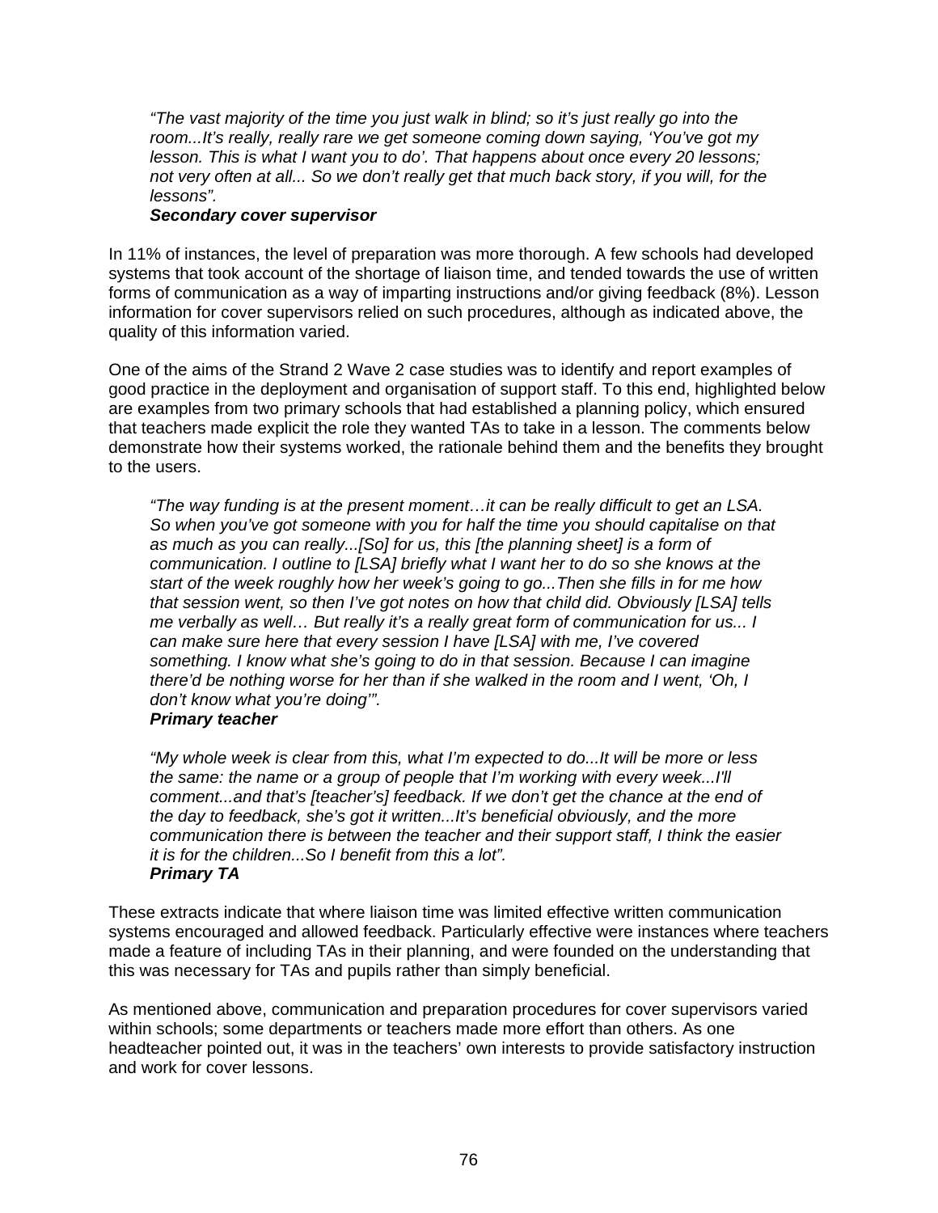> *"The vast majority of the time you just walk in blind; so it's just really go into the room...It's really, really rare we get someone coming down saying, 'You've got my lesson. This is what I want you to do'. That happens about once every 20 lessons; not very often at all... So we don't really get that much back story, if you will, for the lessons".*
> ***Secondary cover supervisor***

In 11% of instances, the level of preparation was more thorough. A few schools had developed systems that took account of the shortage of liaison time, and tended towards the use of written forms of communication as a way of imparting instructions and/or giving feedback (8%). Lesson information for cover supervisors relied on such procedures, although as indicated above, the quality of this information varied.

One of the aims of the Strand 2 Wave 2 case studies was to identify and report examples of good practice in the deployment and organisation of support staff. To this end, highlighted below are examples from two primary schools that had established a planning policy, which ensured that teachers made explicit the role they wanted TAs to take in a lesson. The comments below demonstrate how their systems worked, the rationale behind them and the benefits they brought to the users.

> *"The way funding is at the present moment…it can be really difficult to get an LSA. So when you've got someone with you for half the time you should capitalise on that as much as you can really...[So] for us, this [the planning sheet] is a form of communication. I outline to [LSA] briefly what I want her to do so she knows at the start of the week roughly how her week's going to go...Then she fills in for me how that session went, so then I've got notes on how that child did. Obviously [LSA] tells me verbally as well… But really it's a really great form of communication for us... I can make sure here that every session I have [LSA] with me, I've covered something. I know what she's going to do in that session. Because I can imagine there'd be nothing worse for her than if she walked in the room and I went, 'Oh, I don't know what you're doing'".*
> ***Primary teacher***

> *"My whole week is clear from this, what I'm expected to do...It will be more or less the same: the name or a group of people that I'm working with every week...I'll comment...and that's [teacher's] feedback. If we don't get the chance at the end of the day to feedback, she's got it written...It's beneficial obviously, and the more communication there is between the teacher and their support staff, I think the easier it is for the children...So I benefit from this a lot".*
> ***Primary TA***

These extracts indicate that where liaison time was limited effective written communication systems encouraged and allowed feedback. Particularly effective were instances where teachers made a feature of including TAs in their planning, and were founded on the understanding that this was necessary for TAs and pupils rather than simply beneficial.

As mentioned above, communication and preparation procedures for cover supervisors varied within schools; some departments or teachers made more effort than others. As one headteacher pointed out, it was in the teachers' own interests to provide satisfactory instruction and work for cover lessons.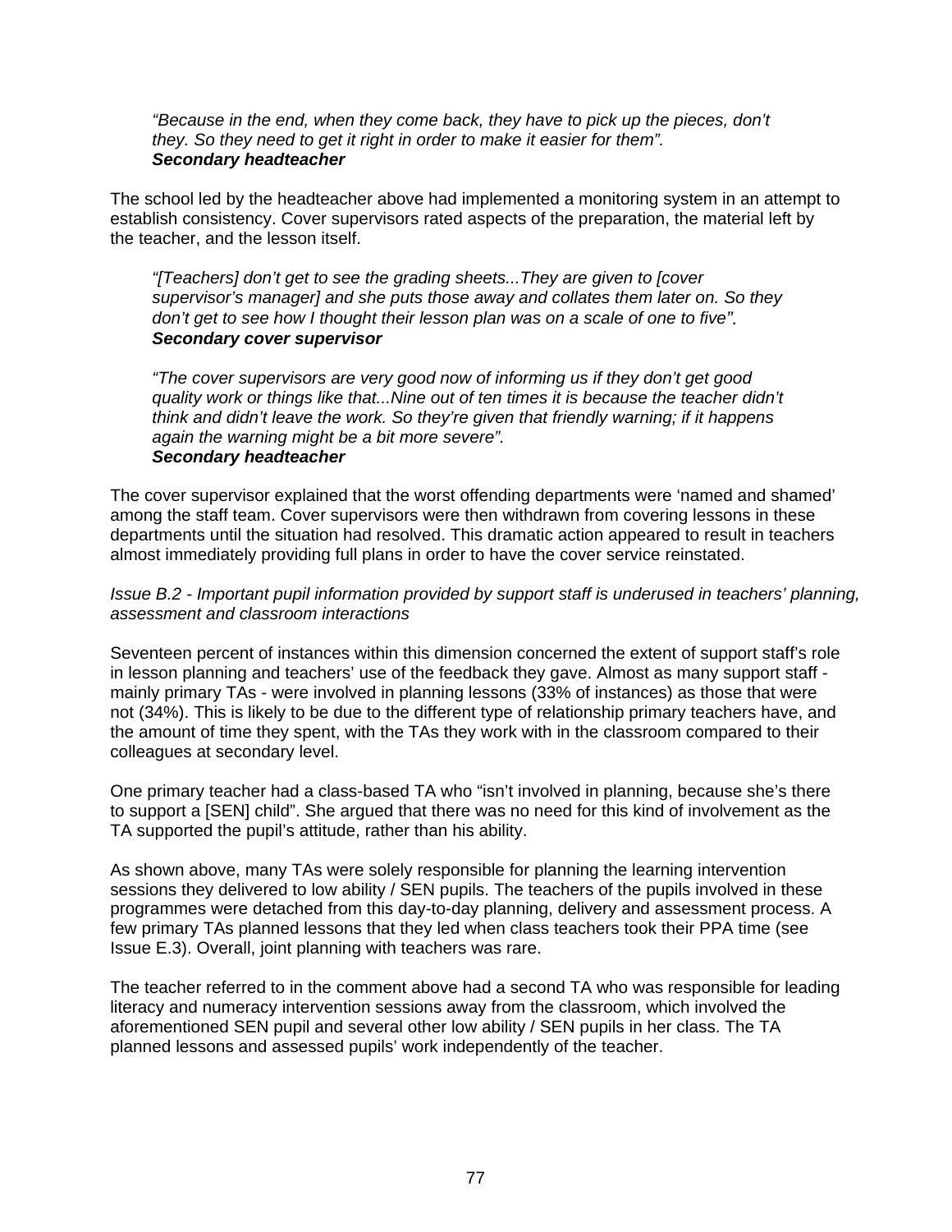> *"Because in the end, when they come back, they have to pick up the pieces, don't they. So they need to get it right in order to make it easier for them".*
> ***Secondary headteacher***

The school led by the headteacher above had implemented a monitoring system in an attempt to establish consistency. Cover supervisors rated aspects of the preparation, the material left by the teacher, and the lesson itself.

> *"[Teachers] don't get to see the grading sheets...They are given to [cover supervisor's manager] and she puts those away and collates them later on. So they don't get to see how I thought their lesson plan was on a scale of one to five".*
> ***Secondary cover supervisor***

> *"The cover supervisors are very good now of informing us if they don't get good quality work or things like that...Nine out of ten times it is because the teacher didn't think and didn't leave the work. So they're given that friendly warning; if it happens again the warning might be a bit more severe".*
> ***Secondary headteacher***

The cover supervisor explained that the worst offending departments were 'named and shamed' among the staff team. Cover supervisors were then withdrawn from covering lessons in these departments until the situation had resolved. This dramatic action appeared to result in teachers almost immediately providing full plans in order to have the cover service reinstated.

*Issue B.2 - Important pupil information provided by support staff is underused in teachers' planning, assessment and classroom interactions*

Seventeen percent of instances within this dimension concerned the extent of support staff's role in lesson planning and teachers' use of the feedback they gave. Almost as many support staff - mainly primary TAs - were involved in planning lessons (33% of instances) as those that were not (34%). This is likely to be due to the different type of relationship primary teachers have, and the amount of time they spent, with the TAs they work with in the classroom compared to their colleagues at secondary level.

One primary teacher had a class-based TA who "isn't involved in planning, because she's there to support a [SEN] child". She argued that there was no need for this kind of involvement as the TA supported the pupil's attitude, rather than his ability.

As shown above, many TAs were solely responsible for planning the learning intervention sessions they delivered to low ability / SEN pupils. The teachers of the pupils involved in these programmes were detached from this day-to-day planning, delivery and assessment process. A few primary TAs planned lessons that they led when class teachers took their PPA time (see Issue E.3). Overall, joint planning with teachers was rare.

The teacher referred to in the comment above had a second TA who was responsible for leading literacy and numeracy intervention sessions away from the classroom, which involved the aforementioned SEN pupil and several other low ability / SEN pupils in her class. The TA planned lessons and assessed pupils' work independently of the teacher.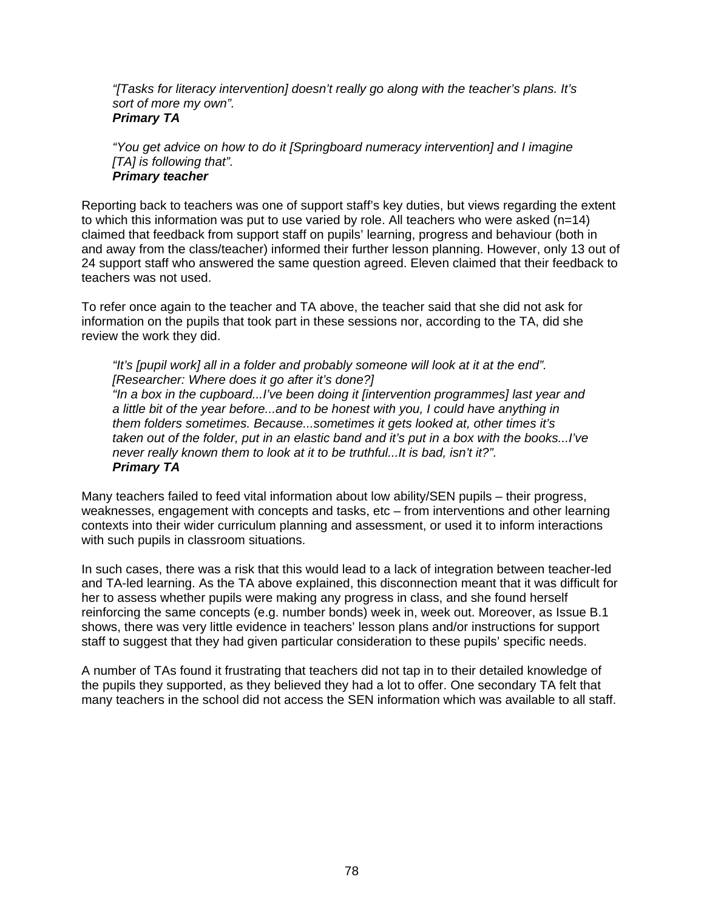> *"[Tasks for literacy intervention] doesn't really go along with the teacher's plans. It's sort of more my own".*
> ***Primary TA***

> *"You get advice on how to do it [Springboard numeracy intervention] and I imagine [TA] is following that".*
> ***Primary teacher***

Reporting back to teachers was one of support staff's key duties, but views regarding the extent to which this information was put to use varied by role. All teachers who were asked (n=14) claimed that feedback from support staff on pupils' learning, progress and behaviour (both in and away from the class/teacher) informed their further lesson planning. However, only 13 out of 24 support staff who answered the same question agreed. Eleven claimed that their feedback to teachers was not used.

To refer once again to the teacher and TA above, the teacher said that she did not ask for information on the pupils that took part in these sessions nor, according to the TA, did she review the work they did.

> *"It's [pupil work] all in a folder and probably someone will look at it at the end". [Researcher: Where does it go after it's done?]*
> *"In a box in the cupboard...I've been doing it [intervention programmes] last year and a little bit of the year before...and to be honest with you, I could have anything in them folders sometimes. Because...sometimes it gets looked at, other times it's taken out of the folder, put in an elastic band and it's put in a box with the books...I've never really known them to look at it to be truthful...It is bad, isn't it?".*
> ***Primary TA***

Many teachers failed to feed vital information about low ability/SEN pupils – their progress, weaknesses, engagement with concepts and tasks, etc – from interventions and other learning contexts into their wider curriculum planning and assessment, or used it to inform interactions with such pupils in classroom situations.

In such cases, there was a risk that this would lead to a lack of integration between teacher-led and TA-led learning. As the TA above explained, this disconnection meant that it was difficult for her to assess whether pupils were making any progress in class, and she found herself reinforcing the same concepts (e.g. number bonds) week in, week out. Moreover, as Issue B.1 shows, there was very little evidence in teachers' lesson plans and/or instructions for support staff to suggest that they had given particular consideration to these pupils' specific needs.

A number of TAs found it frustrating that teachers did not tap in to their detailed knowledge of the pupils they supported, as they believed they had a lot to offer. One secondary TA felt that many teachers in the school did not access the SEN information which was available to all staff.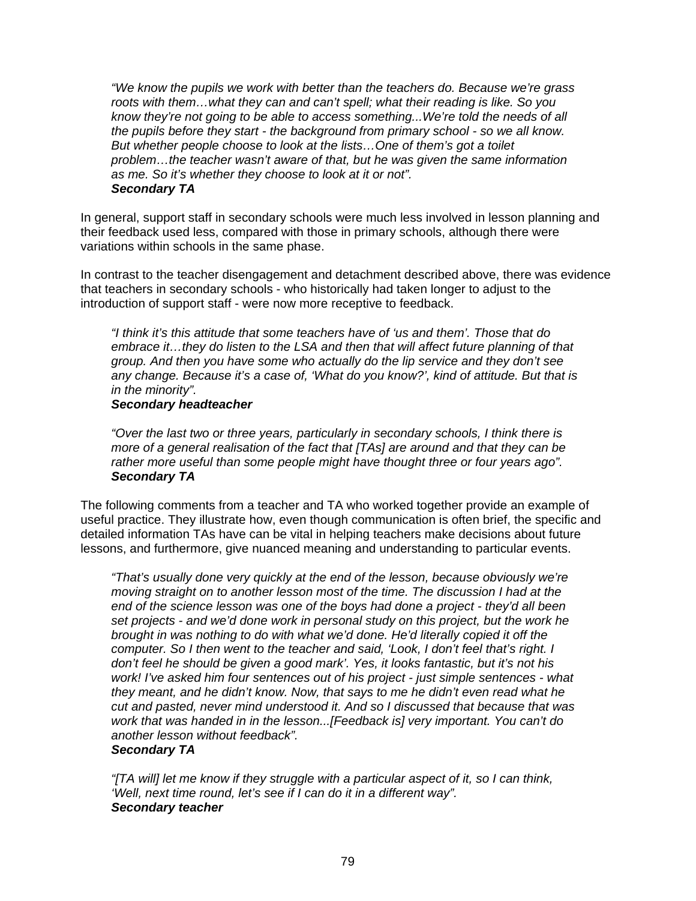> *"We know the pupils we work with better than the teachers do. Because we're grass roots with them…what they can and can't spell; what their reading is like. So you know they're not going to be able to access something...We're told the needs of all the pupils before they start - the background from primary school - so we all know. But whether people choose to look at the lists…One of them's got a toilet problem…the teacher wasn't aware of that, but he was given the same information as me. So it's whether they choose to look at it or not".*
> ***Secondary TA***

In general, support staff in secondary schools were much less involved in lesson planning and their feedback used less, compared with those in primary schools, although there were variations within schools in the same phase.

In contrast to the teacher disengagement and detachment described above, there was evidence that teachers in secondary schools - who historically had taken longer to adjust to the introduction of support staff - were now more receptive to feedback.

> *"I think it's this attitude that some teachers have of 'us and them'. Those that do embrace it…they do listen to the LSA and then that will affect future planning of that group. And then you have some who actually do the lip service and they don't see any change. Because it's a case of, 'What do you know?', kind of attitude. But that is in the minority".*
> ***Secondary headteacher***

> *"Over the last two or three years, particularly in secondary schools, I think there is more of a general realisation of the fact that [TAs] are around and that they can be rather more useful than some people might have thought three or four years ago".*
> ***Secondary TA***

The following comments from a teacher and TA who worked together provide an example of useful practice. They illustrate how, even though communication is often brief, the specific and detailed information TAs have can be vital in helping teachers make decisions about future lessons, and furthermore, give nuanced meaning and understanding to particular events.

> *"That's usually done very quickly at the end of the lesson, because obviously we're moving straight on to another lesson most of the time. The discussion I had at the end of the science lesson was one of the boys had done a project - they'd all been set projects - and we'd done work in personal study on this project, but the work he brought in was nothing to do with what we'd done. He'd literally copied it off the computer. So I then went to the teacher and said, 'Look, I don't feel that's right. I don't feel he should be given a good mark'. Yes, it looks fantastic, but it's not his work! I've asked him four sentences out of his project - just simple sentences - what they meant, and he didn't know. Now, that says to me he didn't even read what he cut and pasted, never mind understood it. And so I discussed that because that was work that was handed in in the lesson...[Feedback is] very important. You can't do another lesson without feedback".*
> ***Secondary TA***

> *"[TA will] let me know if they struggle with a particular aspect of it, so I can think, 'Well, next time round, let's see if I can do it in a different way".*
> ***Secondary teacher***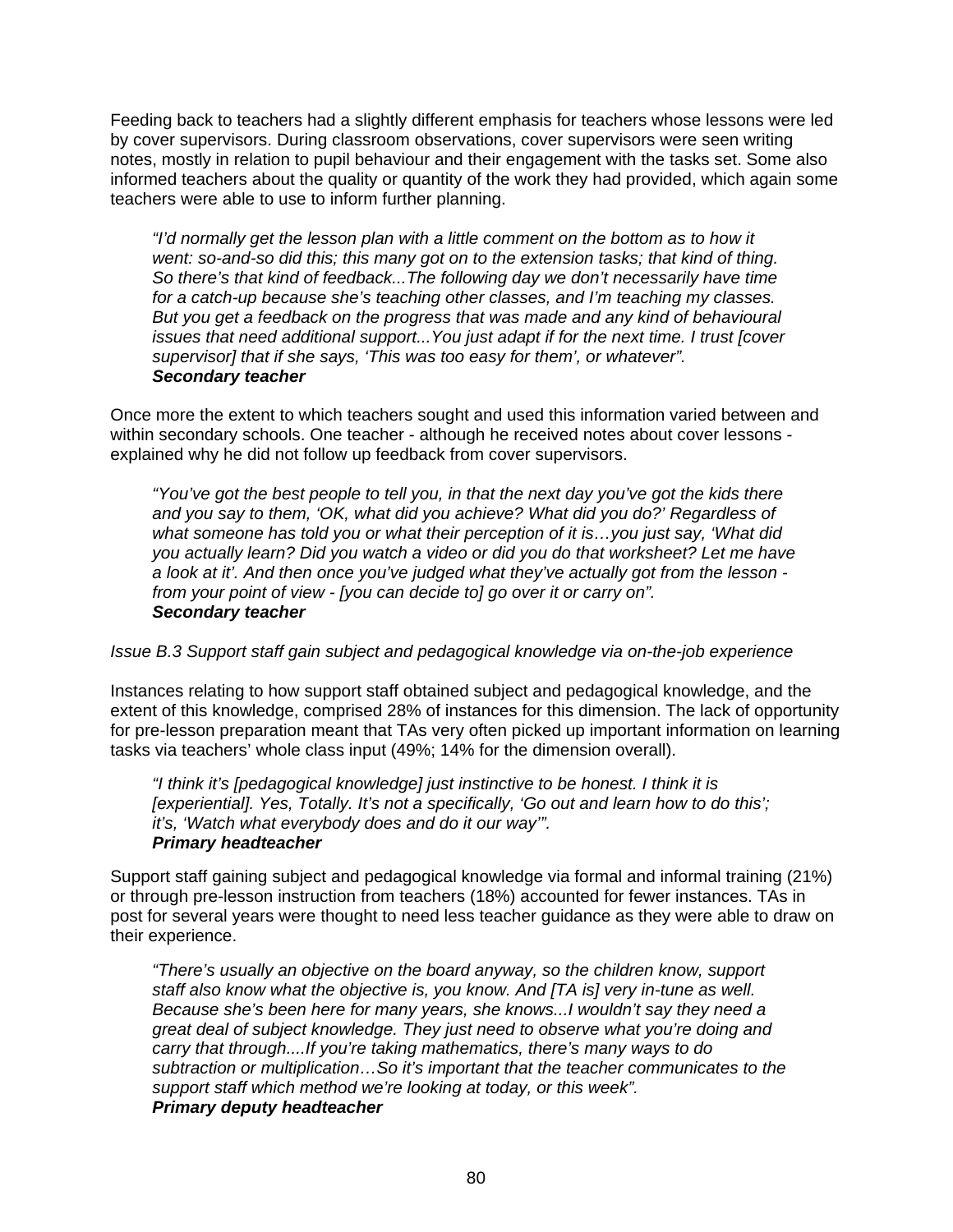Feeding back to teachers had a slightly different emphasis for teachers whose lessons were led by cover supervisors. During classroom observations, cover supervisors were seen writing notes, mostly in relation to pupil behaviour and their engagement with the tasks set. Some also informed teachers about the quality or quantity of the work they had provided, which again some teachers were able to use to inform further planning.

> *"I'd normally get the lesson plan with a little comment on the bottom as to how it went: so-and-so did this; this many got on to the extension tasks; that kind of thing. So there's that kind of feedback...The following day we don't necessarily have time for a catch-up because she's teaching other classes, and I'm teaching my classes. But you get a feedback on the progress that was made and any kind of behavioural issues that need additional support...You just adapt if for the next time. I trust [cover supervisor] that if she says, 'This was too easy for them', or whatever".*
> ***Secondary teacher***

Once more the extent to which teachers sought and used this information varied between and within secondary schools. One teacher - although he received notes about cover lessons - explained why he did not follow up feedback from cover supervisors.

> *"You've got the best people to tell you, in that the next day you've got the kids there and you say to them, 'OK, what did you achieve? What did you do?' Regardless of what someone has told you or what their perception of it is…you just say, 'What did you actually learn? Did you watch a video or did you do that worksheet? Let me have a look at it'. And then once you've judged what they've actually got from the lesson - from your point of view - [you can decide to] go over it or carry on".*
> ***Secondary teacher***

*Issue B.3 Support staff gain subject and pedagogical knowledge via on-the-job experience*

Instances relating to how support staff obtained subject and pedagogical knowledge, and the extent of this knowledge, comprised 28% of instances for this dimension. The lack of opportunity for pre-lesson preparation meant that TAs very often picked up important information on learning tasks via teachers' whole class input (49%; 14% for the dimension overall).

> *"I think it's [pedagogical knowledge] just instinctive to be honest. I think it is [experiential]. Yes, Totally. It's not a specifically, 'Go out and learn how to do this'; it's, 'Watch what everybody does and do it our way'".*
> ***Primary headteacher***

Support staff gaining subject and pedagogical knowledge via formal and informal training (21%) or through pre-lesson instruction from teachers (18%) accounted for fewer instances. TAs in post for several years were thought to need less teacher guidance as they were able to draw on their experience.

> *"There's usually an objective on the board anyway, so the children know, support staff also know what the objective is, you know. And [TA is] very in-tune as well. Because she's been here for many years, she knows...I wouldn't say they need a great deal of subject knowledge. They just need to observe what you're doing and carry that through....If you're taking mathematics, there's many ways to do subtraction or multiplication…So it's important that the teacher communicates to the support staff which method we're looking at today, or this week".*
> ***Primary deputy headteacher***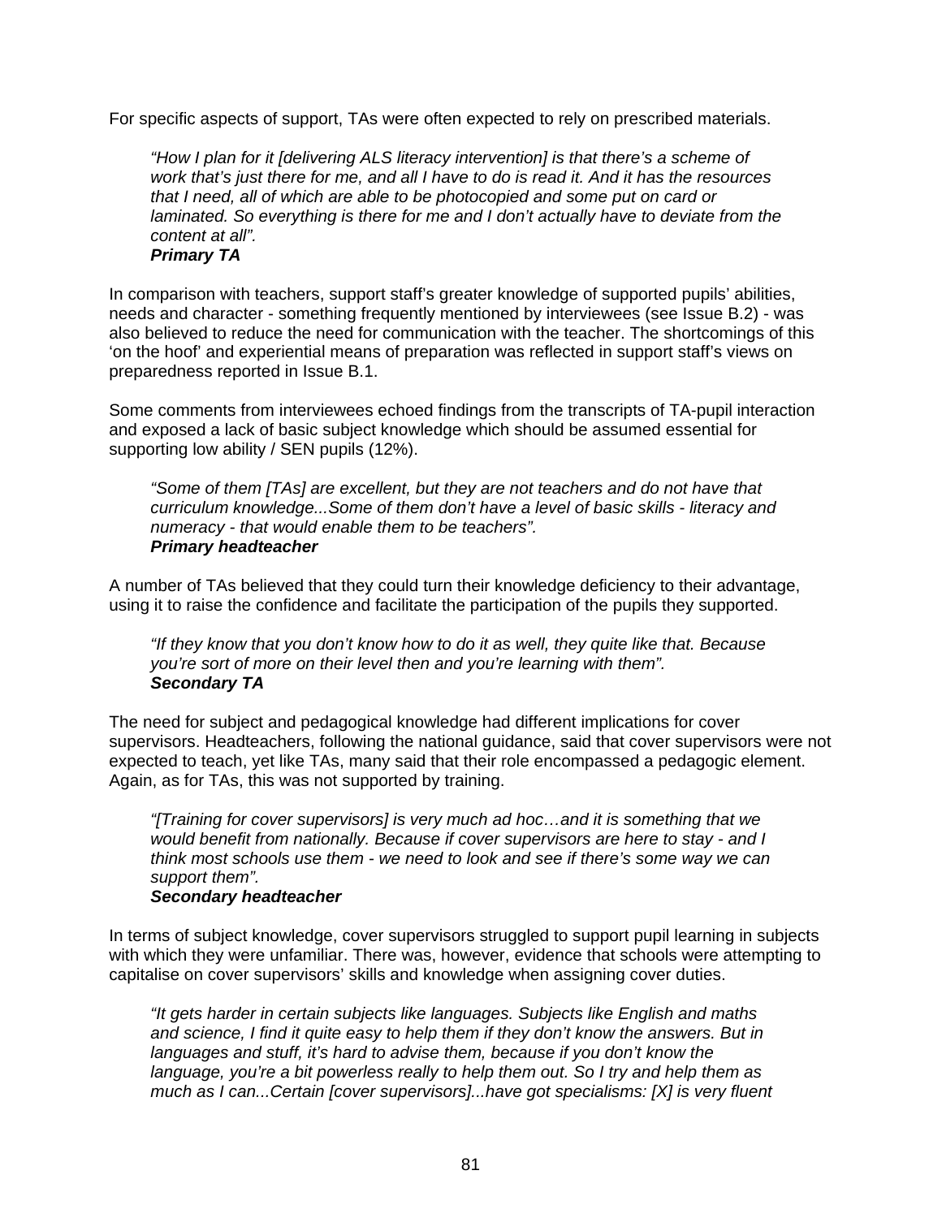For specific aspects of support, TAs were often expected to rely on prescribed materials.

> *"How I plan for it [delivering ALS literacy intervention] is that there's a scheme of work that's just there for me, and all I have to do is read it. And it has the resources that I need, all of which are able to be photocopied and some put on card or laminated. So everything is there for me and I don't actually have to deviate from the content at all".*
> ***Primary TA***

In comparison with teachers, support staff's greater knowledge of supported pupils' abilities, needs and character - something frequently mentioned by interviewees (see Issue B.2) - was also believed to reduce the need for communication with the teacher. The shortcomings of this 'on the hoof' and experiential means of preparation was reflected in support staff's views on preparedness reported in Issue B.1.

Some comments from interviewees echoed findings from the transcripts of TA-pupil interaction and exposed a lack of basic subject knowledge which should be assumed essential for supporting low ability / SEN pupils (12%).

> *"Some of them [TAs] are excellent, but they are not teachers and do not have that curriculum knowledge...Some of them don't have a level of basic skills - literacy and numeracy - that would enable them to be teachers".*
> ***Primary headteacher***

A number of TAs believed that they could turn their knowledge deficiency to their advantage, using it to raise the confidence and facilitate the participation of the pupils they supported.

> *"If they know that you don't know how to do it as well, they quite like that. Because you're sort of more on their level then and you're learning with them".*
> ***Secondary TA***

The need for subject and pedagogical knowledge had different implications for cover supervisors. Headteachers, following the national guidance, said that cover supervisors were not expected to teach, yet like TAs, many said that their role encompassed a pedagogic element. Again, as for TAs, this was not supported by training.

> *"[Training for cover supervisors] is very much ad hoc…and it is something that we would benefit from nationally. Because if cover supervisors are here to stay - and I think most schools use them - we need to look and see if there's some way we can support them".*
> ***Secondary headteacher***

In terms of subject knowledge, cover supervisors struggled to support pupil learning in subjects with which they were unfamiliar. There was, however, evidence that schools were attempting to capitalise on cover supervisors' skills and knowledge when assigning cover duties.

> *"It gets harder in certain subjects like languages. Subjects like English and maths and science, I find it quite easy to help them if they don't know the answers. But in languages and stuff, it's hard to advise them, because if you don't know the language, you're a bit powerless really to help them out. So I try and help them as much as I can...Certain [cover supervisors]...have got specialisms: [X] is very fluent*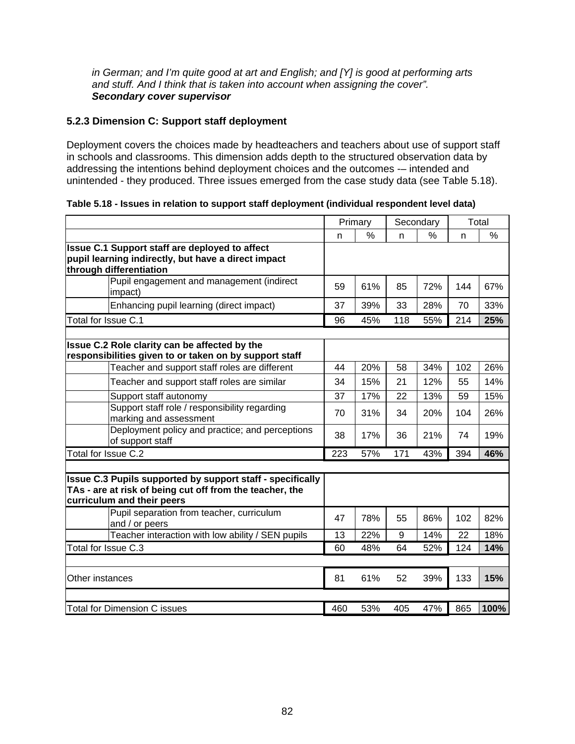*in German; and I'm quite good at art and English; and [Y] is good at performing arts and stuff. And I think that is taken into account when assigning the cover".*
***Secondary cover supervisor***

### 5.2.3 Dimension C: Support staff deployment

Deployment covers the choices made by headteachers and teachers about use of support staff in schools and classrooms. This dimension adds depth to the structured observation data by addressing the intentions behind deployment choices and the outcomes -– intended and unintended - they produced. Three issues emerged from the case study data (see Table 5.18).

**Table 5.18 - Issues in relation to support staff deployment (individual respondent level data)**

| | | Primary | | Secondary | | Total | |
|---|---|---|---|---|---|---|---|
| | | n | % | n | % | n | % |
| **Issue C.1 Support staff are deployed to affect pupil learning indirectly, but have a direct impact through differentiation** | | | | | | | |
| | Pupil engagement and management (indirect impact) | 59 | 61% | 85 | 72% | 144 | 67% |
| | Enhancing pupil learning (direct impact) | 37 | 39% | 33 | 28% | 70 | 33% |
| Total for Issue C.1 | | 96 | 45% | 118 | 55% | 214 | **25%** |
| | | | | | | | |
| **Issue C.2 Role clarity can be affected by the responsibilities given to or taken on by support staff** | | | | | | | |
| | Teacher and support staff roles are different | 44 | 20% | 58 | 34% | 102 | 26% |
| | Teacher and support staff roles are similar | 34 | 15% | 21 | 12% | 55 | 14% |
| | Support staff autonomy | 37 | 17% | 22 | 13% | 59 | 15% |
| | Support staff role / responsibility regarding marking and assessment | 70 | 31% | 34 | 20% | 104 | 26% |
| | Deployment policy and practice; and perceptions of support staff | 38 | 17% | 36 | 21% | 74 | 19% |
| Total for Issue C.2 | | 223 | 57% | 171 | 43% | 394 | **46%** |
| | | | | | | | |
| **Issue C.3 Pupils supported by support staff - specifically TAs - are at risk of being cut off from the teacher, the curriculum and their peers** | | | | | | | |
| | Pupil separation from teacher, curriculum and / or peers | 47 | 78% | 55 | 86% | 102 | 82% |
| | Teacher interaction with low ability / SEN pupils | 13 | 22% | 9 | 14% | 22 | 18% |
| Total for Issue C.3 | | 60 | 48% | 64 | 52% | 124 | **14%** |
| | | | | | | | |
| Other instances | | 81 | 61% | 52 | 39% | 133 | **15%** |
| | | | | | | | |
| Total for Dimension C issues | | 460 | 53% | 405 | 47% | 865 | **100%** |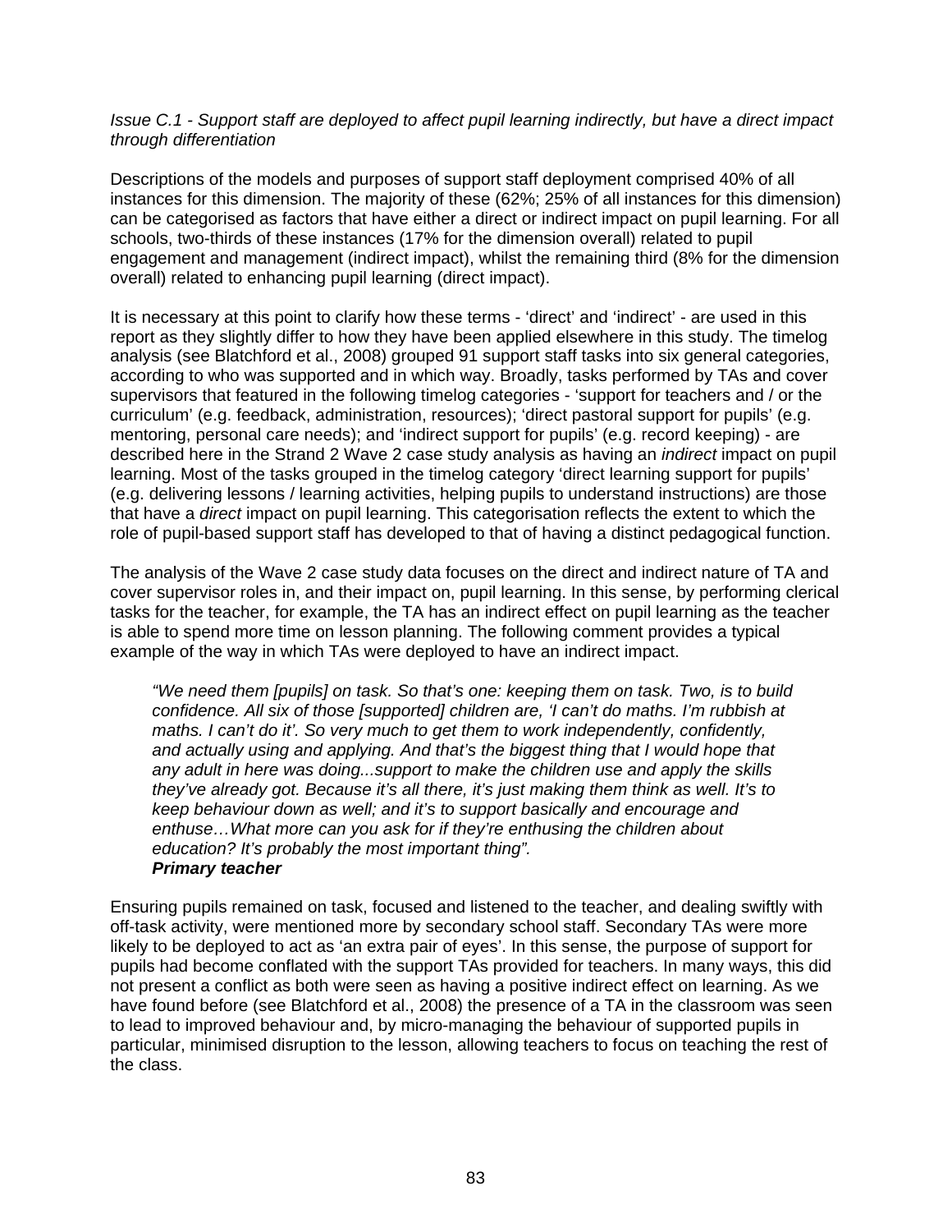*Issue C.1 - Support staff are deployed to affect pupil learning indirectly, but have a direct impact through differentiation*

Descriptions of the models and purposes of support staff deployment comprised 40% of all instances for this dimension. The majority of these (62%; 25% of all instances for this dimension) can be categorised as factors that have either a direct or indirect impact on pupil learning. For all schools, two-thirds of these instances (17% for the dimension overall) related to pupil engagement and management (indirect impact), whilst the remaining third (8% for the dimension overall) related to enhancing pupil learning (direct impact).

It is necessary at this point to clarify how these terms - 'direct' and 'indirect' - are used in this report as they slightly differ to how they have been applied elsewhere in this study. The timelog analysis (see Blatchford et al., 2008) grouped 91 support staff tasks into six general categories, according to who was supported and in which way. Broadly, tasks performed by TAs and cover supervisors that featured in the following timelog categories - 'support for teachers and / or the curriculum' (e.g. feedback, administration, resources); 'direct pastoral support for pupils' (e.g. mentoring, personal care needs); and 'indirect support for pupils' (e.g. record keeping) - are described here in the Strand 2 Wave 2 case study analysis as having an *indirect* impact on pupil learning. Most of the tasks grouped in the timelog category 'direct learning support for pupils' (e.g. delivering lessons / learning activities, helping pupils to understand instructions) are those that have a *direct* impact on pupil learning. This categorisation reflects the extent to which the role of pupil-based support staff has developed to that of having a distinct pedagogical function.

The analysis of the Wave 2 case study data focuses on the direct and indirect nature of TA and cover supervisor roles in, and their impact on, pupil learning. In this sense, by performing clerical tasks for the teacher, for example, the TA has an indirect effect on pupil learning as the teacher is able to spend more time on lesson planning. The following comment provides a typical example of the way in which TAs were deployed to have an indirect impact.

> *"We need them [pupils] on task. So that's one: keeping them on task. Two, is to build confidence. All six of those [supported] children are, 'I can't do maths. I'm rubbish at maths. I can't do it'. So very much to get them to work independently, confidently, and actually using and applying. And that's the biggest thing that I would hope that any adult in here was doing...support to make the children use and apply the skills they've already got. Because it's all there, it's just making them think as well. It's to keep behaviour down as well; and it's to support basically and encourage and enthuse…What more can you ask for if they're enthusing the children about education? It's probably the most important thing".*
> ***Primary teacher***

Ensuring pupils remained on task, focused and listened to the teacher, and dealing swiftly with off-task activity, were mentioned more by secondary school staff. Secondary TAs were more likely to be deployed to act as 'an extra pair of eyes'. In this sense, the purpose of support for pupils had become conflated with the support TAs provided for teachers. In many ways, this did not present a conflict as both were seen as having a positive indirect effect on learning. As we have found before (see Blatchford et al., 2008) the presence of a TA in the classroom was seen to lead to improved behaviour and, by micro-managing the behaviour of supported pupils in particular, minimised disruption to the lesson, allowing teachers to focus on teaching the rest of the class.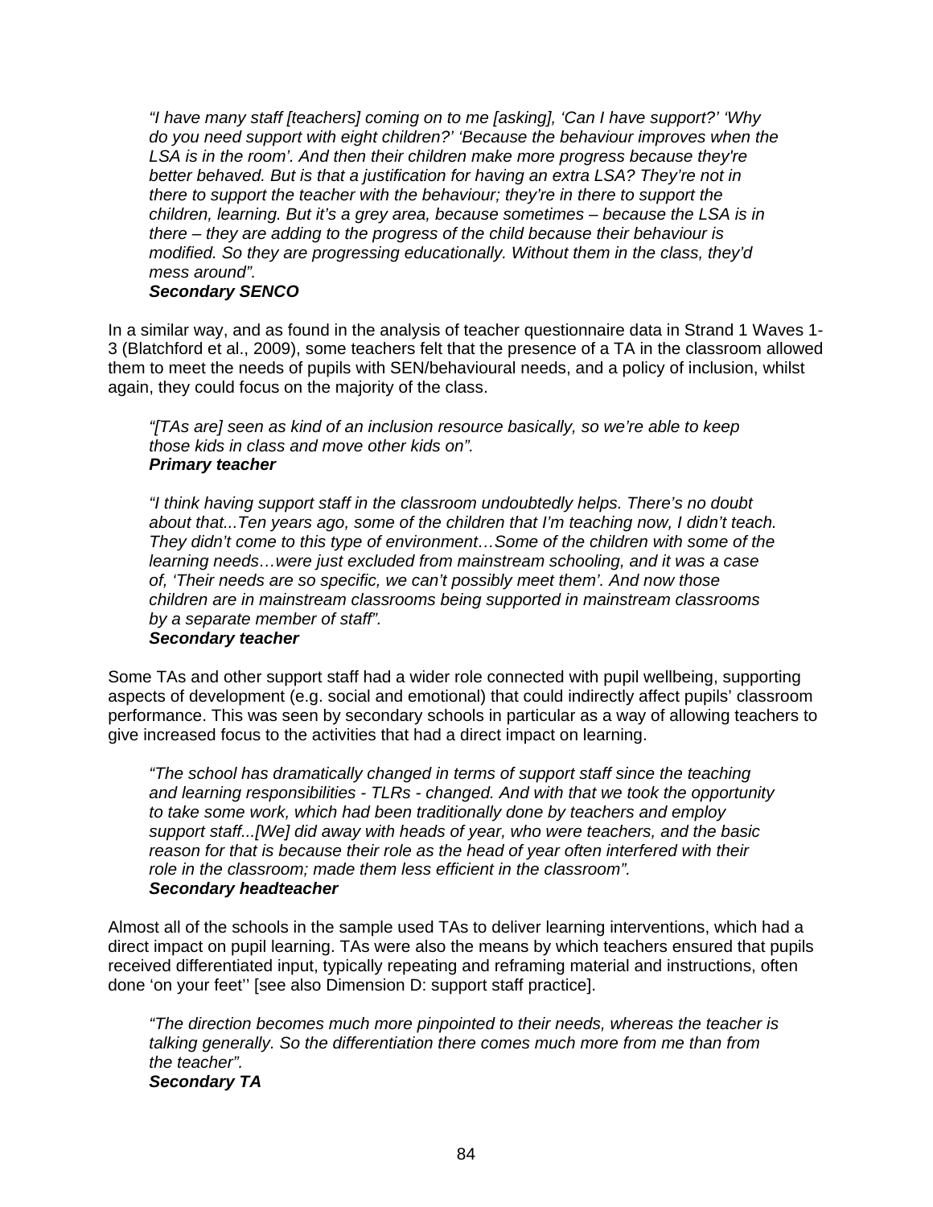> *"I have many staff [teachers] coming on to me [asking], 'Can I have support?' 'Why do you need support with eight children?' 'Because the behaviour improves when the LSA is in the room'. And then their children make more progress because they're better behaved. But is that a justification for having an extra LSA? They're not in there to support the teacher with the behaviour; they're in there to support the children, learning. But it's a grey area, because sometimes – because the LSA is in there – they are adding to the progress of the child because their behaviour is modified. So they are progressing educationally. Without them in the class, they'd mess around".*
> ***Secondary SENCO***

In a similar way, and as found in the analysis of teacher questionnaire data in Strand 1 Waves 1-3 (Blatchford et al., 2009), some teachers felt that the presence of a TA in the classroom allowed them to meet the needs of pupils with SEN/behavioural needs, and a policy of inclusion, whilst again, they could focus on the majority of the class.

> *"[TAs are] seen as kind of an inclusion resource basically, so we're able to keep those kids in class and move other kids on".*
> ***Primary teacher***

> *"I think having support staff in the classroom undoubtedly helps. There's no doubt about that...Ten years ago, some of the children that I'm teaching now, I didn't teach. They didn't come to this type of environment…Some of the children with some of the learning needs…were just excluded from mainstream schooling, and it was a case of, 'Their needs are so specific, we can't possibly meet them'. And now those children are in mainstream classrooms being supported in mainstream classrooms by a separate member of staff".*
> ***Secondary teacher***

Some TAs and other support staff had a wider role connected with pupil wellbeing, supporting aspects of development (e.g. social and emotional) that could indirectly affect pupils' classroom performance. This was seen by secondary schools in particular as a way of allowing teachers to give increased focus to the activities that had a direct impact on learning.

> *"The school has dramatically changed in terms of support staff since the teaching and learning responsibilities - TLRs - changed. And with that we took the opportunity to take some work, which had been traditionally done by teachers and employ support staff...[We] did away with heads of year, who were teachers, and the basic reason for that is because their role as the head of year often interfered with their role in the classroom; made them less efficient in the classroom".*
> ***Secondary headteacher***

Almost all of the schools in the sample used TAs to deliver learning interventions, which had a direct impact on pupil learning. TAs were also the means by which teachers ensured that pupils received differentiated input, typically repeating and reframing material and instructions, often done 'on your feet'' [see also Dimension D: support staff practice].

> *"The direction becomes much more pinpointed to their needs, whereas the teacher is talking generally. So the differentiation there comes much more from me than from the teacher".*
> ***Secondary TA***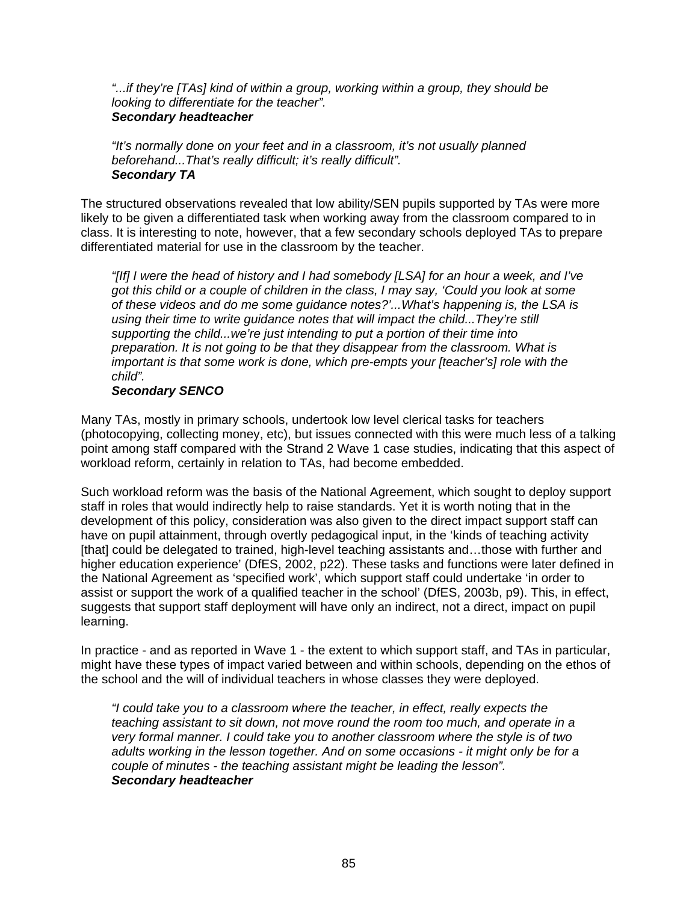*"...if they're [TAs] kind of within a group, working within a group, they should be looking to differentiate for the teacher".*
***Secondary headteacher***

*"It's normally done on your feet and in a classroom, it's not usually planned beforehand...That's really difficult; it's really difficult".*
***Secondary TA***

The structured observations revealed that low ability/SEN pupils supported by TAs were more likely to be given a differentiated task when working away from the classroom compared to in class. It is interesting to note, however, that a few secondary schools deployed TAs to prepare differentiated material for use in the classroom by the teacher.

*"[If] I were the head of history and I had somebody [LSA] for an hour a week, and I've got this child or a couple of children in the class, I may say, 'Could you look at some of these videos and do me some guidance notes?'...What's happening is, the LSA is using their time to write guidance notes that will impact the child...They're still supporting the child...we're just intending to put a portion of their time into preparation. It is not going to be that they disappear from the classroom. What is important is that some work is done, which pre-empts your [teacher's] role with the child".*
***Secondary SENCO***

Many TAs, mostly in primary schools, undertook low level clerical tasks for teachers (photocopying, collecting money, etc), but issues connected with this were much less of a talking point among staff compared with the Strand 2 Wave 1 case studies, indicating that this aspect of workload reform, certainly in relation to TAs, had become embedded.

Such workload reform was the basis of the National Agreement, which sought to deploy support staff in roles that would indirectly help to raise standards. Yet it is worth noting that in the development of this policy, consideration was also given to the direct impact support staff can have on pupil attainment, through overtly pedagogical input, in the 'kinds of teaching activity [that] could be delegated to trained, high-level teaching assistants and…those with further and higher education experience' (DfES, 2002, p22). These tasks and functions were later defined in the National Agreement as 'specified work', which support staff could undertake 'in order to assist or support the work of a qualified teacher in the school' (DfES, 2003b, p9). This, in effect, suggests that support staff deployment will have only an indirect, not a direct, impact on pupil learning.

In practice - and as reported in Wave 1 - the extent to which support staff, and TAs in particular, might have these types of impact varied between and within schools, depending on the ethos of the school and the will of individual teachers in whose classes they were deployed.

*"I could take you to a classroom where the teacher, in effect, really expects the teaching assistant to sit down, not move round the room too much, and operate in a very formal manner. I could take you to another classroom where the style is of two adults working in the lesson together. And on some occasions - it might only be for a couple of minutes - the teaching assistant might be leading the lesson".*
***Secondary headteacher***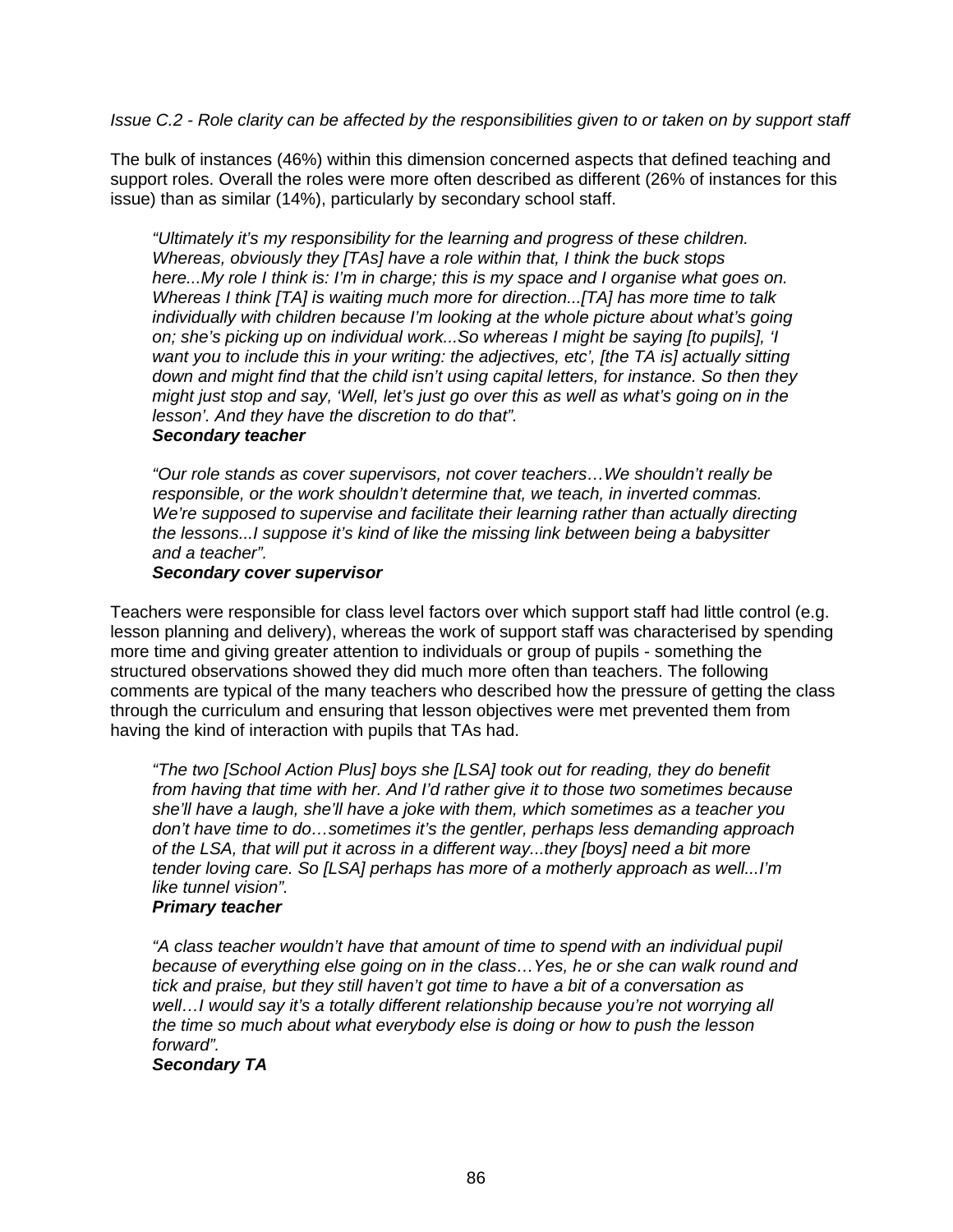*Issue C.2 - Role clarity can be affected by the responsibilities given to or taken on by support staff*

The bulk of instances (46%) within this dimension concerned aspects that defined teaching and support roles. Overall the roles were more often described as different (26% of instances for this issue) than as similar (14%), particularly by secondary school staff.

> *"Ultimately it's my responsibility for the learning and progress of these children. Whereas, obviously they [TAs] have a role within that, I think the buck stops here...My role I think is: I'm in charge; this is my space and I organise what goes on. Whereas I think [TA] is waiting much more for direction...[TA] has more time to talk individually with children because I'm looking at the whole picture about what's going on; she's picking up on individual work...So whereas I might be saying [to pupils], 'I want you to include this in your writing: the adjectives, etc', [the TA is] actually sitting down and might find that the child isn't using capital letters, for instance. So then they might just stop and say, 'Well, let's just go over this as well as what's going on in the lesson'. And they have the discretion to do that".*
> ***Secondary teacher***

> *"Our role stands as cover supervisors, not cover teachers…We shouldn't really be responsible, or the work shouldn't determine that, we teach, in inverted commas. We're supposed to supervise and facilitate their learning rather than actually directing the lessons...I suppose it's kind of like the missing link between being a babysitter and a teacher".*
> ***Secondary cover supervisor***

Teachers were responsible for class level factors over which support staff had little control (e.g. lesson planning and delivery), whereas the work of support staff was characterised by spending more time and giving greater attention to individuals or group of pupils - something the structured observations showed they did much more often than teachers. The following comments are typical of the many teachers who described how the pressure of getting the class through the curriculum and ensuring that lesson objectives were met prevented them from having the kind of interaction with pupils that TAs had.

> *"The two [School Action Plus] boys she [LSA] took out for reading, they do benefit from having that time with her. And I'd rather give it to those two sometimes because she'll have a laugh, she'll have a joke with them, which sometimes as a teacher you don't have time to do…sometimes it's the gentler, perhaps less demanding approach of the LSA, that will put it across in a different way...they [boys] need a bit more tender loving care. So [LSA] perhaps has more of a motherly approach as well...I'm like tunnel vision".*
> ***Primary teacher***

> *"A class teacher wouldn't have that amount of time to spend with an individual pupil because of everything else going on in the class…Yes, he or she can walk round and tick and praise, but they still haven't got time to have a bit of a conversation as well…I would say it's a totally different relationship because you're not worrying all the time so much about what everybody else is doing or how to push the lesson forward".*
> ***Secondary TA***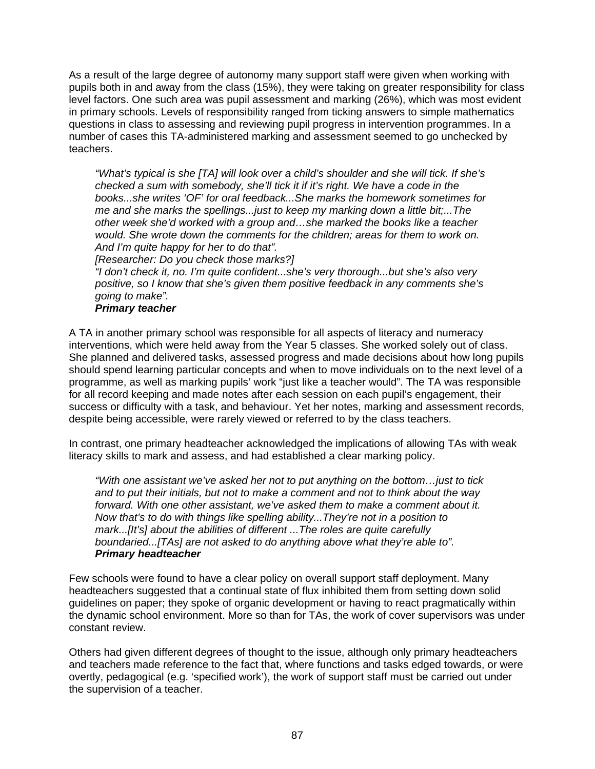As a result of the large degree of autonomy many support staff were given when working with pupils both in and away from the class (15%), they were taking on greater responsibility for class level factors. One such area was pupil assessment and marking (26%), which was most evident in primary schools. Levels of responsibility ranged from ticking answers to simple mathematics questions in class to assessing and reviewing pupil progress in intervention programmes. In a number of cases this TA-administered marking and assessment seemed to go unchecked by teachers.

> *"What's typical is she [TA] will look over a child's shoulder and she will tick. If she's checked a sum with somebody, she'll tick it if it's right. We have a code in the books...she writes 'OF' for oral feedback...She marks the homework sometimes for me and she marks the spellings...just to keep my marking down a little bit;...The other week she'd worked with a group and…she marked the books like a teacher would. She wrote down the comments for the children; areas for them to work on. And I'm quite happy for her to do that".*
> *[Researcher: Do you check those marks?]*
> *"I don't check it, no. I'm quite confident...she's very thorough...but she's also very positive, so I know that she's given them positive feedback in any comments she's going to make".*
> ***Primary teacher***

A TA in another primary school was responsible for all aspects of literacy and numeracy interventions, which were held away from the Year 5 classes. She worked solely out of class. She planned and delivered tasks, assessed progress and made decisions about how long pupils should spend learning particular concepts and when to move individuals on to the next level of a programme, as well as marking pupils' work "just like a teacher would". The TA was responsible for all record keeping and made notes after each session on each pupil's engagement, their success or difficulty with a task, and behaviour. Yet her notes, marking and assessment records, despite being accessible, were rarely viewed or referred to by the class teachers.

In contrast, one primary headteacher acknowledged the implications of allowing TAs with weak literacy skills to mark and assess, and had established a clear marking policy.

> *"With one assistant we've asked her not to put anything on the bottom…just to tick and to put their initials, but not to make a comment and not to think about the way forward. With one other assistant, we've asked them to make a comment about it. Now that's to do with things like spelling ability...They're not in a position to mark...[It's] about the abilities of different ...The roles are quite carefully boundaried...[TAs] are not asked to do anything above what they're able to".*
> ***Primary headteacher***

Few schools were found to have a clear policy on overall support staff deployment. Many headteachers suggested that a continual state of flux inhibited them from setting down solid guidelines on paper; they spoke of organic development or having to react pragmatically within the dynamic school environment. More so than for TAs, the work of cover supervisors was under constant review.

Others had given different degrees of thought to the issue, although only primary headteachers and teachers made reference to the fact that, where functions and tasks edged towards, or were overtly, pedagogical (e.g. 'specified work'), the work of support staff must be carried out under the supervision of a teacher.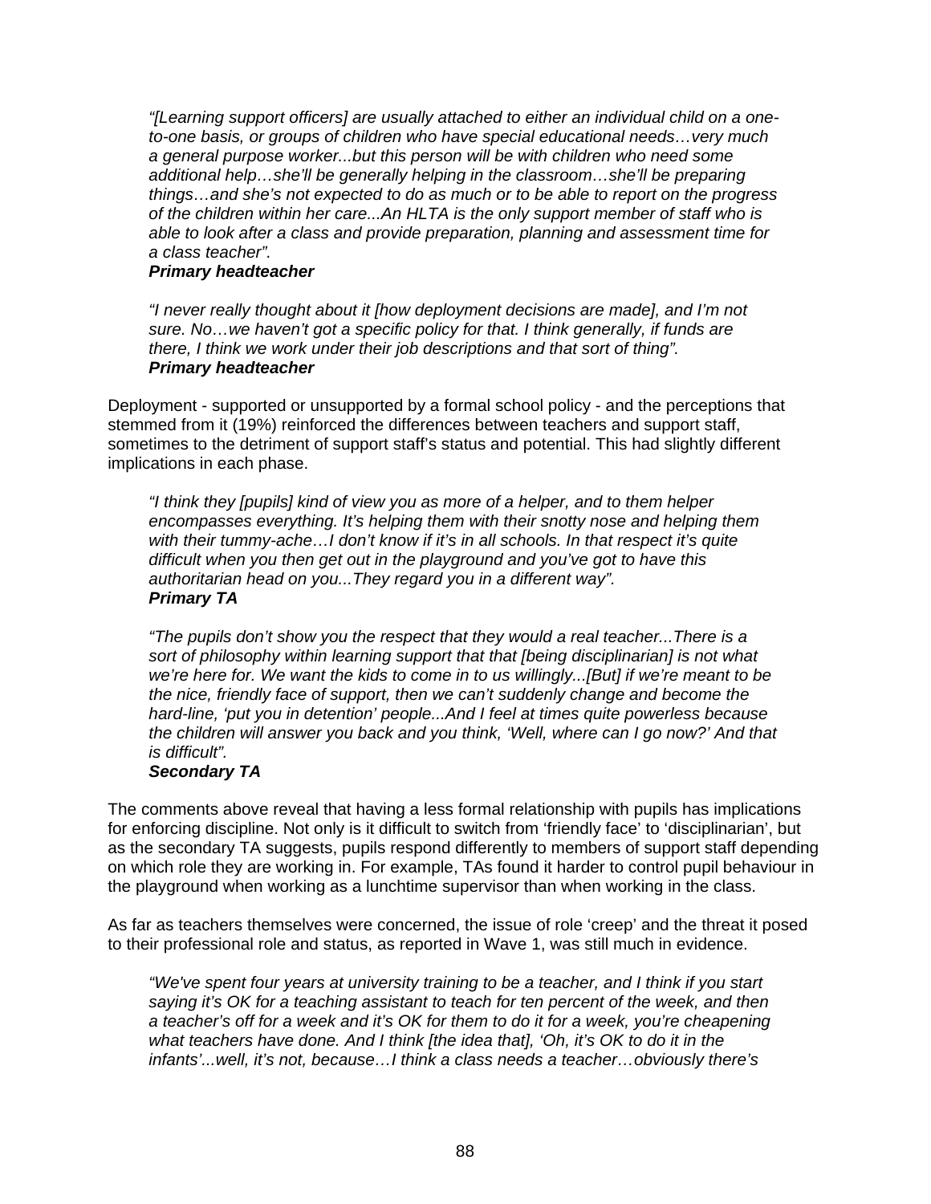*"[Learning support officers] are usually attached to either an individual child on a one-to-one basis, or groups of children who have special educational needs…very much a general purpose worker...but this person will be with children who need some additional help…she'll be generally helping in the classroom…she'll be preparing things…and she's not expected to do as much or to be able to report on the progress of the children within her care...An HLTA is the only support member of staff who is able to look after a class and provide preparation, planning and assessment time for a class teacher".*
***Primary headteacher***

*"I never really thought about it [how deployment decisions are made], and I'm not sure. No…we haven't got a specific policy for that. I think generally, if funds are there, I think we work under their job descriptions and that sort of thing".*
***Primary headteacher***

Deployment - supported or unsupported by a formal school policy - and the perceptions that stemmed from it (19%) reinforced the differences between teachers and support staff, sometimes to the detriment of support staff's status and potential. This had slightly different implications in each phase.

*"I think they [pupils] kind of view you as more of a helper, and to them helper encompasses everything. It's helping them with their snotty nose and helping them with their tummy-ache…I don't know if it's in all schools. In that respect it's quite difficult when you then get out in the playground and you've got to have this authoritarian head on you...They regard you in a different way".*
***Primary TA***

*"The pupils don't show you the respect that they would a real teacher...There is a sort of philosophy within learning support that that [being disciplinarian] is not what we're here for. We want the kids to come in to us willingly...[But] if we're meant to be the nice, friendly face of support, then we can't suddenly change and become the hard-line, 'put you in detention' people...And I feel at times quite powerless because the children will answer you back and you think, 'Well, where can I go now?' And that is difficult".*
***Secondary TA***

The comments above reveal that having a less formal relationship with pupils has implications for enforcing discipline. Not only is it difficult to switch from 'friendly face' to 'disciplinarian', but as the secondary TA suggests, pupils respond differently to members of support staff depending on which role they are working in. For example, TAs found it harder to control pupil behaviour in the playground when working as a lunchtime supervisor than when working in the class.

As far as teachers themselves were concerned, the issue of role 'creep' and the threat it posed to their professional role and status, as reported in Wave 1, was still much in evidence.

*"We've spent four years at university training to be a teacher, and I think if you start saying it's OK for a teaching assistant to teach for ten percent of the week, and then a teacher's off for a week and it's OK for them to do it for a week, you're cheapening what teachers have done. And I think [the idea that], 'Oh, it's OK to do it in the infants'...well, it's not, because…I think a class needs a teacher…obviously there's*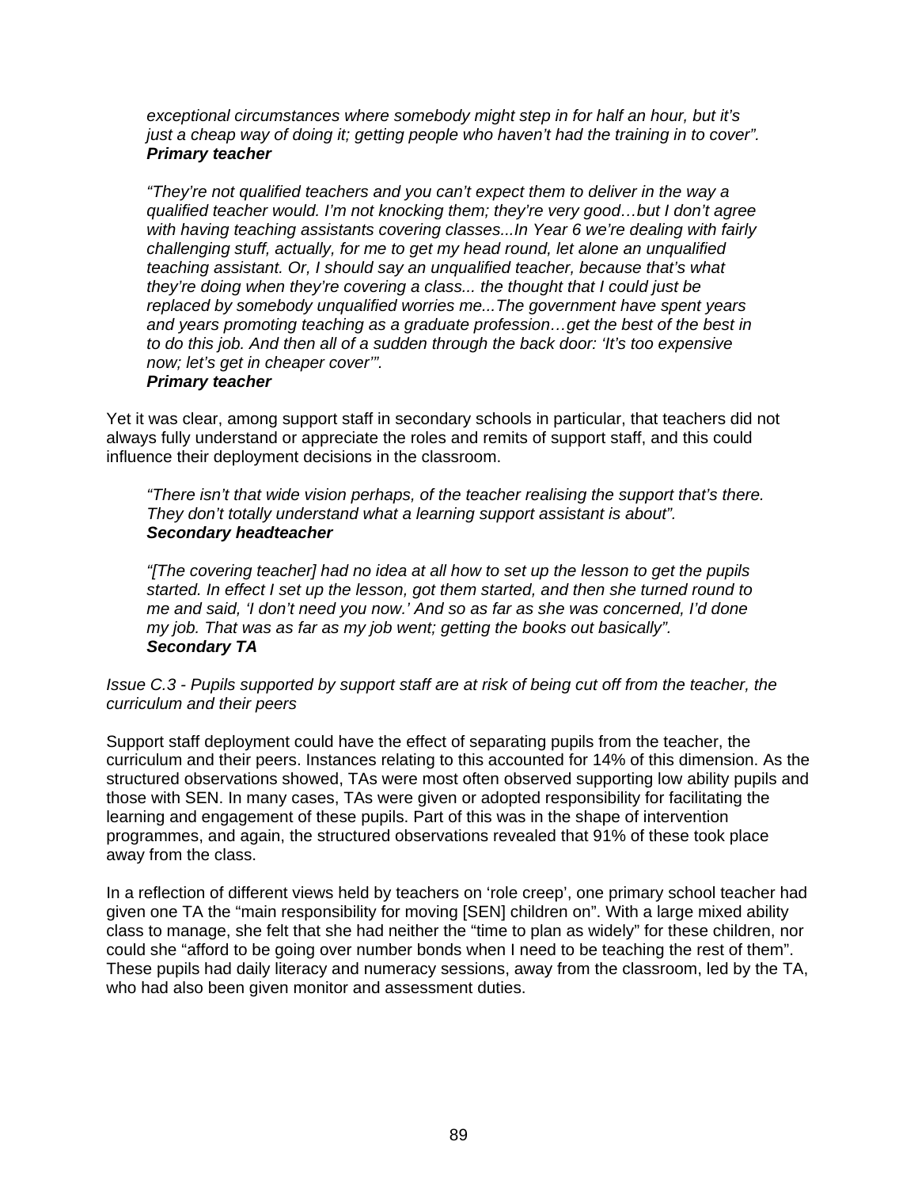*exceptional circumstances where somebody might step in for half an hour, but it's just a cheap way of doing it; getting people who haven't had the training in to cover".*
***Primary teacher***

*"They're not qualified teachers and you can't expect them to deliver in the way a qualified teacher would. I'm not knocking them; they're very good…but I don't agree with having teaching assistants covering classes...In Year 6 we're dealing with fairly challenging stuff, actually, for me to get my head round, let alone an unqualified teaching assistant. Or, I should say an unqualified teacher, because that's what they're doing when they're covering a class... the thought that I could just be replaced by somebody unqualified worries me...The government have spent years and years promoting teaching as a graduate profession…get the best of the best in to do this job. And then all of a sudden through the back door: 'It's too expensive now; let's get in cheaper cover'".*
***Primary teacher***

Yet it was clear, among support staff in secondary schools in particular, that teachers did not always fully understand or appreciate the roles and remits of support staff, and this could influence their deployment decisions in the classroom.

*"There isn't that wide vision perhaps, of the teacher realising the support that's there. They don't totally understand what a learning support assistant is about".*
***Secondary headteacher***

*"[The covering teacher] had no idea at all how to set up the lesson to get the pupils started. In effect I set up the lesson, got them started, and then she turned round to me and said, 'I don't need you now.' And so as far as she was concerned, I'd done my job. That was as far as my job went; getting the books out basically".*
***Secondary TA***

*Issue C.3 - Pupils supported by support staff are at risk of being cut off from the teacher, the curriculum and their peers*

Support staff deployment could have the effect of separating pupils from the teacher, the curriculum and their peers. Instances relating to this accounted for 14% of this dimension. As the structured observations showed, TAs were most often observed supporting low ability pupils and those with SEN. In many cases, TAs were given or adopted responsibility for facilitating the learning and engagement of these pupils. Part of this was in the shape of intervention programmes, and again, the structured observations revealed that 91% of these took place away from the class.

In a reflection of different views held by teachers on 'role creep', one primary school teacher had given one TA the "main responsibility for moving [SEN] children on". With a large mixed ability class to manage, she felt that she had neither the "time to plan as widely" for these children, nor could she "afford to be going over number bonds when I need to be teaching the rest of them". These pupils had daily literacy and numeracy sessions, away from the classroom, led by the TA, who had also been given monitor and assessment duties.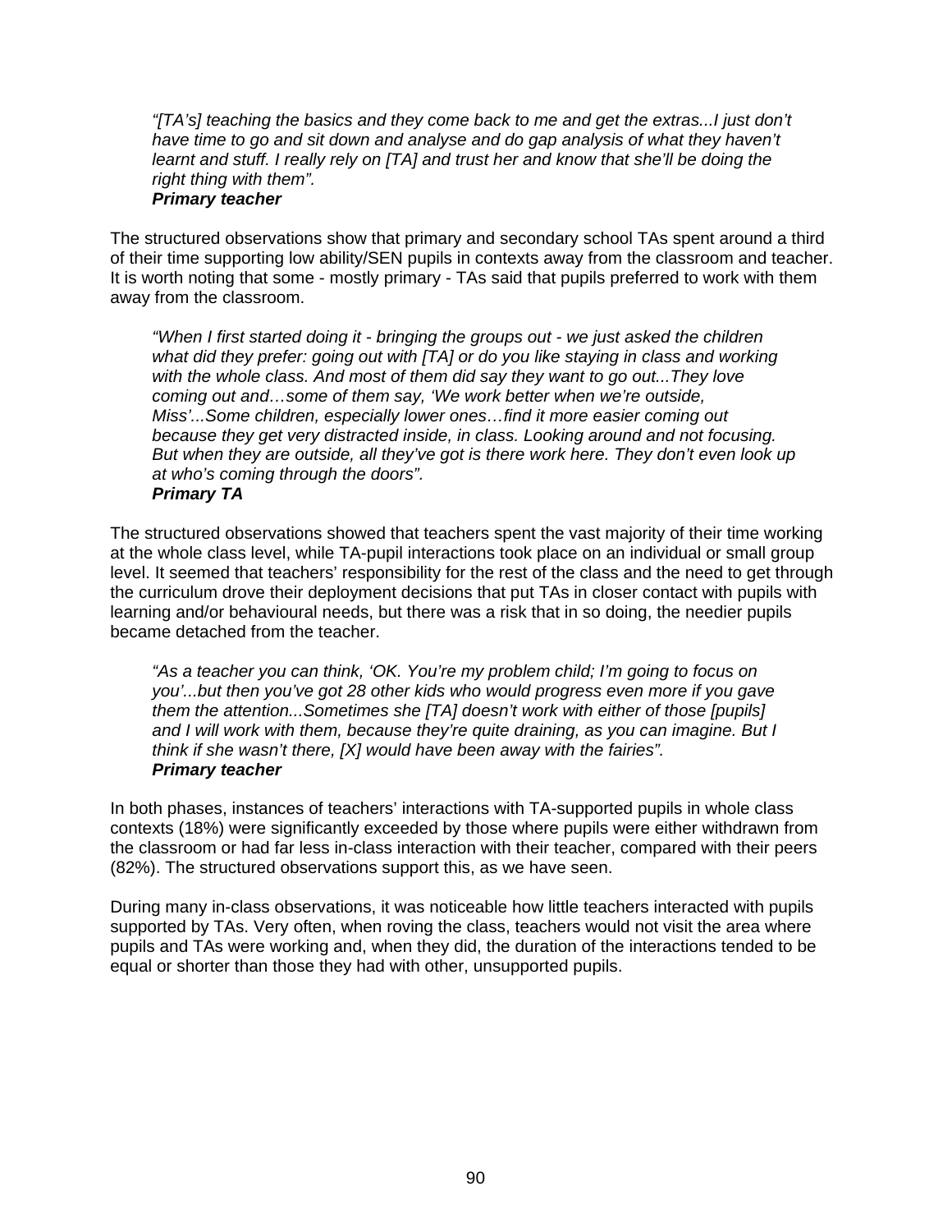> *"[TA's] teaching the basics and they come back to me and get the extras...I just don't have time to go and sit down and analyse and do gap analysis of what they haven't learnt and stuff. I really rely on [TA] and trust her and know that she'll be doing the right thing with them".*
> ***Primary teacher***

The structured observations show that primary and secondary school TAs spent around a third of their time supporting low ability/SEN pupils in contexts away from the classroom and teacher. It is worth noting that some - mostly primary - TAs said that pupils preferred to work with them away from the classroom.

> *"When I first started doing it - bringing the groups out - we just asked the children what did they prefer: going out with [TA] or do you like staying in class and working with the whole class. And most of them did say they want to go out...They love coming out and…some of them say, 'We work better when we're outside, Miss'...Some children, especially lower ones…find it more easier coming out because they get very distracted inside, in class. Looking around and not focusing. But when they are outside, all they've got is there work here. They don't even look up at who's coming through the doors".*
> ***Primary TA***

The structured observations showed that teachers spent the vast majority of their time working at the whole class level, while TA-pupil interactions took place on an individual or small group level. It seemed that teachers' responsibility for the rest of the class and the need to get through the curriculum drove their deployment decisions that put TAs in closer contact with pupils with learning and/or behavioural needs, but there was a risk that in so doing, the needier pupils became detached from the teacher.

> *"As a teacher you can think, 'OK. You're my problem child; I'm going to focus on you'...but then you've got 28 other kids who would progress even more if you gave them the attention...Sometimes she [TA] doesn't work with either of those [pupils] and I will work with them, because they're quite draining, as you can imagine. But I think if she wasn't there, [X] would have been away with the fairies".*
> ***Primary teacher***

In both phases, instances of teachers' interactions with TA-supported pupils in whole class contexts (18%) were significantly exceeded by those where pupils were either withdrawn from the classroom or had far less in-class interaction with their teacher, compared with their peers (82%). The structured observations support this, as we have seen.

During many in-class observations, it was noticeable how little teachers interacted with pupils supported by TAs. Very often, when roving the class, teachers would not visit the area where pupils and TAs were working and, when they did, the duration of the interactions tended to be equal or shorter than those they had with other, unsupported pupils.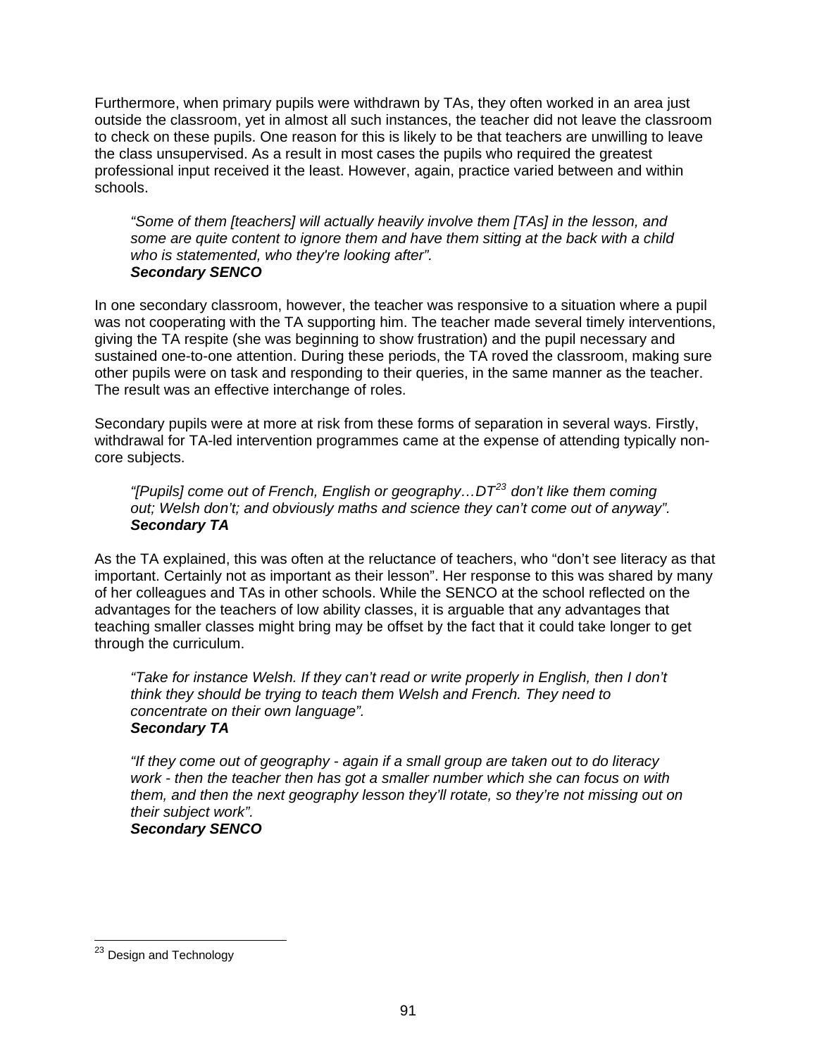Furthermore, when primary pupils were withdrawn by TAs, they often worked in an area just outside the classroom, yet in almost all such instances, the teacher did not leave the classroom to check on these pupils. One reason for this is likely to be that teachers are unwilling to leave the class unsupervised. As a result in most cases the pupils who required the greatest professional input received it the least. However, again, practice varied between and within schools.

> *"Some of them [teachers] will actually heavily involve them [TAs] in the lesson, and some are quite content to ignore them and have them sitting at the back with a child who is statemented, who they're looking after".*
> ***Secondary SENCO***

In one secondary classroom, however, the teacher was responsive to a situation where a pupil was not cooperating with the TA supporting him. The teacher made several timely interventions, giving the TA respite (she was beginning to show frustration) and the pupil necessary and sustained one-to-one attention. During these periods, the TA roved the classroom, making sure other pupils were on task and responding to their queries, in the same manner as the teacher. The result was an effective interchange of roles.

Secondary pupils were at more at risk from these forms of separation in several ways. Firstly, withdrawal for TA-led intervention programmes came at the expense of attending typically non-core subjects.

> *"[Pupils] come out of French, English or geography…DT[23] don't like them coming out; Welsh don't; and obviously maths and science they can't come out of anyway".*
> ***Secondary TA***

As the TA explained, this was often at the reluctance of teachers, who "don't see literacy as that important. Certainly not as important as their lesson". Her response to this was shared by many of her colleagues and TAs in other schools. While the SENCO at the school reflected on the advantages for the teachers of low ability classes, it is arguable that any advantages that teaching smaller classes might bring may be offset by the fact that it could take longer to get through the curriculum.

> *"Take for instance Welsh. If they can't read or write properly in English, then I don't think they should be trying to teach them Welsh and French. They need to concentrate on their own language".*
> ***Secondary TA***

> *"If they come out of geography - again if a small group are taken out to do literacy work - then the teacher then has got a smaller number which she can focus on with them, and then the next geography lesson they'll rotate, so they're not missing out on their subject work".*
> ***Secondary SENCO***

---

[23] Design and Technology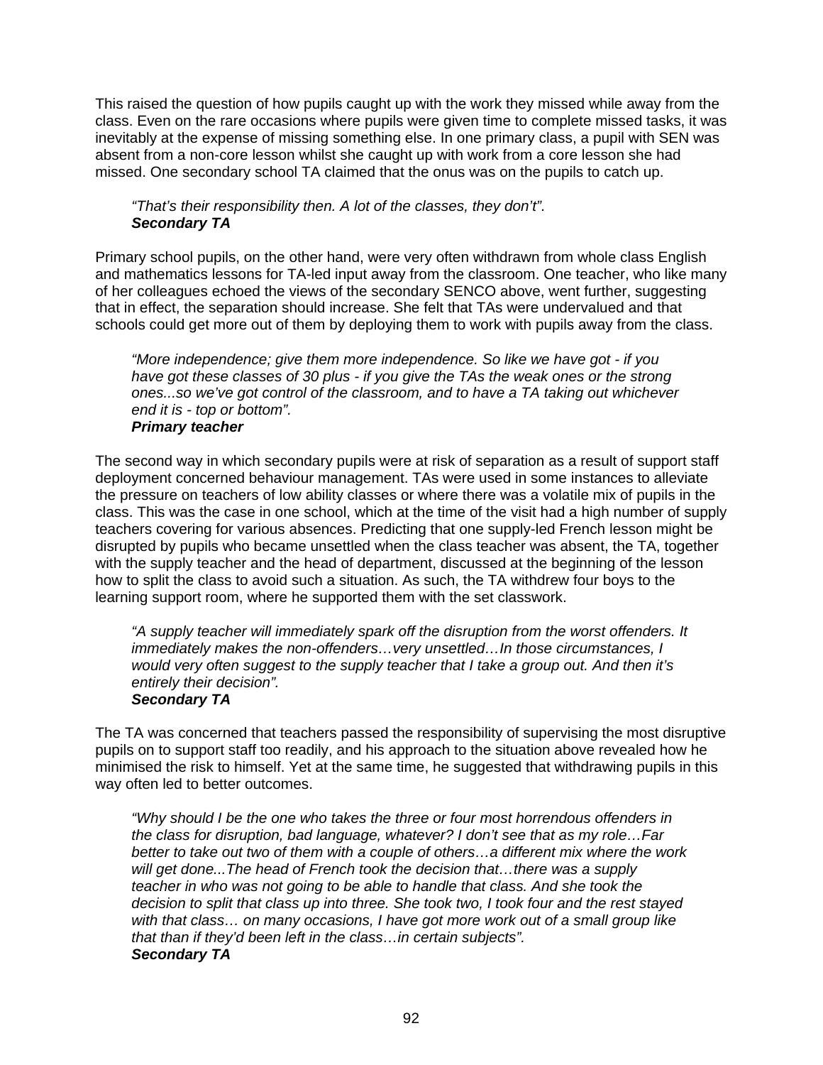This raised the question of how pupils caught up with the work they missed while away from the class. Even on the rare occasions where pupils were given time to complete missed tasks, it was inevitably at the expense of missing something else. In one primary class, a pupil with SEN was absent from a non-core lesson whilst she caught up with work from a core lesson she had missed. One secondary school TA claimed that the onus was on the pupils to catch up.

> *"That's their responsibility then. A lot of the classes, they don't".*
> ***Secondary TA***

Primary school pupils, on the other hand, were very often withdrawn from whole class English and mathematics lessons for TA-led input away from the classroom. One teacher, who like many of her colleagues echoed the views of the secondary SENCO above, went further, suggesting that in effect, the separation should increase. She felt that TAs were undervalued and that schools could get more out of them by deploying them to work with pupils away from the class.

> *"More independence; give them more independence. So like we have got - if you have got these classes of 30 plus - if you give the TAs the weak ones or the strong ones...so we've got control of the classroom, and to have a TA taking out whichever end it is - top or bottom".*
> ***Primary teacher***

The second way in which secondary pupils were at risk of separation as a result of support staff deployment concerned behaviour management. TAs were used in some instances to alleviate the pressure on teachers of low ability classes or where there was a volatile mix of pupils in the class. This was the case in one school, which at the time of the visit had a high number of supply teachers covering for various absences. Predicting that one supply-led French lesson might be disrupted by pupils who became unsettled when the class teacher was absent, the TA, together with the supply teacher and the head of department, discussed at the beginning of the lesson how to split the class to avoid such a situation. As such, the TA withdrew four boys to the learning support room, where he supported them with the set classwork.

> *"A supply teacher will immediately spark off the disruption from the worst offenders. It immediately makes the non-offenders…very unsettled…In those circumstances, I would very often suggest to the supply teacher that I take a group out. And then it's entirely their decision".*
> ***Secondary TA***

The TA was concerned that teachers passed the responsibility of supervising the most disruptive pupils on to support staff too readily, and his approach to the situation above revealed how he minimised the risk to himself. Yet at the same time, he suggested that withdrawing pupils in this way often led to better outcomes.

> *"Why should I be the one who takes the three or four most horrendous offenders in the class for disruption, bad language, whatever? I don't see that as my role…Far better to take out two of them with a couple of others…a different mix where the work will get done...The head of French took the decision that…there was a supply teacher in who was not going to be able to handle that class. And she took the decision to split that class up into three. She took two, I took four and the rest stayed with that class… on many occasions, I have got more work out of a small group like that than if they'd been left in the class…in certain subjects".*
> ***Secondary TA***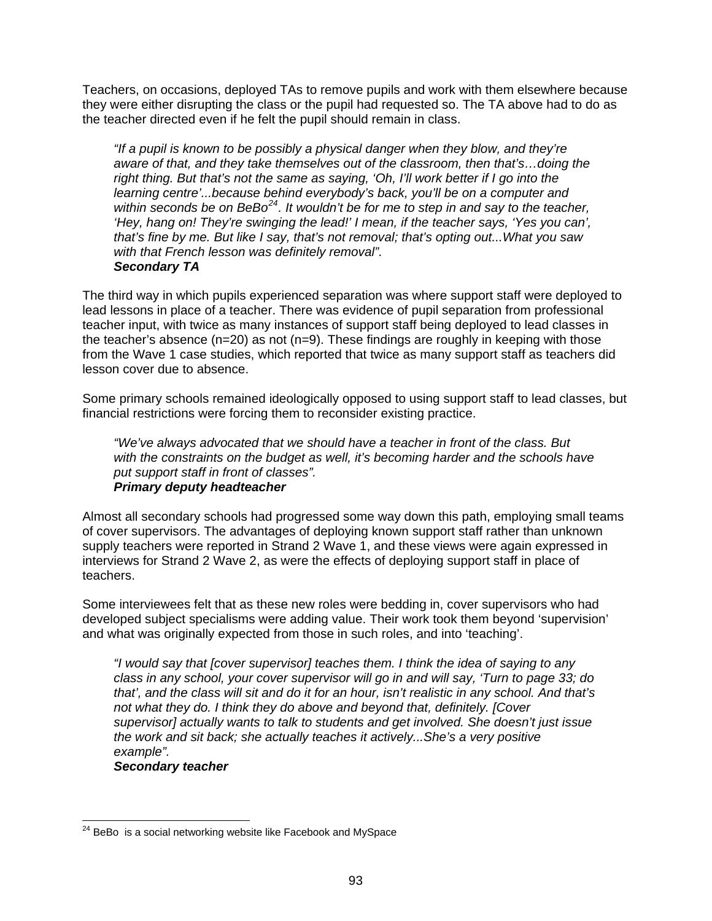Teachers, on occasions, deployed TAs to remove pupils and work with them elsewhere because they were either disrupting the class or the pupil had requested so. The TA above had to do as the teacher directed even if he felt the pupil should remain in class.

> *"If a pupil is known to be possibly a physical danger when they blow, and they're aware of that, and they take themselves out of the classroom, then that's…doing the right thing. But that's not the same as saying, 'Oh, I'll work better if I go into the learning centre'...because behind everybody's back, you'll be on a computer and within seconds be on BeBo[24]. It wouldn't be for me to step in and say to the teacher, 'Hey, hang on! They're swinging the lead!' I mean, if the teacher says, 'Yes you can', that's fine by me. But like I say, that's not removal; that's opting out...What you saw with that French lesson was definitely removal".*
> ***Secondary TA***

The third way in which pupils experienced separation was where support staff were deployed to lead lessons in place of a teacher. There was evidence of pupil separation from professional teacher input, with twice as many instances of support staff being deployed to lead classes in the teacher's absence (n=20) as not (n=9). These findings are roughly in keeping with those from the Wave 1 case studies, which reported that twice as many support staff as teachers did lesson cover due to absence.

Some primary schools remained ideologically opposed to using support staff to lead classes, but financial restrictions were forcing them to reconsider existing practice.

> *"We've always advocated that we should have a teacher in front of the class. But with the constraints on the budget as well, it's becoming harder and the schools have put support staff in front of classes".*
> ***Primary deputy headteacher***

Almost all secondary schools had progressed some way down this path, employing small teams of cover supervisors. The advantages of deploying known support staff rather than unknown supply teachers were reported in Strand 2 Wave 1, and these views were again expressed in interviews for Strand 2 Wave 2, as were the effects of deploying support staff in place of teachers.

Some interviewees felt that as these new roles were bedding in, cover supervisors who had developed subject specialisms were adding value. Their work took them beyond 'supervision' and what was originally expected from those in such roles, and into 'teaching'.

> *"I would say that [cover supervisor] teaches them. I think the idea of saying to any class in any school, your cover supervisor will go in and will say, 'Turn to page 33; do that', and the class will sit and do it for an hour, isn't realistic in any school. And that's not what they do. I think they do above and beyond that, definitely. [Cover supervisor] actually wants to talk to students and get involved. She doesn't just issue the work and sit back; she actually teaches it actively...She's a very positive example".*
> ***Secondary teacher***

---

[24] BeBo is a social networking website like Facebook and MySpace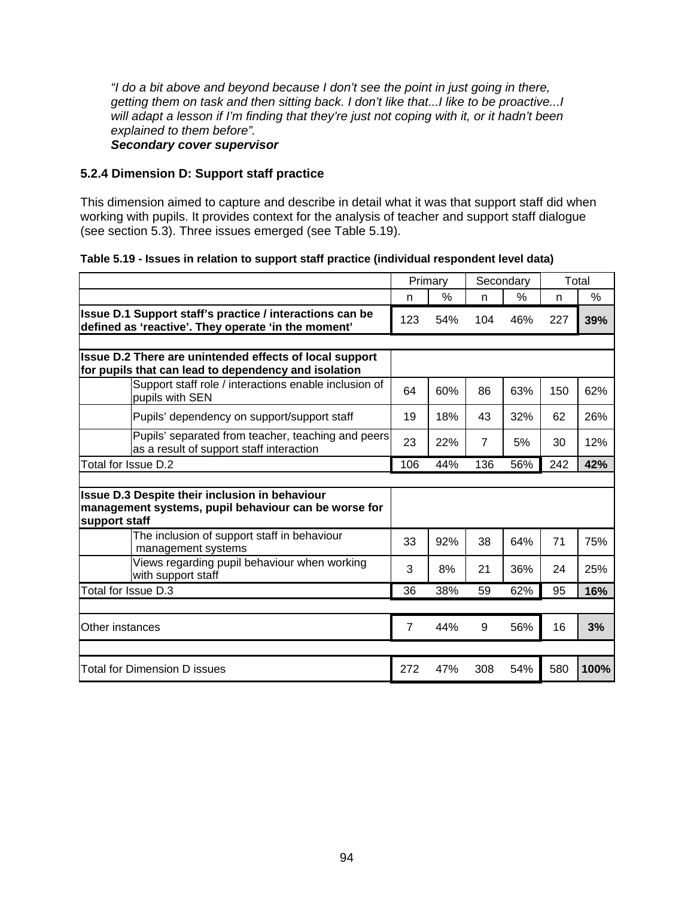*"I do a bit above and beyond because I don't see the point in just going in there, getting them on task and then sitting back. I don't like that...I like to be proactive...I will adapt a lesson if I'm finding that they're just not coping with it, or it hadn't been explained to them before".*
***Secondary cover supervisor***

### 5.2.4 Dimension D: Support staff practice

This dimension aimed to capture and describe in detail what it was that support staff did when working with pupils. It provides context for the analysis of teacher and support staff dialogue (see section 5.3). Three issues emerged (see Table 5.19).

**Table 5.19 - Issues in relation to support staff practice (individual respondent level data)**

| | | Primary | | Secondary | | Total | |
|---|---|---|---|---|---|---|---|
| | | n | % | n | % | n | % |
| **Issue D.1 Support staff's practice / interactions can be defined as 'reactive'. They operate 'in the moment'** | | 123 | 54% | 104 | 46% | 227 | **39%** |
| | | | | | | | |
| **Issue D.2 There are unintended effects of local support for pupils that can lead to dependency and isolation** | | | | | | | |
| | Support staff role / interactions enable inclusion of pupils with SEN | 64 | 60% | 86 | 63% | 150 | 62% |
| | Pupils' dependency on support/support staff | 19 | 18% | 43 | 32% | 62 | 26% |
| | Pupils' separated from teacher, teaching and peers as a result of support staff interaction | 23 | 22% | 7 | 5% | 30 | 12% |
| Total for Issue D.2 | | 106 | 44% | 136 | 56% | 242 | **42%** |
| | | | | | | | |
| **Issue D.3 Despite their inclusion in behaviour management systems, pupil behaviour can be worse for support staff** | | | | | | | |
| | The inclusion of support staff in behaviour management systems | 33 | 92% | 38 | 64% | 71 | 75% |
| | Views regarding pupil behaviour when working with support staff | 3 | 8% | 21 | 36% | 24 | 25% |
| Total for Issue D.3 | | 36 | 38% | 59 | 62% | 95 | **16%** |
| | | | | | | | |
| Other instances | | 7 | 44% | 9 | 56% | 16 | **3%** |
| | | | | | | | |
| Total for Dimension D issues | | 272 | 47% | 308 | 54% | 580 | **100%** |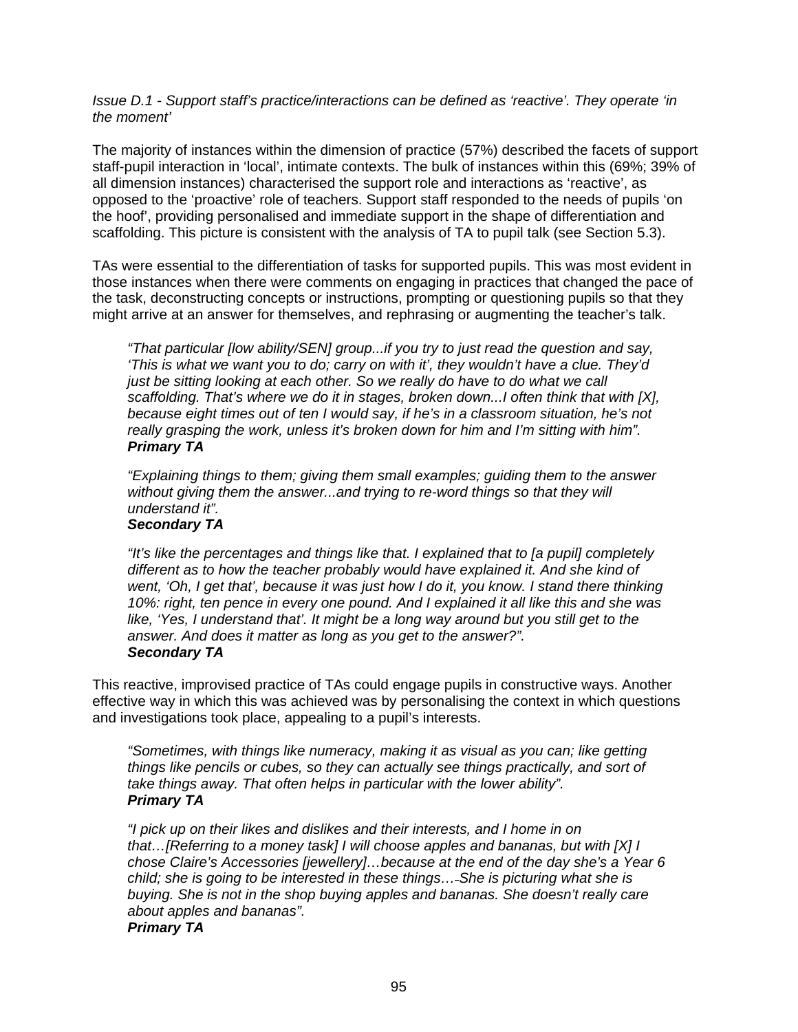*Issue D.1 - Support staff's practice/interactions can be defined as 'reactive'. They operate 'in the moment'*

The majority of instances within the dimension of practice (57%) described the facets of support staff-pupil interaction in 'local', intimate contexts. The bulk of instances within this (69%; 39% of all dimension instances) characterised the support role and interactions as 'reactive', as opposed to the 'proactive' role of teachers. Support staff responded to the needs of pupils 'on the hoof', providing personalised and immediate support in the shape of differentiation and scaffolding. This picture is consistent with the analysis of TA to pupil talk (see Section 5.3).

TAs were essential to the differentiation of tasks for supported pupils. This was most evident in those instances when there were comments on engaging in practices that changed the pace of the task, deconstructing concepts or instructions, prompting or questioning pupils so that they might arrive at an answer for themselves, and rephrasing or augmenting the teacher's talk.

> *"That particular [low ability/SEN] group...if you try to just read the question and say, 'This is what we want you to do; carry on with it', they wouldn't have a clue. They'd just be sitting looking at each other. So we really do have to do what we call scaffolding. That's where we do it in stages, broken down...I often think that with [X], because eight times out of ten I would say, if he's in a classroom situation, he's not really grasping the work, unless it's broken down for him and I'm sitting with him".*
> ***Primary TA***

> *"Explaining things to them; giving them small examples; guiding them to the answer without giving them the answer...and trying to re-word things so that they will understand it".*
> ***Secondary TA***

> *"It's like the percentages and things like that. I explained that to [a pupil] completely different as to how the teacher probably would have explained it. And she kind of went, 'Oh, I get that', because it was just how I do it, you know. I stand there thinking 10%: right, ten pence in every one pound. And I explained it all like this and she was like, 'Yes, I understand that'. It might be a long way around but you still get to the answer. And does it matter as long as you get to the answer?".*
> ***Secondary TA***

This reactive, improvised practice of TAs could engage pupils in constructive ways. Another effective way in which this was achieved was by personalising the context in which questions and investigations took place, appealing to a pupil's interests.

> *"Sometimes, with things like numeracy, making it as visual as you can; like getting things like pencils or cubes, so they can actually see things practically, and sort of take things away. That often helps in particular with the lower ability".*
> ***Primary TA***

> *"I pick up on their likes and dislikes and their interests, and I home in on that…[Referring to a money task] I will choose apples and bananas, but with [X] I chose Claire's Accessories [jewellery]…because at the end of the day she's a Year 6 child; she is going to be interested in these things…She is picturing what she is buying. She is not in the shop buying apples and bananas. She doesn't really care about apples and bananas".*
> ***Primary TA***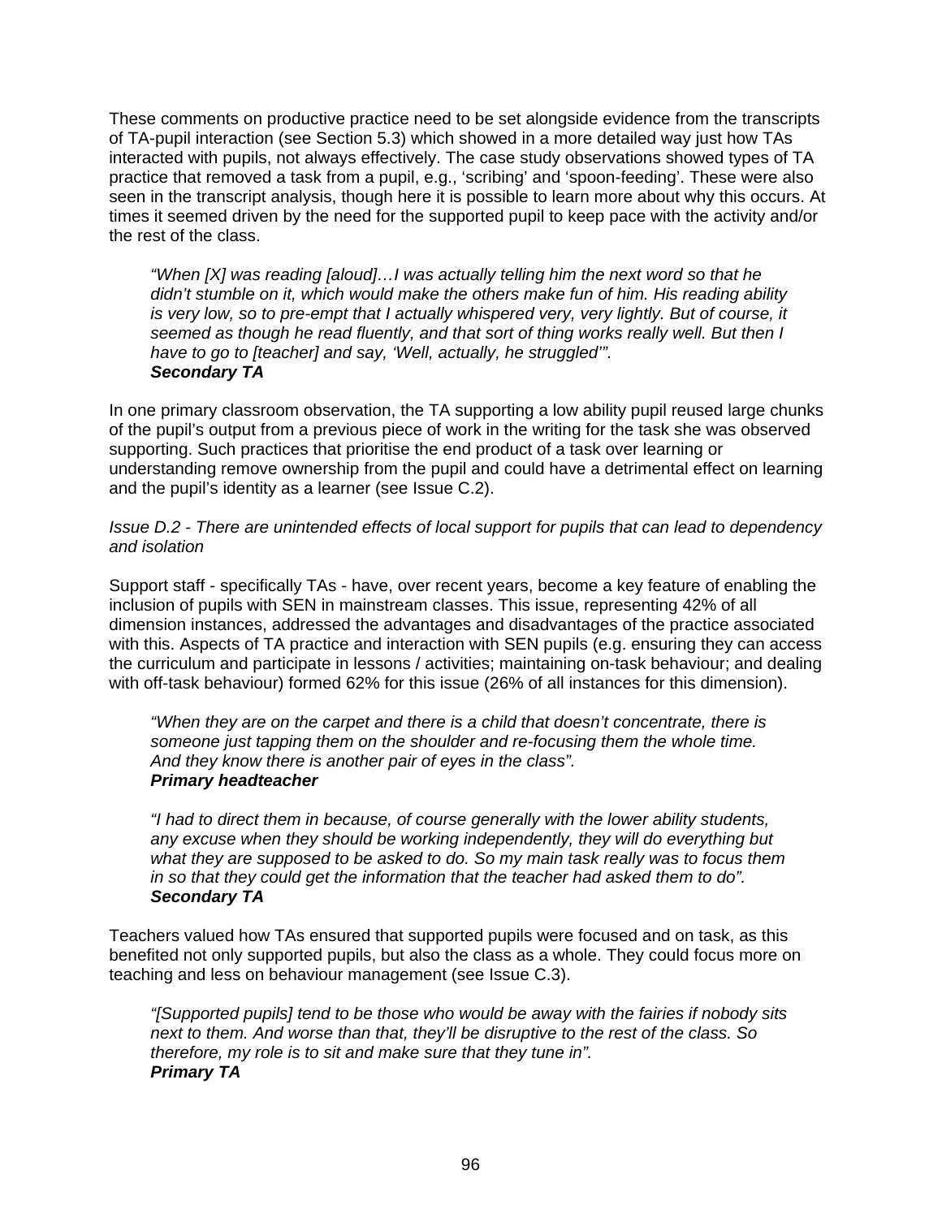These comments on productive practice need to be set alongside evidence from the transcripts of TA-pupil interaction (see Section 5.3) which showed in a more detailed way just how TAs interacted with pupils, not always effectively. The case study observations showed types of TA practice that removed a task from a pupil, e.g., 'scribing' and 'spoon-feeding'. These were also seen in the transcript analysis, though here it is possible to learn more about why this occurs. At times it seemed driven by the need for the supported pupil to keep pace with the activity and/or the rest of the class.

> *"When [X] was reading [aloud]…I was actually telling him the next word so that he didn't stumble on it, which would make the others make fun of him. His reading ability is very low, so to pre-empt that I actually whispered very, very lightly. But of course, it seemed as though he read fluently, and that sort of thing works really well. But then I have to go to [teacher] and say, 'Well, actually, he struggled'".*
> ***Secondary TA***

In one primary classroom observation, the TA supporting a low ability pupil reused large chunks of the pupil's output from a previous piece of work in the writing for the task she was observed supporting. Such practices that prioritise the end product of a task over learning or understanding remove ownership from the pupil and could have a detrimental effect on learning and the pupil's identity as a learner (see Issue C.2).

*Issue D.2 - There are unintended effects of local support for pupils that can lead to dependency and isolation*

Support staff - specifically TAs - have, over recent years, become a key feature of enabling the inclusion of pupils with SEN in mainstream classes. This issue, representing 42% of all dimension instances, addressed the advantages and disadvantages of the practice associated with this. Aspects of TA practice and interaction with SEN pupils (e.g. ensuring they can access the curriculum and participate in lessons / activities; maintaining on-task behaviour; and dealing with off-task behaviour) formed 62% for this issue (26% of all instances for this dimension).

> *"When they are on the carpet and there is a child that doesn't concentrate, there is someone just tapping them on the shoulder and re-focusing them the whole time. And they know there is another pair of eyes in the class".*
> ***Primary headteacher***

> *"I had to direct them in because, of course generally with the lower ability students, any excuse when they should be working independently, they will do everything but what they are supposed to be asked to do. So my main task really was to focus them in so that they could get the information that the teacher had asked them to do".*
> ***Secondary TA***

Teachers valued how TAs ensured that supported pupils were focused and on task, as this benefited not only supported pupils, but also the class as a whole. They could focus more on teaching and less on behaviour management (see Issue C.3).

> *"[Supported pupils] tend to be those who would be away with the fairies if nobody sits next to them. And worse than that, they'll be disruptive to the rest of the class. So therefore, my role is to sit and make sure that they tune in".*
> ***Primary TA***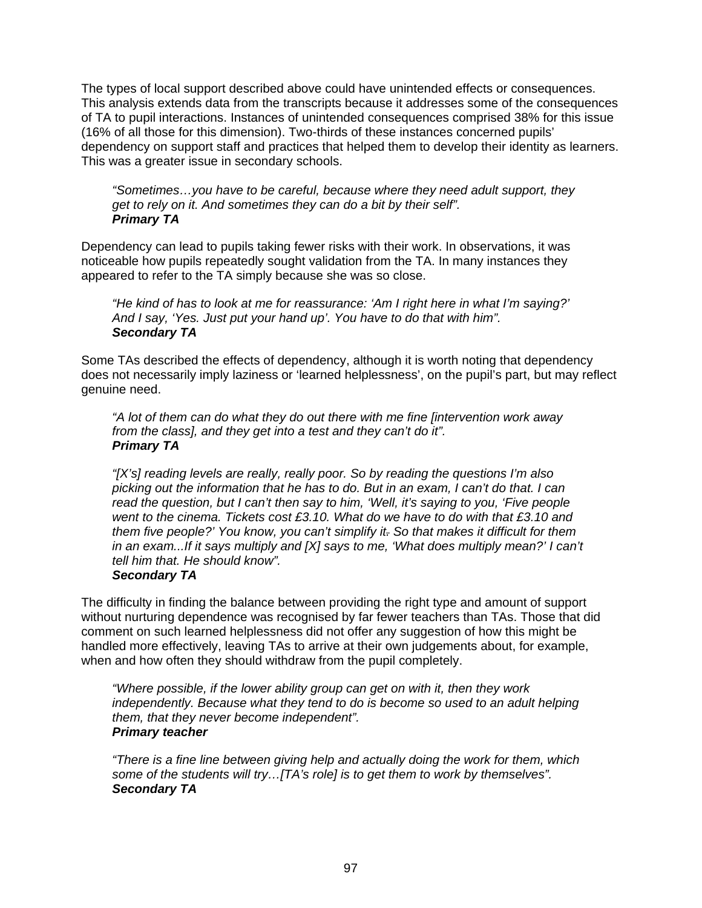The types of local support described above could have unintended effects or consequences. This analysis extends data from the transcripts because it addresses some of the consequences of TA to pupil interactions. Instances of unintended consequences comprised 38% for this issue (16% of all those for this dimension). Two-thirds of these instances concerned pupils' dependency on support staff and practices that helped them to develop their identity as learners. This was a greater issue in secondary schools.

> *"Sometimes…you have to be careful, because where they need adult support, they get to rely on it. And sometimes they can do a bit by their self".*
> ***Primary TA***

Dependency can lead to pupils taking fewer risks with their work. In observations, it was noticeable how pupils repeatedly sought validation from the TA. In many instances they appeared to refer to the TA simply because she was so close.

> *"He kind of has to look at me for reassurance: 'Am I right here in what I'm saying?' And I say, 'Yes. Just put your hand up'. You have to do that with him".*
> ***Secondary TA***

Some TAs described the effects of dependency, although it is worth noting that dependency does not necessarily imply laziness or 'learned helplessness', on the pupil's part, but may reflect genuine need.

> *"A lot of them can do what they do out there with me fine [intervention work away from the class], and they get into a test and they can't do it".*
> ***Primary TA***

> *"[X's] reading levels are really, really poor. So by reading the questions I'm also picking out the information that he has to do. But in an exam, I can't do that. I can read the question, but I can't then say to him, 'Well, it's saying to you, 'Five people went to the cinema. Tickets cost £3.10. What do we have to do with that £3.10 and them five people?' You know, you can't simplify it. So that makes it difficult for them in an exam...If it says multiply and [X] says to me, 'What does multiply mean?' I can't tell him that. He should know".*
> ***Secondary TA***

The difficulty in finding the balance between providing the right type and amount of support without nurturing dependence was recognised by far fewer teachers than TAs. Those that did comment on such learned helplessness did not offer any suggestion of how this might be handled more effectively, leaving TAs to arrive at their own judgements about, for example, when and how often they should withdraw from the pupil completely.

> *"Where possible, if the lower ability group can get on with it, then they work independently. Because what they tend to do is become so used to an adult helping them, that they never become independent".*
> ***Primary teacher***

> *"There is a fine line between giving help and actually doing the work for them, which some of the students will try…[TA's role] is to get them to work by themselves".*
> ***Secondary TA***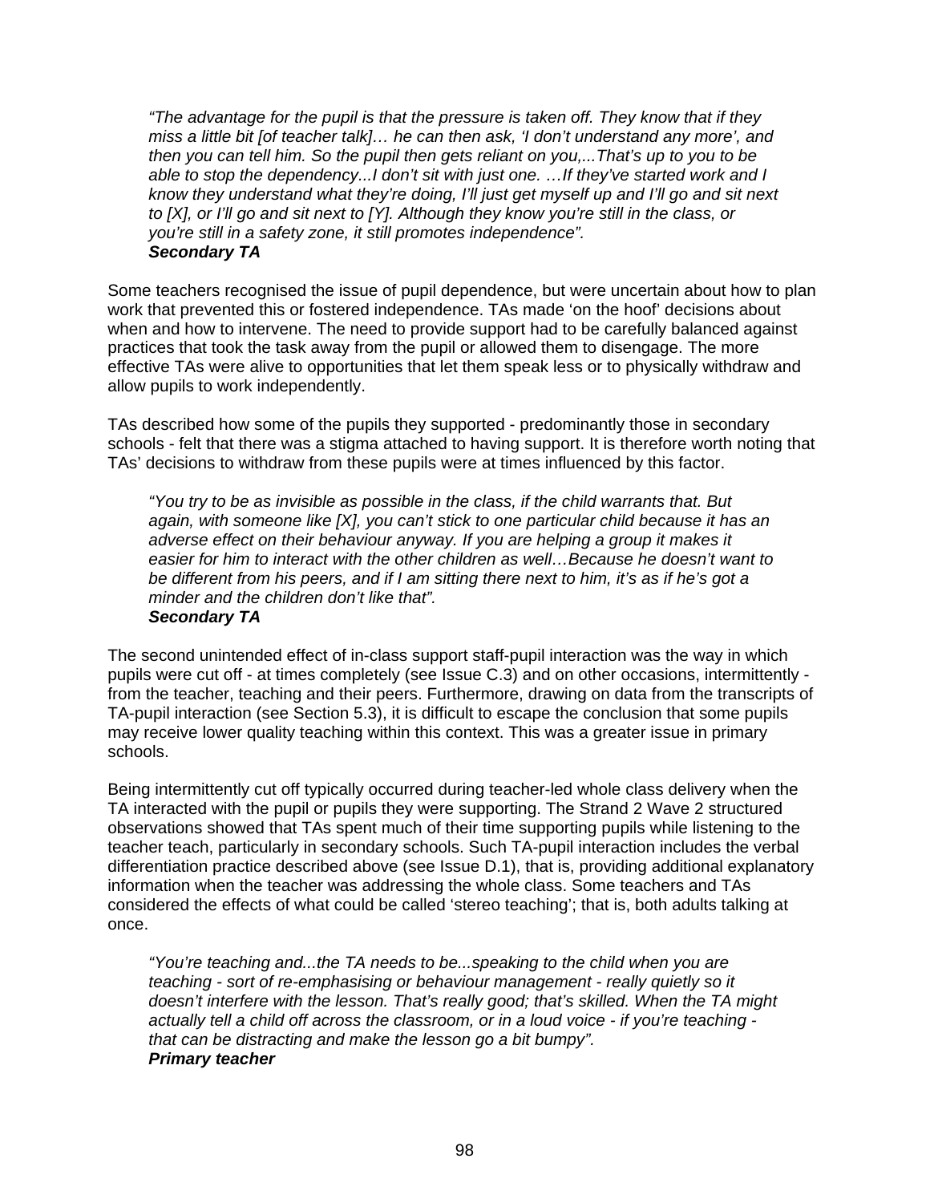*"The advantage for the pupil is that the pressure is taken off. They know that if they miss a little bit [of teacher talk]… he can then ask, 'I don't understand any more', and then you can tell him. So the pupil then gets reliant on you,...That's up to you to be able to stop the dependency...I don't sit with just one. …If they've started work and I know they understand what they're doing, I'll just get myself up and I'll go and sit next to [X], or I'll go and sit next to [Y]. Although they know you're still in the class, or you're still in a safety zone, it still promotes independence".*
***Secondary TA***

Some teachers recognised the issue of pupil dependence, but were uncertain about how to plan work that prevented this or fostered independence. TAs made 'on the hoof' decisions about when and how to intervene. The need to provide support had to be carefully balanced against practices that took the task away from the pupil or allowed them to disengage. The more effective TAs were alive to opportunities that let them speak less or to physically withdraw and allow pupils to work independently.

TAs described how some of the pupils they supported - predominantly those in secondary schools - felt that there was a stigma attached to having support. It is therefore worth noting that TAs' decisions to withdraw from these pupils were at times influenced by this factor.

*"You try to be as invisible as possible in the class, if the child warrants that. But again, with someone like [X], you can't stick to one particular child because it has an adverse effect on their behaviour anyway. If you are helping a group it makes it easier for him to interact with the other children as well…Because he doesn't want to be different from his peers, and if I am sitting there next to him, it's as if he's got a minder and the children don't like that".*
***Secondary TA***

The second unintended effect of in-class support staff-pupil interaction was the way in which pupils were cut off - at times completely (see Issue C.3) and on other occasions, intermittently - from the teacher, teaching and their peers. Furthermore, drawing on data from the transcripts of TA-pupil interaction (see Section 5.3), it is difficult to escape the conclusion that some pupils may receive lower quality teaching within this context. This was a greater issue in primary schools.

Being intermittently cut off typically occurred during teacher-led whole class delivery when the TA interacted with the pupil or pupils they were supporting. The Strand 2 Wave 2 structured observations showed that TAs spent much of their time supporting pupils while listening to the teacher teach, particularly in secondary schools. Such TA-pupil interaction includes the verbal differentiation practice described above (see Issue D.1), that is, providing additional explanatory information when the teacher was addressing the whole class. Some teachers and TAs considered the effects of what could be called 'stereo teaching'; that is, both adults talking at once.

*"You're teaching and...the TA needs to be...speaking to the child when you are teaching - sort of re-emphasising or behaviour management - really quietly so it doesn't interfere with the lesson. That's really good; that's skilled. When the TA might actually tell a child off across the classroom, or in a loud voice - if you're teaching - that can be distracting and make the lesson go a bit bumpy".*
***Primary teacher***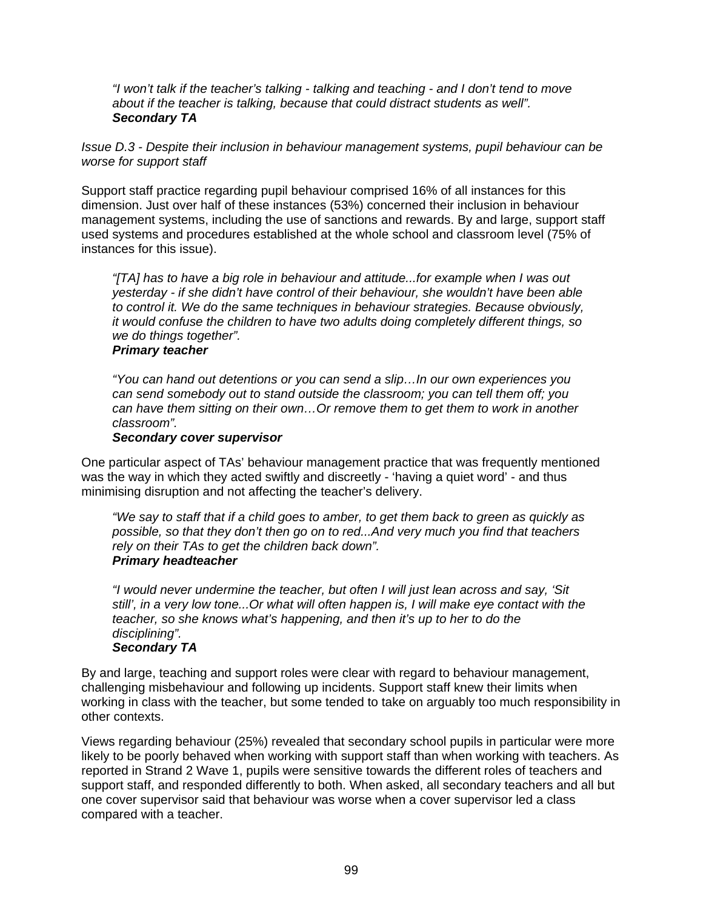*"I won't talk if the teacher's talking - talking and teaching - and I don't tend to move about if the teacher is talking, because that could distract students as well".*
***Secondary TA***

*Issue D.3 - Despite their inclusion in behaviour management systems, pupil behaviour can be worse for support staff*

Support staff practice regarding pupil behaviour comprised 16% of all instances for this dimension. Just over half of these instances (53%) concerned their inclusion in behaviour management systems, including the use of sanctions and rewards. By and large, support staff used systems and procedures established at the whole school and classroom level (75% of instances for this issue).

*"[TA] has to have a big role in behaviour and attitude...for example when I was out yesterday - if she didn't have control of their behaviour, she wouldn't have been able to control it. We do the same techniques in behaviour strategies. Because obviously, it would confuse the children to have two adults doing completely different things, so we do things together".*
***Primary teacher***

*"You can hand out detentions or you can send a slip…In our own experiences you can send somebody out to stand outside the classroom; you can tell them off; you can have them sitting on their own…Or remove them to get them to work in another classroom".*
***Secondary cover supervisor***

One particular aspect of TAs' behaviour management practice that was frequently mentioned was the way in which they acted swiftly and discreetly - 'having a quiet word' - and thus minimising disruption and not affecting the teacher's delivery.

*"We say to staff that if a child goes to amber, to get them back to green as quickly as possible, so that they don't then go on to red...And very much you find that teachers rely on their TAs to get the children back down".*
***Primary headteacher***

*"I would never undermine the teacher, but often I will just lean across and say, 'Sit still', in a very low tone...Or what will often happen is, I will make eye contact with the teacher, so she knows what's happening, and then it's up to her to do the disciplining".*
***Secondary TA***

By and large, teaching and support roles were clear with regard to behaviour management, challenging misbehaviour and following up incidents. Support staff knew their limits when working in class with the teacher, but some tended to take on arguably too much responsibility in other contexts.

Views regarding behaviour (25%) revealed that secondary school pupils in particular were more likely to be poorly behaved when working with support staff than when working with teachers. As reported in Strand 2 Wave 1, pupils were sensitive towards the different roles of teachers and support staff, and responded differently to both. When asked, all secondary teachers and all but one cover supervisor said that behaviour was worse when a cover supervisor led a class compared with a teacher.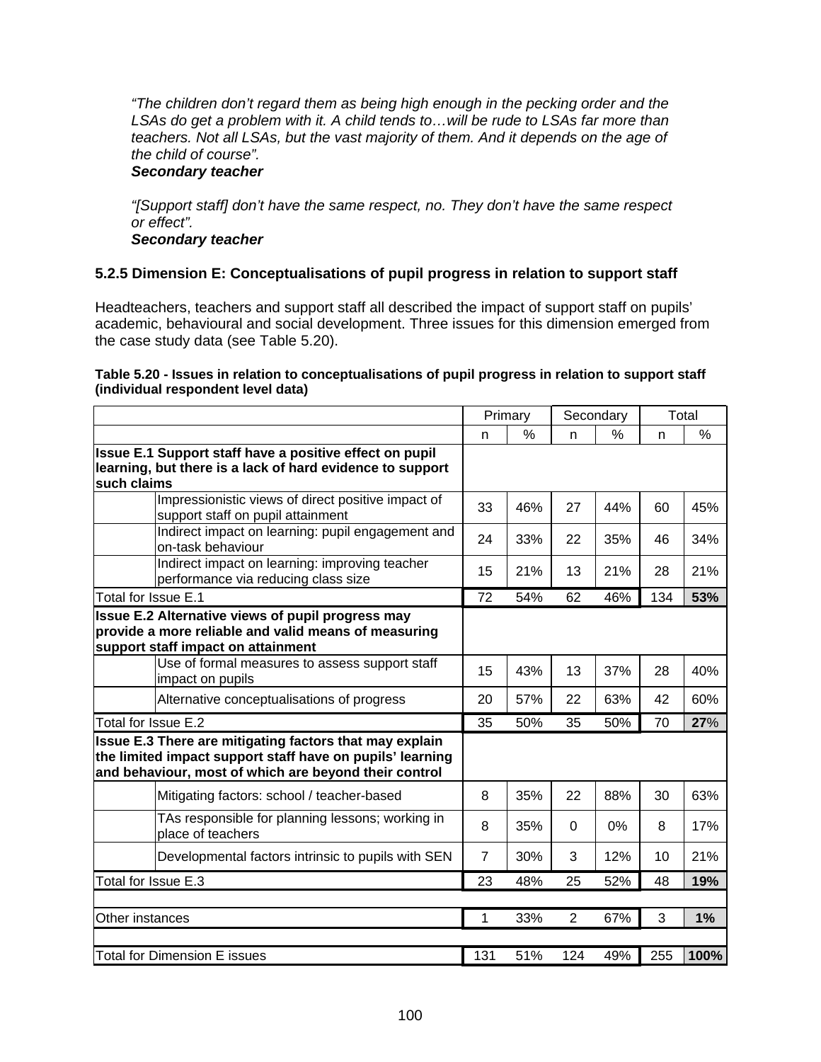*"The children don't regard them as being high enough in the pecking order and the LSAs do get a problem with it. A child tends to…will be rude to LSAs far more than teachers. Not all LSAs, but the vast majority of them. And it depends on the age of the child of course".*
***Secondary teacher***

*"[Support staff] don't have the same respect, no. They don't have the same respect or effect".*
***Secondary teacher***

### 5.2.5 Dimension E: Conceptualisations of pupil progress in relation to support staff

Headteachers, teachers and support staff all described the impact of support staff on pupils' academic, behavioural and social development. Three issues for this dimension emerged from the case study data (see Table 5.20).

**Table 5.20 - Issues in relation to conceptualisations of pupil progress in relation to support staff (individual respondent level data)**

| | | Primary | | Secondary | | Total | |
|---|---|---|---|---|---|---|---|
| | | n | % | n | % | n | % |
| **Issue E.1 Support staff have a positive effect on pupil learning, but there is a lack of hard evidence to support such claims** | | | | | | | |
| | Impressionistic views of direct positive impact of support staff on pupil attainment | 33 | 46% | 27 | 44% | 60 | 45% |
| | Indirect impact on learning: pupil engagement and on-task behaviour | 24 | 33% | 22 | 35% | 46 | 34% |
| | Indirect impact on learning: improving teacher performance via reducing class size | 15 | 21% | 13 | 21% | 28 | 21% |
| Total for Issue E.1 | | 72 | 54% | 62 | 46% | 134 | **53%** |
| **Issue E.2 Alternative views of pupil progress may provide a more reliable and valid means of measuring support staff impact on attainment** | | | | | | | |
| | Use of formal measures to assess support staff impact on pupils | 15 | 43% | 13 | 37% | 28 | 40% |
| | Alternative conceptualisations of progress | 20 | 57% | 22 | 63% | 42 | 60% |
| Total for Issue E.2 | | 35 | 50% | 35 | 50% | 70 | **27**% |
| **Issue E.3 There are mitigating factors that may explain the limited impact support staff have on pupils' learning and behaviour, most of which are beyond their control** | | | | | | | |
| | Mitigating factors: school / teacher-based | 8 | 35% | 22 | 88% | 30 | 63% |
| | TAs responsible for planning lessons; working in place of teachers | 8 | 35% | 0 | 0% | 8 | 17% |
| | Developmental factors intrinsic to pupils with SEN | 7 | 30% | 3 | 12% | 10 | 21% |
| Total for Issue E.3 | | 23 | 48% | 25 | 52% | 48 | **19%** |
| Other instances | | 1 | 33% | 2 | 67% | 3 | **1%** |
| Total for Dimension E issues | | 131 | 51% | 124 | 49% | 255 | **100%** |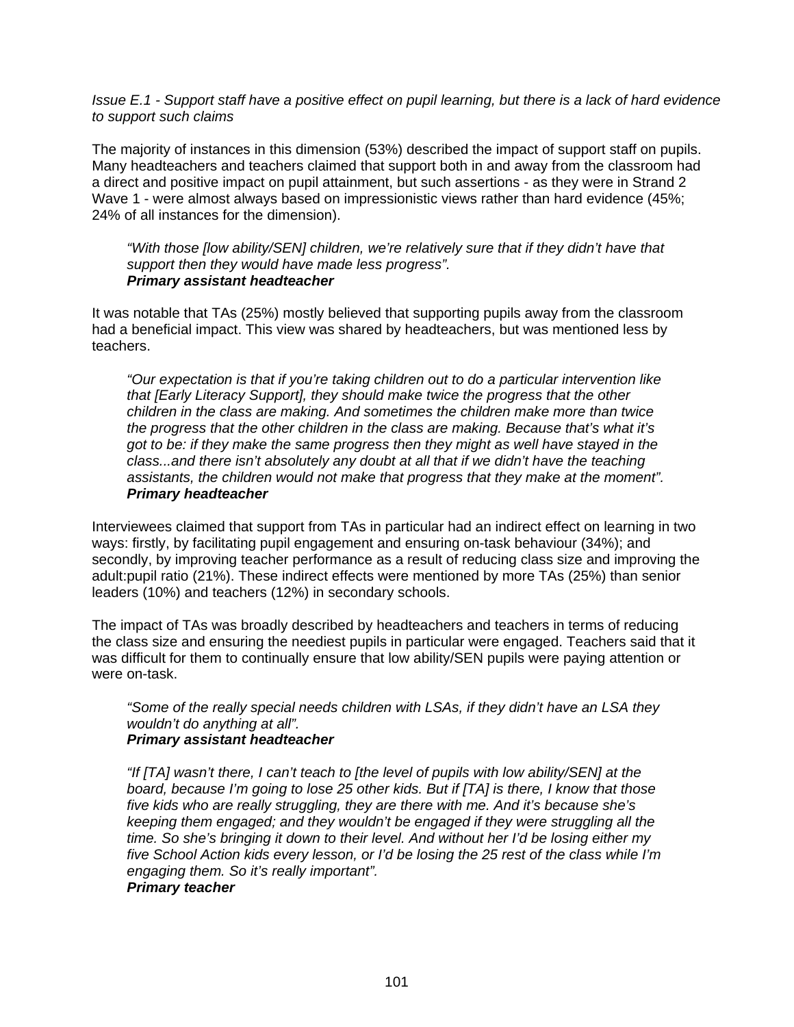*Issue E.1 - Support staff have a positive effect on pupil learning, but there is a lack of hard evidence to support such claims*

The majority of instances in this dimension (53%) described the impact of support staff on pupils. Many headteachers and teachers claimed that support both in and away from the classroom had a direct and positive impact on pupil attainment, but such assertions - as they were in Strand 2 Wave 1 - were almost always based on impressionistic views rather than hard evidence (45%; 24% of all instances for the dimension).

> *"With those [low ability/SEN] children, we're relatively sure that if they didn't have that support then they would have made less progress".*
> ***Primary assistant headteacher***

It was notable that TAs (25%) mostly believed that supporting pupils away from the classroom had a beneficial impact. This view was shared by headteachers, but was mentioned less by teachers.

> *"Our expectation is that if you're taking children out to do a particular intervention like that [Early Literacy Support], they should make twice the progress that the other children in the class are making. And sometimes the children make more than twice the progress that the other children in the class are making. Because that's what it's got to be: if they make the same progress then they might as well have stayed in the class...and there isn't absolutely any doubt at all that if we didn't have the teaching assistants, the children would not make that progress that they make at the moment".*
> ***Primary headteacher***

Interviewees claimed that support from TAs in particular had an indirect effect on learning in two ways: firstly, by facilitating pupil engagement and ensuring on-task behaviour (34%); and secondly, by improving teacher performance as a result of reducing class size and improving the adult:pupil ratio (21%). These indirect effects were mentioned by more TAs (25%) than senior leaders (10%) and teachers (12%) in secondary schools.

The impact of TAs was broadly described by headteachers and teachers in terms of reducing the class size and ensuring the neediest pupils in particular were engaged. Teachers said that it was difficult for them to continually ensure that low ability/SEN pupils were paying attention or were on-task.

> *"Some of the really special needs children with LSAs, if they didn't have an LSA they wouldn't do anything at all".*
> ***Primary assistant headteacher***

> *"If [TA] wasn't there, I can't teach to [the level of pupils with low ability/SEN] at the board, because I'm going to lose 25 other kids. But if [TA] is there, I know that those five kids who are really struggling, they are there with me. And it's because she's keeping them engaged; and they wouldn't be engaged if they were struggling all the time. So she's bringing it down to their level. And without her I'd be losing either my five School Action kids every lesson, or I'd be losing the 25 rest of the class while I'm engaging them. So it's really important".*
> ***Primary teacher***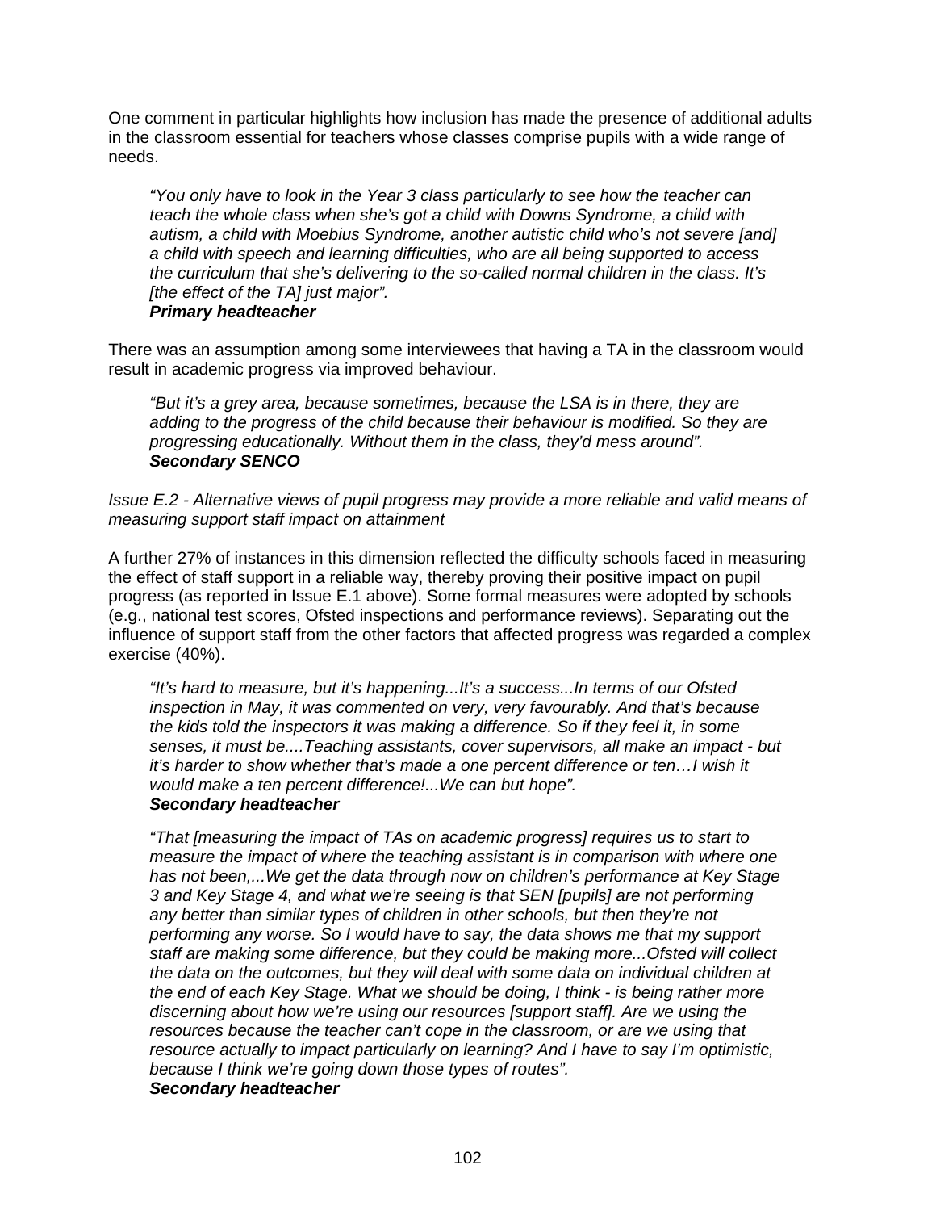One comment in particular highlights how inclusion has made the presence of additional adults in the classroom essential for teachers whose classes comprise pupils with a wide range of needs.

> *"You only have to look in the Year 3 class particularly to see how the teacher can teach the whole class when she's got a child with Downs Syndrome, a child with autism, a child with Moebius Syndrome, another autistic child who's not severe [and] a child with speech and learning difficulties, who are all being supported to access the curriculum that she's delivering to the so-called normal children in the class. It's [the effect of the TA] just major".*
> ***Primary headteacher***

There was an assumption among some interviewees that having a TA in the classroom would result in academic progress via improved behaviour.

> *"But it's a grey area, because sometimes, because the LSA is in there, they are adding to the progress of the child because their behaviour is modified. So they are progressing educationally. Without them in the class, they'd mess around".*
> ***Secondary SENCO***

*Issue E.2 - Alternative views of pupil progress may provide a more reliable and valid means of measuring support staff impact on attainment*

A further 27% of instances in this dimension reflected the difficulty schools faced in measuring the effect of staff support in a reliable way, thereby proving their positive impact on pupil progress (as reported in Issue E.1 above). Some formal measures were adopted by schools (e.g., national test scores, Ofsted inspections and performance reviews). Separating out the influence of support staff from the other factors that affected progress was regarded a complex exercise (40%).

> *"It's hard to measure, but it's happening...It's a success...In terms of our Ofsted inspection in May, it was commented on very, very favourably. And that's because the kids told the inspectors it was making a difference. So if they feel it, in some senses, it must be....Teaching assistants, cover supervisors, all make an impact - but it's harder to show whether that's made a one percent difference or ten…I wish it would make a ten percent difference!...We can but hope".*
> ***Secondary headteacher***

> *"That [measuring the impact of TAs on academic progress] requires us to start to measure the impact of where the teaching assistant is in comparison with where one has not been,...We get the data through now on children's performance at Key Stage 3 and Key Stage 4, and what we're seeing is that SEN [pupils] are not performing any better than similar types of children in other schools, but then they're not performing any worse. So I would have to say, the data shows me that my support staff are making some difference, but they could be making more...Ofsted will collect the data on the outcomes, but they will deal with some data on individual children at the end of each Key Stage. What we should be doing, I think - is being rather more discerning about how we're using our resources [support staff]. Are we using the resources because the teacher can't cope in the classroom, or are we using that resource actually to impact particularly on learning? And I have to say I'm optimistic, because I think we're going down those types of routes".*
> ***Secondary headteacher***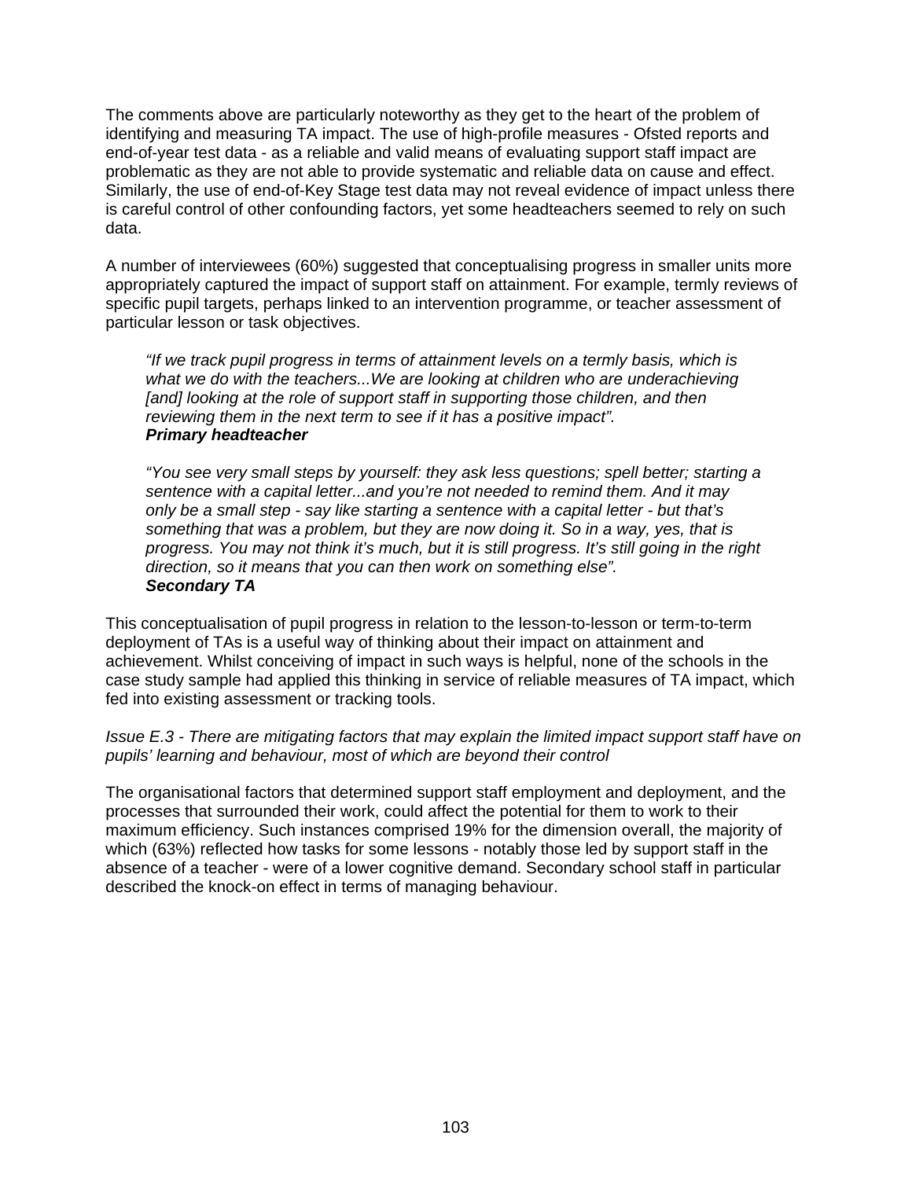The comments above are particularly noteworthy as they get to the heart of the problem of identifying and measuring TA impact. The use of high-profile measures - Ofsted reports and end-of-year test data - as a reliable and valid means of evaluating support staff impact are problematic as they are not able to provide systematic and reliable data on cause and effect. Similarly, the use of end-of-Key Stage test data may not reveal evidence of impact unless there is careful control of other confounding factors, yet some headteachers seemed to rely on such data.

A number of interviewees (60%) suggested that conceptualising progress in smaller units more appropriately captured the impact of support staff on attainment. For example, termly reviews of specific pupil targets, perhaps linked to an intervention programme, or teacher assessment of particular lesson or task objectives.

> *"If we track pupil progress in terms of attainment levels on a termly basis, which is what we do with the teachers...We are looking at children who are underachieving [and] looking at the role of support staff in supporting those children, and then reviewing them in the next term to see if it has a positive impact".*
> ***Primary headteacher***

> *"You see very small steps by yourself: they ask less questions; spell better; starting a sentence with a capital letter...and you're not needed to remind them. And it may only be a small step - say like starting a sentence with a capital letter - but that's something that was a problem, but they are now doing it. So in a way, yes, that is progress. You may not think it's much, but it is still progress. It's still going in the right direction, so it means that you can then work on something else".*
> ***Secondary TA***

This conceptualisation of pupil progress in relation to the lesson-to-lesson or term-to-term deployment of TAs is a useful way of thinking about their impact on attainment and achievement. Whilst conceiving of impact in such ways is helpful, none of the schools in the case study sample had applied this thinking in service of reliable measures of TA impact, which fed into existing assessment or tracking tools.

*Issue E.3 - There are mitigating factors that may explain the limited impact support staff have on pupils' learning and behaviour, most of which are beyond their control*

The organisational factors that determined support staff employment and deployment, and the processes that surrounded their work, could affect the potential for them to work to their maximum efficiency. Such instances comprised 19% for the dimension overall, the majority of which (63%) reflected how tasks for some lessons - notably those led by support staff in the absence of a teacher - were of a lower cognitive demand. Secondary school staff in particular described the knock-on effect in terms of managing behaviour.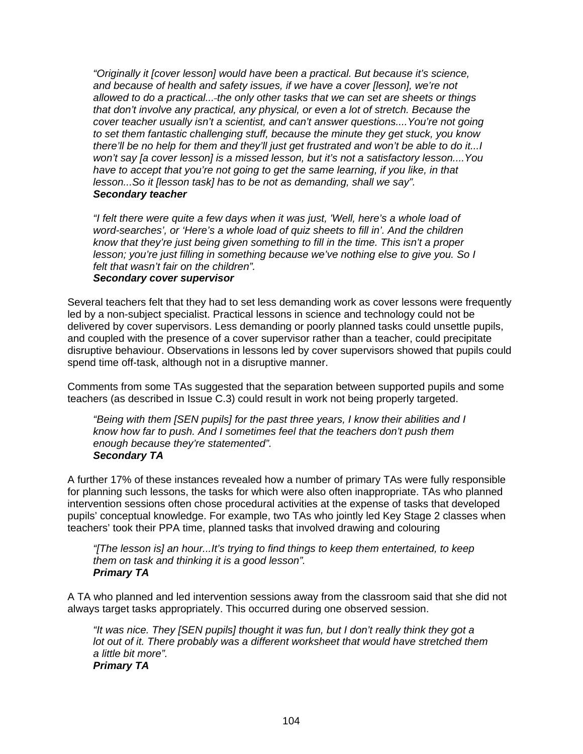> *"Originally it [cover lesson] would have been a practical. But because it's science, and because of health and safety issues, if we have a cover [lesson], we're not allowed to do a practical...-the only other tasks that we can set are sheets or things that don't involve any practical, any physical, or even a lot of stretch. Because the cover teacher usually isn't a scientist, and can't answer questions....You're not going to set them fantastic challenging stuff, because the minute they get stuck, you know there'll be no help for them and they'll just get frustrated and won't be able to do it...I won't say [a cover lesson] is a missed lesson, but it's not a satisfactory lesson....You have to accept that you're not going to get the same learning, if you like, in that lesson...So it [lesson task] has to be not as demanding, shall we say".*
> ***Secondary teacher***

> *"I felt there were quite a few days when it was just, 'Well, here's a whole load of word-searches', or 'Here's a whole load of quiz sheets to fill in'. And the children know that they're just being given something to fill in the time. This isn't a proper lesson; you're just filling in something because we've nothing else to give you. So I felt that wasn't fair on the children".*
> ***Secondary cover supervisor***

Several teachers felt that they had to set less demanding work as cover lessons were frequently led by a non-subject specialist. Practical lessons in science and technology could not be delivered by cover supervisors. Less demanding or poorly planned tasks could unsettle pupils, and coupled with the presence of a cover supervisor rather than a teacher, could precipitate disruptive behaviour. Observations in lessons led by cover supervisors showed that pupils could spend time off-task, although not in a disruptive manner.

Comments from some TAs suggested that the separation between supported pupils and some teachers (as described in Issue C.3) could result in work not being properly targeted.

> *"Being with them [SEN pupils] for the past three years, I know their abilities and I know how far to push. And I sometimes feel that the teachers don't push them enough because they're statemented".*
> ***Secondary TA***

A further 17% of these instances revealed how a number of primary TAs were fully responsible for planning such lessons, the tasks for which were also often inappropriate. TAs who planned intervention sessions often chose procedural activities at the expense of tasks that developed pupils' conceptual knowledge. For example, two TAs who jointly led Key Stage 2 classes when teachers' took their PPA time, planned tasks that involved drawing and colouring

> *"[The lesson is] an hour...It's trying to find things to keep them entertained, to keep them on task and thinking it is a good lesson".*
> ***Primary TA***

A TA who planned and led intervention sessions away from the classroom said that she did not always target tasks appropriately. This occurred during one observed session.

> *"It was nice. They [SEN pupils] thought it was fun, but I don't really think they got a lot out of it. There probably was a different worksheet that would have stretched them a little bit more".*
> ***Primary TA***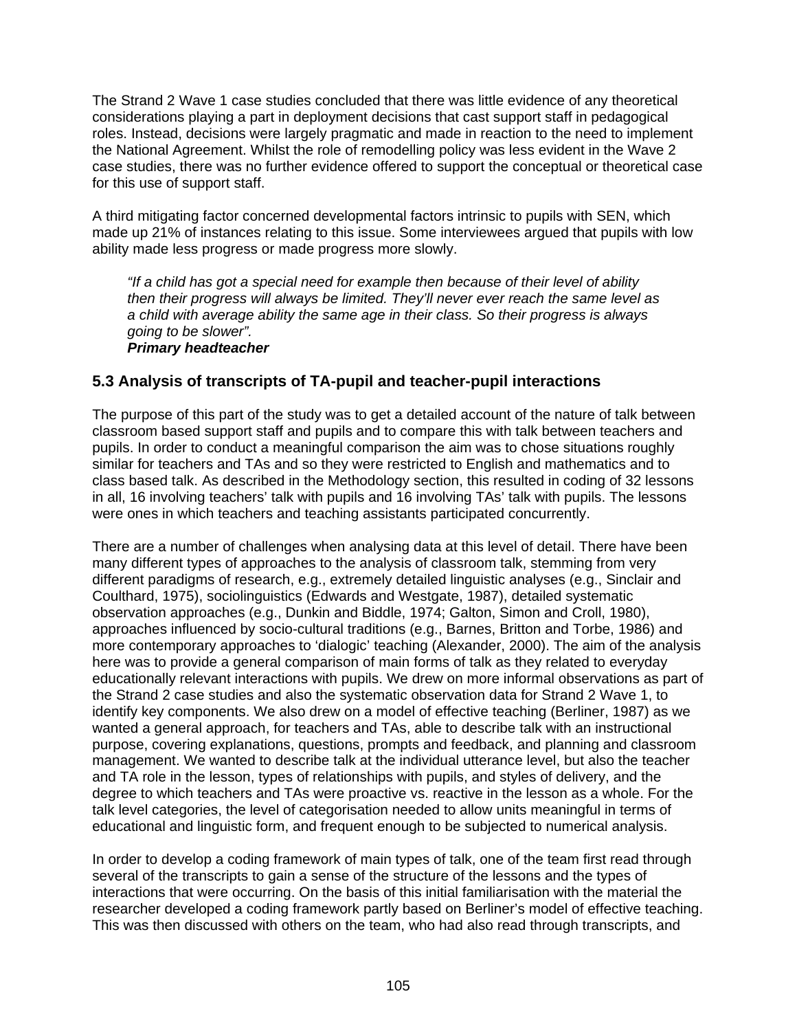The Strand 2 Wave 1 case studies concluded that there was little evidence of any theoretical considerations playing a part in deployment decisions that cast support staff in pedagogical roles. Instead, decisions were largely pragmatic and made in reaction to the need to implement the National Agreement. Whilst the role of remodelling policy was less evident in the Wave 2 case studies, there was no further evidence offered to support the conceptual or theoretical case for this use of support staff.

A third mitigating factor concerned developmental factors intrinsic to pupils with SEN, which made up 21% of instances relating to this issue. Some interviewees argued that pupils with low ability made less progress or made progress more slowly.

> *"If a child has got a special need for example then because of their level of ability then their progress will always be limited. They'll never ever reach the same level as a child with average ability the same age in their class. So their progress is always going to be slower".*
> ***Primary headteacher***

## 5.3 Analysis of transcripts of TA-pupil and teacher-pupil interactions

The purpose of this part of the study was to get a detailed account of the nature of talk between classroom based support staff and pupils and to compare this with talk between teachers and pupils. In order to conduct a meaningful comparison the aim was to chose situations roughly similar for teachers and TAs and so they were restricted to English and mathematics and to class based talk. As described in the Methodology section, this resulted in coding of 32 lessons in all, 16 involving teachers' talk with pupils and 16 involving TAs' talk with pupils. The lessons were ones in which teachers and teaching assistants participated concurrently.

There are a number of challenges when analysing data at this level of detail. There have been many different types of approaches to the analysis of classroom talk, stemming from very different paradigms of research, e.g., extremely detailed linguistic analyses (e.g., Sinclair and Coulthard, 1975), sociolinguistics (Edwards and Westgate, 1987), detailed systematic observation approaches (e.g., Dunkin and Biddle, 1974; Galton, Simon and Croll, 1980), approaches influenced by socio-cultural traditions (e.g., Barnes, Britton and Torbe, 1986) and more contemporary approaches to 'dialogic' teaching (Alexander, 2000). The aim of the analysis here was to provide a general comparison of main forms of talk as they related to everyday educationally relevant interactions with pupils. We drew on more informal observations as part of the Strand 2 case studies and also the systematic observation data for Strand 2 Wave 1, to identify key components. We also drew on a model of effective teaching (Berliner, 1987) as we wanted a general approach, for teachers and TAs, able to describe talk with an instructional purpose, covering explanations, questions, prompts and feedback, and planning and classroom management. We wanted to describe talk at the individual utterance level, but also the teacher and TA role in the lesson, types of relationships with pupils, and styles of delivery, and the degree to which teachers and TAs were proactive vs. reactive in the lesson as a whole. For the talk level categories, the level of categorisation needed to allow units meaningful in terms of educational and linguistic form, and frequent enough to be subjected to numerical analysis.

In order to develop a coding framework of main types of talk, one of the team first read through several of the transcripts to gain a sense of the structure of the lessons and the types of interactions that were occurring. On the basis of this initial familiarisation with the material the researcher developed a coding framework partly based on Berliner's model of effective teaching. This was then discussed with others on the team, who had also read through transcripts, and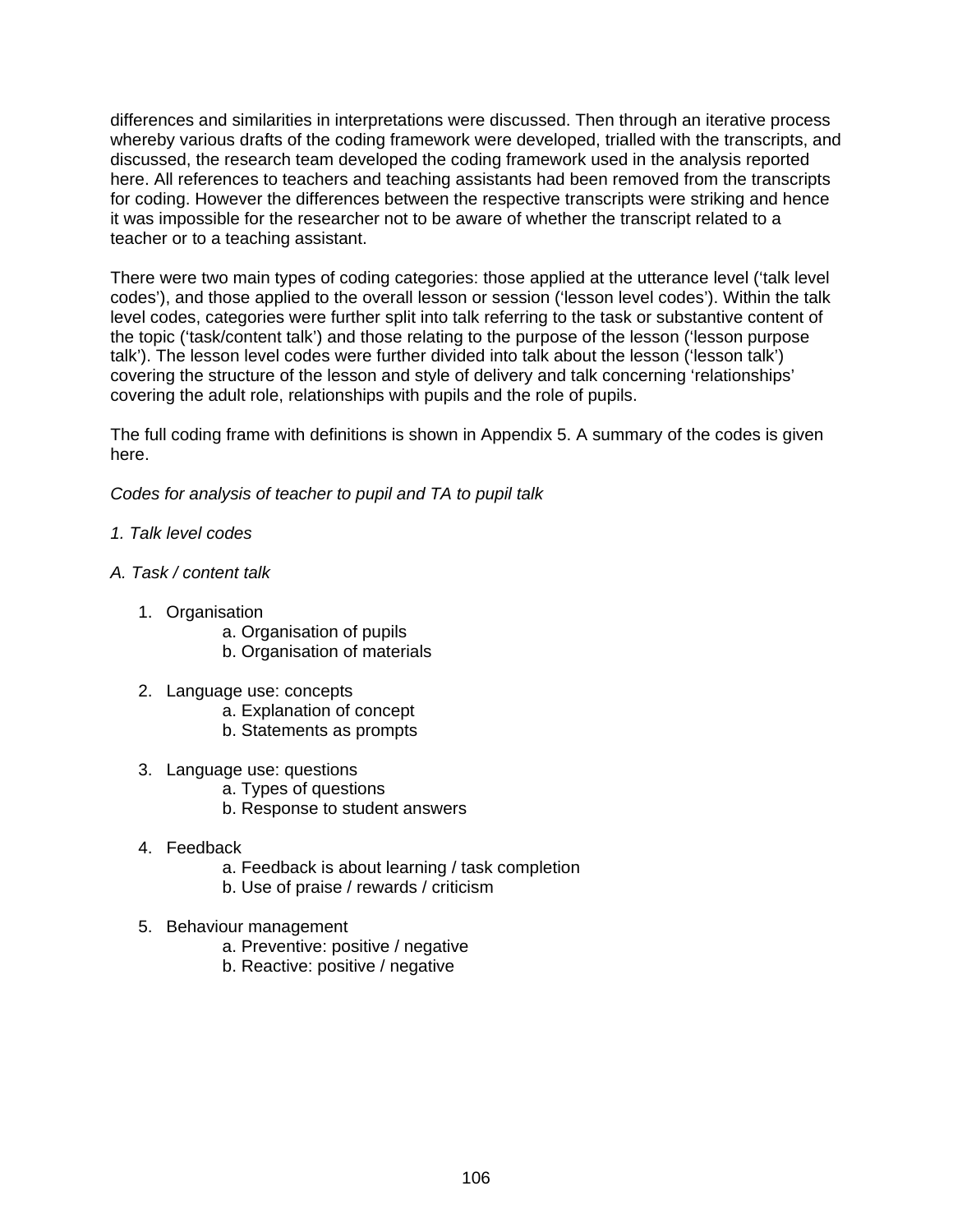differences and similarities in interpretations were discussed. Then through an iterative process whereby various drafts of the coding framework were developed, trialled with the transcripts, and discussed, the research team developed the coding framework used in the analysis reported here. All references to teachers and teaching assistants had been removed from the transcripts for coding. However the differences between the respective transcripts were striking and hence it was impossible for the researcher not to be aware of whether the transcript related to a teacher or to a teaching assistant.

There were two main types of coding categories: those applied at the utterance level ('talk level codes'), and those applied to the overall lesson or session ('lesson level codes'). Within the talk level codes, categories were further split into talk referring to the task or substantive content of the topic ('task/content talk') and those relating to the purpose of the lesson ('lesson purpose talk'). The lesson level codes were further divided into talk about the lesson ('lesson talk') covering the structure of the lesson and style of delivery and talk concerning 'relationships' covering the adult role, relationships with pupils and the role of pupils.

The full coding frame with definitions is shown in Appendix 5. A summary of the codes is given here.

*Codes for analysis of teacher to pupil and TA to pupil talk*

*1. Talk level codes*

*A. Task / content talk*

1. Organisation
   - a. Organisation of pupils
   - b. Organisation of materials

2. Language use: concepts
   - a. Explanation of concept
   - b. Statements as prompts

3. Language use: questions
   - a. Types of questions
   - b. Response to student answers

4. Feedback
   - a. Feedback is about learning / task completion
   - b. Use of praise / rewards / criticism

5. Behaviour management
   - a. Preventive: positive / negative
   - b. Reactive: positive / negative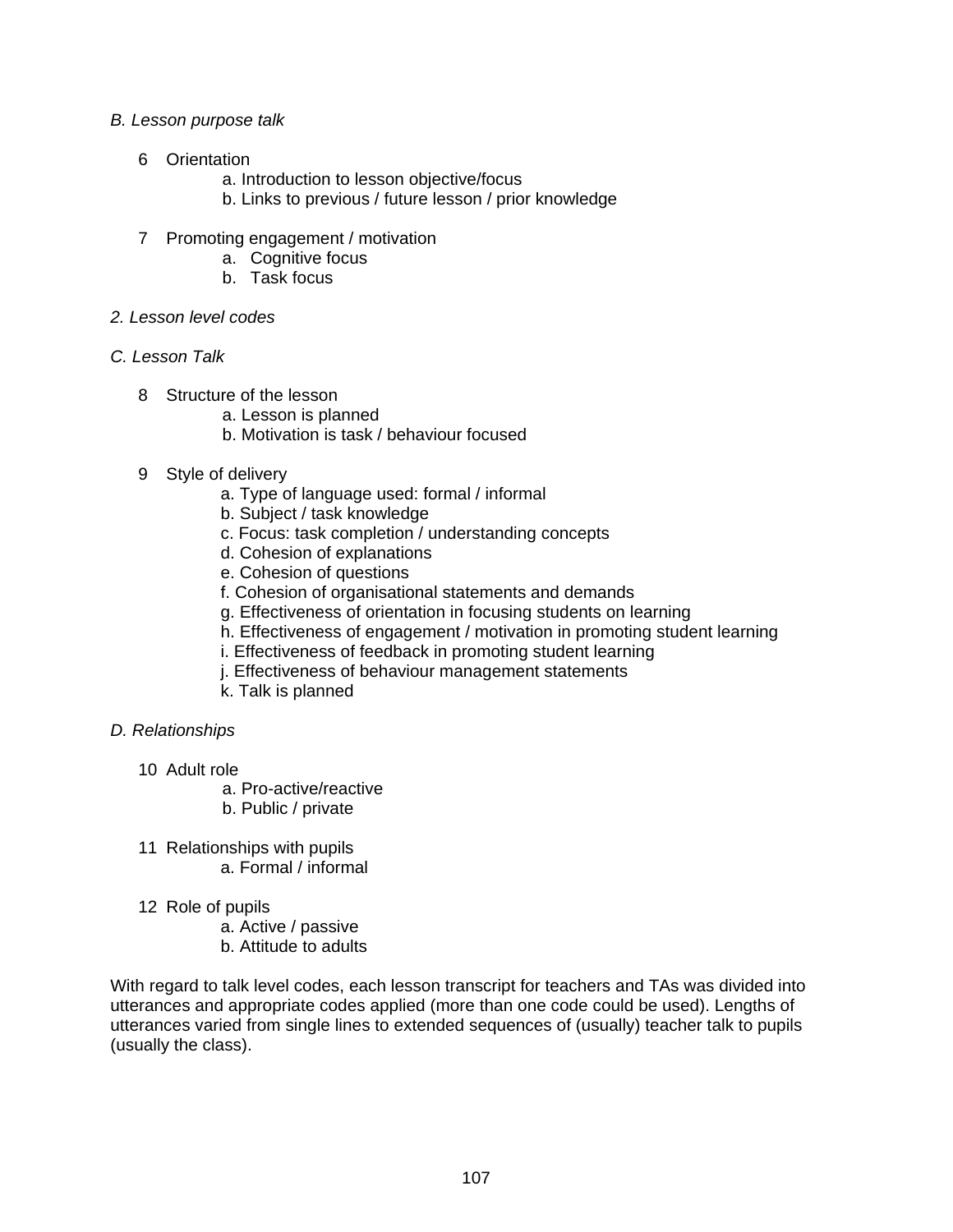*B. Lesson purpose talk*

6 Orientation
   - a. Introduction to lesson objective/focus
   - b. Links to previous / future lesson / prior knowledge

7 Promoting engagement / motivation
   - a. Cognitive focus
   - b. Task focus

*2. Lesson level codes*

*C. Lesson Talk*

8 Structure of the lesson
   - a. Lesson is planned
   - b. Motivation is task / behaviour focused

9 Style of delivery
   - a. Type of language used: formal / informal
   - b. Subject / task knowledge
   - c. Focus: task completion / understanding concepts
   - d. Cohesion of explanations
   - e. Cohesion of questions
   - f. Cohesion of organisational statements and demands
   - g. Effectiveness of orientation in focusing students on learning
   - h. Effectiveness of engagement / motivation in promoting student learning
   - i. Effectiveness of feedback in promoting student learning
   - j. Effectiveness of behaviour management statements
   - k. Talk is planned

*D. Relationships*

10 Adult role
   - a. Pro-active/reactive
   - b. Public / private

11 Relationships with pupils
   - a. Formal / informal

12 Role of pupils
   - a. Active / passive
   - b. Attitude to adults

With regard to talk level codes, each lesson transcript for teachers and TAs was divided into utterances and appropriate codes applied (more than one code could be used). Lengths of utterances varied from single lines to extended sequences of (usually) teacher talk to pupils (usually the class).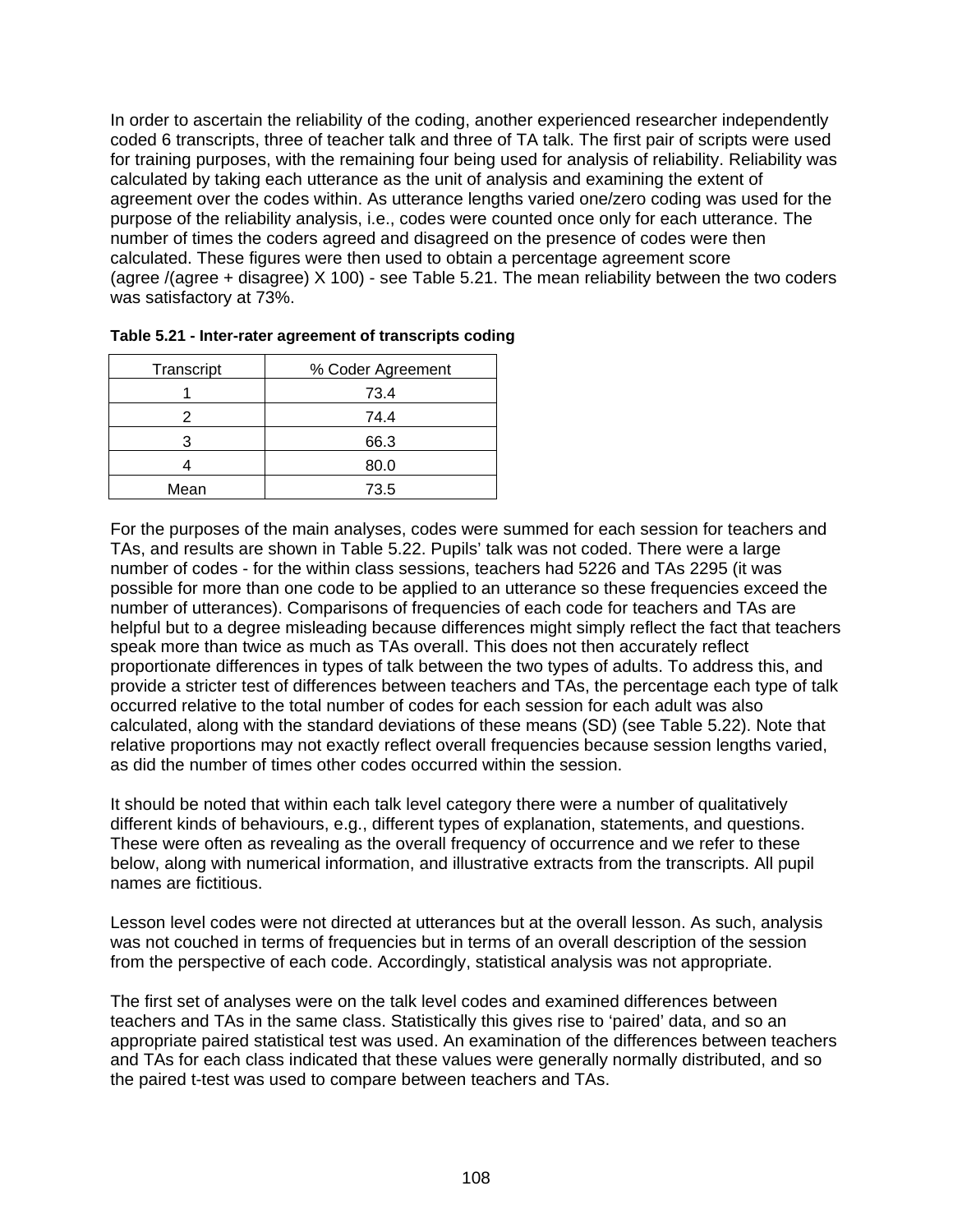In order to ascertain the reliability of the coding, another experienced researcher independently coded 6 transcripts, three of teacher talk and three of TA talk. The first pair of scripts were used for training purposes, with the remaining four being used for analysis of reliability. Reliability was calculated by taking each utterance as the unit of analysis and examining the extent of agreement over the codes within. As utterance lengths varied one/zero coding was used for the purpose of the reliability analysis, i.e., codes were counted once only for each utterance. The number of times the coders agreed and disagreed on the presence of codes were then calculated. These figures were then used to obtain a percentage agreement score (agree /(agree + disagree) X 100) - see Table 5.21. The mean reliability between the two coders was satisfactory at 73%.

**Table 5.21 - Inter-rater agreement of transcripts coding**

| Transcript | % Coder Agreement |
|---|---|
| 1 | 73.4 |
| 2 | 74.4 |
| 3 | 66.3 |
| 4 | 80.0 |
| Mean | 73.5 |

For the purposes of the main analyses, codes were summed for each session for teachers and TAs, and results are shown in Table 5.22. Pupils' talk was not coded. There were a large number of codes - for the within class sessions, teachers had 5226 and TAs 2295 (it was possible for more than one code to be applied to an utterance so these frequencies exceed the number of utterances). Comparisons of frequencies of each code for teachers and TAs are helpful but to a degree misleading because differences might simply reflect the fact that teachers speak more than twice as much as TAs overall. This does not then accurately reflect proportionate differences in types of talk between the two types of adults. To address this, and provide a stricter test of differences between teachers and TAs, the percentage each type of talk occurred relative to the total number of codes for each session for each adult was also calculated, along with the standard deviations of these means (SD) (see Table 5.22). Note that relative proportions may not exactly reflect overall frequencies because session lengths varied, as did the number of times other codes occurred within the session.

It should be noted that within each talk level category there were a number of qualitatively different kinds of behaviours, e.g., different types of explanation, statements, and questions. These were often as revealing as the overall frequency of occurrence and we refer to these below, along with numerical information, and illustrative extracts from the transcripts. All pupil names are fictitious.

Lesson level codes were not directed at utterances but at the overall lesson. As such, analysis was not couched in terms of frequencies but in terms of an overall description of the session from the perspective of each code. Accordingly, statistical analysis was not appropriate.

The first set of analyses were on the talk level codes and examined differences between teachers and TAs in the same class. Statistically this gives rise to 'paired' data, and so an appropriate paired statistical test was used. An examination of the differences between teachers and TAs for each class indicated that these values were generally normally distributed, and so the paired t-test was used to compare between teachers and TAs.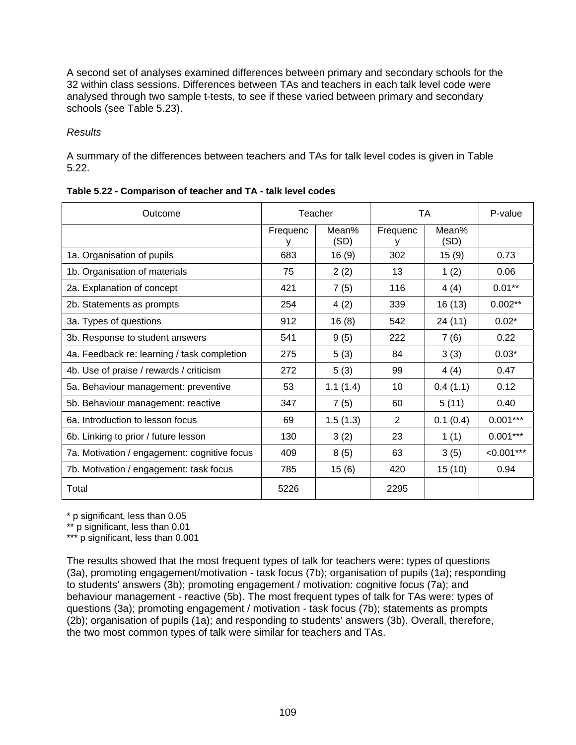A second set of analyses examined differences between primary and secondary schools for the 32 within class sessions. Differences between TAs and teachers in each talk level code were analysed through two sample t-tests, to see if these varied between primary and secondary schools (see Table 5.23).

*Results*

A summary of the differences between teachers and TAs for talk level codes is given in Table 5.22.

**Table 5.22 - Comparison of teacher and TA - talk level codes**

| Outcome | Teacher | | TA | | P-value |
|---|---|---|---|---|---|
| | Frequency | Mean% (SD) | Frequency | Mean% (SD) | |
| 1a. Organisation of pupils | 683 | 16 (9) | 302 | 15 (9) | 0.73 |
| 1b. Organisation of materials | 75 | 2 (2) | 13 | 1 (2) | 0.06 |
| 2a. Explanation of concept | 421 | 7 (5) | 116 | 4 (4) | 0.01** |
| 2b. Statements as prompts | 254 | 4 (2) | 339 | 16 (13) | 0.002** |
| 3a. Types of questions | 912 | 16 (8) | 542 | 24 (11) | 0.02* |
| 3b. Response to student answers | 541 | 9 (5) | 222 | 7 (6) | 0.22 |
| 4a. Feedback re: learning / task completion | 275 | 5 (3) | 84 | 3 (3) | 0.03* |
| 4b. Use of praise / rewards / criticism | 272 | 5 (3) | 99 | 4 (4) | 0.47 |
| 5a. Behaviour management: preventive | 53 | 1.1 (1.4) | 10 | 0.4 (1.1) | 0.12 |
| 5b. Behaviour management: reactive | 347 | 7 (5) | 60 | 5 (11) | 0.40 |
| 6a. Introduction to lesson focus | 69 | 1.5 (1.3) | 2 | 0.1 (0.4) | 0.001*** |
| 6b. Linking to prior / future lesson | 130 | 3 (2) | 23 | 1 (1) | 0.001*** |
| 7a. Motivation / engagement: cognitive focus | 409 | 8 (5) | 63 | 3 (5) | <0.001*** |
| 7b. Motivation / engagement: task focus | 785 | 15 (6) | 420 | 15 (10) | 0.94 |
| Total | 5226 | | 2295 | | |

\* p significant, less than 0.05
\** p significant, less than 0.01
\*** p significant, less than 0.001

The results showed that the most frequent types of talk for teachers were: types of questions (3a), promoting engagement/motivation - task focus (7b); organisation of pupils (1a); responding to students' answers (3b); promoting engagement / motivation: cognitive focus (7a); and behaviour management - reactive (5b). The most frequent types of talk for TAs were: types of questions (3a); promoting engagement / motivation - task focus (7b); statements as prompts (2b); organisation of pupils (1a); and responding to students' answers (3b). Overall, therefore, the two most common types of talk were similar for teachers and TAs.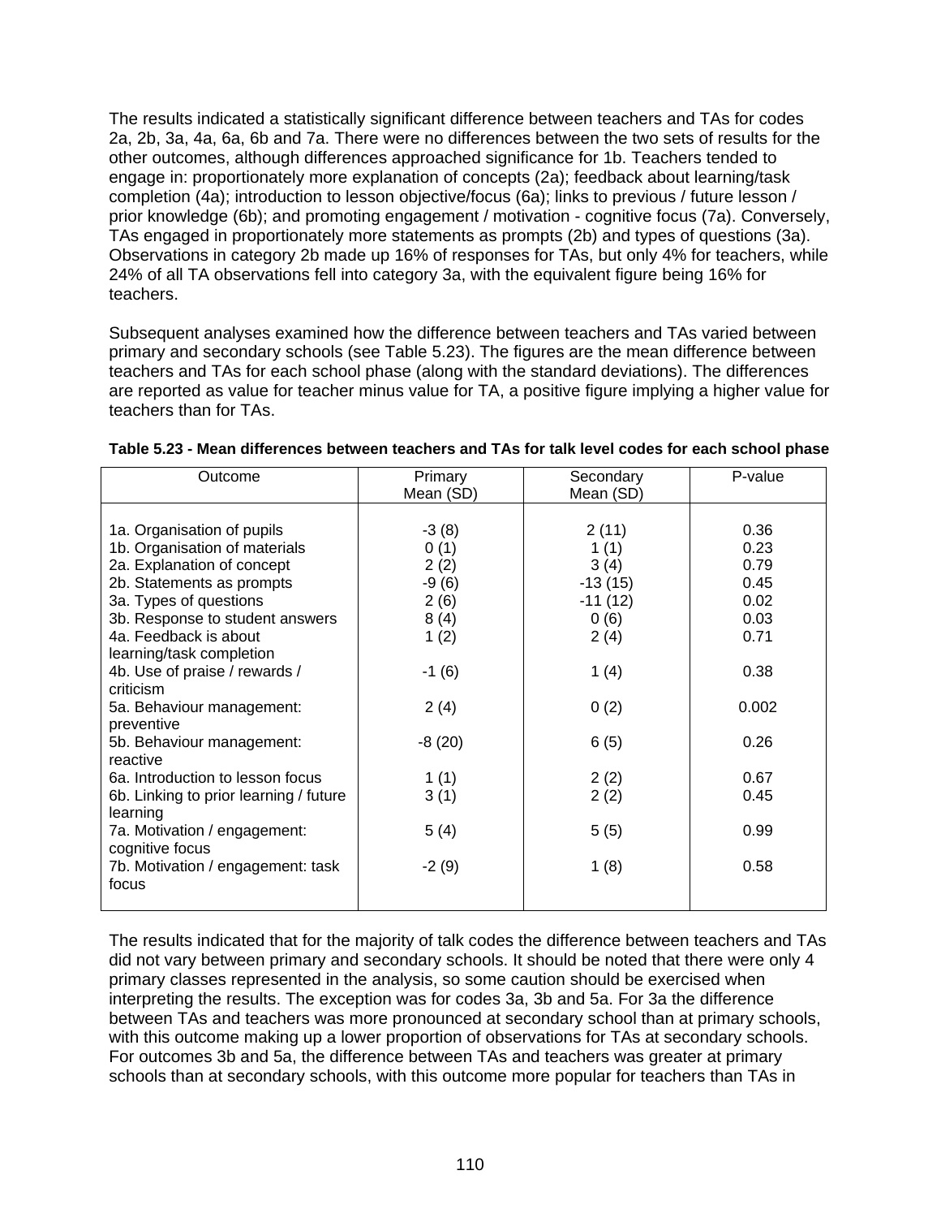The results indicated a statistically significant difference between teachers and TAs for codes 2a, 2b, 3a, 4a, 6a, 6b and 7a. There were no differences between the two sets of results for the other outcomes, although differences approached significance for 1b. Teachers tended to engage in: proportionately more explanation of concepts (2a); feedback about learning/task completion (4a); introduction to lesson objective/focus (6a); links to previous / future lesson / prior knowledge (6b); and promoting engagement / motivation - cognitive focus (7a). Conversely, TAs engaged in proportionately more statements as prompts (2b) and types of questions (3a). Observations in category 2b made up 16% of responses for TAs, but only 4% for teachers, while 24% of all TA observations fell into category 3a, with the equivalent figure being 16% for teachers.

Subsequent analyses examined how the difference between teachers and TAs varied between primary and secondary schools (see Table 5.23). The figures are the mean difference between teachers and TAs for each school phase (along with the standard deviations). The differences are reported as value for teacher minus value for TA, a positive figure implying a higher value for teachers than for TAs.

**Table 5.23 - Mean differences between teachers and TAs for talk level codes for each school phase**

| Outcome | Primary Mean (SD) | Secondary Mean (SD) | P-value |
|---|---|---|---|
| 1a. Organisation of pupils | -3 (8) | 2 (11) | 0.36 |
| 1b. Organisation of materials | 0 (1) | 1 (1) | 0.23 |
| 2a. Explanation of concept | 2 (2) | 3 (4) | 0.79 |
| 2b. Statements as prompts | -9 (6) | -13 (15) | 0.45 |
| 3a. Types of questions | 2 (6) | -11 (12) | 0.02 |
| 3b. Response to student answers | 8 (4) | 0 (6) | 0.03 |
| 4a. Feedback is about learning/task completion | 1 (2) | 2 (4) | 0.71 |
| 4b. Use of praise / rewards / criticism | -1 (6) | 1 (4) | 0.38 |
| 5a. Behaviour management: preventive | 2 (4) | 0 (2) | 0.002 |
| 5b. Behaviour management: reactive | -8 (20) | 6 (5) | 0.26 |
| 6a. Introduction to lesson focus | 1 (1) | 2 (2) | 0.67 |
| 6b. Linking to prior learning / future learning | 3 (1) | 2 (2) | 0.45 |
| 7a. Motivation / engagement: cognitive focus | 5 (4) | 5 (5) | 0.99 |
| 7b. Motivation / engagement: task focus | -2 (9) | 1 (8) | 0.58 |

The results indicated that for the majority of talk codes the difference between teachers and TAs did not vary between primary and secondary schools. It should be noted that there were only 4 primary classes represented in the analysis, so some caution should be exercised when interpreting the results. The exception was for codes 3a, 3b and 5a. For 3a the difference between TAs and teachers was more pronounced at secondary school than at primary schools, with this outcome making up a lower proportion of observations for TAs at secondary schools. For outcomes 3b and 5a, the difference between TAs and teachers was greater at primary schools than at secondary schools, with this outcome more popular for teachers than TAs in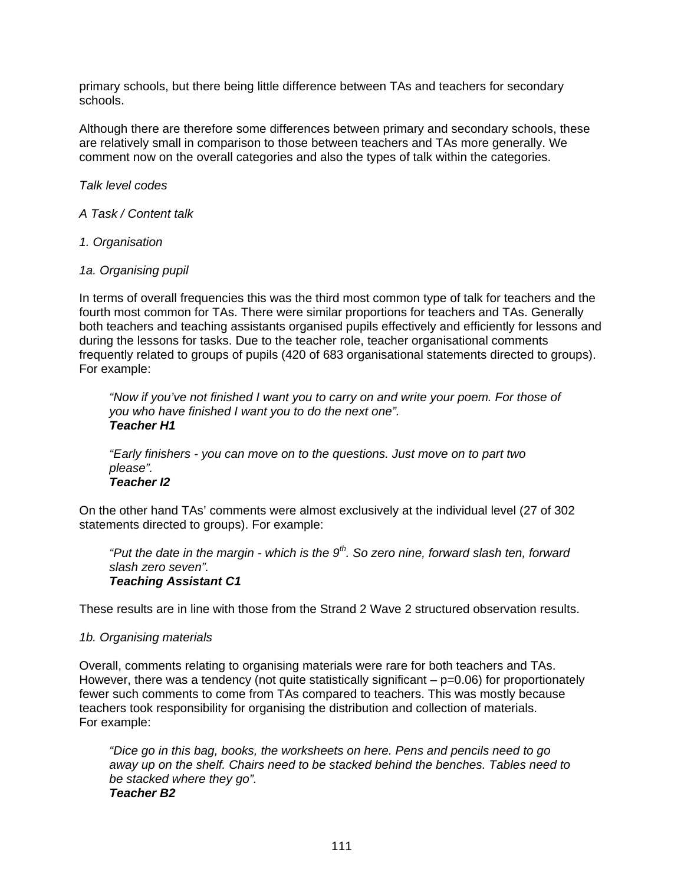primary schools, but there being little difference between TAs and teachers for secondary schools.

Although there are therefore some differences between primary and secondary schools, these are relatively small in comparison to those between teachers and TAs more generally. We comment now on the overall categories and also the types of talk within the categories.

*Talk level codes*

*A Task / Content talk*

*1. Organisation*

*1a. Organising pupil*

In terms of overall frequencies this was the third most common type of talk for teachers and the fourth most common for TAs. There were similar proportions for teachers and TAs. Generally both teachers and teaching assistants organised pupils effectively and efficiently for lessons and during the lessons for tasks. Due to the teacher role, teacher organisational comments frequently related to groups of pupils (420 of 683 organisational statements directed to groups). For example:

> *"Now if you've not finished I want you to carry on and write your poem. For those of you who have finished I want you to do the next one".*
> ***Teacher H1***

> *"Early finishers - you can move on to the questions. Just move on to part two please".*
> ***Teacher I2***

On the other hand TAs' comments were almost exclusively at the individual level (27 of 302 statements directed to groups). For example:

> *"Put the date in the margin - which is the 9th. So zero nine, forward slash ten, forward slash zero seven".*
> ***Teaching Assistant C1***

These results are in line with those from the Strand 2 Wave 2 structured observation results.

*1b. Organising materials*

Overall, comments relating to organising materials were rare for both teachers and TAs. However, there was a tendency (not quite statistically significant – $p=0.06$) for proportionately fewer such comments to come from TAs compared to teachers. This was mostly because teachers took responsibility for organising the distribution and collection of materials.
For example:

> *"Dice go in this bag, books, the worksheets on here. Pens and pencils need to go away up on the shelf. Chairs need to be stacked behind the benches. Tables need to be stacked where they go".*
> ***Teacher B2***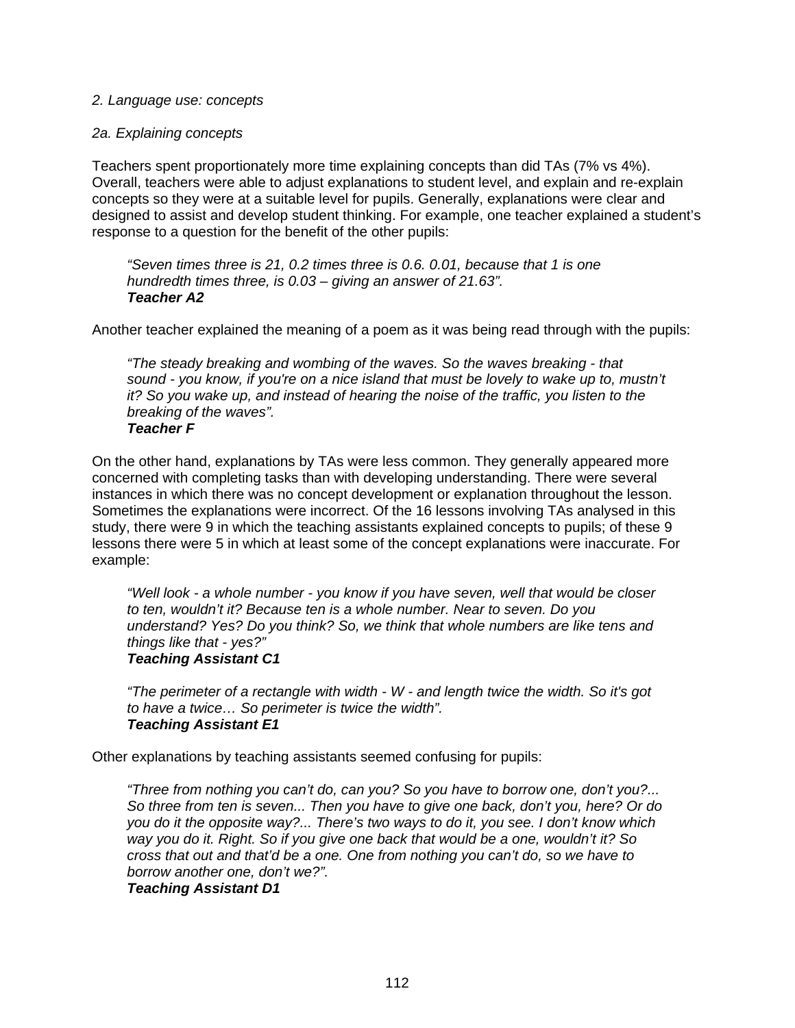*2. Language use: concepts*

*2a. Explaining concepts*

Teachers spent proportionately more time explaining concepts than did TAs (7% vs 4%). Overall, teachers were able to adjust explanations to student level, and explain and re-explain concepts so they were at a suitable level for pupils. Generally, explanations were clear and designed to assist and develop student thinking. For example, one teacher explained a student's response to a question for the benefit of the other pupils:

> *"Seven times three is 21, 0.2 times three is 0.6. 0.01, because that 1 is one hundredth times three, is 0.03 – giving an answer of 21.63".*
> ***Teacher A2***

Another teacher explained the meaning of a poem as it was being read through with the pupils:

> *"The steady breaking and wombing of the waves. So the waves breaking - that sound - you know, if you're on a nice island that must be lovely to wake up to, mustn't it? So you wake up, and instead of hearing the noise of the traffic, you listen to the breaking of the waves".*
> ***Teacher F***

On the other hand, explanations by TAs were less common. They generally appeared more concerned with completing tasks than with developing understanding. There were several instances in which there was no concept development or explanation throughout the lesson. Sometimes the explanations were incorrect. Of the 16 lessons involving TAs analysed in this study, there were 9 in which the teaching assistants explained concepts to pupils; of these 9 lessons there were 5 in which at least some of the concept explanations were inaccurate. For example:

> *"Well look - a whole number - you know if you have seven, well that would be closer to ten, wouldn't it? Because ten is a whole number. Near to seven. Do you understand? Yes? Do you think? So, we think that whole numbers are like tens and things like that - yes?"*
> ***Teaching Assistant C1***

> *"The perimeter of a rectangle with width - W - and length twice the width. So it's got to have a twice… So perimeter is twice the width".*
> ***Teaching Assistant E1***

Other explanations by teaching assistants seemed confusing for pupils:

> *"Three from nothing you can't do, can you? So you have to borrow one, don't you?... So three from ten is seven... Then you have to give one back, don't you, here? Or do you do it the opposite way?... There's two ways to do it, you see. I don't know which way you do it. Right. So if you give one back that would be a one, wouldn't it? So cross that out and that'd be a one. One from nothing you can't do, so we have to borrow another one, don't we?".*
> ***Teaching Assistant D1***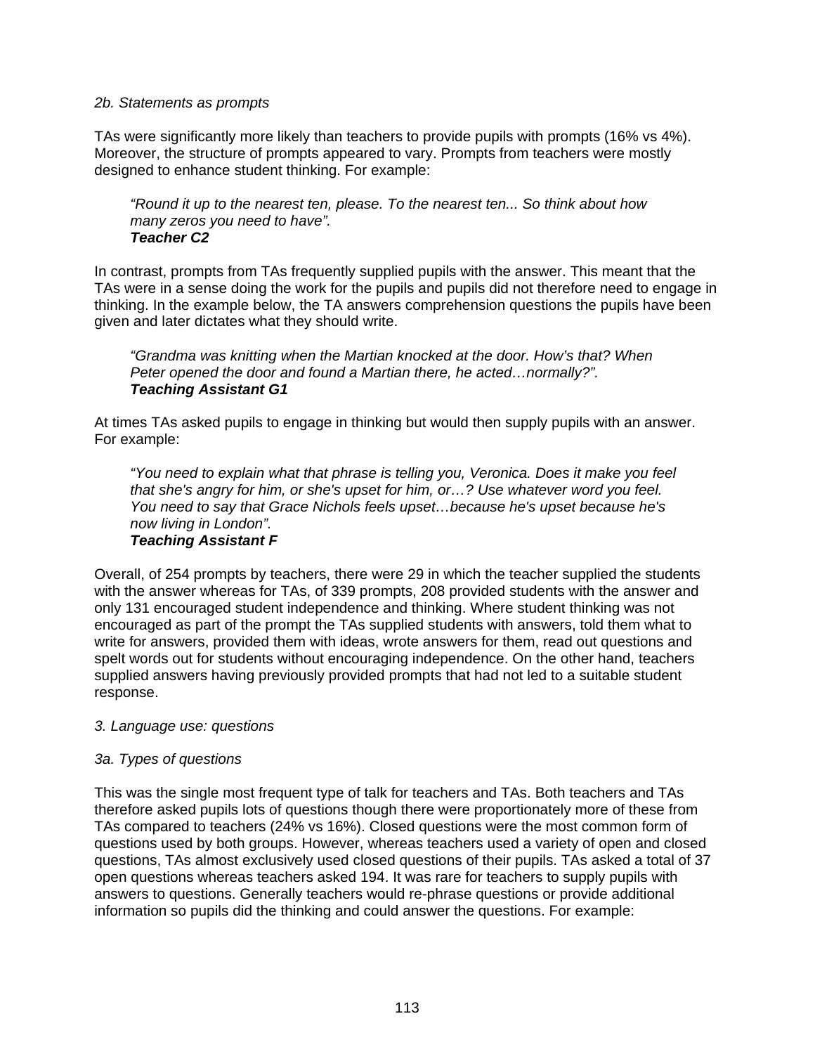*2b. Statements as prompts*

TAs were significantly more likely than teachers to provide pupils with prompts (16% vs 4%). Moreover, the structure of prompts appeared to vary. Prompts from teachers were mostly designed to enhance student thinking. For example:

> *"Round it up to the nearest ten, please. To the nearest ten... So think about how many zeros you need to have".*
> ***Teacher C2***

In contrast, prompts from TAs frequently supplied pupils with the answer. This meant that the TAs were in a sense doing the work for the pupils and pupils did not therefore need to engage in thinking. In the example below, the TA answers comprehension questions the pupils have been given and later dictates what they should write.

> *"Grandma was knitting when the Martian knocked at the door. How's that? When Peter opened the door and found a Martian there, he acted…normally?".*
> ***Teaching Assistant G1***

At times TAs asked pupils to engage in thinking but would then supply pupils with an answer. For example:

> *"You need to explain what that phrase is telling you, Veronica. Does it make you feel that she's angry for him, or she's upset for him, or…? Use whatever word you feel. You need to say that Grace Nichols feels upset…because he's upset because he's now living in London".*
> ***Teaching Assistant F***

Overall, of 254 prompts by teachers, there were 29 in which the teacher supplied the students with the answer whereas for TAs, of 339 prompts, 208 provided students with the answer and only 131 encouraged student independence and thinking. Where student thinking was not encouraged as part of the prompt the TAs supplied students with answers, told them what to write for answers, provided them with ideas, wrote answers for them, read out questions and spelt words out for students without encouraging independence. On the other hand, teachers supplied answers having previously provided prompts that had not led to a suitable student response.

*3. Language use: questions*

*3a. Types of questions*

This was the single most frequent type of talk for teachers and TAs. Both teachers and TAs therefore asked pupils lots of questions though there were proportionately more of these from TAs compared to teachers (24% vs 16%). Closed questions were the most common form of questions used by both groups. However, whereas teachers used a variety of open and closed questions, TAs almost exclusively used closed questions of their pupils. TAs asked a total of 37 open questions whereas teachers asked 194. It was rare for teachers to supply pupils with answers to questions. Generally teachers would re-phrase questions or provide additional information so pupils did the thinking and could answer the questions. For example: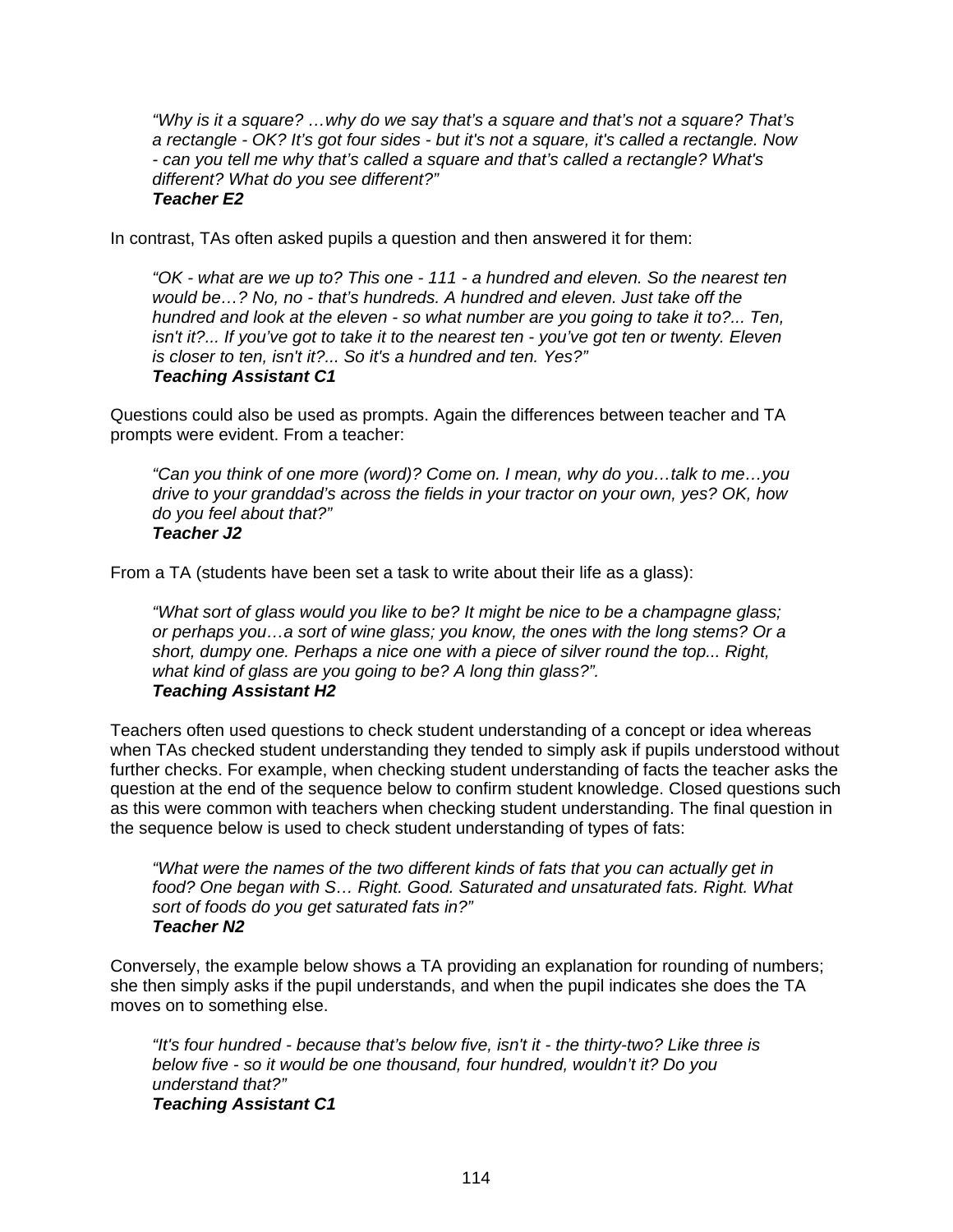> *"Why is it a square? …why do we say that's a square and that's not a square? That's a rectangle - OK? It's got four sides - but it's not a square, it's called a rectangle. Now - can you tell me why that's called a square and that's called a rectangle? What's different? What do you see different?"*
> ***Teacher E2***

In contrast, TAs often asked pupils a question and then answered it for them:

> *"OK - what are we up to? This one - 111 - a hundred and eleven. So the nearest ten would be…? No, no - that's hundreds. A hundred and eleven. Just take off the hundred and look at the eleven - so what number are you going to take it to?... Ten, isn't it?... If you've got to take it to the nearest ten - you've got ten or twenty. Eleven is closer to ten, isn't it?... So it's a hundred and ten. Yes?"*
> ***Teaching Assistant C1***

Questions could also be used as prompts. Again the differences between teacher and TA prompts were evident. From a teacher:

> *"Can you think of one more (word)? Come on. I mean, why do you…talk to me…you drive to your granddad's across the fields in your tractor on your own, yes? OK, how do you feel about that?"*
> ***Teacher J2***

From a TA (students have been set a task to write about their life as a glass):

> *"What sort of glass would you like to be? It might be nice to be a champagne glass; or perhaps you…a sort of wine glass; you know, the ones with the long stems? Or a short, dumpy one. Perhaps a nice one with a piece of silver round the top... Right, what kind of glass are you going to be? A long thin glass?".*
> ***Teaching Assistant H2***

Teachers often used questions to check student understanding of a concept or idea whereas when TAs checked student understanding they tended to simply ask if pupils understood without further checks. For example, when checking student understanding of facts the teacher asks the question at the end of the sequence below to confirm student knowledge. Closed questions such as this were common with teachers when checking student understanding. The final question in the sequence below is used to check student understanding of types of fats:

> *"What were the names of the two different kinds of fats that you can actually get in food? One began with S… Right. Good. Saturated and unsaturated fats. Right. What sort of foods do you get saturated fats in?"*
> ***Teacher N2***

Conversely, the example below shows a TA providing an explanation for rounding of numbers; she then simply asks if the pupil understands, and when the pupil indicates she does the TA moves on to something else.

> *"It's four hundred - because that's below five, isn't it - the thirty-two? Like three is below five - so it would be one thousand, four hundred, wouldn't it? Do you understand that?"*
> ***Teaching Assistant C1***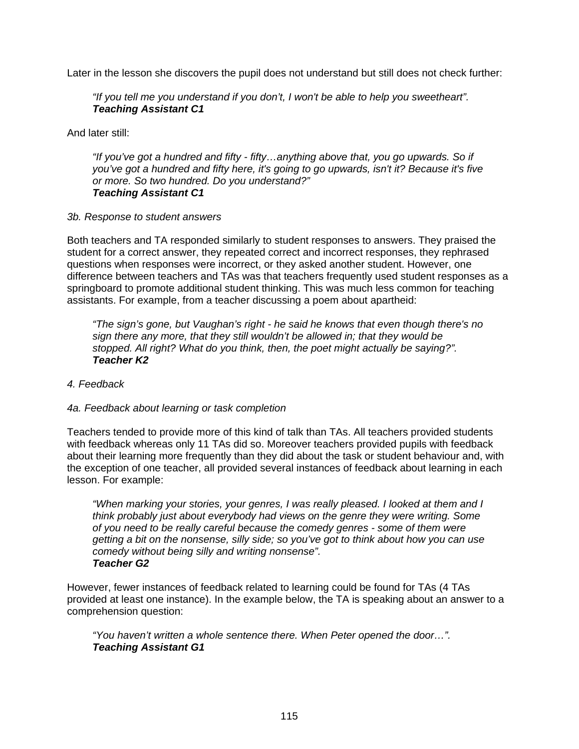Later in the lesson she discovers the pupil does not understand but still does not check further:

> *"If you tell me you understand if you don't, I won't be able to help you sweetheart".*
> ***Teaching Assistant C1***

And later still:

> *"If you've got a hundred and fifty - fifty…anything above that, you go upwards. So if you've got a hundred and fifty here, it's going to go upwards, isn't it? Because it's five or more. So two hundred. Do you understand?"*
> ***Teaching Assistant C1***

*3b. Response to student answers*

Both teachers and TA responded similarly to student responses to answers. They praised the student for a correct answer, they repeated correct and incorrect responses, they rephrased questions when responses were incorrect, or they asked another student. However, one difference between teachers and TAs was that teachers frequently used student responses as a springboard to promote additional student thinking. This was much less common for teaching assistants. For example, from a teacher discussing a poem about apartheid:

> *"The sign's gone, but Vaughan's right - he said he knows that even though there's no sign there any more, that they still wouldn't be allowed in; that they would be stopped. All right? What do you think, then, the poet might actually be saying?".*
> ***Teacher K2***

*4. Feedback*

*4a. Feedback about learning or task completion*

Teachers tended to provide more of this kind of talk than TAs. All teachers provided students with feedback whereas only 11 TAs did so. Moreover teachers provided pupils with feedback about their learning more frequently than they did about the task or student behaviour and, with the exception of one teacher, all provided several instances of feedback about learning in each lesson. For example:

> *"When marking your stories, your genres, I was really pleased. I looked at them and I think probably just about everybody had views on the genre they were writing. Some of you need to be really careful because the comedy genres - some of them were getting a bit on the nonsense, silly side; so you've got to think about how you can use comedy without being silly and writing nonsense".*
> ***Teacher G2***

However, fewer instances of feedback related to learning could be found for TAs (4 TAs provided at least one instance). In the example below, the TA is speaking about an answer to a comprehension question:

> *"You haven't written a whole sentence there. When Peter opened the door…".*
> ***Teaching Assistant G1***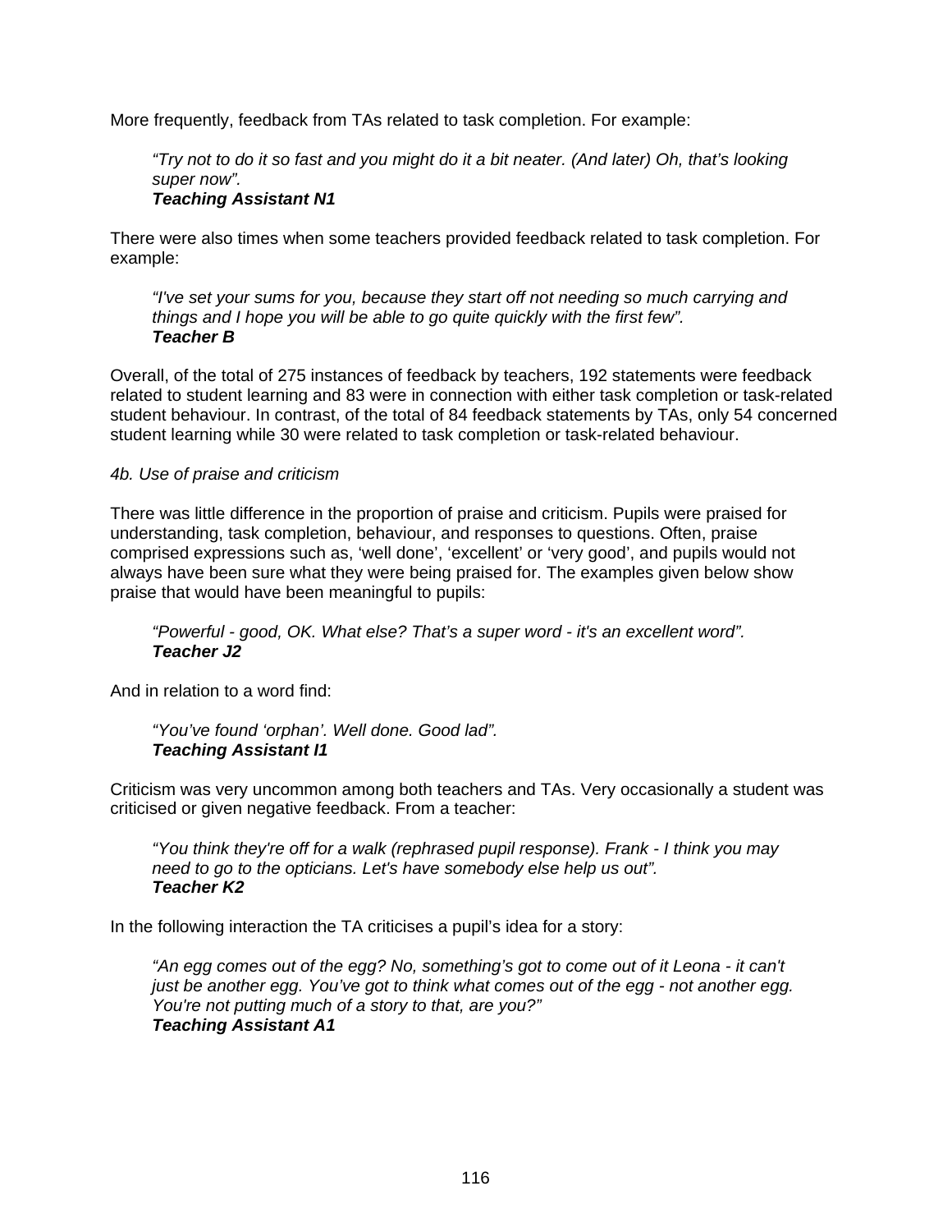More frequently, feedback from TAs related to task completion. For example:

> *"Try not to do it so fast and you might do it a bit neater. (And later) Oh, that's looking super now".*
> ***Teaching Assistant N1***

There were also times when some teachers provided feedback related to task completion. For example:

> *"I've set your sums for you, because they start off not needing so much carrying and things and I hope you will be able to go quite quickly with the first few".*
> ***Teacher B***

Overall, of the total of 275 instances of feedback by teachers, 192 statements were feedback related to student learning and 83 were in connection with either task completion or task-related student behaviour. In contrast, of the total of 84 feedback statements by TAs, only 54 concerned student learning while 30 were related to task completion or task-related behaviour.

*4b. Use of praise and criticism*

There was little difference in the proportion of praise and criticism. Pupils were praised for understanding, task completion, behaviour, and responses to questions. Often, praise comprised expressions such as, 'well done', 'excellent' or 'very good', and pupils would not always have been sure what they were being praised for. The examples given below show praise that would have been meaningful to pupils:

> *"Powerful - good, OK. What else? That's a super word - it's an excellent word".*
> ***Teacher J2***

And in relation to a word find:

> *"You've found 'orphan'. Well done. Good lad".*
> ***Teaching Assistant I1***

Criticism was very uncommon among both teachers and TAs. Very occasionally a student was criticised or given negative feedback. From a teacher:

> *"You think they're off for a walk (rephrased pupil response). Frank - I think you may need to go to the opticians. Let's have somebody else help us out".*
> ***Teacher K2***

In the following interaction the TA criticises a pupil's idea for a story:

> *"An egg comes out of the egg? No, something's got to come out of it Leona - it can't just be another egg. You've got to think what comes out of the egg - not another egg. You're not putting much of a story to that, are you?"*
> ***Teaching Assistant A1***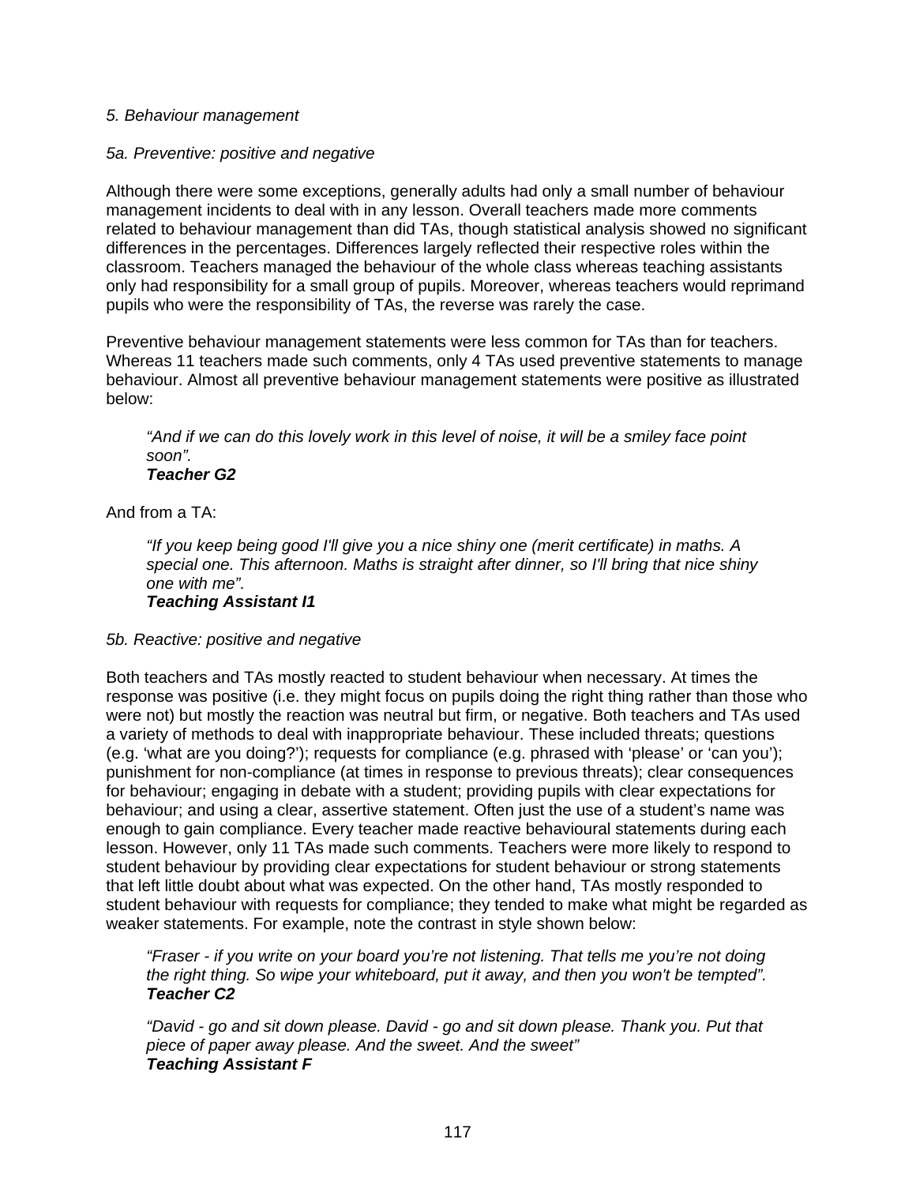*5. Behaviour management*

*5a. Preventive: positive and negative*

Although there were some exceptions, generally adults had only a small number of behaviour management incidents to deal with in any lesson. Overall teachers made more comments related to behaviour management than did TAs, though statistical analysis showed no significant differences in the percentages. Differences largely reflected their respective roles within the classroom. Teachers managed the behaviour of the whole class whereas teaching assistants only had responsibility for a small group of pupils. Moreover, whereas teachers would reprimand pupils who were the responsibility of TAs, the reverse was rarely the case.

Preventive behaviour management statements were less common for TAs than for teachers. Whereas 11 teachers made such comments, only 4 TAs used preventive statements to manage behaviour. Almost all preventive behaviour management statements were positive as illustrated below:

> *"And if we can do this lovely work in this level of noise, it will be a smiley face point soon".*
> ***Teacher G2***

And from a TA:

> *"If you keep being good I'll give you a nice shiny one (merit certificate) in maths. A special one. This afternoon. Maths is straight after dinner, so I'll bring that nice shiny one with me".*
> ***Teaching Assistant I1***

*5b. Reactive: positive and negative*

Both teachers and TAs mostly reacted to student behaviour when necessary. At times the response was positive (i.e. they might focus on pupils doing the right thing rather than those who were not) but mostly the reaction was neutral but firm, or negative. Both teachers and TAs used a variety of methods to deal with inappropriate behaviour. These included threats; questions (e.g. 'what are you doing?'); requests for compliance (e.g. phrased with 'please' or 'can you'); punishment for non-compliance (at times in response to previous threats); clear consequences for behaviour; engaging in debate with a student; providing pupils with clear expectations for behaviour; and using a clear, assertive statement. Often just the use of a student's name was enough to gain compliance. Every teacher made reactive behavioural statements during each lesson. However, only 11 TAs made such comments. Teachers were more likely to respond to student behaviour by providing clear expectations for student behaviour or strong statements that left little doubt about what was expected. On the other hand, TAs mostly responded to student behaviour with requests for compliance; they tended to make what might be regarded as weaker statements. For example, note the contrast in style shown below:

> *"Fraser - if you write on your board you're not listening. That tells me you're not doing the right thing. So wipe your whiteboard, put it away, and then you won't be tempted".*
> ***Teacher C2***

> *"David - go and sit down please. David - go and sit down please. Thank you. Put that piece of paper away please. And the sweet. And the sweet"*
> ***Teaching Assistant F***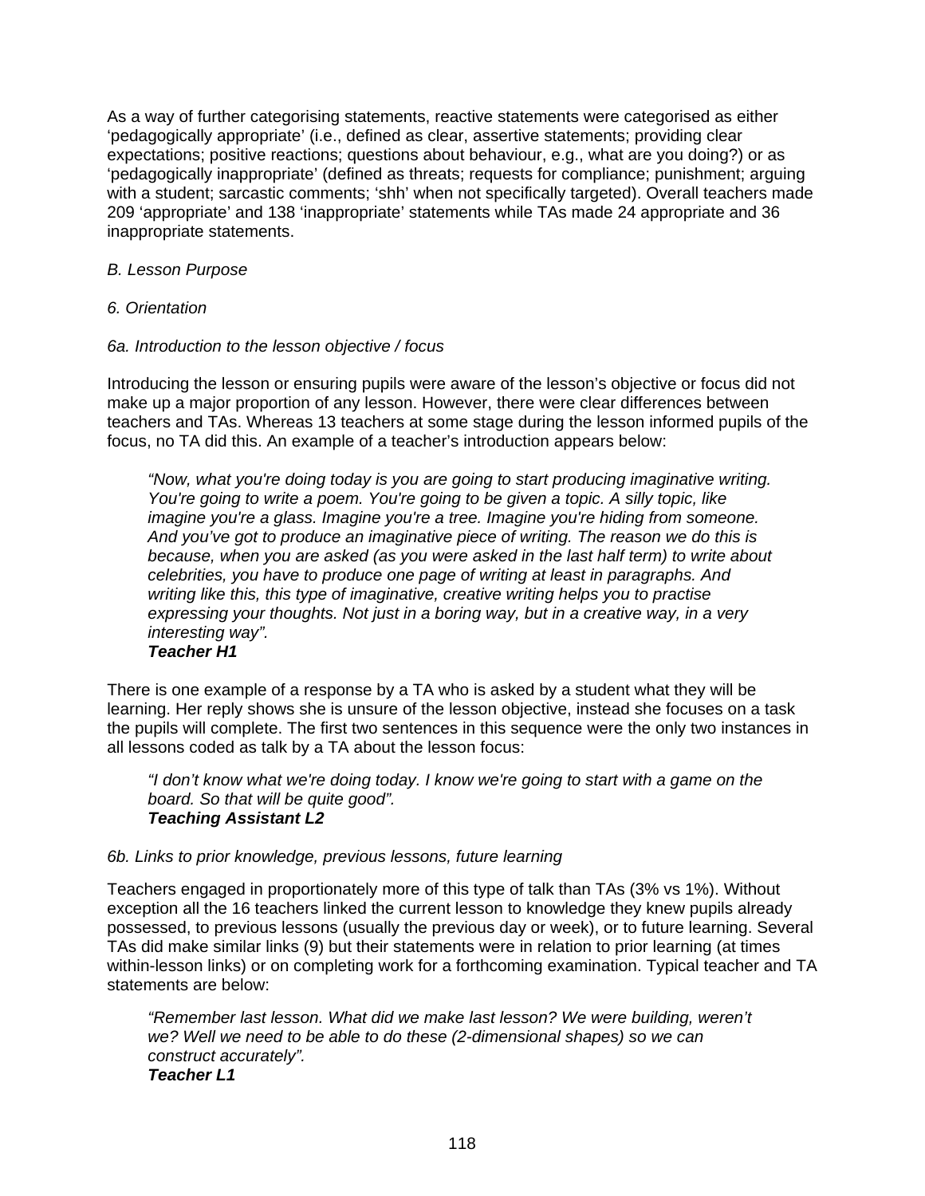As a way of further categorising statements, reactive statements were categorised as either 'pedagogically appropriate' (i.e., defined as clear, assertive statements; providing clear expectations; positive reactions; questions about behaviour, e.g., what are you doing?) or as 'pedagogically inappropriate' (defined as threats; requests for compliance; punishment; arguing with a student; sarcastic comments; 'shh' when not specifically targeted). Overall teachers made 209 'appropriate' and 138 'inappropriate' statements while TAs made 24 appropriate and 36 inappropriate statements.

*B. Lesson Purpose*

*6. Orientation*

*6a. Introduction to the lesson objective / focus*

Introducing the lesson or ensuring pupils were aware of the lesson's objective or focus did not make up a major proportion of any lesson. However, there were clear differences between teachers and TAs. Whereas 13 teachers at some stage during the lesson informed pupils of the focus, no TA did this. An example of a teacher's introduction appears below:

> *"Now, what you're doing today is you are going to start producing imaginative writing. You're going to write a poem. You're going to be given a topic. A silly topic, like imagine you're a glass. Imagine you're a tree. Imagine you're hiding from someone. And you've got to produce an imaginative piece of writing. The reason we do this is because, when you are asked (as you were asked in the last half term) to write about celebrities, you have to produce one page of writing at least in paragraphs. And writing like this, this type of imaginative, creative writing helps you to practise expressing your thoughts. Not just in a boring way, but in a creative way, in a very interesting way".*
> ***Teacher H1***

There is one example of a response by a TA who is asked by a student what they will be learning. Her reply shows she is unsure of the lesson objective, instead she focuses on a task the pupils will complete. The first two sentences in this sequence were the only two instances in all lessons coded as talk by a TA about the lesson focus:

> *"I don't know what we're doing today. I know we're going to start with a game on the board. So that will be quite good".*
> ***Teaching Assistant L2***

*6b. Links to prior knowledge, previous lessons, future learning*

Teachers engaged in proportionately more of this type of talk than TAs (3% vs 1%). Without exception all the 16 teachers linked the current lesson to knowledge they knew pupils already possessed, to previous lessons (usually the previous day or week), or to future learning. Several TAs did make similar links (9) but their statements were in relation to prior learning (at times within-lesson links) or on completing work for a forthcoming examination. Typical teacher and TA statements are below:

> *"Remember last lesson. What did we make last lesson? We were building, weren't we? Well we need to be able to do these (2-dimensional shapes) so we can construct accurately".*
> ***Teacher L1***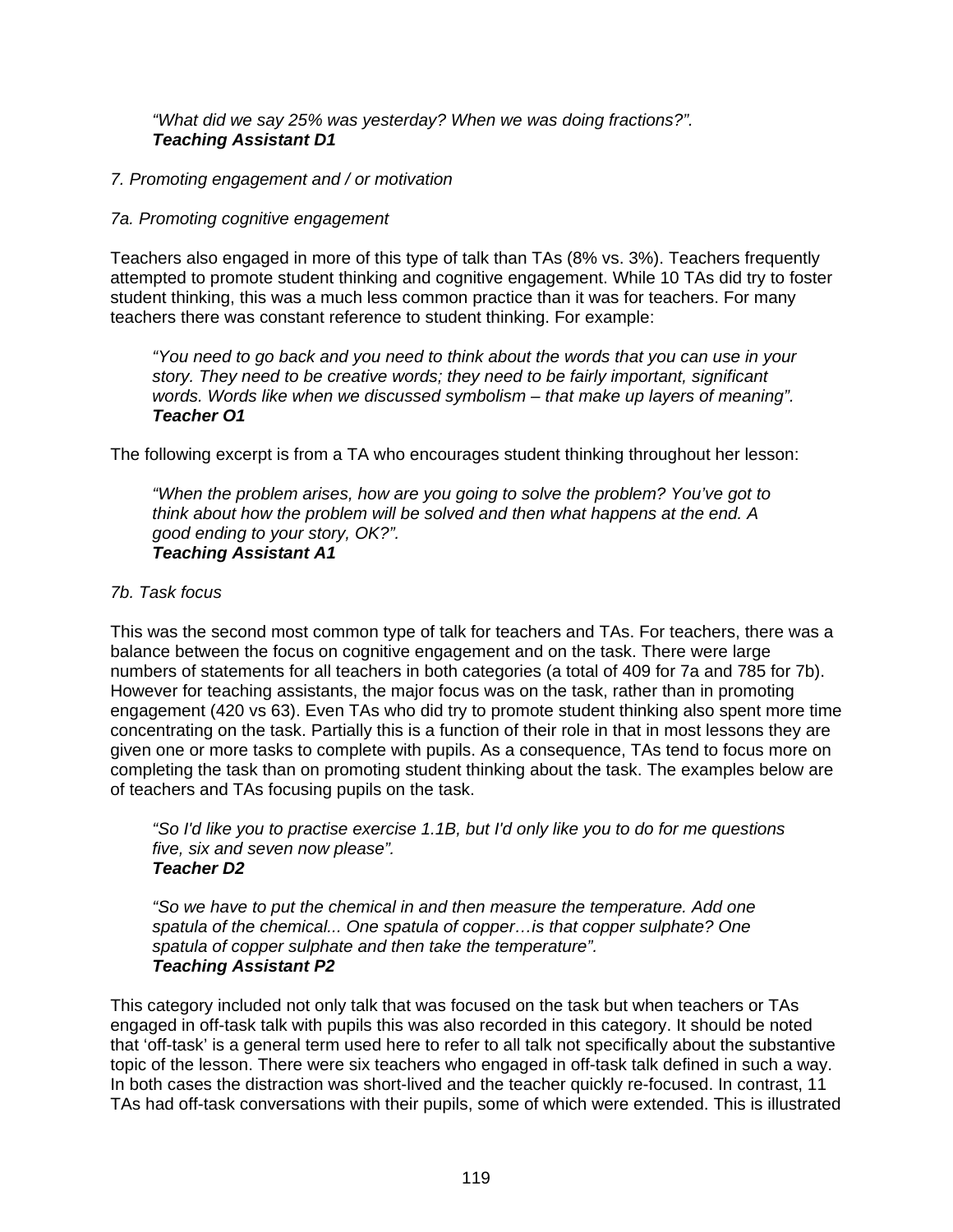> *"What did we say 25% was yesterday? When we was doing fractions?".*
> ***Teaching Assistant D1***

*7. Promoting engagement and / or motivation*

*7a. Promoting cognitive engagement*

Teachers also engaged in more of this type of talk than TAs (8% vs. 3%). Teachers frequently attempted to promote student thinking and cognitive engagement. While 10 TAs did try to foster student thinking, this was a much less common practice than it was for teachers. For many teachers there was constant reference to student thinking. For example:

> *"You need to go back and you need to think about the words that you can use in your story. They need to be creative words; they need to be fairly important, significant words. Words like when we discussed symbolism – that make up layers of meaning".*
> ***Teacher O1***

The following excerpt is from a TA who encourages student thinking throughout her lesson:

> *"When the problem arises, how are you going to solve the problem? You've got to think about how the problem will be solved and then what happens at the end. A good ending to your story, OK?".*
> ***Teaching Assistant A1***

*7b. Task focus*

This was the second most common type of talk for teachers and TAs. For teachers, there was a balance between the focus on cognitive engagement and on the task. There were large numbers of statements for all teachers in both categories (a total of 409 for 7a and 785 for 7b). However for teaching assistants, the major focus was on the task, rather than in promoting engagement (420 vs 63). Even TAs who did try to promote student thinking also spent more time concentrating on the task. Partially this is a function of their role in that in most lessons they are given one or more tasks to complete with pupils. As a consequence, TAs tend to focus more on completing the task than on promoting student thinking about the task. The examples below are of teachers and TAs focusing pupils on the task.

> *"So I'd like you to practise exercise 1.1B, but I'd only like you to do for me questions five, six and seven now please".*
> ***Teacher D2***

> *"So we have to put the chemical in and then measure the temperature. Add one spatula of the chemical... One spatula of copper…is that copper sulphate? One spatula of copper sulphate and then take the temperature".*
> ***Teaching Assistant P2***

This category included not only talk that was focused on the task but when teachers or TAs engaged in off-task talk with pupils this was also recorded in this category. It should be noted that 'off-task' is a general term used here to refer to all talk not specifically about the substantive topic of the lesson. There were six teachers who engaged in off-task talk defined in such a way. In both cases the distraction was short-lived and the teacher quickly re-focused. In contrast, 11 TAs had off-task conversations with their pupils, some of which were extended. This is illustrated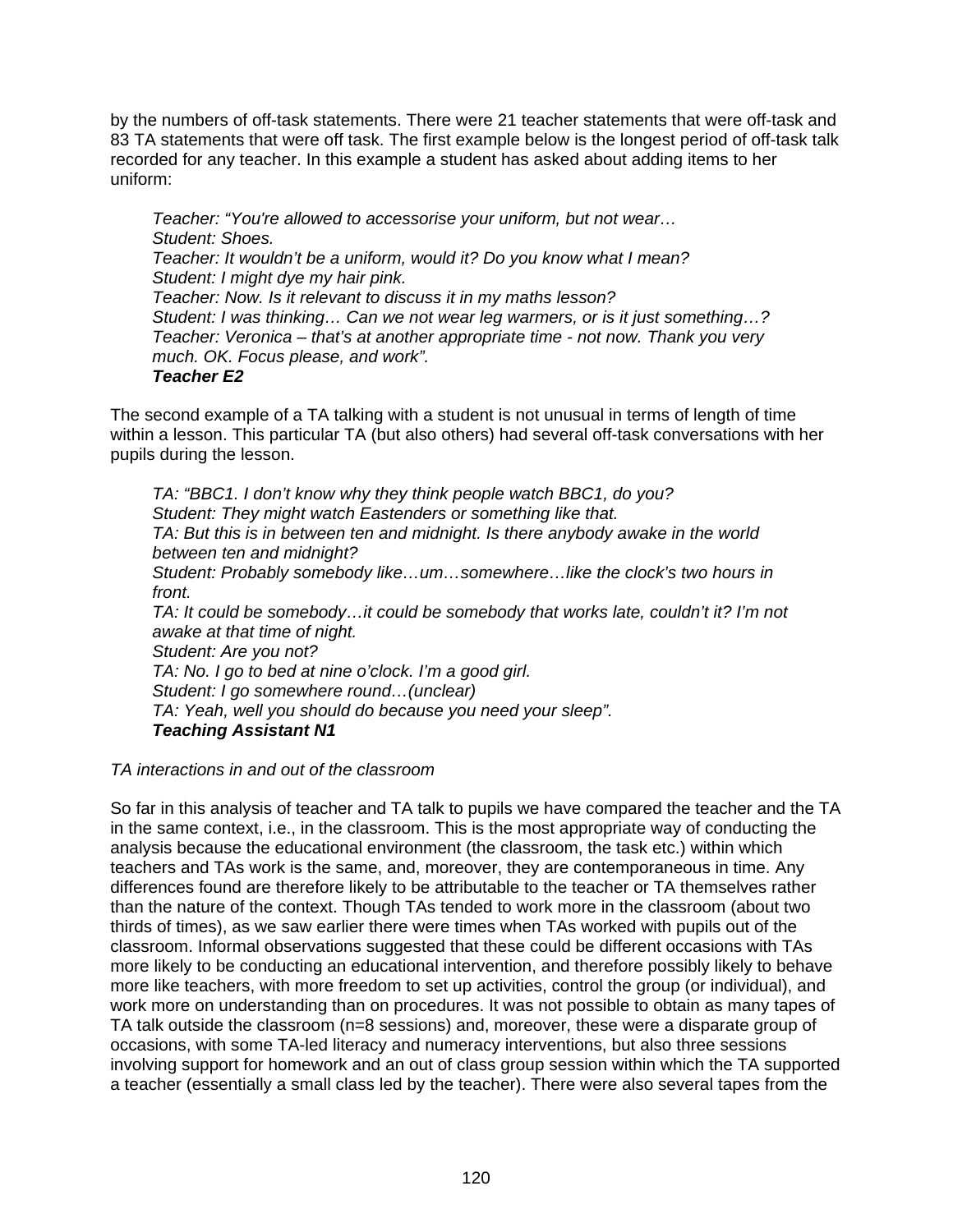by the numbers of off-task statements. There were 21 teacher statements that were off-task and 83 TA statements that were off task. The first example below is the longest period of off-task talk recorded for any teacher. In this example a student has asked about adding items to her uniform:

> *Teacher: "You're allowed to accessorise your uniform, but not wear…*
> *Student: Shoes.*
> *Teacher: It wouldn't be a uniform, would it? Do you know what I mean?*
> *Student: I might dye my hair pink.*
> *Teacher: Now. Is it relevant to discuss it in my maths lesson?*
> *Student: I was thinking… Can we not wear leg warmers, or is it just something…?*
> *Teacher: Veronica – that's at another appropriate time - not now. Thank you very much. OK. Focus please, and work".*
> ***Teacher E2***

The second example of a TA talking with a student is not unusual in terms of length of time within a lesson. This particular TA (but also others) had several off-task conversations with her pupils during the lesson.

> *TA: "BBC1. I don't know why they think people watch BBC1, do you?*
> *Student: They might watch Eastenders or something like that.*
> *TA: But this is in between ten and midnight. Is there anybody awake in the world between ten and midnight?*
> *Student: Probably somebody like…um…somewhere…like the clock's two hours in front.*
> *TA: It could be somebody…it could be somebody that works late, couldn't it? I'm not awake at that time of night.*
> *Student: Are you not?*
> *TA: No. I go to bed at nine o'clock. I'm a good girl.*
> *Student: I go somewhere round…(unclear)*
> *TA: Yeah, well you should do because you need your sleep".*
> ***Teaching Assistant N1***

*TA interactions in and out of the classroom*

So far in this analysis of teacher and TA talk to pupils we have compared the teacher and the TA in the same context, i.e., in the classroom. This is the most appropriate way of conducting the analysis because the educational environment (the classroom, the task etc.) within which teachers and TAs work is the same, and, moreover, they are contemporaneous in time. Any differences found are therefore likely to be attributable to the teacher or TA themselves rather than the nature of the context. Though TAs tended to work more in the classroom (about two thirds of times), as we saw earlier there were times when TAs worked with pupils out of the classroom. Informal observations suggested that these could be different occasions with TAs more likely to be conducting an educational intervention, and therefore possibly likely to behave more like teachers, with more freedom to set up activities, control the group (or individual), and work more on understanding than on procedures. It was not possible to obtain as many tapes of TA talk outside the classroom (n=8 sessions) and, moreover, these were a disparate group of occasions, with some TA-led literacy and numeracy interventions, but also three sessions involving support for homework and an out of class group session within which the TA supported a teacher (essentially a small class led by the teacher). There were also several tapes from the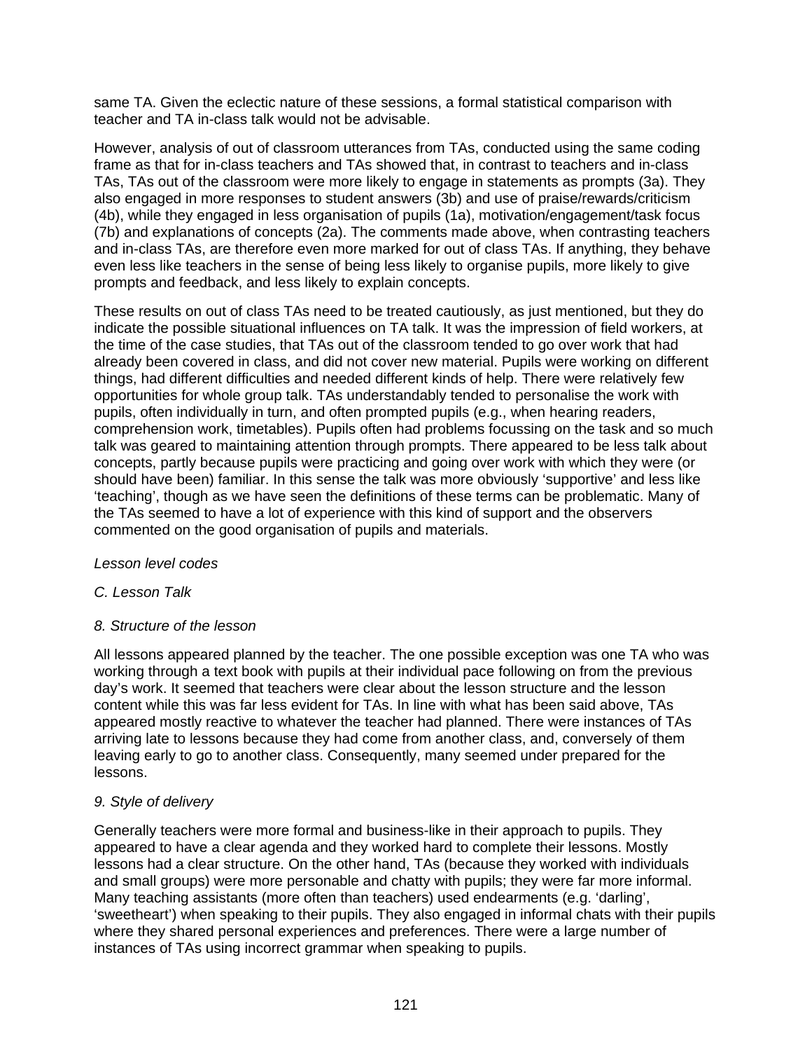same TA. Given the eclectic nature of these sessions, a formal statistical comparison with teacher and TA in-class talk would not be advisable.

However, analysis of out of classroom utterances from TAs, conducted using the same coding frame as that for in-class teachers and TAs showed that, in contrast to teachers and in-class TAs, TAs out of the classroom were more likely to engage in statements as prompts (3a). They also engaged in more responses to student answers (3b) and use of praise/rewards/criticism (4b), while they engaged in less organisation of pupils (1a), motivation/engagement/task focus (7b) and explanations of concepts (2a). The comments made above, when contrasting teachers and in-class TAs, are therefore even more marked for out of class TAs. If anything, they behave even less like teachers in the sense of being less likely to organise pupils, more likely to give prompts and feedback, and less likely to explain concepts.

These results on out of class TAs need to be treated cautiously, as just mentioned, but they do indicate the possible situational influences on TA talk. It was the impression of field workers, at the time of the case studies, that TAs out of the classroom tended to go over work that had already been covered in class, and did not cover new material. Pupils were working on different things, had different difficulties and needed different kinds of help. There were relatively few opportunities for whole group talk. TAs understandably tended to personalise the work with pupils, often individually in turn, and often prompted pupils (e.g., when hearing readers, comprehension work, timetables). Pupils often had problems focussing on the task and so much talk was geared to maintaining attention through prompts. There appeared to be less talk about concepts, partly because pupils were practicing and going over work with which they were (or should have been) familiar. In this sense the talk was more obviously 'supportive' and less like 'teaching', though as we have seen the definitions of these terms can be problematic. Many of the TAs seemed to have a lot of experience with this kind of support and the observers commented on the good organisation of pupils and materials.

*Lesson level codes*

*C. Lesson Talk*

*8. Structure of the lesson*

All lessons appeared planned by the teacher. The one possible exception was one TA who was working through a text book with pupils at their individual pace following on from the previous day's work. It seemed that teachers were clear about the lesson structure and the lesson content while this was far less evident for TAs. In line with what has been said above, TAs appeared mostly reactive to whatever the teacher had planned. There were instances of TAs arriving late to lessons because they had come from another class, and, conversely of them leaving early to go to another class. Consequently, many seemed under prepared for the lessons.

*9. Style of delivery*

Generally teachers were more formal and business-like in their approach to pupils. They appeared to have a clear agenda and they worked hard to complete their lessons. Mostly lessons had a clear structure. On the other hand, TAs (because they worked with individuals and small groups) were more personable and chatty with pupils; they were far more informal. Many teaching assistants (more often than teachers) used endearments (e.g. 'darling', 'sweetheart') when speaking to their pupils. They also engaged in informal chats with their pupils where they shared personal experiences and preferences. There were a large number of instances of TAs using incorrect grammar when speaking to pupils.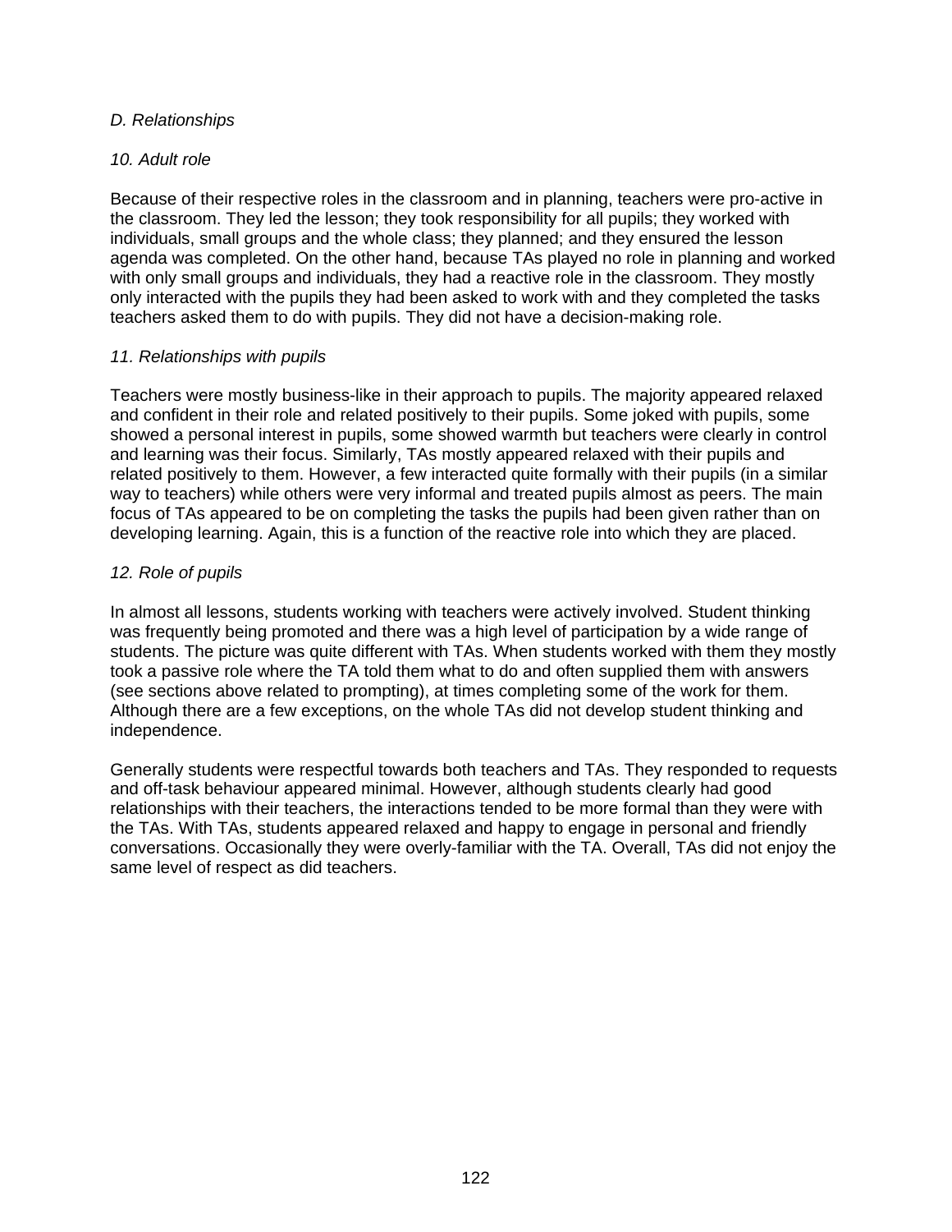*D. Relationships*

*10. Adult role*

Because of their respective roles in the classroom and in planning, teachers were pro-active in the classroom. They led the lesson; they took responsibility for all pupils; they worked with individuals, small groups and the whole class; they planned; and they ensured the lesson agenda was completed. On the other hand, because TAs played no role in planning and worked with only small groups and individuals, they had a reactive role in the classroom. They mostly only interacted with the pupils they had been asked to work with and they completed the tasks teachers asked them to do with pupils. They did not have a decision-making role.

*11. Relationships with pupils*

Teachers were mostly business-like in their approach to pupils. The majority appeared relaxed and confident in their role and related positively to their pupils. Some joked with pupils, some showed a personal interest in pupils, some showed warmth but teachers were clearly in control and learning was their focus. Similarly, TAs mostly appeared relaxed with their pupils and related positively to them. However, a few interacted quite formally with their pupils (in a similar way to teachers) while others were very informal and treated pupils almost as peers. The main focus of TAs appeared to be on completing the tasks the pupils had been given rather than on developing learning. Again, this is a function of the reactive role into which they are placed.

*12. Role of pupils*

In almost all lessons, students working with teachers were actively involved. Student thinking was frequently being promoted and there was a high level of participation by a wide range of students. The picture was quite different with TAs. When students worked with them they mostly took a passive role where the TA told them what to do and often supplied them with answers (see sections above related to prompting), at times completing some of the work for them. Although there are a few exceptions, on the whole TAs did not develop student thinking and independence.

Generally students were respectful towards both teachers and TAs. They responded to requests and off-task behaviour appeared minimal. However, although students clearly had good relationships with their teachers, the interactions tended to be more formal than they were with the TAs. With TAs, students appeared relaxed and happy to engage in personal and friendly conversations. Occasionally they were overly-familiar with the TA. Overall, TAs did not enjoy the same level of respect as did teachers.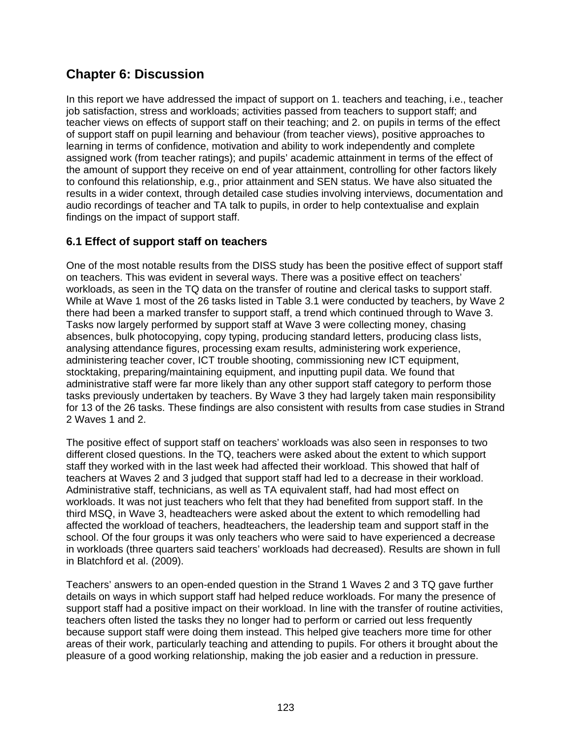# Chapter 6: Discussion

In this report we have addressed the impact of support on 1. teachers and teaching, i.e., teacher job satisfaction, stress and workloads; activities passed from teachers to support staff; and teacher views on effects of support staff on their teaching; and 2. on pupils in terms of the effect of support staff on pupil learning and behaviour (from teacher views), positive approaches to learning in terms of confidence, motivation and ability to work independently and complete assigned work (from teacher ratings); and pupils' academic attainment in terms of the effect of the amount of support they receive on end of year attainment, controlling for other factors likely to confound this relationship, e.g., prior attainment and SEN status. We have also situated the results in a wider context, through detailed case studies involving interviews, documentation and audio recordings of teacher and TA talk to pupils, in order to help contextualise and explain findings on the impact of support staff.

## 6.1 Effect of support staff on teachers

One of the most notable results from the DISS study has been the positive effect of support staff on teachers. This was evident in several ways. There was a positive effect on teachers' workloads, as seen in the TQ data on the transfer of routine and clerical tasks to support staff. While at Wave 1 most of the 26 tasks listed in Table 3.1 were conducted by teachers, by Wave 2 there had been a marked transfer to support staff, a trend which continued through to Wave 3. Tasks now largely performed by support staff at Wave 3 were collecting money, chasing absences, bulk photocopying, copy typing, producing standard letters, producing class lists, analysing attendance figures, processing exam results, administering work experience, administering teacher cover, ICT trouble shooting, commissioning new ICT equipment, stocktaking, preparing/maintaining equipment, and inputting pupil data. We found that administrative staff were far more likely than any other support staff category to perform those tasks previously undertaken by teachers. By Wave 3 they had largely taken main responsibility for 13 of the 26 tasks. These findings are also consistent with results from case studies in Strand 2 Waves 1 and 2.

The positive effect of support staff on teachers' workloads was also seen in responses to two different closed questions. In the TQ, teachers were asked about the extent to which support staff they worked with in the last week had affected their workload. This showed that half of teachers at Waves 2 and 3 judged that support staff had led to a decrease in their workload. Administrative staff, technicians, as well as TA equivalent staff, had had most effect on workloads. It was not just teachers who felt that they had benefited from support staff. In the third MSQ, in Wave 3, headteachers were asked about the extent to which remodelling had affected the workload of teachers, headteachers, the leadership team and support staff in the school. Of the four groups it was only teachers who were said to have experienced a decrease in workloads (three quarters said teachers' workloads had decreased). Results are shown in full in Blatchford et al. (2009).

Teachers' answers to an open-ended question in the Strand 1 Waves 2 and 3 TQ gave further details on ways in which support staff had helped reduce workloads. For many the presence of support staff had a positive impact on their workload. In line with the transfer of routine activities, teachers often listed the tasks they no longer had to perform or carried out less frequently because support staff were doing them instead. This helped give teachers more time for other areas of their work, particularly teaching and attending to pupils. For others it brought about the pleasure of a good working relationship, making the job easier and a reduction in pressure.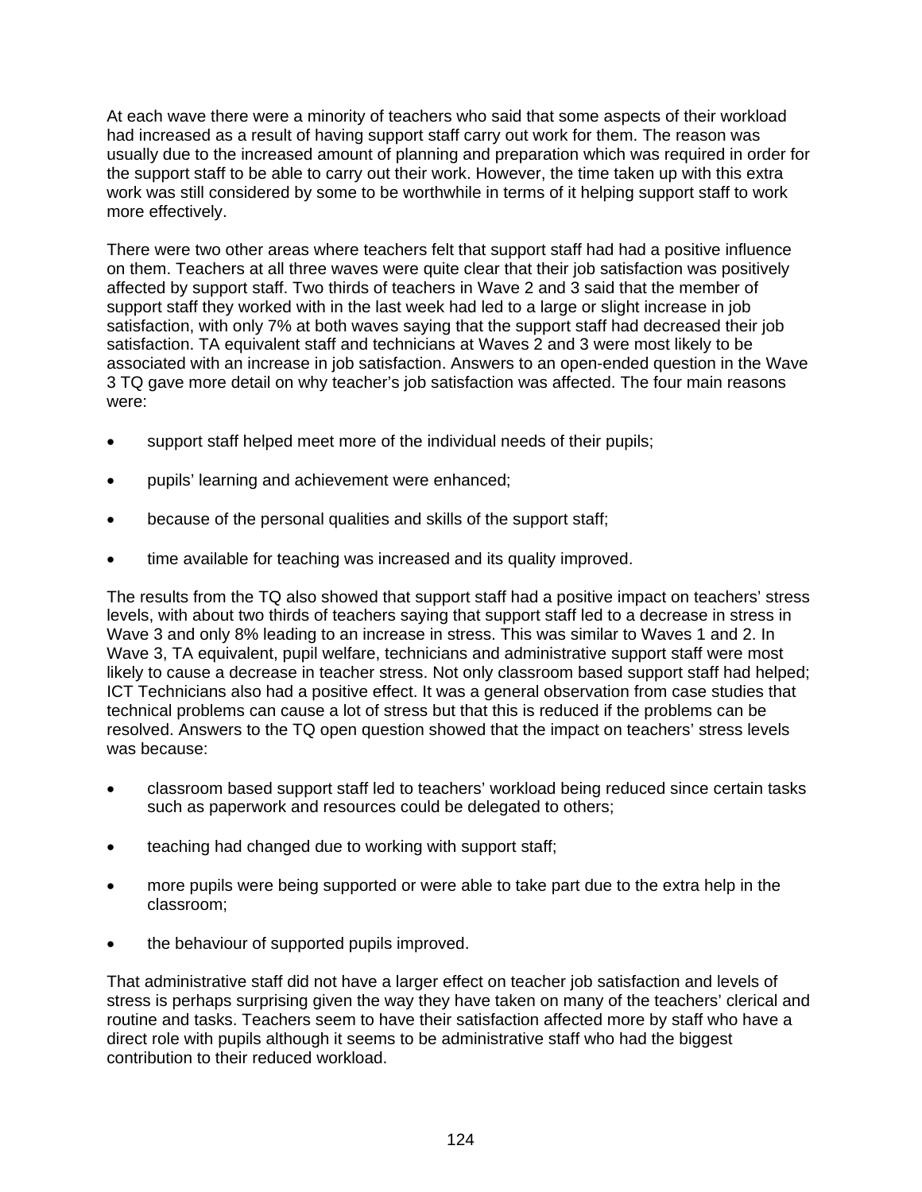At each wave there were a minority of teachers who said that some aspects of their workload had increased as a result of having support staff carry out work for them. The reason was usually due to the increased amount of planning and preparation which was required in order for the support staff to be able to carry out their work. However, the time taken up with this extra work was still considered by some to be worthwhile in terms of it helping support staff to work more effectively.

There were two other areas where teachers felt that support staff had had a positive influence on them. Teachers at all three waves were quite clear that their job satisfaction was positively affected by support staff. Two thirds of teachers in Wave 2 and 3 said that the member of support staff they worked with in the last week had led to a large or slight increase in job satisfaction, with only 7% at both waves saying that the support staff had decreased their job satisfaction. TA equivalent staff and technicians at Waves 2 and 3 were most likely to be associated with an increase in job satisfaction. Answers to an open-ended question in the Wave 3 TQ gave more detail on why teacher's job satisfaction was affected. The four main reasons were:

- support staff helped meet more of the individual needs of their pupils;
- pupils' learning and achievement were enhanced;
- because of the personal qualities and skills of the support staff;
- time available for teaching was increased and its quality improved.

The results from the TQ also showed that support staff had a positive impact on teachers' stress levels, with about two thirds of teachers saying that support staff led to a decrease in stress in Wave 3 and only 8% leading to an increase in stress. This was similar to Waves 1 and 2. In Wave 3, TA equivalent, pupil welfare, technicians and administrative support staff were most likely to cause a decrease in teacher stress. Not only classroom based support staff had helped; ICT Technicians also had a positive effect. It was a general observation from case studies that technical problems can cause a lot of stress but that this is reduced if the problems can be resolved. Answers to the TQ open question showed that the impact on teachers' stress levels was because:

- classroom based support staff led to teachers' workload being reduced since certain tasks such as paperwork and resources could be delegated to others;
- teaching had changed due to working with support staff;
- more pupils were being supported or were able to take part due to the extra help in the classroom;
- the behaviour of supported pupils improved.

That administrative staff did not have a larger effect on teacher job satisfaction and levels of stress is perhaps surprising given the way they have taken on many of the teachers' clerical and routine and tasks. Teachers seem to have their satisfaction affected more by staff who have a direct role with pupils although it seems to be administrative staff who had the biggest contribution to their reduced workload.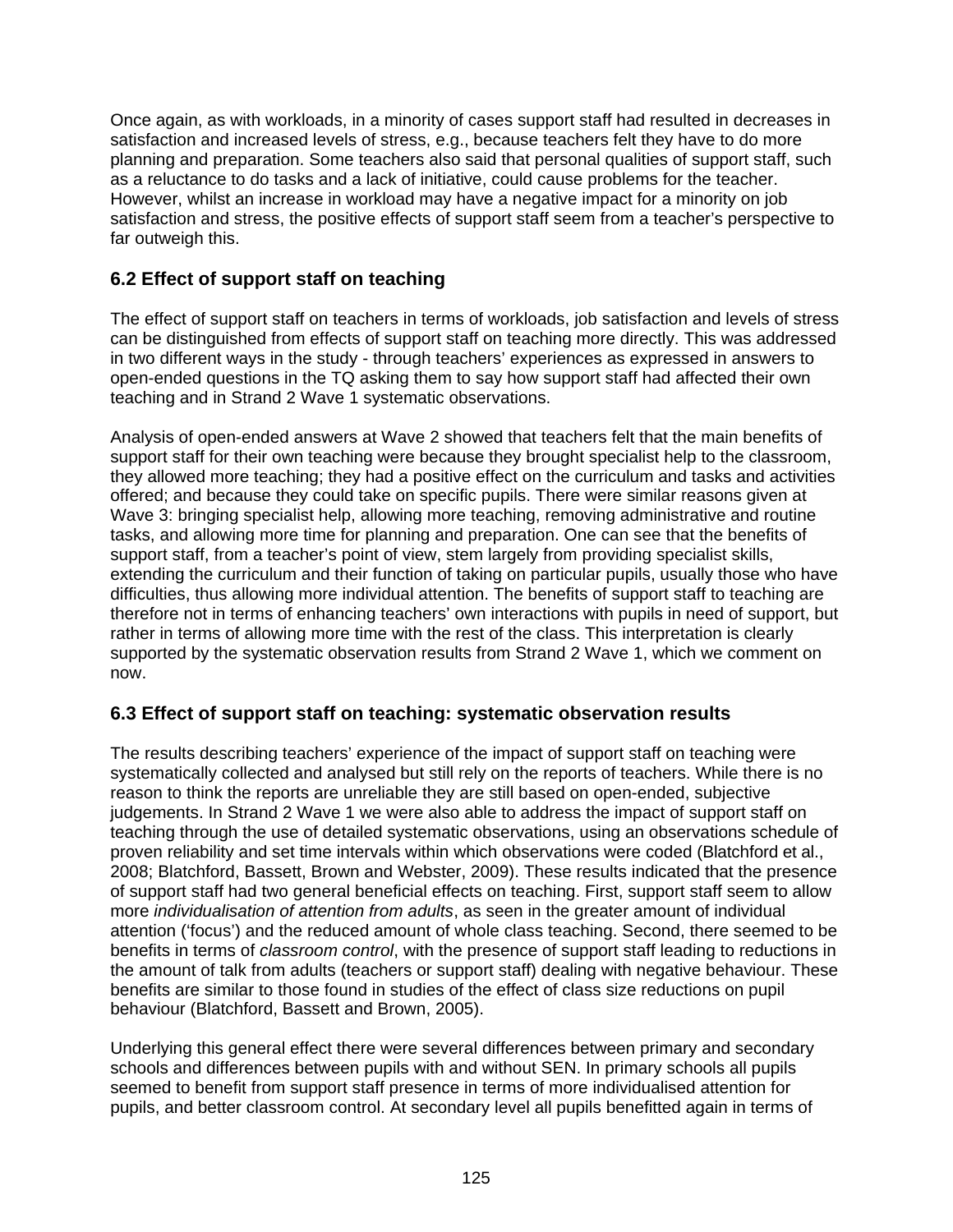Once again, as with workloads, in a minority of cases support staff had resulted in decreases in satisfaction and increased levels of stress, e.g., because teachers felt they have to do more planning and preparation. Some teachers also said that personal qualities of support staff, such as a reluctance to do tasks and a lack of initiative, could cause problems for the teacher. However, whilst an increase in workload may have a negative impact for a minority on job satisfaction and stress, the positive effects of support staff seem from a teacher's perspective to far outweigh this.

## 6.2 Effect of support staff on teaching

The effect of support staff on teachers in terms of workloads, job satisfaction and levels of stress can be distinguished from effects of support staff on teaching more directly. This was addressed in two different ways in the study - through teachers' experiences as expressed in answers to open-ended questions in the TQ asking them to say how support staff had affected their own teaching and in Strand 2 Wave 1 systematic observations.

Analysis of open-ended answers at Wave 2 showed that teachers felt that the main benefits of support staff for their own teaching were because they brought specialist help to the classroom, they allowed more teaching; they had a positive effect on the curriculum and tasks and activities offered; and because they could take on specific pupils. There were similar reasons given at Wave 3: bringing specialist help, allowing more teaching, removing administrative and routine tasks, and allowing more time for planning and preparation. One can see that the benefits of support staff, from a teacher's point of view, stem largely from providing specialist skills, extending the curriculum and their function of taking on particular pupils, usually those who have difficulties, thus allowing more individual attention. The benefits of support staff to teaching are therefore not in terms of enhancing teachers' own interactions with pupils in need of support, but rather in terms of allowing more time with the rest of the class. This interpretation is clearly supported by the systematic observation results from Strand 2 Wave 1, which we comment on now.

## 6.3 Effect of support staff on teaching: systematic observation results

The results describing teachers' experience of the impact of support staff on teaching were systematically collected and analysed but still rely on the reports of teachers. While there is no reason to think the reports are unreliable they are still based on open-ended, subjective judgements. In Strand 2 Wave 1 we were also able to address the impact of support staff on teaching through the use of detailed systematic observations, using an observations schedule of proven reliability and set time intervals within which observations were coded (Blatchford et al., 2008; Blatchford, Bassett, Brown and Webster, 2009). These results indicated that the presence of support staff had two general beneficial effects on teaching. First, support staff seem to allow more *individualisation of attention from adults*, as seen in the greater amount of individual attention ('focus') and the reduced amount of whole class teaching. Second, there seemed to be benefits in terms of *classroom control*, with the presence of support staff leading to reductions in the amount of talk from adults (teachers or support staff) dealing with negative behaviour. These benefits are similar to those found in studies of the effect of class size reductions on pupil behaviour (Blatchford, Bassett and Brown, 2005).

Underlying this general effect there were several differences between primary and secondary schools and differences between pupils with and without SEN. In primary schools all pupils seemed to benefit from support staff presence in terms of more individualised attention for pupils, and better classroom control. At secondary level all pupils benefitted again in terms of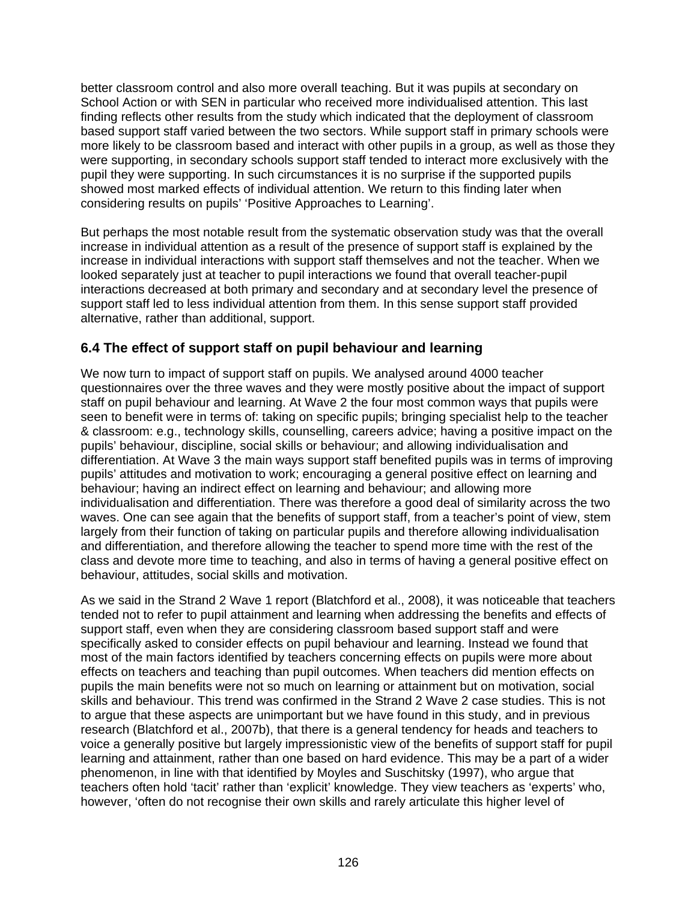better classroom control and also more overall teaching. But it was pupils at secondary on School Action or with SEN in particular who received more individualised attention. This last finding reflects other results from the study which indicated that the deployment of classroom based support staff varied between the two sectors. While support staff in primary schools were more likely to be classroom based and interact with other pupils in a group, as well as those they were supporting, in secondary schools support staff tended to interact more exclusively with the pupil they were supporting. In such circumstances it is no surprise if the supported pupils showed most marked effects of individual attention. We return to this finding later when considering results on pupils' 'Positive Approaches to Learning'.

But perhaps the most notable result from the systematic observation study was that the overall increase in individual attention as a result of the presence of support staff is explained by the increase in individual interactions with support staff themselves and not the teacher. When we looked separately just at teacher to pupil interactions we found that overall teacher-pupil interactions decreased at both primary and secondary and at secondary level the presence of support staff led to less individual attention from them. In this sense support staff provided alternative, rather than additional, support.

### 6.4 The effect of support staff on pupil behaviour and learning

We now turn to impact of support staff on pupils. We analysed around 4000 teacher questionnaires over the three waves and they were mostly positive about the impact of support staff on pupil behaviour and learning. At Wave 2 the four most common ways that pupils were seen to benefit were in terms of: taking on specific pupils; bringing specialist help to the teacher & classroom: e.g., technology skills, counselling, careers advice; having a positive impact on the pupils' behaviour, discipline, social skills or behaviour; and allowing individualisation and differentiation. At Wave 3 the main ways support staff benefited pupils was in terms of improving pupils' attitudes and motivation to work; encouraging a general positive effect on learning and behaviour; having an indirect effect on learning and behaviour; and allowing more individualisation and differentiation. There was therefore a good deal of similarity across the two waves. One can see again that the benefits of support staff, from a teacher's point of view, stem largely from their function of taking on particular pupils and therefore allowing individualisation and differentiation, and therefore allowing the teacher to spend more time with the rest of the class and devote more time to teaching, and also in terms of having a general positive effect on behaviour, attitudes, social skills and motivation.

As we said in the Strand 2 Wave 1 report (Blatchford et al., 2008), it was noticeable that teachers tended not to refer to pupil attainment and learning when addressing the benefits and effects of support staff, even when they are considering classroom based support staff and were specifically asked to consider effects on pupil behaviour and learning. Instead we found that most of the main factors identified by teachers concerning effects on pupils were more about effects on teachers and teaching than pupil outcomes. When teachers did mention effects on pupils the main benefits were not so much on learning or attainment but on motivation, social skills and behaviour. This trend was confirmed in the Strand 2 Wave 2 case studies. This is not to argue that these aspects are unimportant but we have found in this study, and in previous research (Blatchford et al., 2007b), that there is a general tendency for heads and teachers to voice a generally positive but largely impressionistic view of the benefits of support staff for pupil learning and attainment, rather than one based on hard evidence. This may be a part of a wider phenomenon, in line with that identified by Moyles and Suschitsky (1997), who argue that teachers often hold 'tacit' rather than 'explicit' knowledge. They view teachers as 'experts' who, however, 'often do not recognise their own skills and rarely articulate this higher level of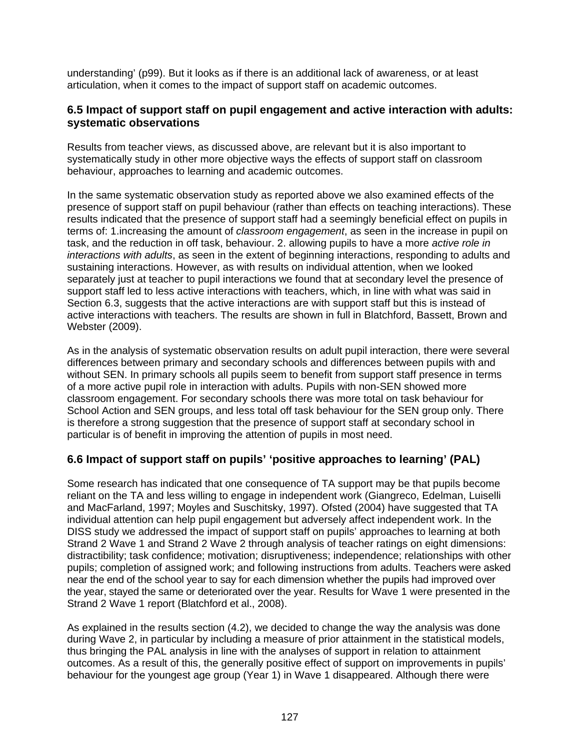understanding' (p99). But it looks as if there is an additional lack of awareness, or at least articulation, when it comes to the impact of support staff on academic outcomes.

### 6.5 Impact of support staff on pupil engagement and active interaction with adults: systematic observations

Results from teacher views, as discussed above, are relevant but it is also important to systematically study in other more objective ways the effects of support staff on classroom behaviour, approaches to learning and academic outcomes.

In the same systematic observation study as reported above we also examined effects of the presence of support staff on pupil behaviour (rather than effects on teaching interactions). These results indicated that the presence of support staff had a seemingly beneficial effect on pupils in terms of: 1.increasing the amount of *classroom engagement*, as seen in the increase in pupil on task, and the reduction in off task, behaviour. 2. allowing pupils to have a more *active role in interactions with adults*, as seen in the extent of beginning interactions, responding to adults and sustaining interactions. However, as with results on individual attention, when we looked separately just at teacher to pupil interactions we found that at secondary level the presence of support staff led to less active interactions with teachers, which, in line with what was said in Section 6.3, suggests that the active interactions are with support staff but this is instead of active interactions with teachers. The results are shown in full in Blatchford, Bassett, Brown and Webster (2009).

As in the analysis of systematic observation results on adult pupil interaction, there were several differences between primary and secondary schools and differences between pupils with and without SEN. In primary schools all pupils seem to benefit from support staff presence in terms of a more active pupil role in interaction with adults. Pupils with non-SEN showed more classroom engagement. For secondary schools there was more total on task behaviour for School Action and SEN groups, and less total off task behaviour for the SEN group only. There is therefore a strong suggestion that the presence of support staff at secondary school in particular is of benefit in improving the attention of pupils in most need.

### 6.6 Impact of support staff on pupils' 'positive approaches to learning' (PAL)

Some research has indicated that one consequence of TA support may be that pupils become reliant on the TA and less willing to engage in independent work (Giangreco, Edelman, Luiselli and MacFarland, 1997; Moyles and Suschitsky, 1997). Ofsted (2004) have suggested that TA individual attention can help pupil engagement but adversely affect independent work. In the DISS study we addressed the impact of support staff on pupils' approaches to learning at both Strand 2 Wave 1 and Strand 2 Wave 2 through analysis of teacher ratings on eight dimensions: distractibility; task confidence; motivation; disruptiveness; independence; relationships with other pupils; completion of assigned work; and following instructions from adults. Teachers were asked near the end of the school year to say for each dimension whether the pupils had improved over the year, stayed the same or deteriorated over the year. Results for Wave 1 were presented in the Strand 2 Wave 1 report (Blatchford et al., 2008).

As explained in the results section (4.2), we decided to change the way the analysis was done during Wave 2, in particular by including a measure of prior attainment in the statistical models, thus bringing the PAL analysis in line with the analyses of support in relation to attainment outcomes. As a result of this, the generally positive effect of support on improvements in pupils' behaviour for the youngest age group (Year 1) in Wave 1 disappeared. Although there were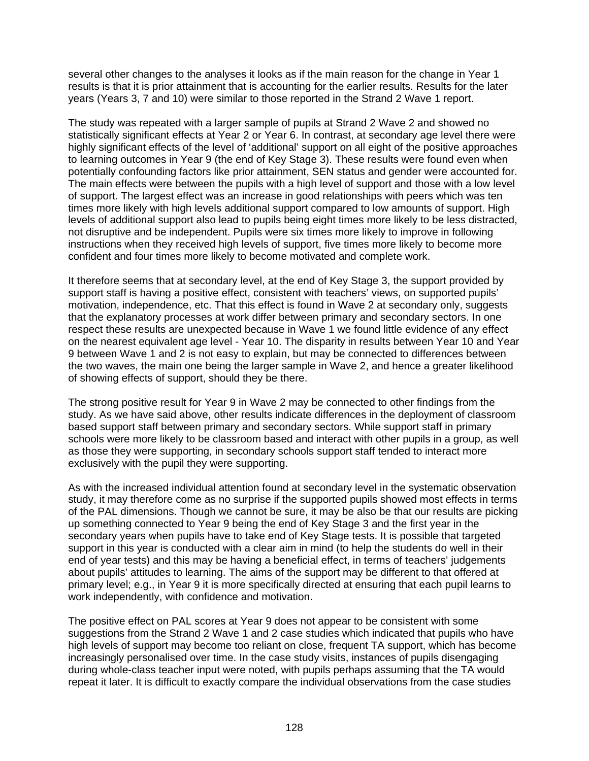several other changes to the analyses it looks as if the main reason for the change in Year 1 results is that it is prior attainment that is accounting for the earlier results. Results for the later years (Years 3, 7 and 10) were similar to those reported in the Strand 2 Wave 1 report.

The study was repeated with a larger sample of pupils at Strand 2 Wave 2 and showed no statistically significant effects at Year 2 or Year 6. In contrast, at secondary age level there were highly significant effects of the level of 'additional' support on all eight of the positive approaches to learning outcomes in Year 9 (the end of Key Stage 3). These results were found even when potentially confounding factors like prior attainment, SEN status and gender were accounted for. The main effects were between the pupils with a high level of support and those with a low level of support. The largest effect was an increase in good relationships with peers which was ten times more likely with high levels additional support compared to low amounts of support. High levels of additional support also lead to pupils being eight times more likely to be less distracted, not disruptive and be independent. Pupils were six times more likely to improve in following instructions when they received high levels of support, five times more likely to become more confident and four times more likely to become motivated and complete work.

It therefore seems that at secondary level, at the end of Key Stage 3, the support provided by support staff is having a positive effect, consistent with teachers' views, on supported pupils' motivation, independence, etc. That this effect is found in Wave 2 at secondary only, suggests that the explanatory processes at work differ between primary and secondary sectors. In one respect these results are unexpected because in Wave 1 we found little evidence of any effect on the nearest equivalent age level - Year 10. The disparity in results between Year 10 and Year 9 between Wave 1 and 2 is not easy to explain, but may be connected to differences between the two waves, the main one being the larger sample in Wave 2, and hence a greater likelihood of showing effects of support, should they be there.

The strong positive result for Year 9 in Wave 2 may be connected to other findings from the study. As we have said above, other results indicate differences in the deployment of classroom based support staff between primary and secondary sectors. While support staff in primary schools were more likely to be classroom based and interact with other pupils in a group, as well as those they were supporting, in secondary schools support staff tended to interact more exclusively with the pupil they were supporting.

As with the increased individual attention found at secondary level in the systematic observation study, it may therefore come as no surprise if the supported pupils showed most effects in terms of the PAL dimensions. Though we cannot be sure, it may be also be that our results are picking up something connected to Year 9 being the end of Key Stage 3 and the first year in the secondary years when pupils have to take end of Key Stage tests. It is possible that targeted support in this year is conducted with a clear aim in mind (to help the students do well in their end of year tests) and this may be having a beneficial effect, in terms of teachers' judgements about pupils' attitudes to learning. The aims of the support may be different to that offered at primary level; e.g., in Year 9 it is more specifically directed at ensuring that each pupil learns to work independently, with confidence and motivation.

The positive effect on PAL scores at Year 9 does not appear to be consistent with some suggestions from the Strand 2 Wave 1 and 2 case studies which indicated that pupils who have high levels of support may become too reliant on close, frequent TA support, which has become increasingly personalised over time. In the case study visits, instances of pupils disengaging during whole-class teacher input were noted, with pupils perhaps assuming that the TA would repeat it later. It is difficult to exactly compare the individual observations from the case studies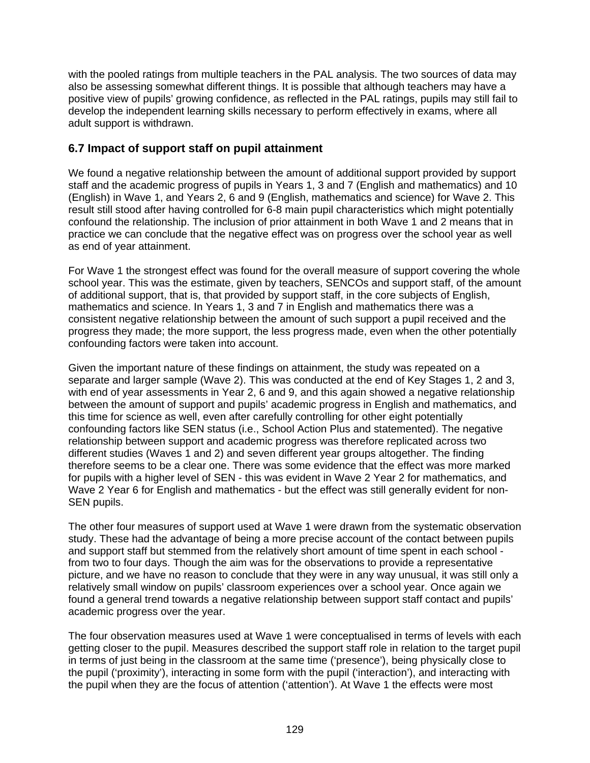with the pooled ratings from multiple teachers in the PAL analysis. The two sources of data may also be assessing somewhat different things. It is possible that although teachers may have a positive view of pupils' growing confidence, as reflected in the PAL ratings, pupils may still fail to develop the independent learning skills necessary to perform effectively in exams, where all adult support is withdrawn.

### 6.7 Impact of support staff on pupil attainment

We found a negative relationship between the amount of additional support provided by support staff and the academic progress of pupils in Years 1, 3 and 7 (English and mathematics) and 10 (English) in Wave 1, and Years 2, 6 and 9 (English, mathematics and science) for Wave 2. This result still stood after having controlled for 6-8 main pupil characteristics which might potentially confound the relationship. The inclusion of prior attainment in both Wave 1 and 2 means that in practice we can conclude that the negative effect was on progress over the school year as well as end of year attainment.

For Wave 1 the strongest effect was found for the overall measure of support covering the whole school year. This was the estimate, given by teachers, SENCOs and support staff, of the amount of additional support, that is, that provided by support staff, in the core subjects of English, mathematics and science. In Years 1, 3 and 7 in English and mathematics there was a consistent negative relationship between the amount of such support a pupil received and the progress they made; the more support, the less progress made, even when the other potentially confounding factors were taken into account.

Given the important nature of these findings on attainment, the study was repeated on a separate and larger sample (Wave 2). This was conducted at the end of Key Stages 1, 2 and 3, with end of year assessments in Year 2, 6 and 9, and this again showed a negative relationship between the amount of support and pupils' academic progress in English and mathematics, and this time for science as well, even after carefully controlling for other eight potentially confounding factors like SEN status (i.e., School Action Plus and statemented). The negative relationship between support and academic progress was therefore replicated across two different studies (Waves 1 and 2) and seven different year groups altogether. The finding therefore seems to be a clear one. There was some evidence that the effect was more marked for pupils with a higher level of SEN - this was evident in Wave 2 Year 2 for mathematics, and Wave 2 Year 6 for English and mathematics - but the effect was still generally evident for non-SEN pupils.

The other four measures of support used at Wave 1 were drawn from the systematic observation study. These had the advantage of being a more precise account of the contact between pupils and support staff but stemmed from the relatively short amount of time spent in each school - from two to four days. Though the aim was for the observations to provide a representative picture, and we have no reason to conclude that they were in any way unusual, it was still only a relatively small window on pupils' classroom experiences over a school year. Once again we found a general trend towards a negative relationship between support staff contact and pupils' academic progress over the year.

The four observation measures used at Wave 1 were conceptualised in terms of levels with each getting closer to the pupil. Measures described the support staff role in relation to the target pupil in terms of just being in the classroom at the same time ('presence'), being physically close to the pupil ('proximity'), interacting in some form with the pupil ('interaction'), and interacting with the pupil when they are the focus of attention ('attention'). At Wave 1 the effects were most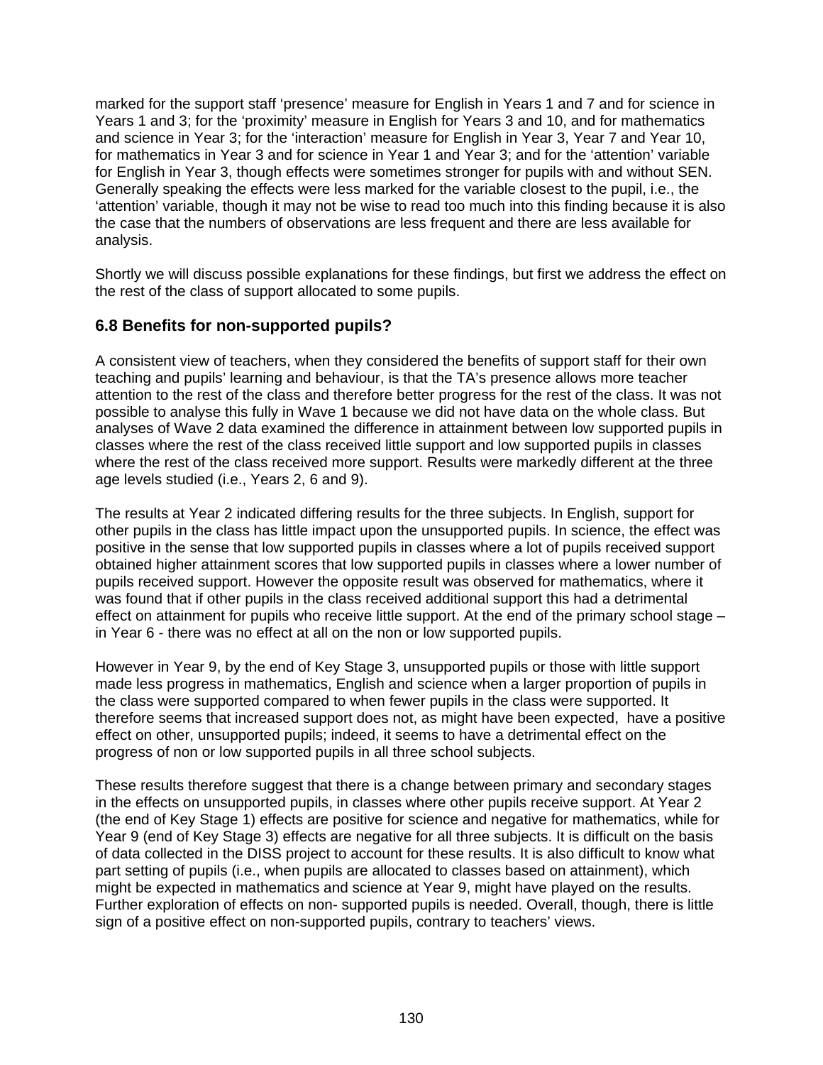marked for the support staff ‘presence’ measure for English in Years 1 and 7 and for science in Years 1 and 3; for the ‘proximity’ measure in English for Years 3 and 10, and for mathematics and science in Year 3; for the ‘interaction’ measure for English in Year 3, Year 7 and Year 10, for mathematics in Year 3 and for science in Year 1 and Year 3; and for the ‘attention’ variable for English in Year 3, though effects were sometimes stronger for pupils with and without SEN. Generally speaking the effects were less marked for the variable closest to the pupil, i.e., the ‘attention’ variable, though it may not be wise to read too much into this finding because it is also the case that the numbers of observations are less frequent and there are less available for analysis.

Shortly we will discuss possible explanations for these findings, but first we address the effect on the rest of the class of support allocated to some pupils.

### 6.8 Benefits for non-supported pupils?

A consistent view of teachers, when they considered the benefits of support staff for their own teaching and pupils’ learning and behaviour, is that the TA’s presence allows more teacher attention to the rest of the class and therefore better progress for the rest of the class. It was not possible to analyse this fully in Wave 1 because we did not have data on the whole class. But analyses of Wave 2 data examined the difference in attainment between low supported pupils in classes where the rest of the class received little support and low supported pupils in classes where the rest of the class received more support. Results were markedly different at the three age levels studied (i.e., Years 2, 6 and 9).

The results at Year 2 indicated differing results for the three subjects. In English, support for other pupils in the class has little impact upon the unsupported pupils. In science, the effect was positive in the sense that low supported pupils in classes where a lot of pupils received support obtained higher attainment scores that low supported pupils in classes where a lower number of pupils received support. However the opposite result was observed for mathematics, where it was found that if other pupils in the class received additional support this had a detrimental effect on attainment for pupils who receive little support. At the end of the primary school stage – in Year 6 - there was no effect at all on the non or low supported pupils.

However in Year 9, by the end of Key Stage 3, unsupported pupils or those with little support made less progress in mathematics, English and science when a larger proportion of pupils in the class were supported compared to when fewer pupils in the class were supported. It therefore seems that increased support does not, as might have been expected, have a positive effect on other, unsupported pupils; indeed, it seems to have a detrimental effect on the progress of non or low supported pupils in all three school subjects.

These results therefore suggest that there is a change between primary and secondary stages in the effects on unsupported pupils, in classes where other pupils receive support. At Year 2 (the end of Key Stage 1) effects are positive for science and negative for mathematics, while for Year 9 (end of Key Stage 3) effects are negative for all three subjects. It is difficult on the basis of data collected in the DISS project to account for these results. It is also difficult to know what part setting of pupils (i.e., when pupils are allocated to classes based on attainment), which might be expected in mathematics and science at Year 9, might have played on the results. Further exploration of effects on non- supported pupils is needed. Overall, though, there is little sign of a positive effect on non-supported pupils, contrary to teachers’ views.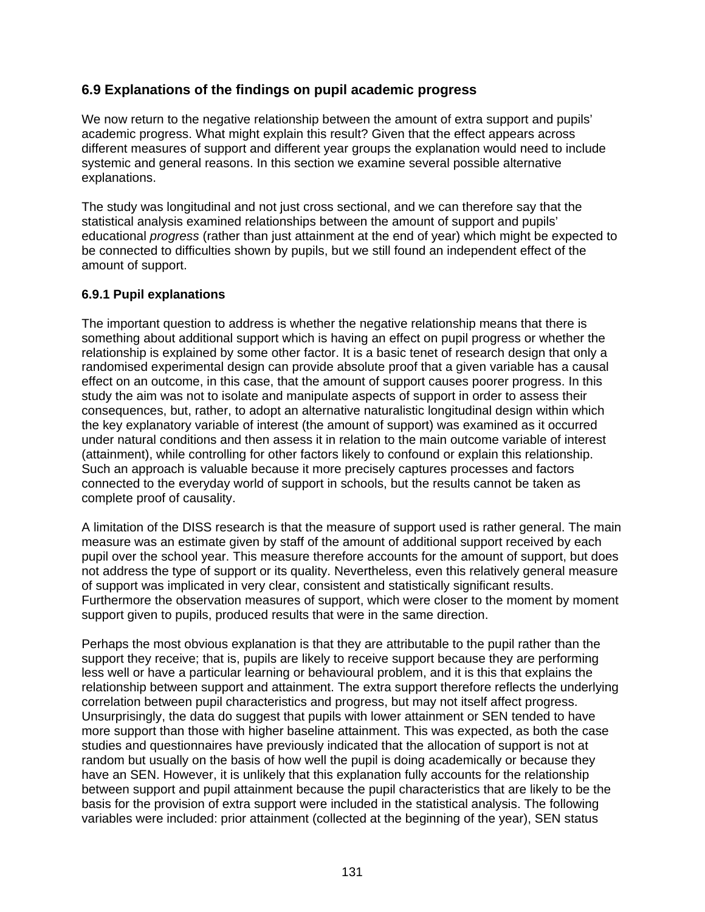## 6.9 Explanations of the findings on pupil academic progress

We now return to the negative relationship between the amount of extra support and pupils' academic progress. What might explain this result? Given that the effect appears across different measures of support and different year groups the explanation would need to include systemic and general reasons. In this section we examine several possible alternative explanations.

The study was longitudinal and not just cross sectional, and we can therefore say that the statistical analysis examined relationships between the amount of support and pupils' educational *progress* (rather than just attainment at the end of year) which might be expected to be connected to difficulties shown by pupils, but we still found an independent effect of the amount of support.

### 6.9.1 Pupil explanations

The important question to address is whether the negative relationship means that there is something about additional support which is having an effect on pupil progress or whether the relationship is explained by some other factor. It is a basic tenet of research design that only a randomised experimental design can provide absolute proof that a given variable has a causal effect on an outcome, in this case, that the amount of support causes poorer progress. In this study the aim was not to isolate and manipulate aspects of support in order to assess their consequences, but, rather, to adopt an alternative naturalistic longitudinal design within which the key explanatory variable of interest (the amount of support) was examined as it occurred under natural conditions and then assess it in relation to the main outcome variable of interest (attainment), while controlling for other factors likely to confound or explain this relationship. Such an approach is valuable because it more precisely captures processes and factors connected to the everyday world of support in schools, but the results cannot be taken as complete proof of causality.

A limitation of the DISS research is that the measure of support used is rather general. The main measure was an estimate given by staff of the amount of additional support received by each pupil over the school year. This measure therefore accounts for the amount of support, but does not address the type of support or its quality. Nevertheless, even this relatively general measure of support was implicated in very clear, consistent and statistically significant results. Furthermore the observation measures of support, which were closer to the moment by moment support given to pupils, produced results that were in the same direction.

Perhaps the most obvious explanation is that they are attributable to the pupil rather than the support they receive; that is, pupils are likely to receive support because they are performing less well or have a particular learning or behavioural problem, and it is this that explains the relationship between support and attainment. The extra support therefore reflects the underlying correlation between pupil characteristics and progress, but may not itself affect progress. Unsurprisingly, the data do suggest that pupils with lower attainment or SEN tended to have more support than those with higher baseline attainment. This was expected, as both the case studies and questionnaires have previously indicated that the allocation of support is not at random but usually on the basis of how well the pupil is doing academically or because they have an SEN. However, it is unlikely that this explanation fully accounts for the relationship between support and pupil attainment because the pupil characteristics that are likely to be the basis for the provision of extra support were included in the statistical analysis. The following variables were included: prior attainment (collected at the beginning of the year), SEN status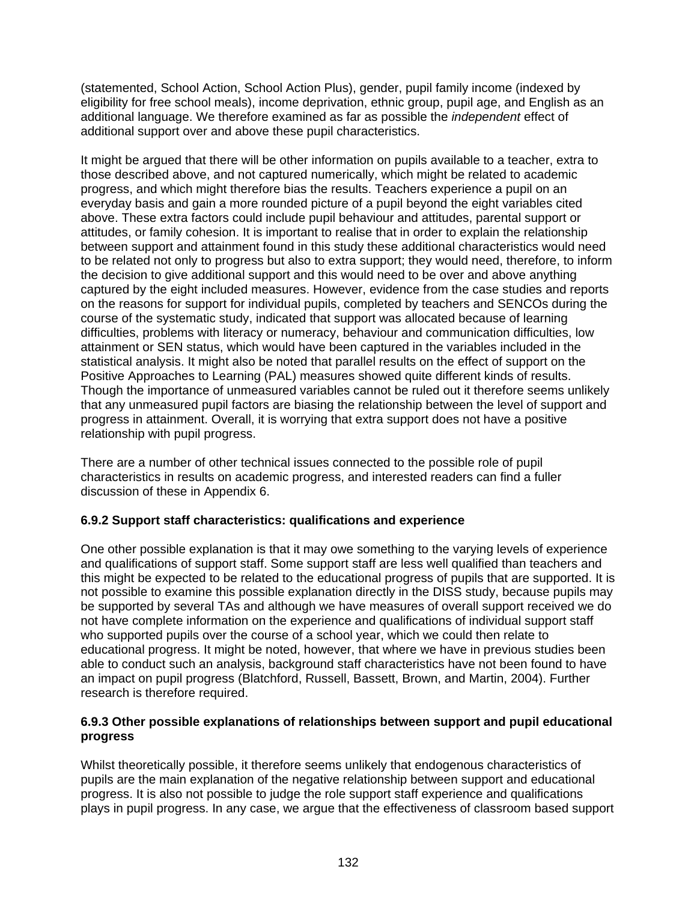(statemented, School Action, School Action Plus), gender, pupil family income (indexed by eligibility for free school meals), income deprivation, ethnic group, pupil age, and English as an additional language. We therefore examined as far as possible the *independent* effect of additional support over and above these pupil characteristics.

It might be argued that there will be other information on pupils available to a teacher, extra to those described above, and not captured numerically, which might be related to academic progress, and which might therefore bias the results. Teachers experience a pupil on an everyday basis and gain a more rounded picture of a pupil beyond the eight variables cited above. These extra factors could include pupil behaviour and attitudes, parental support or attitudes, or family cohesion. It is important to realise that in order to explain the relationship between support and attainment found in this study these additional characteristics would need to be related not only to progress but also to extra support; they would need, therefore, to inform the decision to give additional support and this would need to be over and above anything captured by the eight included measures. However, evidence from the case studies and reports on the reasons for support for individual pupils, completed by teachers and SENCOs during the course of the systematic study, indicated that support was allocated because of learning difficulties, problems with literacy or numeracy, behaviour and communication difficulties, low attainment or SEN status, which would have been captured in the variables included in the statistical analysis. It might also be noted that parallel results on the effect of support on the Positive Approaches to Learning (PAL) measures showed quite different kinds of results. Though the importance of unmeasured variables cannot be ruled out it therefore seems unlikely that any unmeasured pupil factors are biasing the relationship between the level of support and progress in attainment. Overall, it is worrying that extra support does not have a positive relationship with pupil progress.

There are a number of other technical issues connected to the possible role of pupil characteristics in results on academic progress, and interested readers can find a fuller discussion of these in Appendix 6.

### 6.9.2 Support staff characteristics: qualifications and experience

One other possible explanation is that it may owe something to the varying levels of experience and qualifications of support staff. Some support staff are less well qualified than teachers and this might be expected to be related to the educational progress of pupils that are supported. It is not possible to examine this possible explanation directly in the DISS study, because pupils may be supported by several TAs and although we have measures of overall support received we do not have complete information on the experience and qualifications of individual support staff who supported pupils over the course of a school year, which we could then relate to educational progress. It might be noted, however, that where we have in previous studies been able to conduct such an analysis, background staff characteristics have not been found to have an impact on pupil progress (Blatchford, Russell, Bassett, Brown, and Martin, 2004). Further research is therefore required.

### 6.9.3 Other possible explanations of relationships between support and pupil educational progress

Whilst theoretically possible, it therefore seems unlikely that endogenous characteristics of pupils are the main explanation of the negative relationship between support and educational progress. It is also not possible to judge the role support staff experience and qualifications plays in pupil progress. In any case, we argue that the effectiveness of classroom based support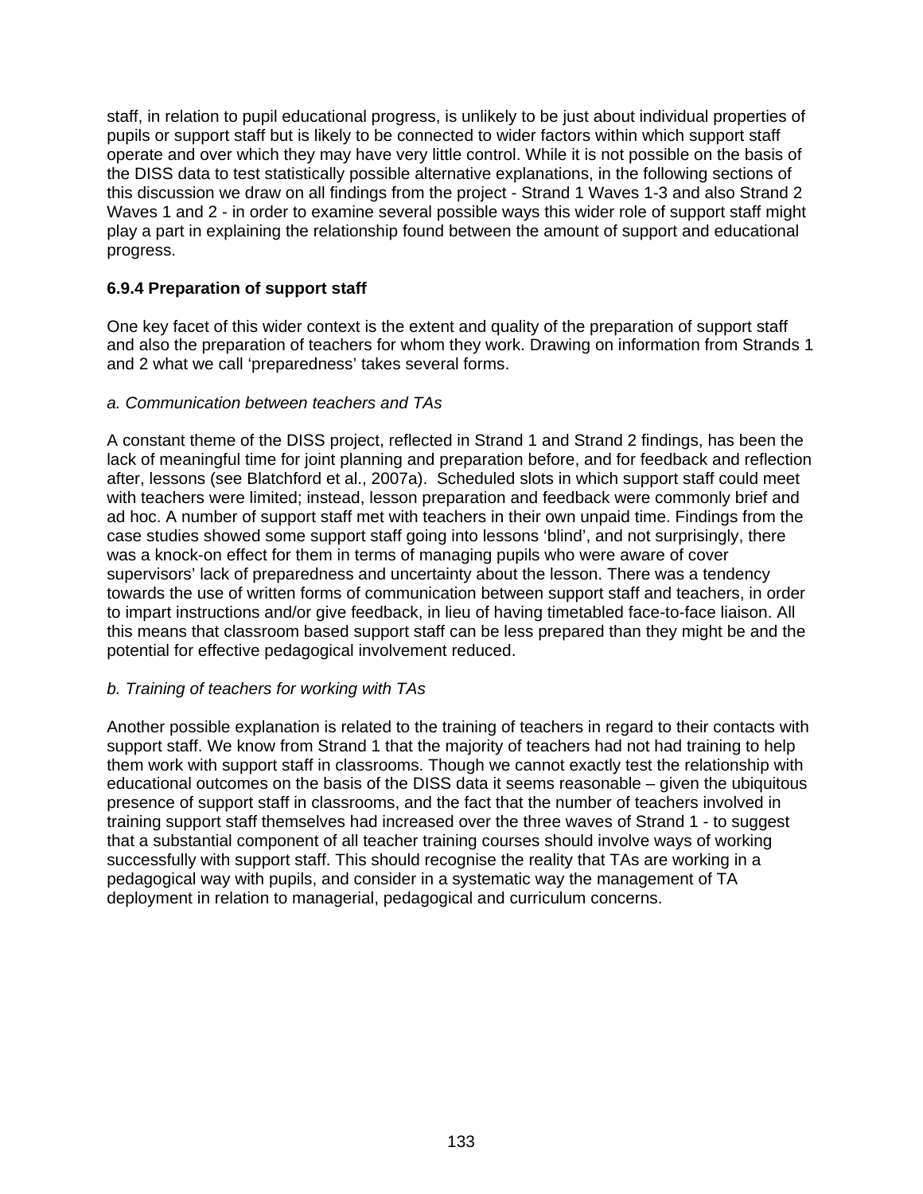staff, in relation to pupil educational progress, is unlikely to be just about individual properties of pupils or support staff but is likely to be connected to wider factors within which support staff operate and over which they may have very little control. While it is not possible on the basis of the DISS data to test statistically possible alternative explanations, in the following sections of this discussion we draw on all findings from the project - Strand 1 Waves 1-3 and also Strand 2 Waves 1 and 2 - in order to examine several possible ways this wider role of support staff might play a part in explaining the relationship found between the amount of support and educational progress.

### 6.9.4 Preparation of support staff

One key facet of this wider context is the extent and quality of the preparation of support staff and also the preparation of teachers for whom they work. Drawing on information from Strands 1 and 2 what we call 'preparedness' takes several forms.

*a. Communication between teachers and TAs*

A constant theme of the DISS project, reflected in Strand 1 and Strand 2 findings, has been the lack of meaningful time for joint planning and preparation before, and for feedback and reflection after, lessons (see Blatchford et al., 2007a). Scheduled slots in which support staff could meet with teachers were limited; instead, lesson preparation and feedback were commonly brief and ad hoc. A number of support staff met with teachers in their own unpaid time. Findings from the case studies showed some support staff going into lessons 'blind', and not surprisingly, there was a knock-on effect for them in terms of managing pupils who were aware of cover supervisors' lack of preparedness and uncertainty about the lesson. There was a tendency towards the use of written forms of communication between support staff and teachers, in order to impart instructions and/or give feedback, in lieu of having timetabled face-to-face liaison. All this means that classroom based support staff can be less prepared than they might be and the potential for effective pedagogical involvement reduced.

*b. Training of teachers for working with TAs*

Another possible explanation is related to the training of teachers in regard to their contacts with support staff. We know from Strand 1 that the majority of teachers had not had training to help them work with support staff in classrooms. Though we cannot exactly test the relationship with educational outcomes on the basis of the DISS data it seems reasonable – given the ubiquitous presence of support staff in classrooms, and the fact that the number of teachers involved in training support staff themselves had increased over the three waves of Strand 1 - to suggest that a substantial component of all teacher training courses should involve ways of working successfully with support staff. This should recognise the reality that TAs are working in a pedagogical way with pupils, and consider in a systematic way the management of TA deployment in relation to managerial, pedagogical and curriculum concerns.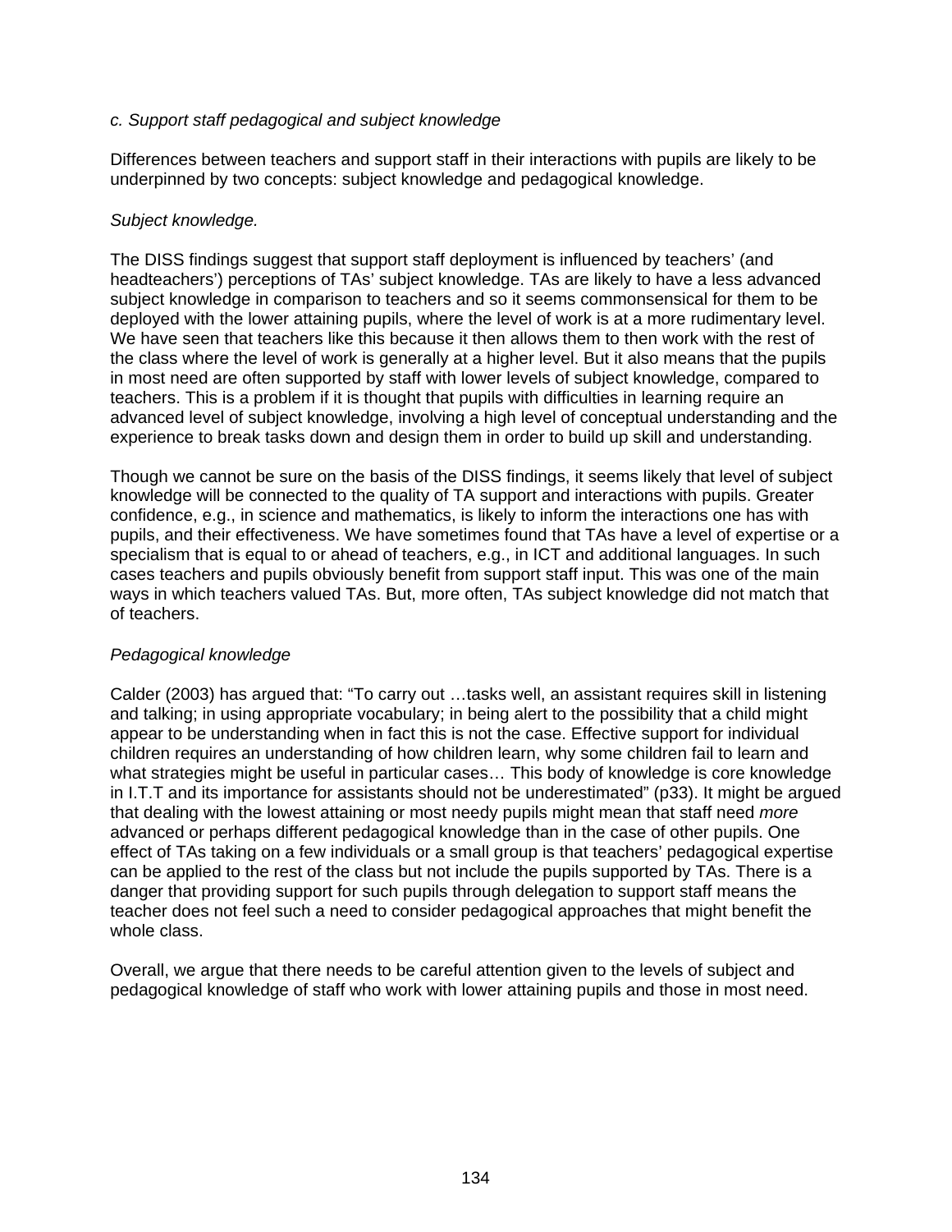*c. Support staff pedagogical and subject knowledge*

Differences between teachers and support staff in their interactions with pupils are likely to be underpinned by two concepts: subject knowledge and pedagogical knowledge.

*Subject knowledge.*

The DISS findings suggest that support staff deployment is influenced by teachers' (and headteachers') perceptions of TAs' subject knowledge. TAs are likely to have a less advanced subject knowledge in comparison to teachers and so it seems commonsensical for them to be deployed with the lower attaining pupils, where the level of work is at a more rudimentary level. We have seen that teachers like this because it then allows them to then work with the rest of the class where the level of work is generally at a higher level. But it also means that the pupils in most need are often supported by staff with lower levels of subject knowledge, compared to teachers. This is a problem if it is thought that pupils with difficulties in learning require an advanced level of subject knowledge, involving a high level of conceptual understanding and the experience to break tasks down and design them in order to build up skill and understanding.

Though we cannot be sure on the basis of the DISS findings, it seems likely that level of subject knowledge will be connected to the quality of TA support and interactions with pupils. Greater confidence, e.g., in science and mathematics, is likely to inform the interactions one has with pupils, and their effectiveness. We have sometimes found that TAs have a level of expertise or a specialism that is equal to or ahead of teachers, e.g., in ICT and additional languages. In such cases teachers and pupils obviously benefit from support staff input. This was one of the main ways in which teachers valued TAs. But, more often, TAs subject knowledge did not match that of teachers.

*Pedagogical knowledge*

Calder (2003) has argued that: "To carry out …tasks well, an assistant requires skill in listening and talking; in using appropriate vocabulary; in being alert to the possibility that a child might appear to be understanding when in fact this is not the case. Effective support for individual children requires an understanding of how children learn, why some children fail to learn and what strategies might be useful in particular cases… This body of knowledge is core knowledge in I.T.T and its importance for assistants should not be underestimated" (p33). It might be argued that dealing with the lowest attaining or most needy pupils might mean that staff need *more* advanced or perhaps different pedagogical knowledge than in the case of other pupils. One effect of TAs taking on a few individuals or a small group is that teachers' pedagogical expertise can be applied to the rest of the class but not include the pupils supported by TAs. There is a danger that providing support for such pupils through delegation to support staff means the teacher does not feel such a need to consider pedagogical approaches that might benefit the whole class.

Overall, we argue that there needs to be careful attention given to the levels of subject and pedagogical knowledge of staff who work with lower attaining pupils and those in most need.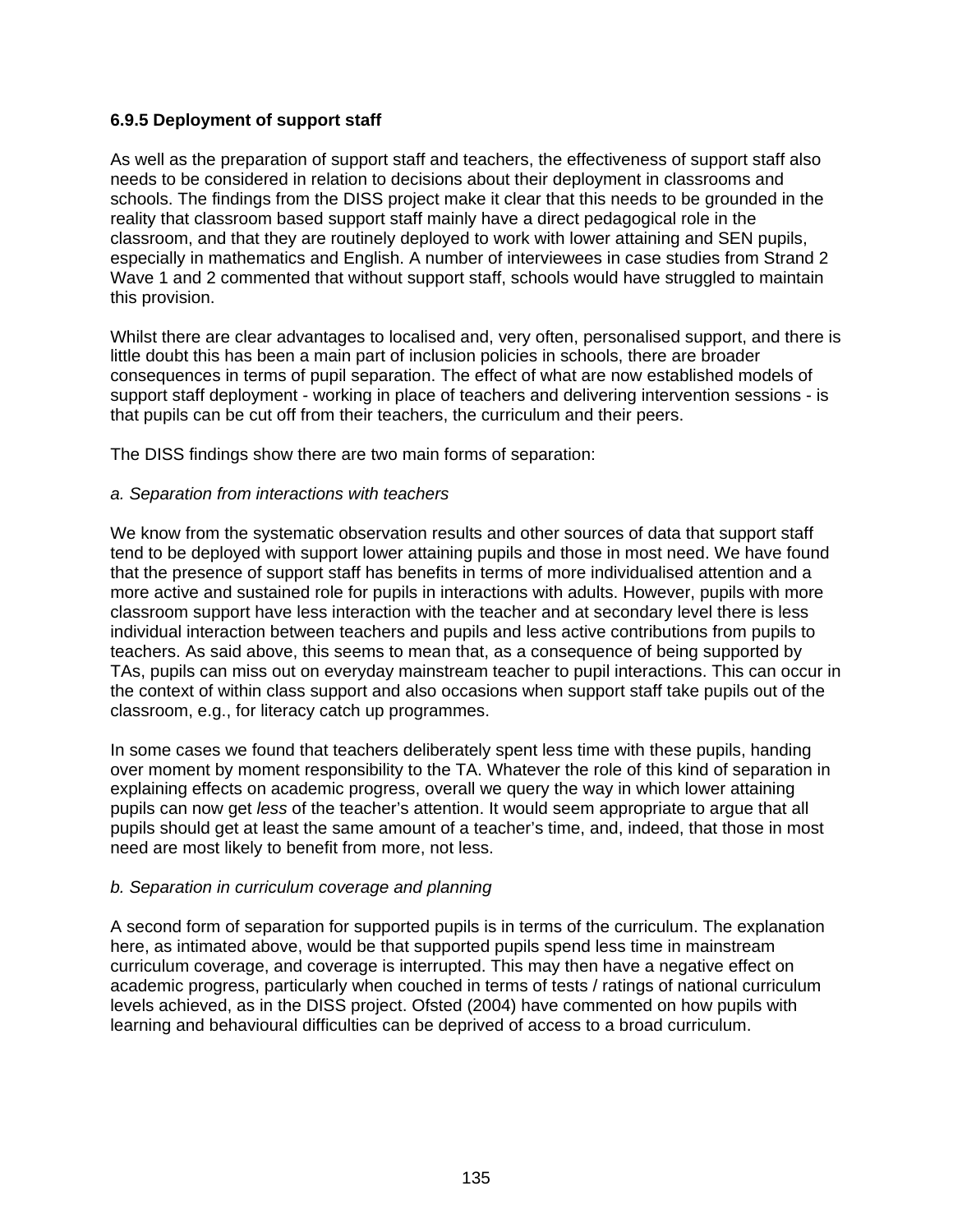### 6.9.5 Deployment of support staff

As well as the preparation of support staff and teachers, the effectiveness of support staff also needs to be considered in relation to decisions about their deployment in classrooms and schools. The findings from the DISS project make it clear that this needs to be grounded in the reality that classroom based support staff mainly have a direct pedagogical role in the classroom, and that they are routinely deployed to work with lower attaining and SEN pupils, especially in mathematics and English. A number of interviewees in case studies from Strand 2 Wave 1 and 2 commented that without support staff, schools would have struggled to maintain this provision.

Whilst there are clear advantages to localised and, very often, personalised support, and there is little doubt this has been a main part of inclusion policies in schools, there are broader consequences in terms of pupil separation. The effect of what are now established models of support staff deployment - working in place of teachers and delivering intervention sessions - is that pupils can be cut off from their teachers, the curriculum and their peers.

The DISS findings show there are two main forms of separation:

*a. Separation from interactions with teachers*

We know from the systematic observation results and other sources of data that support staff tend to be deployed with support lower attaining pupils and those in most need. We have found that the presence of support staff has benefits in terms of more individualised attention and a more active and sustained role for pupils in interactions with adults. However, pupils with more classroom support have less interaction with the teacher and at secondary level there is less individual interaction between teachers and pupils and less active contributions from pupils to teachers. As said above, this seems to mean that, as a consequence of being supported by TAs, pupils can miss out on everyday mainstream teacher to pupil interactions. This can occur in the context of within class support and also occasions when support staff take pupils out of the classroom, e.g., for literacy catch up programmes.

In some cases we found that teachers deliberately spent less time with these pupils, handing over moment by moment responsibility to the TA. Whatever the role of this kind of separation in explaining effects on academic progress, overall we query the way in which lower attaining pupils can now get *less* of the teacher's attention. It would seem appropriate to argue that all pupils should get at least the same amount of a teacher's time, and, indeed, that those in most need are most likely to benefit from more, not less.

*b. Separation in curriculum coverage and planning*

A second form of separation for supported pupils is in terms of the curriculum. The explanation here, as intimated above, would be that supported pupils spend less time in mainstream curriculum coverage, and coverage is interrupted. This may then have a negative effect on academic progress, particularly when couched in terms of tests / ratings of national curriculum levels achieved, as in the DISS project. Ofsted (2004) have commented on how pupils with learning and behavioural difficulties can be deprived of access to a broad curriculum.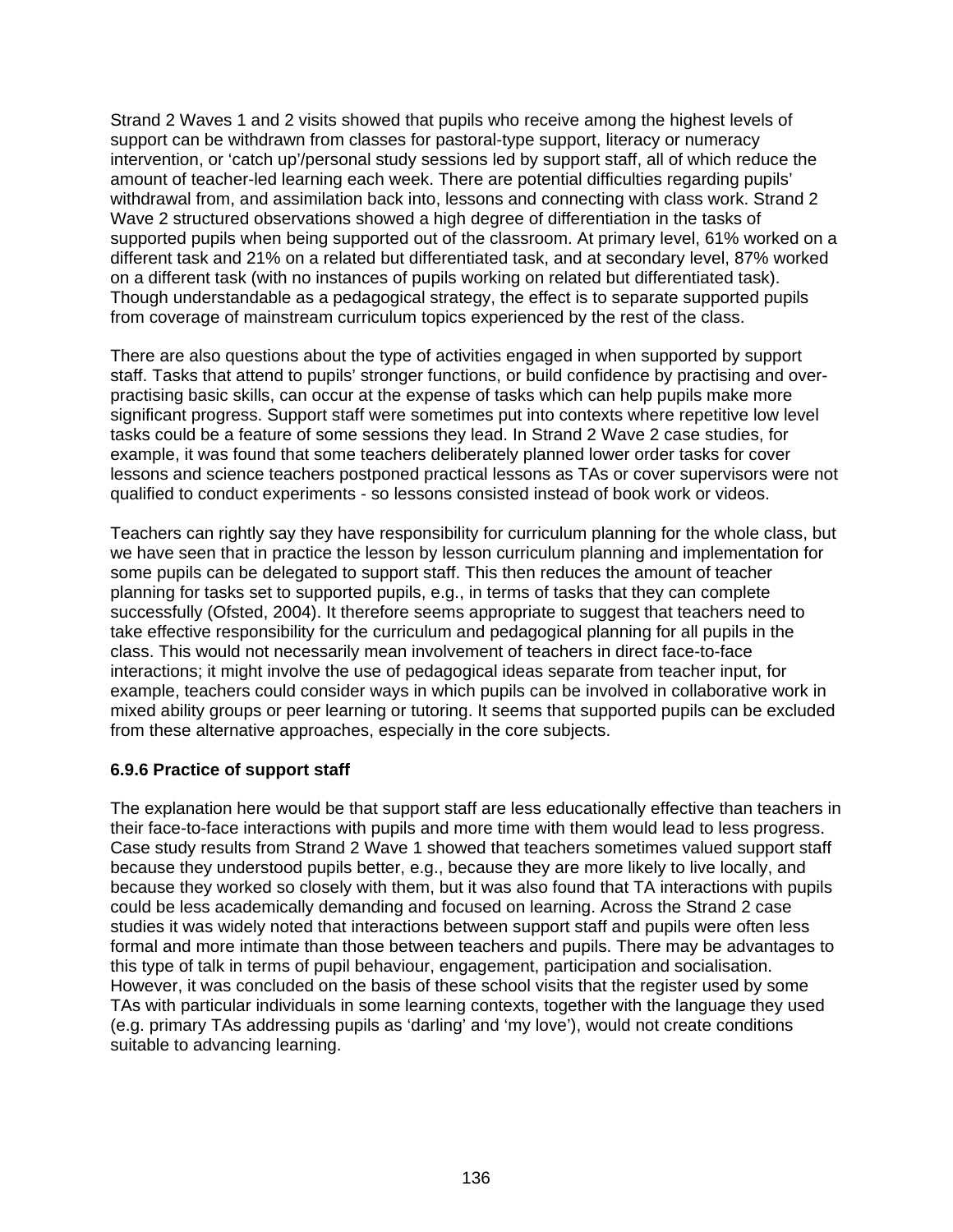Strand 2 Waves 1 and 2 visits showed that pupils who receive among the highest levels of support can be withdrawn from classes for pastoral-type support, literacy or numeracy intervention, or 'catch up'/personal study sessions led by support staff, all of which reduce the amount of teacher-led learning each week. There are potential difficulties regarding pupils' withdrawal from, and assimilation back into, lessons and connecting with class work. Strand 2 Wave 2 structured observations showed a high degree of differentiation in the tasks of supported pupils when being supported out of the classroom. At primary level, 61% worked on a different task and 21% on a related but differentiated task, and at secondary level, 87% worked on a different task (with no instances of pupils working on related but differentiated task). Though understandable as a pedagogical strategy, the effect is to separate supported pupils from coverage of mainstream curriculum topics experienced by the rest of the class.

There are also questions about the type of activities engaged in when supported by support staff. Tasks that attend to pupils' stronger functions, or build confidence by practising and over-practising basic skills, can occur at the expense of tasks which can help pupils make more significant progress. Support staff were sometimes put into contexts where repetitive low level tasks could be a feature of some sessions they lead. In Strand 2 Wave 2 case studies, for example, it was found that some teachers deliberately planned lower order tasks for cover lessons and science teachers postponed practical lessons as TAs or cover supervisors were not qualified to conduct experiments - so lessons consisted instead of book work or videos.

Teachers can rightly say they have responsibility for curriculum planning for the whole class, but we have seen that in practice the lesson by lesson curriculum planning and implementation for some pupils can be delegated to support staff. This then reduces the amount of teacher planning for tasks set to supported pupils, e.g., in terms of tasks that they can complete successfully (Ofsted, 2004). It therefore seems appropriate to suggest that teachers need to take effective responsibility for the curriculum and pedagogical planning for all pupils in the class. This would not necessarily mean involvement of teachers in direct face-to-face interactions; it might involve the use of pedagogical ideas separate from teacher input, for example, teachers could consider ways in which pupils can be involved in collaborative work in mixed ability groups or peer learning or tutoring. It seems that supported pupils can be excluded from these alternative approaches, especially in the core subjects.

### 6.9.6 Practice of support staff

The explanation here would be that support staff are less educationally effective than teachers in their face-to-face interactions with pupils and more time with them would lead to less progress. Case study results from Strand 2 Wave 1 showed that teachers sometimes valued support staff because they understood pupils better, e.g., because they are more likely to live locally, and because they worked so closely with them, but it was also found that TA interactions with pupils could be less academically demanding and focused on learning. Across the Strand 2 case studies it was widely noted that interactions between support staff and pupils were often less formal and more intimate than those between teachers and pupils. There may be advantages to this type of talk in terms of pupil behaviour, engagement, participation and socialisation. However, it was concluded on the basis of these school visits that the register used by some TAs with particular individuals in some learning contexts, together with the language they used (e.g. primary TAs addressing pupils as 'darling' and 'my love'), would not create conditions suitable to advancing learning.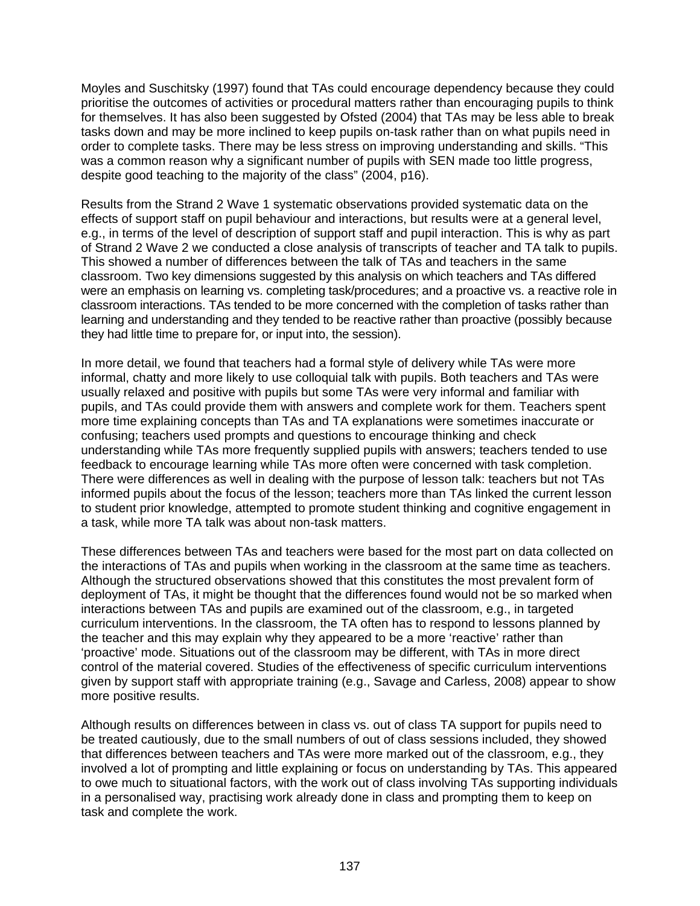Moyles and Suschitsky (1997) found that TAs could encourage dependency because they could prioritise the outcomes of activities or procedural matters rather than encouraging pupils to think for themselves. It has also been suggested by Ofsted (2004) that TAs may be less able to break tasks down and may be more inclined to keep pupils on-task rather than on what pupils need in order to complete tasks. There may be less stress on improving understanding and skills. "This was a common reason why a significant number of pupils with SEN made too little progress, despite good teaching to the majority of the class" (2004, p16).

Results from the Strand 2 Wave 1 systematic observations provided systematic data on the effects of support staff on pupil behaviour and interactions, but results were at a general level, e.g., in terms of the level of description of support staff and pupil interaction. This is why as part of Strand 2 Wave 2 we conducted a close analysis of transcripts of teacher and TA talk to pupils. This showed a number of differences between the talk of TAs and teachers in the same classroom. Two key dimensions suggested by this analysis on which teachers and TAs differed were an emphasis on learning vs. completing task/procedures; and a proactive vs. a reactive role in classroom interactions. TAs tended to be more concerned with the completion of tasks rather than learning and understanding and they tended to be reactive rather than proactive (possibly because they had little time to prepare for, or input into, the session).

In more detail, we found that teachers had a formal style of delivery while TAs were more informal, chatty and more likely to use colloquial talk with pupils. Both teachers and TAs were usually relaxed and positive with pupils but some TAs were very informal and familiar with pupils, and TAs could provide them with answers and complete work for them. Teachers spent more time explaining concepts than TAs and TA explanations were sometimes inaccurate or confusing; teachers used prompts and questions to encourage thinking and check understanding while TAs more frequently supplied pupils with answers; teachers tended to use feedback to encourage learning while TAs more often were concerned with task completion. There were differences as well in dealing with the purpose of lesson talk: teachers but not TAs informed pupils about the focus of the lesson; teachers more than TAs linked the current lesson to student prior knowledge, attempted to promote student thinking and cognitive engagement in a task, while more TA talk was about non-task matters.

These differences between TAs and teachers were based for the most part on data collected on the interactions of TAs and pupils when working in the classroom at the same time as teachers. Although the structured observations showed that this constitutes the most prevalent form of deployment of TAs, it might be thought that the differences found would not be so marked when interactions between TAs and pupils are examined out of the classroom, e.g., in targeted curriculum interventions. In the classroom, the TA often has to respond to lessons planned by the teacher and this may explain why they appeared to be a more 'reactive' rather than 'proactive' mode. Situations out of the classroom may be different, with TAs in more direct control of the material covered. Studies of the effectiveness of specific curriculum interventions given by support staff with appropriate training (e.g., Savage and Carless, 2008) appear to show more positive results.

Although results on differences between in class vs. out of class TA support for pupils need to be treated cautiously, due to the small numbers of out of class sessions included, they showed that differences between teachers and TAs were more marked out of the classroom, e.g., they involved a lot of prompting and little explaining or focus on understanding by TAs. This appeared to owe much to situational factors, with the work out of class involving TAs supporting individuals in a personalised way, practising work already done in class and prompting them to keep on task and complete the work.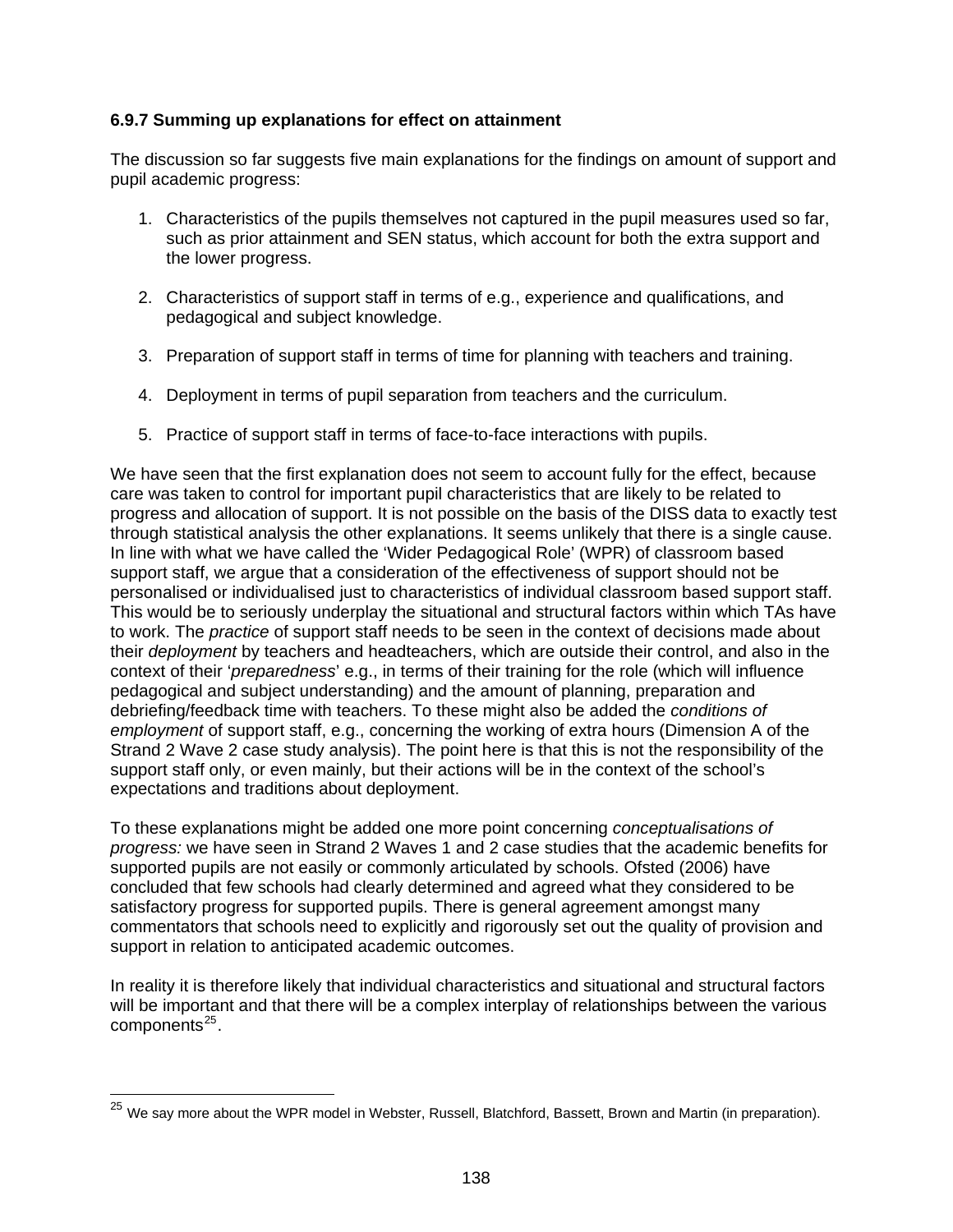### 6.9.7 Summing up explanations for effect on attainment

The discussion so far suggests five main explanations for the findings on amount of support and pupil academic progress:

1. Characteristics of the pupils themselves not captured in the pupil measures used so far, such as prior attainment and SEN status, which account for both the extra support and the lower progress.

2. Characteristics of support staff in terms of e.g., experience and qualifications, and pedagogical and subject knowledge.

3. Preparation of support staff in terms of time for planning with teachers and training.

4. Deployment in terms of pupil separation from teachers and the curriculum.

5. Practice of support staff in terms of face-to-face interactions with pupils.

We have seen that the first explanation does not seem to account fully for the effect, because care was taken to control for important pupil characteristics that are likely to be related to progress and allocation of support. It is not possible on the basis of the DISS data to exactly test through statistical analysis the other explanations. It seems unlikely that there is a single cause. In line with what we have called the 'Wider Pedagogical Role' (WPR) of classroom based support staff, we argue that a consideration of the effectiveness of support should not be personalised or individualised just to characteristics of individual classroom based support staff. This would be to seriously underplay the situational and structural factors within which TAs have to work. The *practice* of support staff needs to be seen in the context of decisions made about their *deployment* by teachers and headteachers, which are outside their control, and also in the context of their '*preparedness*' e.g., in terms of their training for the role (which will influence pedagogical and subject understanding) and the amount of planning, preparation and debriefing/feedback time with teachers. To these might also be added the *conditions of employment* of support staff, e.g., concerning the working of extra hours (Dimension A of the Strand 2 Wave 2 case study analysis). The point here is that this is not the responsibility of the support staff only, or even mainly, but their actions will be in the context of the school's expectations and traditions about deployment.

To these explanations might be added one more point concerning *conceptualisations of progress:* we have seen in Strand 2 Waves 1 and 2 case studies that the academic benefits for supported pupils are not easily or commonly articulated by schools. Ofsted (2006) have concluded that few schools had clearly determined and agreed what they considered to be satisfactory progress for supported pupils. There is general agreement amongst many commentators that schools need to explicitly and rigorously set out the quality of provision and support in relation to anticipated academic outcomes.

In reality it is therefore likely that individual characteristics and situational and structural factors will be important and that there will be a complex interplay of relationships between the various components[25].

---

[25] We say more about the WPR model in Webster, Russell, Blatchford, Bassett, Brown and Martin (in preparation).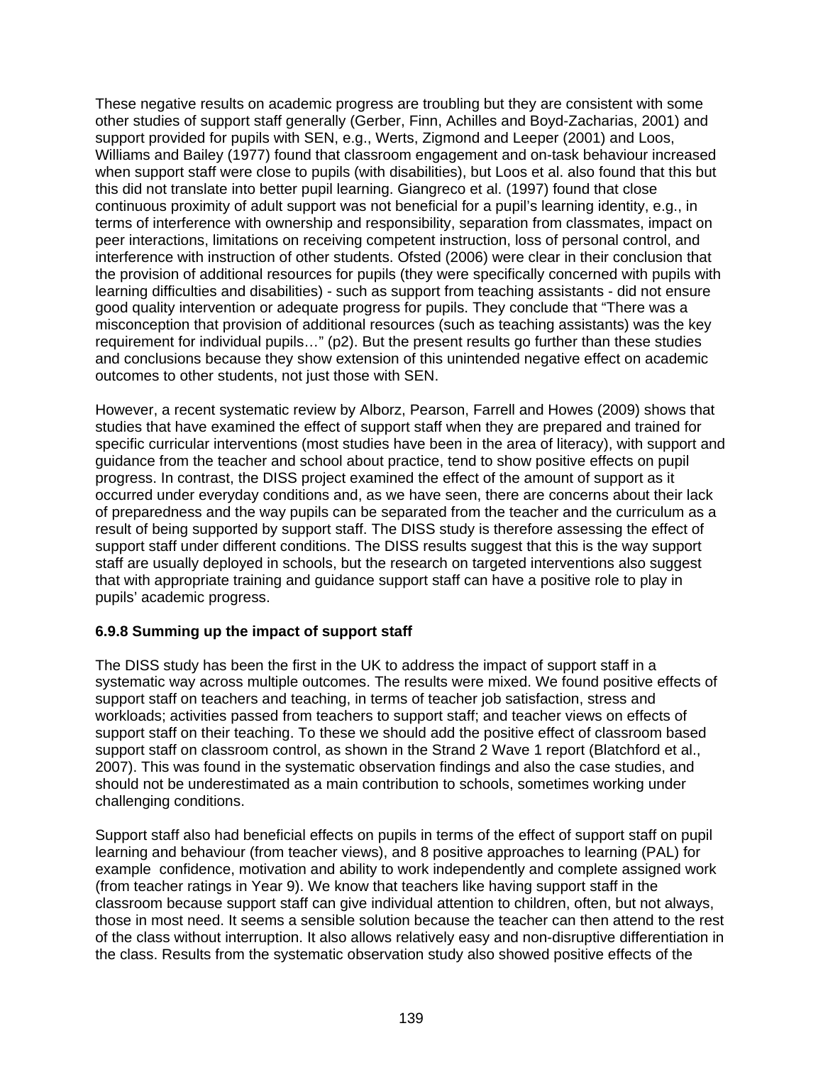These negative results on academic progress are troubling but they are consistent with some other studies of support staff generally (Gerber, Finn, Achilles and Boyd-Zacharias, 2001) and support provided for pupils with SEN, e.g., Werts, Zigmond and Leeper (2001) and Loos, Williams and Bailey (1977) found that classroom engagement and on-task behaviour increased when support staff were close to pupils (with disabilities), but Loos et al. also found that this but this did not translate into better pupil learning. Giangreco et al. (1997) found that close continuous proximity of adult support was not beneficial for a pupil's learning identity, e.g., in terms of interference with ownership and responsibility, separation from classmates, impact on peer interactions, limitations on receiving competent instruction, loss of personal control, and interference with instruction of other students. Ofsted (2006) were clear in their conclusion that the provision of additional resources for pupils (they were specifically concerned with pupils with learning difficulties and disabilities) - such as support from teaching assistants - did not ensure good quality intervention or adequate progress for pupils. They conclude that "There was a misconception that provision of additional resources (such as teaching assistants) was the key requirement for individual pupils…" (p2). But the present results go further than these studies and conclusions because they show extension of this unintended negative effect on academic outcomes to other students, not just those with SEN.

However, a recent systematic review by Alborz, Pearson, Farrell and Howes (2009) shows that studies that have examined the effect of support staff when they are prepared and trained for specific curricular interventions (most studies have been in the area of literacy), with support and guidance from the teacher and school about practice, tend to show positive effects on pupil progress. In contrast, the DISS project examined the effect of the amount of support as it occurred under everyday conditions and, as we have seen, there are concerns about their lack of preparedness and the way pupils can be separated from the teacher and the curriculum as a result of being supported by support staff. The DISS study is therefore assessing the effect of support staff under different conditions. The DISS results suggest that this is the way support staff are usually deployed in schools, but the research on targeted interventions also suggest that with appropriate training and guidance support staff can have a positive role to play in pupils' academic progress.

### 6.9.8 Summing up the impact of support staff

The DISS study has been the first in the UK to address the impact of support staff in a systematic way across multiple outcomes. The results were mixed. We found positive effects of support staff on teachers and teaching, in terms of teacher job satisfaction, stress and workloads; activities passed from teachers to support staff; and teacher views on effects of support staff on their teaching. To these we should add the positive effect of classroom based support staff on classroom control, as shown in the Strand 2 Wave 1 report (Blatchford et al., 2007). This was found in the systematic observation findings and also the case studies, and should not be underestimated as a main contribution to schools, sometimes working under challenging conditions.

Support staff also had beneficial effects on pupils in terms of the effect of support staff on pupil learning and behaviour (from teacher views), and 8 positive approaches to learning (PAL) for example confidence, motivation and ability to work independently and complete assigned work (from teacher ratings in Year 9). We know that teachers like having support staff in the classroom because support staff can give individual attention to children, often, but not always, those in most need. It seems a sensible solution because the teacher can then attend to the rest of the class without interruption. It also allows relatively easy and non-disruptive differentiation in the class. Results from the systematic observation study also showed positive effects of the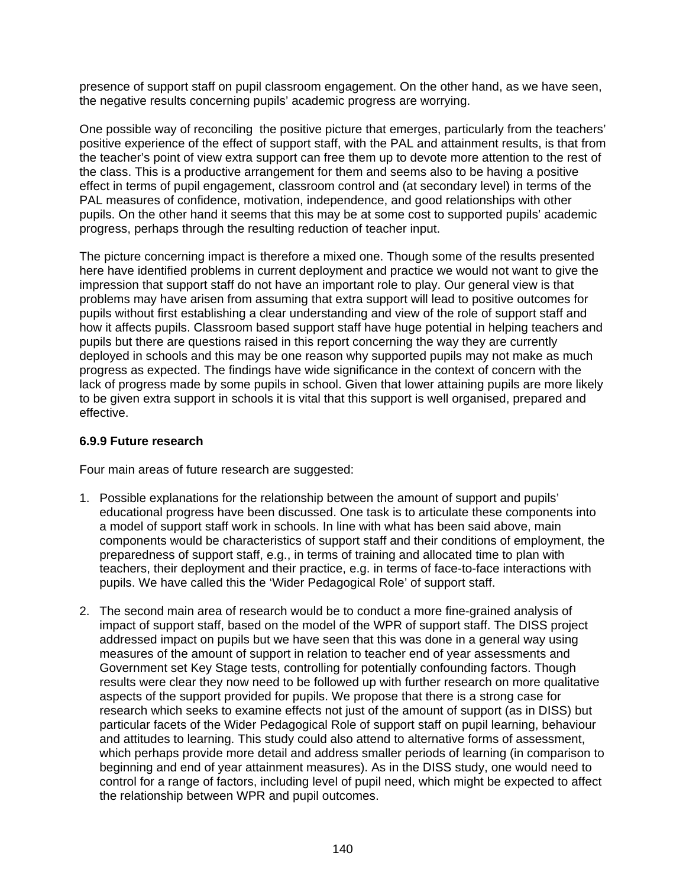presence of support staff on pupil classroom engagement. On the other hand, as we have seen, the negative results concerning pupils' academic progress are worrying.

One possible way of reconciling the positive picture that emerges, particularly from the teachers' positive experience of the effect of support staff, with the PAL and attainment results, is that from the teacher's point of view extra support can free them up to devote more attention to the rest of the class. This is a productive arrangement for them and seems also to be having a positive effect in terms of pupil engagement, classroom control and (at secondary level) in terms of the PAL measures of confidence, motivation, independence, and good relationships with other pupils. On the other hand it seems that this may be at some cost to supported pupils' academic progress, perhaps through the resulting reduction of teacher input.

The picture concerning impact is therefore a mixed one. Though some of the results presented here have identified problems in current deployment and practice we would not want to give the impression that support staff do not have an important role to play. Our general view is that problems may have arisen from assuming that extra support will lead to positive outcomes for pupils without first establishing a clear understanding and view of the role of support staff and how it affects pupils. Classroom based support staff have huge potential in helping teachers and pupils but there are questions raised in this report concerning the way they are currently deployed in schools and this may be one reason why supported pupils may not make as much progress as expected. The findings have wide significance in the context of concern with the lack of progress made by some pupils in school. Given that lower attaining pupils are more likely to be given extra support in schools it is vital that this support is well organised, prepared and effective.

#### 6.9.9 Future research

Four main areas of future research are suggested:

1. Possible explanations for the relationship between the amount of support and pupils' educational progress have been discussed. One task is to articulate these components into a model of support staff work in schools. In line with what has been said above, main components would be characteristics of support staff and their conditions of employment, the preparedness of support staff, e.g., in terms of training and allocated time to plan with teachers, their deployment and their practice, e.g. in terms of face-to-face interactions with pupils. We have called this the 'Wider Pedagogical Role' of support staff.

2. The second main area of research would be to conduct a more fine-grained analysis of impact of support staff, based on the model of the WPR of support staff. The DISS project addressed impact on pupils but we have seen that this was done in a general way using measures of the amount of support in relation to teacher end of year assessments and Government set Key Stage tests, controlling for potentially confounding factors. Though results were clear they now need to be followed up with further research on more qualitative aspects of the support provided for pupils. We propose that there is a strong case for research which seeks to examine effects not just of the amount of support (as in DISS) but particular facets of the Wider Pedagogical Role of support staff on pupil learning, behaviour and attitudes to learning. This study could also attend to alternative forms of assessment, which perhaps provide more detail and address smaller periods of learning (in comparison to beginning and end of year attainment measures). As in the DISS study, one would need to control for a range of factors, including level of pupil need, which might be expected to affect the relationship between WPR and pupil outcomes.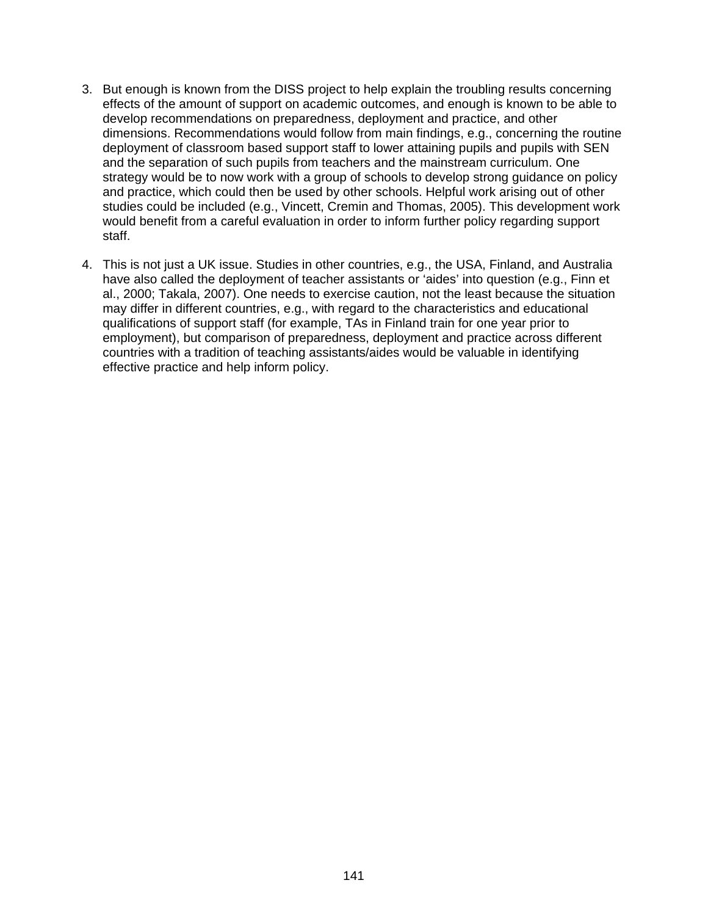3. But enough is known from the DISS project to help explain the troubling results concerning effects of the amount of support on academic outcomes, and enough is known to be able to develop recommendations on preparedness, deployment and practice, and other dimensions. Recommendations would follow from main findings, e.g., concerning the routine deployment of classroom based support staff to lower attaining pupils and pupils with SEN and the separation of such pupils from teachers and the mainstream curriculum. One strategy would be to now work with a group of schools to develop strong guidance on policy and practice, which could then be used by other schools. Helpful work arising out of other studies could be included (e.g., Vincett, Cremin and Thomas, 2005). This development work would benefit from a careful evaluation in order to inform further policy regarding support staff.

4. This is not just a UK issue. Studies in other countries, e.g., the USA, Finland, and Australia have also called the deployment of teacher assistants or 'aides' into question (e.g., Finn et al., 2000; Takala, 2007). One needs to exercise caution, not the least because the situation may differ in different countries, e.g., with regard to the characteristics and educational qualifications of support staff (for example, TAs in Finland train for one year prior to employment), but comparison of preparedness, deployment and practice across different countries with a tradition of teaching assistants/aides would be valuable in identifying effective practice and help inform policy.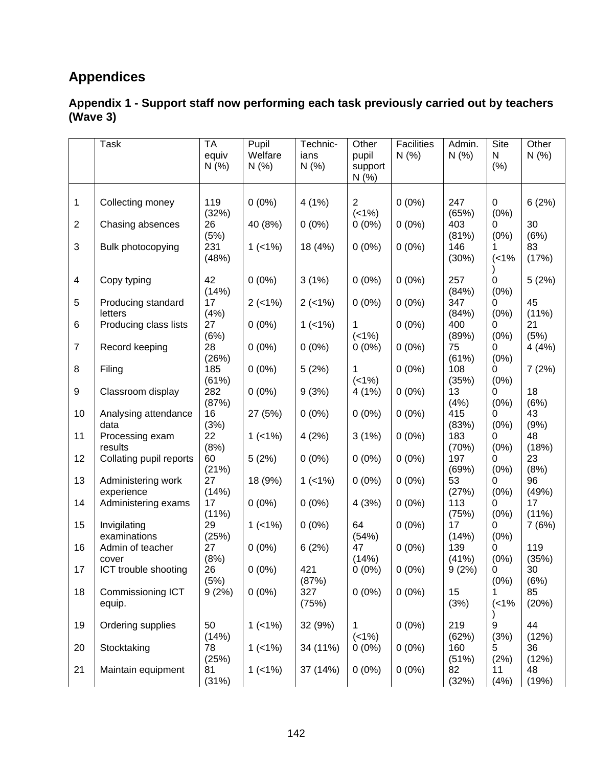# Appendices

## Appendix 1 - Support staff now performing each task previously carried out by teachers (Wave 3)

| | Task | TA equiv N (%) | Pupil Welfare N (%) | Technicians N (%) | Other pupil support N (%) | Facilities N (%) | Admin. N (%) | Site N (%) | Other N (%) |
|---|---|---|---|---|---|---|---|---|---|
| 1 | Collecting money | 119 (32%) | 0 (0%) | 4 (1%) | 2 (<1%) | 0 (0%) | 247 (65%) | 0 (0%) | 6 (2%) |
| 2 | Chasing absences | 26 (5%) | 40 (8%) | 0 (0%) | 0 (0%) | 0 (0%) | 403 (81%) | 0 (0%) | 30 (6%) |
| 3 | Bulk photocopying | 231 (48%) | 1 (<1%) | 18 (4%) | 0 (0%) | 0 (0%) | 146 (30%) | 1 (<1%) | 83 (17%) |
| 4 | Copy typing | 42 (14%) | 0 (0%) | 3 (1%) | 0 (0%) | 0 (0%) | 257 (84%) | 0 (0%) | 5 (2%) |
| 5 | Producing standard letters | 17 (4%) | 2 (<1%) | 2 (<1%) | 0 (0%) | 0 (0%) | 347 (84%) | 0 (0%) | 45 (11%) |
| 6 | Producing class lists | 27 (6%) | 0 (0%) | 1 (<1%) | 1 (<1%) | 0 (0%) | 400 (89%) | 0 (0%) | 21 (5%) |
| 7 | Record keeping | 28 (26%) | 0 (0%) | 0 (0%) | 0 (0%) | 0 (0%) | 75 (61%) | 0 (0%) | 4 (4%) |
| 8 | Filing | 185 (61%) | 0 (0%) | 5 (2%) | 1 (<1%) | 0 (0%) | 108 (35%) | 0 (0%) | 7 (2%) |
| 9 | Classroom display | 282 (87%) | 0 (0%) | 9 (3%) | 4 (1%) | 0 (0%) | 13 (4%) | 0 (0%) | 18 (6%) |
| 10 | Analysing attendance data | 16 (3%) | 27 (5%) | 0 (0%) | 0 (0%) | 0 (0%) | 415 (83%) | 0 (0%) | 43 (9%) |
| 11 | Processing exam results | 22 (8%) | 1 (<1%) | 4 (2%) | 3 (1%) | 0 (0%) | 183 (70%) | 0 (0%) | 48 (18%) |
| 12 | Collating pupil reports | 60 (21%) | 5 (2%) | 0 (0%) | 0 (0%) | 0 (0%) | 197 (69%) | 0 (0%) | 23 (8%) |
| 13 | Administering work experience | 27 (14%) | 18 (9%) | 1 (<1%) | 0 (0%) | 0 (0%) | 53 (27%) | 0 (0%) | 96 (49%) |
| 14 | Administering exams | 17 (11%) | 0 (0%) | 0 (0%) | 4 (3%) | 0 (0%) | 113 (75%) | 0 (0%) | 17 (11%) |
| 15 | Invigilating examinations | 29 (25%) | 1 (<1%) | 0 (0%) | 64 (54%) | 0 (0%) | 17 (14%) | 0 (0%) | 7 (6%) |
| 16 | Admin of teacher cover | 27 (8%) | 0 (0%) | 6 (2%) | 47 (14%) | 0 (0%) | 139 (41%) | 0 (0%) | 119 (35%) |
| 17 | ICT trouble shooting | 26 (5%) | 0 (0%) | 421 (87%) | 0 (0%) | 0 (0%) | 9 (2%) | 0 (0%) | 30 (6%) |
| 18 | Commissioning ICT equip. | 9 (2%) | 0 (0%) | 327 (75%) | 0 (0%) | 0 (0%) | 15 (3%) | 1 (<1%) | 85 (20%) |
| 19 | Ordering supplies | 50 (14%) | 1 (<1%) | 32 (9%) | 1 (<1%) | 0 (0%) | 219 (62%) | 9 (3%) | 44 (12%) |
| 20 | Stocktaking | 78 (25%) | 1 (<1%) | 34 (11%) | 0 (0%) | 0 (0%) | 160 (51%) | 5 (2%) | 36 (12%) |
| 21 | Maintain equipment | 81 (31%) | 1 (<1%) | 37 (14%) | 0 (0%) | 0 (0%) | 82 (32%) | 11 (4%) | 48 (19%) |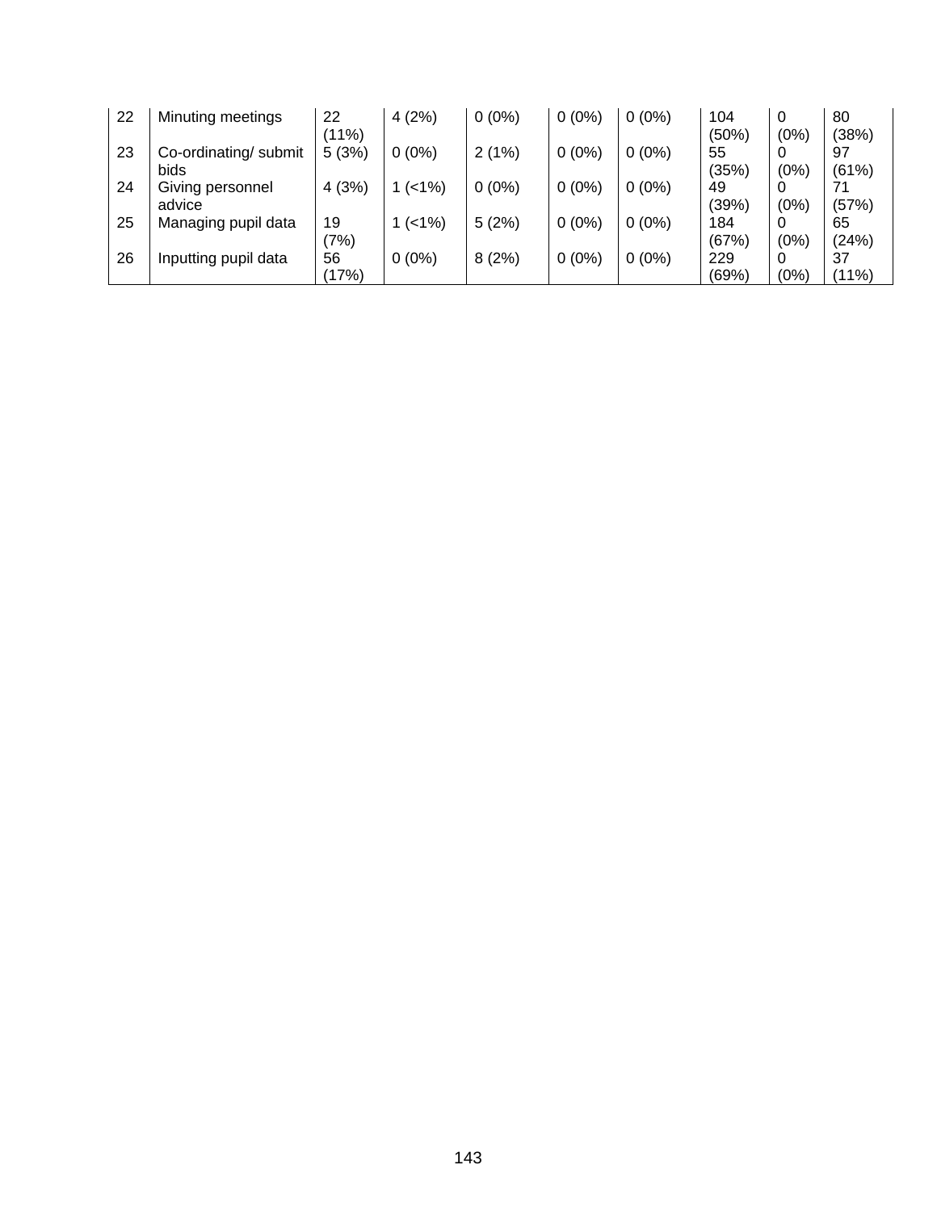| | | | | | | | | | |
|---|---|---|---|---|---|---|---|---|---|
| 22 | Minuting meetings | 22 (11%) | 4 (2%) | 0 (0%) | 0 (0%) | 0 (0%) | 104 (50%) | 0 (0%) | 80 (38%) |
| 23 | Co-ordinating/ submit bids | 5 (3%) | 0 (0%) | 2 (1%) | 0 (0%) | 0 (0%) | 55 (35%) | 0 (0%) | 97 (61%) |
| 24 | Giving personnel advice | 4 (3%) | 1 (<1%) | 0 (0%) | 0 (0%) | 0 (0%) | 49 (39%) | 0 (0%) | 71 (57%) |
| 25 | Managing pupil data | 19 (7%) | 1 (<1%) | 5 (2%) | 0 (0%) | 0 (0%) | 184 (67%) | 0 (0%) | 65 (24%) |
| 26 | Inputting pupil data | 56 (17%) | 0 (0%) | 8 (2%) | 0 (0%) | 0 (0%) | 229 (69%) | 0 (0%) | 37 (11%) |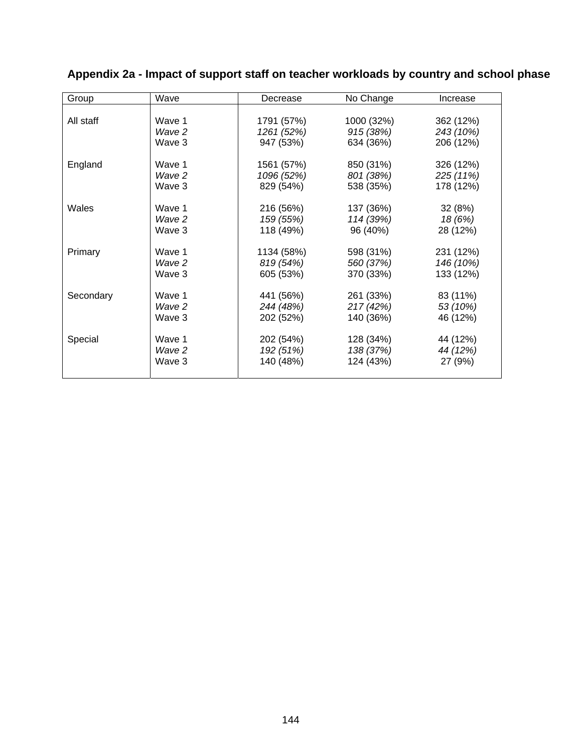### Appendix 2a - Impact of support staff on teacher workloads by country and school phase

| Group | Wave | Decrease | No Change | Increase |
|---|---|---|---|---|
| All staff | Wave 1 | 1791 (57%) | 1000 (32%) | 362 (12%) |
| | *Wave 2* | *1261 (52%)* | *915 (38%)* | *243 (10%)* |
| | Wave 3 | 947 (53%) | 634 (36%) | 206 (12%) |
| England | Wave 1 | 1561 (57%) | 850 (31%) | 326 (12%) |
| | *Wave 2* | *1096 (52%)* | *801 (38%)* | *225 (11%)* |
| | Wave 3 | 829 (54%) | 538 (35%) | 178 (12%) |
| Wales | Wave 1 | 216 (56%) | 137 (36%) | 32 (8%) |
| | *Wave 2* | *159 (55%)* | *114 (39%)* | *18 (6%)* |
| | Wave 3 | 118 (49%) | 96 (40%) | 28 (12%) |
| Primary | Wave 1 | 1134 (58%) | 598 (31%) | 231 (12%) |
| | *Wave 2* | *819 (54%)* | *560 (37%)* | *146 (10%)* |
| | Wave 3 | 605 (53%) | 370 (33%) | 133 (12%) |
| Secondary | Wave 1 | 441 (56%) | 261 (33%) | 83 (11%) |
| | *Wave 2* | *244 (48%)* | *217 (42%)* | *53 (10%)* |
| | Wave 3 | 202 (52%) | 140 (36%) | 46 (12%) |
| Special | Wave 1 | 202 (54%) | 128 (34%) | 44 (12%) |
| | *Wave 2* | *192 (51%)* | *138 (37%)* | *44 (12%)* |
| | Wave 3 | 140 (48%) | 124 (43%) | 27 (9%) |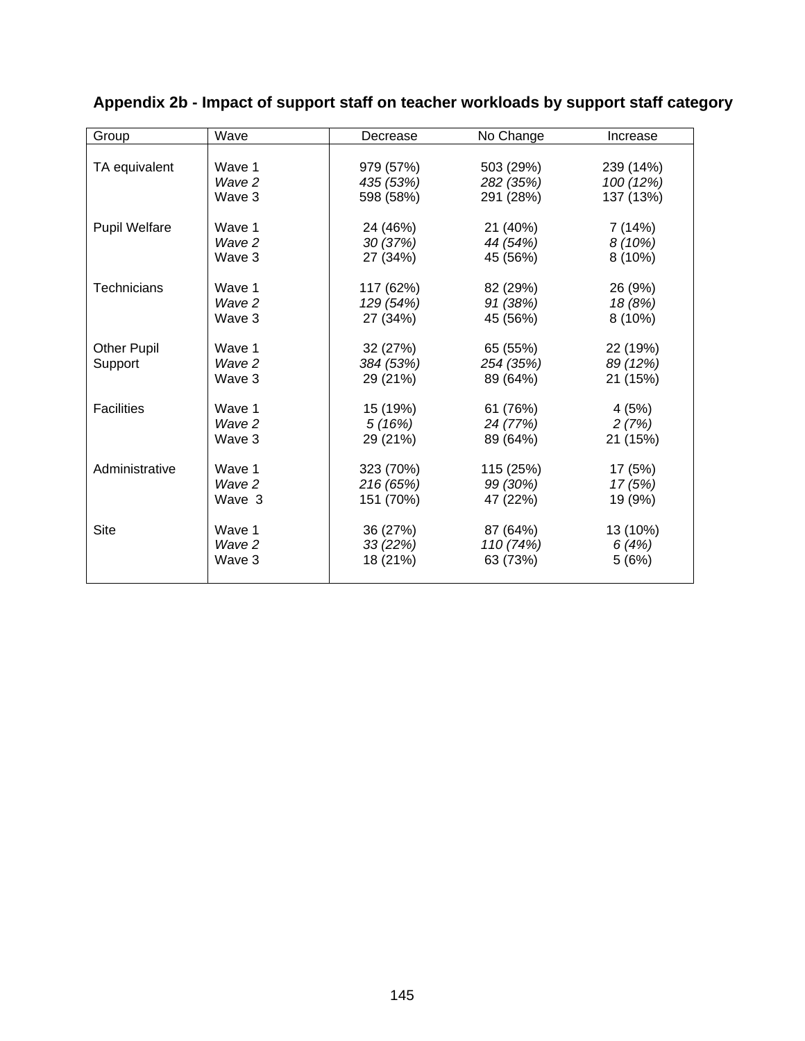# Appendix 2b - Impact of support staff on teacher workloads by support staff category

| Group | Wave | Decrease | No Change | Increase |
|---|---|---|---|---|
| TA equivalent | Wave 1 | 979 (57%) | 503 (29%) | 239 (14%) |
| | *Wave 2* | *435 (53%)* | *282 (35%)* | *100 (12%)* |
| | Wave 3 | 598 (58%) | 291 (28%) | 137 (13%) |
| Pupil Welfare | Wave 1 | 24 (46%) | 21 (40%) | 7 (14%) |
| | *Wave 2* | *30 (37%)* | *44 (54%)* | *8 (10%)* |
| | Wave 3 | 27 (34%) | 45 (56%) | 8 (10%) |
| Technicians | Wave 1 | 117 (62%) | 82 (29%) | 26 (9%) |
| | *Wave 2* | *129 (54%)* | *91 (38%)* | *18 (8%)* |
| | Wave 3 | 27 (34%) | 45 (56%) | 8 (10%) |
| Other Pupil Support | Wave 1 | 32 (27%) | 65 (55%) | 22 (19%) |
| | *Wave 2* | *384 (53%)* | *254 (35%)* | *89 (12%)* |
| | Wave 3 | 29 (21%) | 89 (64%) | 21 (15%) |
| Facilities | Wave 1 | 15 (19%) | 61 (76%) | 4 (5%) |
| | *Wave 2* | *5 (16%)* | *24 (77%)* | *2 (7%)* |
| | Wave 3 | 29 (21%) | 89 (64%) | 21 (15%) |
| Administrative | Wave 1 | 323 (70%) | 115 (25%) | 17 (5%) |
| | *Wave 2* | *216 (65%)* | *99 (30%)* | *17 (5%)* |
| | Wave 3 | 151 (70%) | 47 (22%) | 19 (9%) |
| Site | Wave 1 | 36 (27%) | 87 (64%) | 13 (10%) |
| | *Wave 2* | *33 (22%)* | *110 (74%)* | *6 (4%)* |
| | Wave 3 | 18 (21%) | 63 (73%) | 5 (6%) |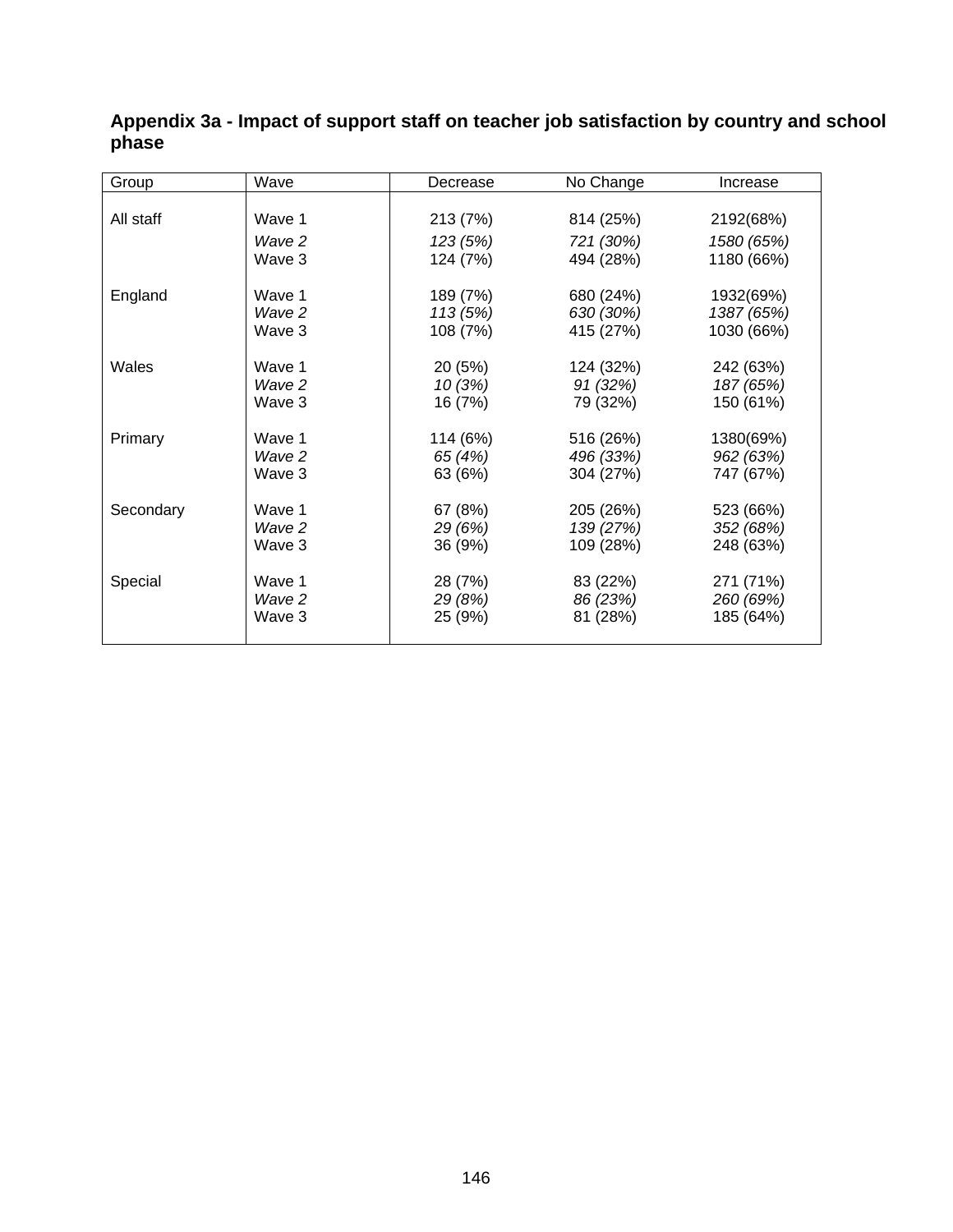**Appendix 3a - Impact of support staff on teacher job satisfaction by country and school phase**

| Group | Wave | Decrease | No Change | Increase |
|---|---|---|---|---|
| All staff | Wave 1 | 213 (7%) | 814 (25%) | 2192(68%) |
| | *Wave 2* | *123 (5%)* | *721 (30%)* | *1580 (65%)* |
| | Wave 3 | 124 (7%) | 494 (28%) | 1180 (66%) |
| England | Wave 1 | 189 (7%) | 680 (24%) | 1932(69%) |
| | *Wave 2* | *113 (5%)* | *630 (30%)* | *1387 (65%)* |
| | Wave 3 | 108 (7%) | 415 (27%) | 1030 (66%) |
| Wales | Wave 1 | 20 (5%) | 124 (32%) | 242 (63%) |
| | *Wave 2* | *10 (3%)* | *91 (32%)* | *187 (65%)* |
| | Wave 3 | 16 (7%) | 79 (32%) | 150 (61%) |
| Primary | Wave 1 | 114 (6%) | 516 (26%) | 1380(69%) |
| | *Wave 2* | *65 (4%)* | *496 (33%)* | *962 (63%)* |
| | Wave 3 | 63 (6%) | 304 (27%) | 747 (67%) |
| Secondary | Wave 1 | 67 (8%) | 205 (26%) | 523 (66%) |
| | *Wave 2* | *29 (6%)* | *139 (27%)* | *352 (68%)* |
| | Wave 3 | 36 (9%) | 109 (28%) | 248 (63%) |
| Special | Wave 1 | 28 (7%) | 83 (22%) | 271 (71%) |
| | *Wave 2* | *29 (8%)* | *86 (23%)* | *260 (69%)* |
| | Wave 3 | 25 (9%) | 81 (28%) | 185 (64%) |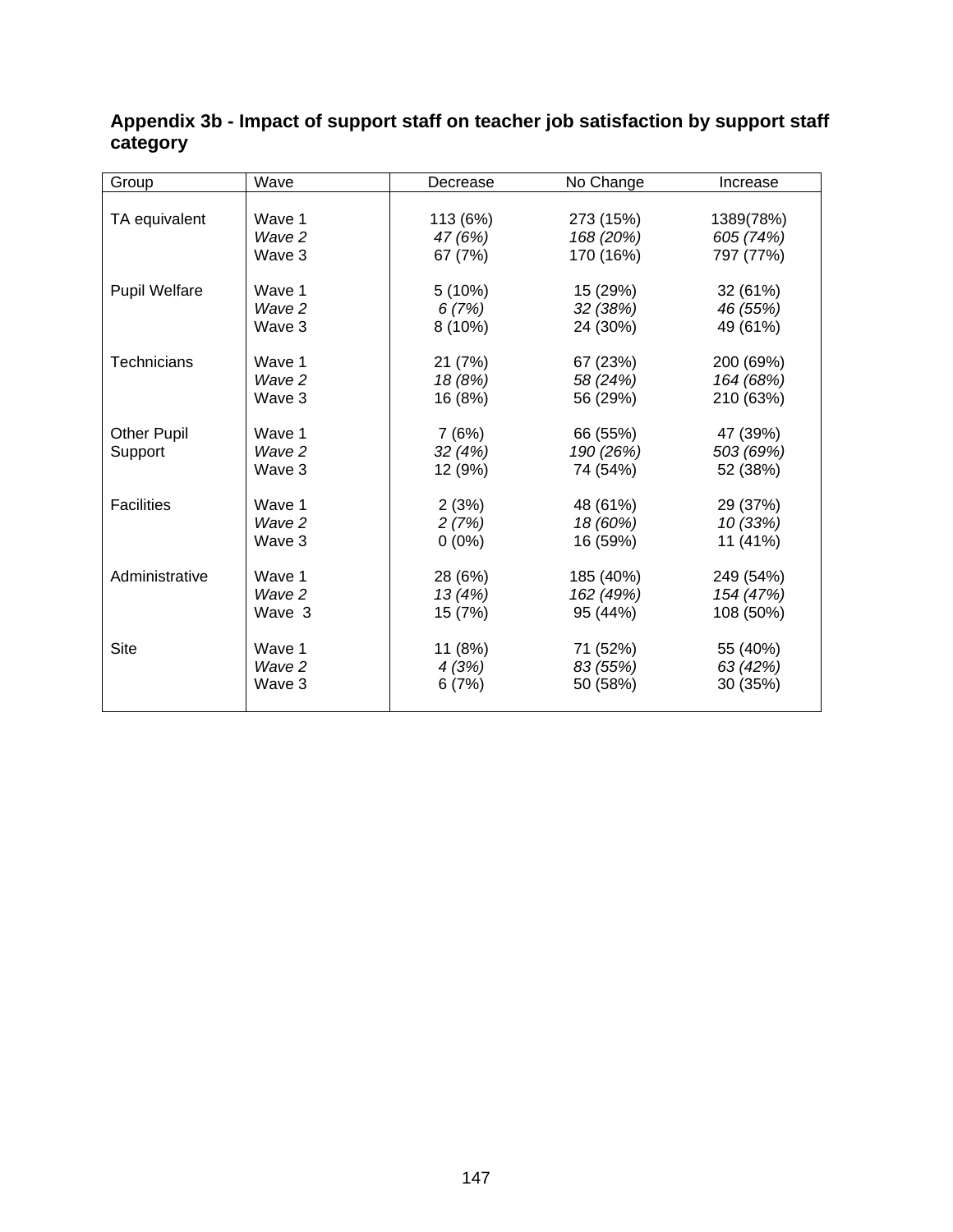**Appendix 3b - Impact of support staff on teacher job satisfaction by support staff category**

| Group | Wave | Decrease | No Change | Increase |
|---|---|---|---|---|
| TA equivalent | Wave 1 | 113 (6%) | 273 (15%) | 1389(78%) |
| | *Wave 2* | *47 (6%)* | *168 (20%)* | *605 (74%)* |
| | Wave 3 | 67 (7%) | 170 (16%) | 797 (77%) |
| Pupil Welfare | Wave 1 | 5 (10%) | 15 (29%) | 32 (61%) |
| | *Wave 2* | *6 (7%)* | *32 (38%)* | *46 (55%)* |
| | Wave 3 | 8 (10%) | 24 (30%) | 49 (61%) |
| Technicians | Wave 1 | 21 (7%) | 67 (23%) | 200 (69%) |
| | *Wave 2* | *18 (8%)* | *58 (24%)* | *164 (68%)* |
| | Wave 3 | 16 (8%) | 56 (29%) | 210 (63%) |
| Other Pupil Support | Wave 1 | 7 (6%) | 66 (55%) | 47 (39%) |
| | *Wave 2* | *32 (4%)* | *190 (26%)* | *503 (69%)* |
| | Wave 3 | 12 (9%) | 74 (54%) | 52 (38%) |
| Facilities | Wave 1 | 2 (3%) | 48 (61%) | 29 (37%) |
| | *Wave 2* | *2 (7%)* | *18 (60%)* | *10 (33%)* |
| | Wave 3 | 0 (0%) | 16 (59%) | 11 (41%) |
| Administrative | Wave 1 | 28 (6%) | 185 (40%) | 249 (54%) |
| | *Wave 2* | *13 (4%)* | *162 (49%)* | *154 (47%)* |
| | Wave 3 | 15 (7%) | 95 (44%) | 108 (50%) |
| Site | Wave 1 | 11 (8%) | 71 (52%) | 55 (40%) |
| | *Wave 2* | *4 (3%)* | *83 (55%)* | *63 (42%)* |
| | Wave 3 | 6 (7%) | 50 (58%) | 30 (35%) |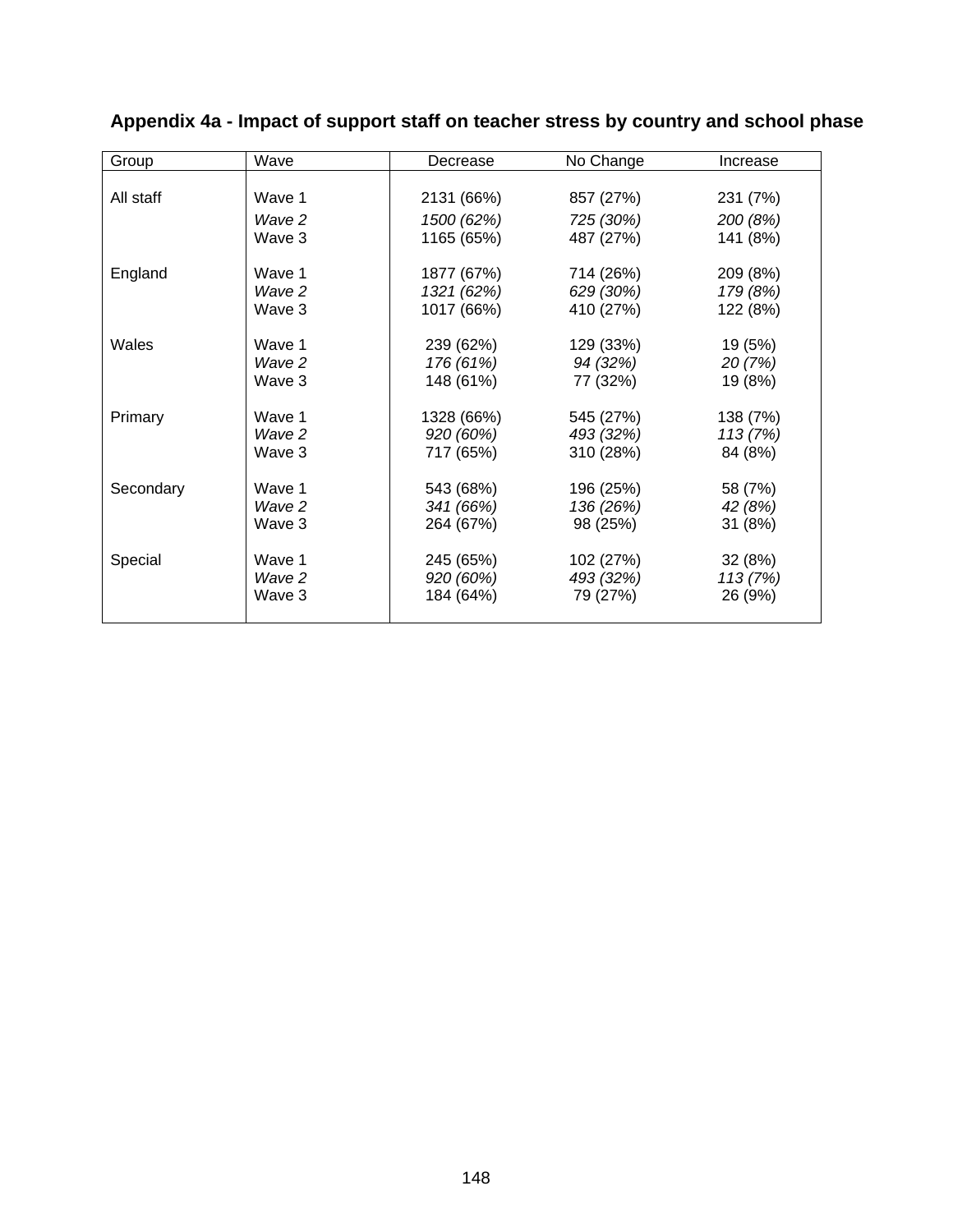**Appendix 4a - Impact of support staff on teacher stress by country and school phase**

| Group | Wave | Decrease | No Change | Increase |
|---|---|---|---|---|
| All staff | Wave 1 | 2131 (66%) | 857 (27%) | 231 (7%) |
| | *Wave 2* | *1500 (62%)* | *725 (30%)* | *200 (8%)* |
| | Wave 3 | 1165 (65%) | 487 (27%) | 141 (8%) |
| England | Wave 1 | 1877 (67%) | 714 (26%) | 209 (8%) |
| | *Wave 2* | *1321 (62%)* | *629 (30%)* | *179 (8%)* |
| | Wave 3 | 1017 (66%) | 410 (27%) | 122 (8%) |
| Wales | Wave 1 | 239 (62%) | 129 (33%) | 19 (5%) |
| | *Wave 2* | *176 (61%)* | *94 (32%)* | *20 (7%)* |
| | Wave 3 | 148 (61%) | 77 (32%) | 19 (8%) |
| Primary | Wave 1 | 1328 (66%) | 545 (27%) | 138 (7%) |
| | *Wave 2* | *920 (60%)* | *493 (32%)* | *113 (7%)* |
| | Wave 3 | 717 (65%) | 310 (28%) | 84 (8%) |
| Secondary | Wave 1 | 543 (68%) | 196 (25%) | 58 (7%) |
| | *Wave 2* | *341 (66%)* | *136 (26%)* | *42 (8%)* |
| | Wave 3 | 264 (67%) | 98 (25%) | 31 (8%) |
| Special | Wave 1 | 245 (65%) | 102 (27%) | 32 (8%) |
| | *Wave 2* | *920 (60%)* | *493 (32%)* | *113 (7%)* |
| | Wave 3 | 184 (64%) | 79 (27%) | 26 (9%) |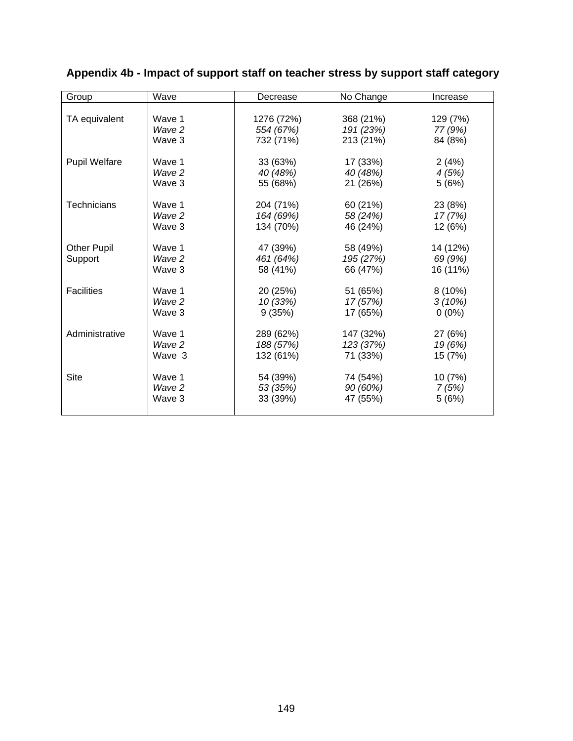## Appendix 4b - Impact of support staff on teacher stress by support staff category

| Group | Wave | Decrease | No Change | Increase |
|---|---|---|---|---|
| TA equivalent | Wave 1 | 1276 (72%) | 368 (21%) | 129 (7%) |
| | *Wave 2* | *554 (67%)* | *191 (23%)* | *77 (9%)* |
| | Wave 3 | 732 (71%) | 213 (21%) | 84 (8%) |
| Pupil Welfare | Wave 1 | 33 (63%) | 17 (33%) | 2 (4%) |
| | *Wave 2* | *40 (48%)* | *40 (48%)* | *4 (5%)* |
| | Wave 3 | 55 (68%) | 21 (26%) | 5 (6%) |
| Technicians | Wave 1 | 204 (71%) | 60 (21%) | 23 (8%) |
| | *Wave 2* | *164 (69%)* | *58 (24%)* | *17 (7%)* |
| | Wave 3 | 134 (70%) | 46 (24%) | 12 (6%) |
| Other Pupil Support | Wave 1 | 47 (39%) | 58 (49%) | 14 (12%) |
| | *Wave 2* | *461 (64%)* | *195 (27%)* | *69 (9%)* |
| | Wave 3 | 58 (41%) | 66 (47%) | 16 (11%) |
| Facilities | Wave 1 | 20 (25%) | 51 (65%) | 8 (10%) |
| | *Wave 2* | *10 (33%)* | *17 (57%)* | *3 (10%)* |
| | Wave 3 | 9 (35%) | 17 (65%) | 0 (0%) |
| Administrative | Wave 1 | 289 (62%) | 147 (32%) | 27 (6%) |
| | *Wave 2* | *188 (57%)* | *123 (37%)* | *19 (6%)* |
| | Wave 3 | 132 (61%) | 71 (33%) | 15 (7%) |
| Site | Wave 1 | 54 (39%) | 74 (54%) | 10 (7%) |
| | *Wave 2* | *53 (35%)* | *90 (60%)* | *7 (5%)* |
| | Wave 3 | 33 (39%) | 47 (55%) | 5 (6%) |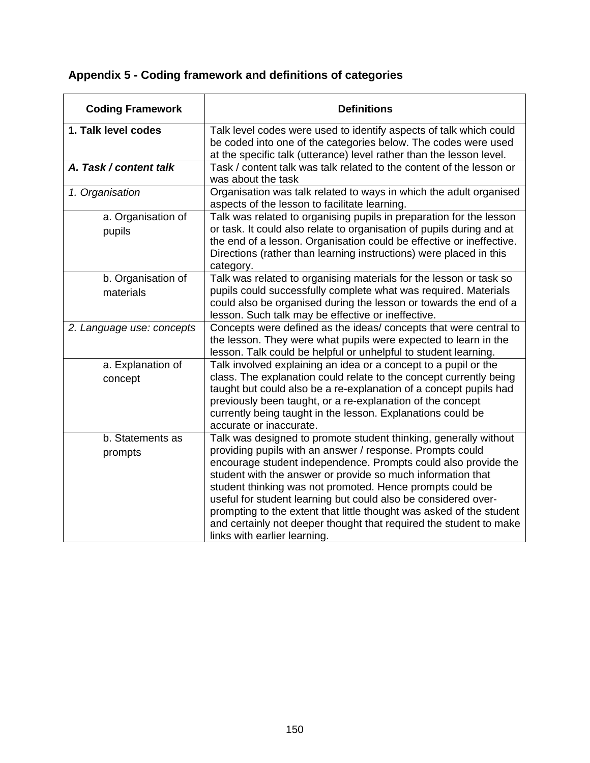## Appendix 5 - Coding framework and definitions of categories

| Coding Framework | Definitions |
|---|---|
| **1. Talk level codes** | Talk level codes were used to identify aspects of talk which could be coded into one of the categories below. The codes were used at the specific talk (utterance) level rather than the lesson level. |
| ***A. Task / content talk*** | Task / content talk was talk related to the content of the lesson or was about the task |
| *1. Organisation* | Organisation was talk related to ways in which the adult organised aspects of the lesson to facilitate learning. |
| a. Organisation of pupils | Talk was related to organising pupils in preparation for the lesson or task. It could also relate to organisation of pupils during and at the end of a lesson. Organisation could be effective or ineffective. Directions (rather than learning instructions) were placed in this category. |
| b. Organisation of materials | Talk was related to organising materials for the lesson or task so pupils could successfully complete what was required. Materials could also be organised during the lesson or towards the end of a lesson. Such talk may be effective or ineffective. |
| *2. Language use: concepts* | Concepts were defined as the ideas/ concepts that were central to the lesson. They were what pupils were expected to learn in the lesson. Talk could be helpful or unhelpful to student learning. |
| a. Explanation of concept | Talk involved explaining an idea or a concept to a pupil or the class. The explanation could relate to the concept currently being taught but could also be a re-explanation of a concept pupils had previously been taught, or a re-explanation of the concept currently being taught in the lesson. Explanations could be accurate or inaccurate. |
| b. Statements as prompts | Talk was designed to promote student thinking, generally without providing pupils with an answer / response. Prompts could encourage student independence. Prompts could also provide the student with the answer or provide so much information that student thinking was not promoted. Hence prompts could be useful for student learning but could also be considered over-prompting to the extent that little thought was asked of the student and certainly not deeper thought that required the student to make links with earlier learning. |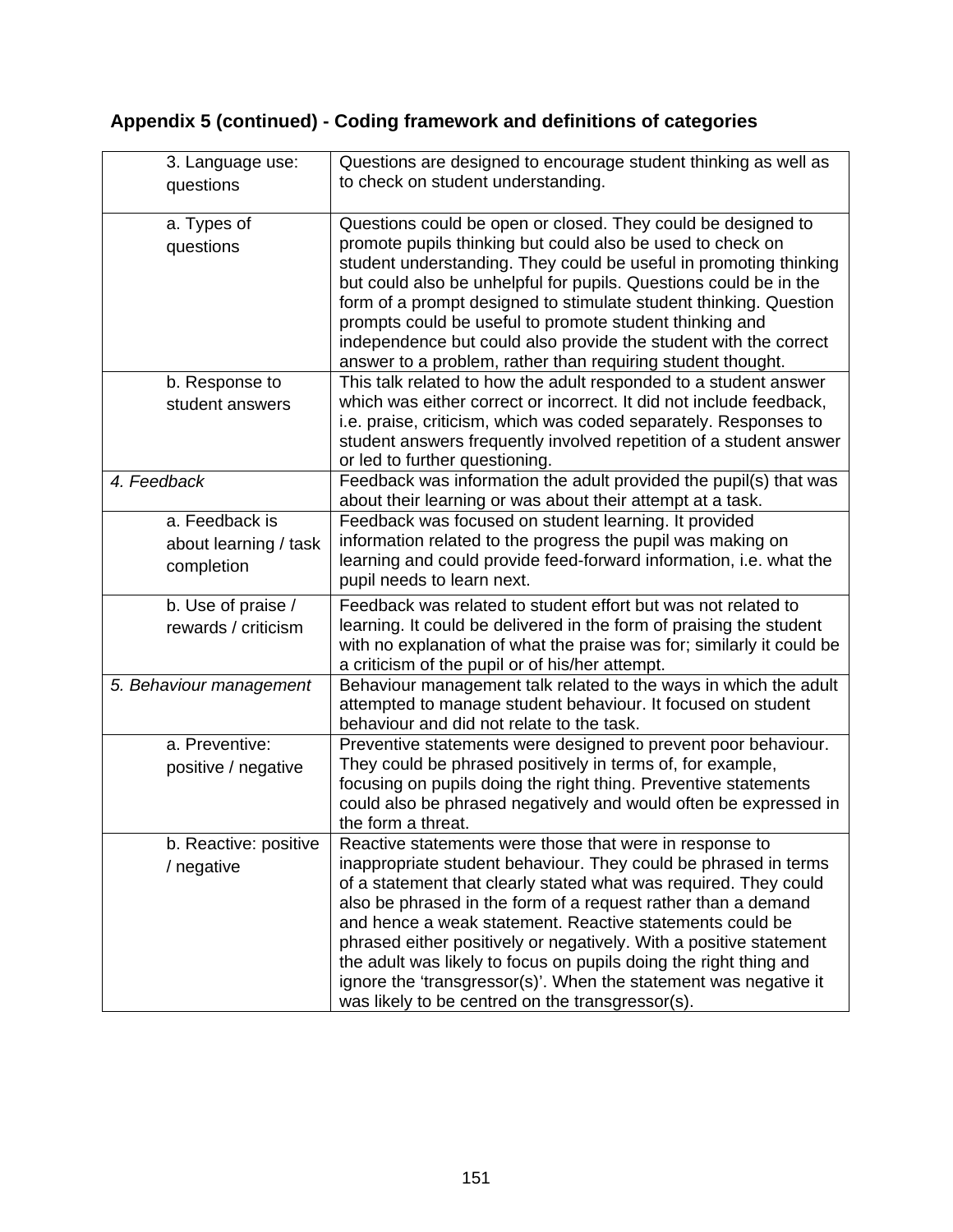**Appendix 5 (continued) - Coding framework and definitions of categories**

| | |
|---|---|
| 3. Language use: questions | Questions are designed to encourage student thinking as well as to check on student understanding. |
| a. Types of questions | Questions could be open or closed. They could be designed to promote pupils thinking but could also be used to check on student understanding. They could be useful in promoting thinking but could also be unhelpful for pupils. Questions could be in the form of a prompt designed to stimulate student thinking. Question prompts could be useful to promote student thinking and independence but could also provide the student with the correct answer to a problem, rather than requiring student thought. |
| b. Response to student answers | This talk related to how the adult responded to a student answer which was either correct or incorrect. It did not include feedback, i.e. praise, criticism, which was coded separately. Responses to student answers frequently involved repetition of a student answer or led to further questioning. |
| *4. Feedback* | Feedback was information the adult provided the pupil(s) that was about their learning or was about their attempt at a task. |
| a. Feedback is about learning / task completion | Feedback was focused on student learning. It provided information related to the progress the pupil was making on learning and could provide feed-forward information, i.e. what the pupil needs to learn next. |
| b. Use of praise / rewards / criticism | Feedback was related to student effort but was not related to learning. It could be delivered in the form of praising the student with no explanation of what the praise was for; similarly it could be a criticism of the pupil or of his/her attempt. |
| *5. Behaviour management* | Behaviour management talk related to the ways in which the adult attempted to manage student behaviour. It focused on student behaviour and did not relate to the task. |
| a. Preventive: positive / negative | Preventive statements were designed to prevent poor behaviour. They could be phrased positively in terms of, for example, focusing on pupils doing the right thing. Preventive statements could also be phrased negatively and would often be expressed in the form a threat. |
| b. Reactive: positive / negative | Reactive statements were those that were in response to inappropriate student behaviour. They could be phrased in terms of a statement that clearly stated what was required. They could also be phrased in the form of a request rather than a demand and hence a weak statement. Reactive statements could be phrased either positively or negatively. With a positive statement the adult was likely to focus on pupils doing the right thing and ignore the 'transgressor(s)'. When the statement was negative it was likely to be centred on the transgressor(s). |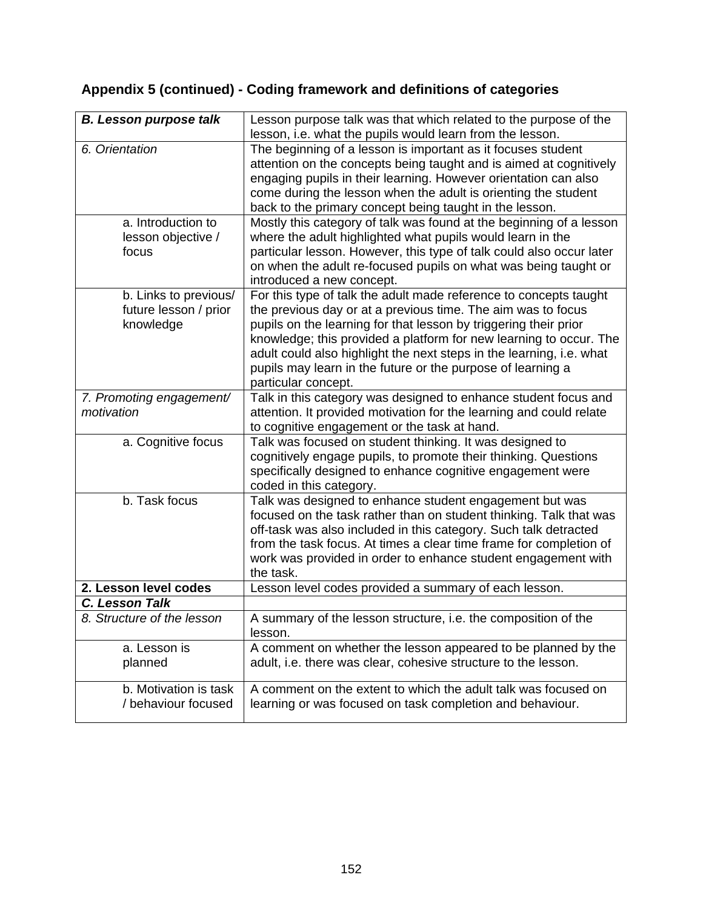## Appendix 5 (continued) - Coding framework and definitions of categories

| ***B. Lesson purpose talk*** | Lesson purpose talk was that which related to the purpose of the lesson, i.e. what the pupils would learn from the lesson. |
|---|---|
| *6. Orientation* | The beginning of a lesson is important as it focuses student attention on the concepts being taught and is aimed at cognitively engaging pupils in their learning. However orientation can also come during the lesson when the adult is orienting the student back to the primary concept being taught in the lesson. |
| a. Introduction to lesson objective / focus | Mostly this category of talk was found at the beginning of a lesson where the adult highlighted what pupils would learn in the particular lesson. However, this type of talk could also occur later on when the adult re-focused pupils on what was being taught or introduced a new concept. |
| b. Links to previous/ future lesson / prior knowledge | For this type of talk the adult made reference to concepts taught the previous day or at a previous time. The aim was to focus pupils on the learning for that lesson by triggering their prior knowledge; this provided a platform for new learning to occur. The adult could also highlight the next steps in the learning, i.e. what pupils may learn in the future or the purpose of learning a particular concept. |
| *7. Promoting engagement/ motivation* | Talk in this category was designed to enhance student focus and attention. It provided motivation for the learning and could relate to cognitive engagement or the task at hand. |
| a. Cognitive focus | Talk was focused on student thinking. It was designed to cognitively engage pupils, to promote their thinking. Questions specifically designed to enhance cognitive engagement were coded in this category. |
| b. Task focus | Talk was designed to enhance student engagement but was focused on the task rather than on student thinking. Talk that was off-task was also included in this category. Such talk detracted from the task focus. At times a clear time frame for completion of work was provided in order to enhance student engagement with the task. |
| **2. Lesson level codes** | Lesson level codes provided a summary of each lesson. |
| ***C. Lesson Talk*** | |
| *8. Structure of the lesson* | A summary of the lesson structure, i.e. the composition of the lesson. |
| a. Lesson is planned | A comment on whether the lesson appeared to be planned by the adult, i.e. there was clear, cohesive structure to the lesson. |
| b. Motivation is task / behaviour focused | A comment on the extent to which the adult talk was focused on learning or was focused on task completion and behaviour. |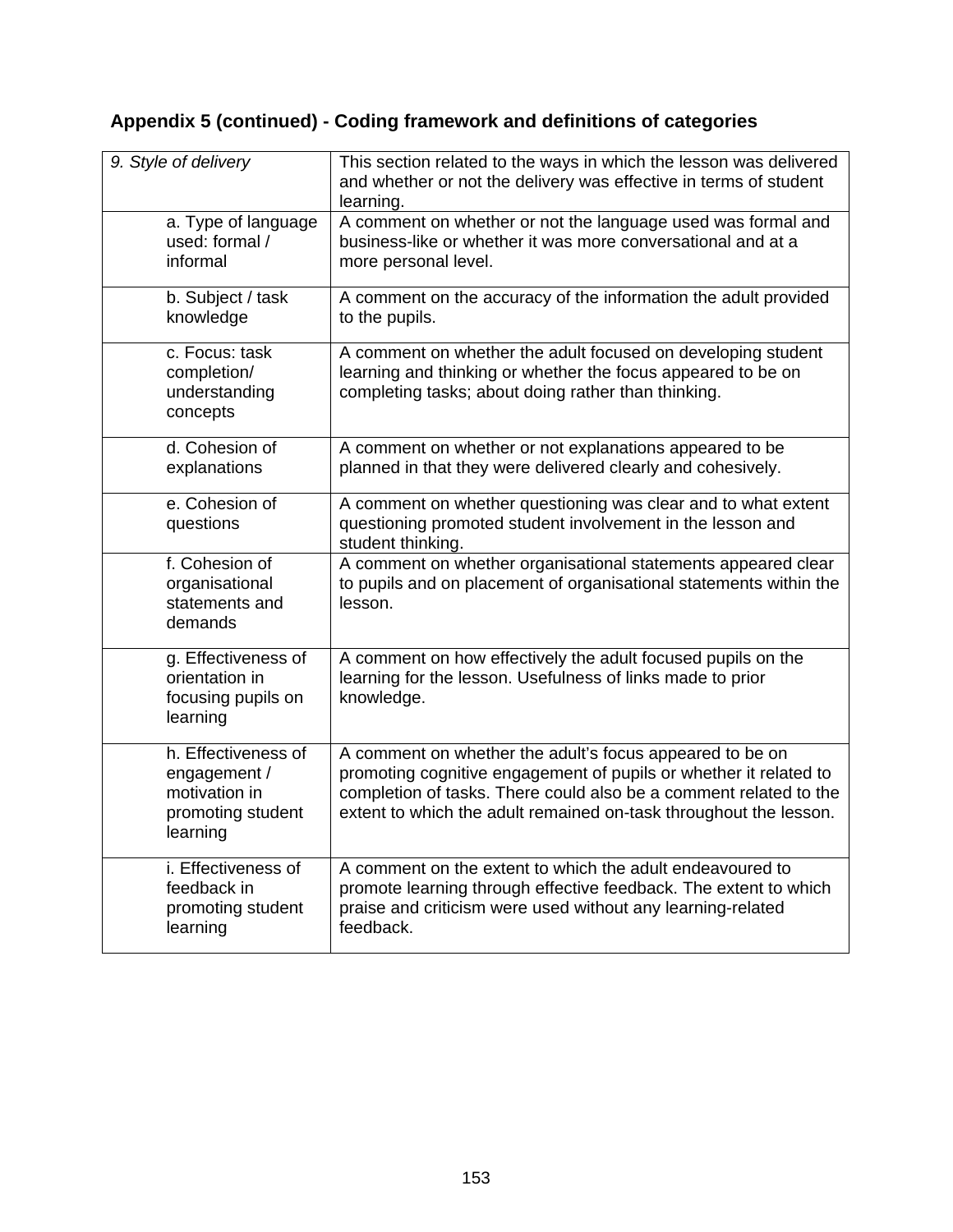## Appendix 5 (continued) - Coding framework and definitions of categories

| *9. Style of delivery* | This section related to the ways in which the lesson was delivered and whether or not the delivery was effective in terms of student learning. |
|---|---|
| a. Type of language used: formal / informal | A comment on whether or not the language used was formal and business-like or whether it was more conversational and at a more personal level. |
| b. Subject / task knowledge | A comment on the accuracy of the information the adult provided to the pupils. |
| c. Focus: task completion/ understanding concepts | A comment on whether the adult focused on developing student learning and thinking or whether the focus appeared to be on completing tasks; about doing rather than thinking. |
| d. Cohesion of explanations | A comment on whether or not explanations appeared to be planned in that they were delivered clearly and cohesively. |
| e. Cohesion of questions | A comment on whether questioning was clear and to what extent questioning promoted student involvement in the lesson and student thinking. |
| f. Cohesion of organisational statements and demands | A comment on whether organisational statements appeared clear to pupils and on placement of organisational statements within the lesson. |
| g. Effectiveness of orientation in focusing pupils on learning | A comment on how effectively the adult focused pupils on the learning for the lesson. Usefulness of links made to prior knowledge. |
| h. Effectiveness of engagement / motivation in promoting student learning | A comment on whether the adult's focus appeared to be on promoting cognitive engagement of pupils or whether it related to completion of tasks. There could also be a comment related to the extent to which the adult remained on-task throughout the lesson. |
| i. Effectiveness of feedback in promoting student learning | A comment on the extent to which the adult endeavoured to promote learning through effective feedback. The extent to which praise and criticism were used without any learning-related feedback. |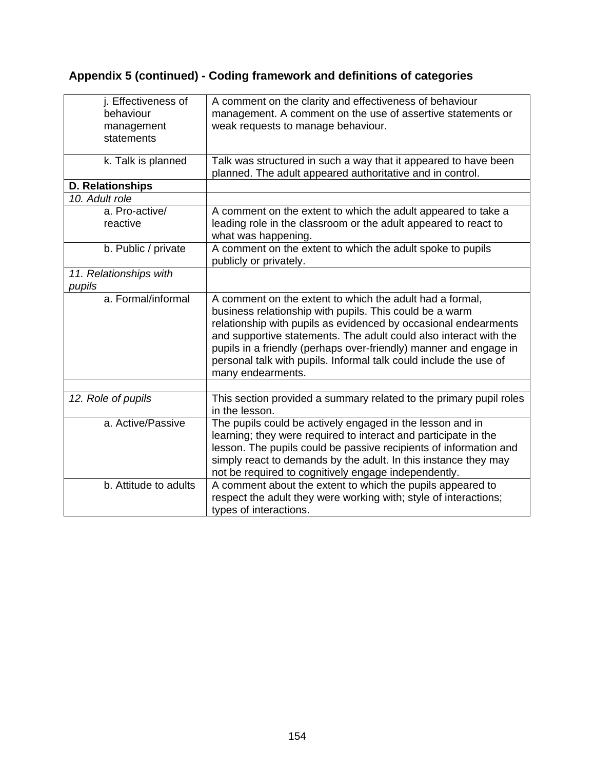### Appendix 5 (continued) - Coding framework and definitions of categories

| | |
|---|---|
| j. Effectiveness of behaviour management statements | A comment on the clarity and effectiveness of behaviour management. A comment on the use of assertive statements or weak requests to manage behaviour. |
| k. Talk is planned | Talk was structured in such a way that it appeared to have been planned. The adult appeared authoritative and in control. |
| **D. Relationships** | |
| *10. Adult role* | |
| a. Pro-active/ reactive | A comment on the extent to which the adult appeared to take a leading role in the classroom or the adult appeared to react to what was happening. |
| b. Public / private | A comment on the extent to which the adult spoke to pupils publicly or privately. |
| *11. Relationships with pupils* | |
| a. Formal/informal | A comment on the extent to which the adult had a formal, business relationship with pupils. This could be a warm relationship with pupils as evidenced by occasional endearments and supportive statements. The adult could also interact with the pupils in a friendly (perhaps over-friendly) manner and engage in personal talk with pupils. Informal talk could include the use of many endearments. |
| | |
| *12. Role of pupils* | This section provided a summary related to the primary pupil roles in the lesson. |
| a. Active/Passive | The pupils could be actively engaged in the lesson and in learning; they were required to interact and participate in the lesson. The pupils could be passive recipients of information and simply react to demands by the adult. In this instance they may not be required to cognitively engage independently. |
| b. Attitude to adults | A comment about the extent to which the pupils appeared to respect the adult they were working with; style of interactions; types of interactions. |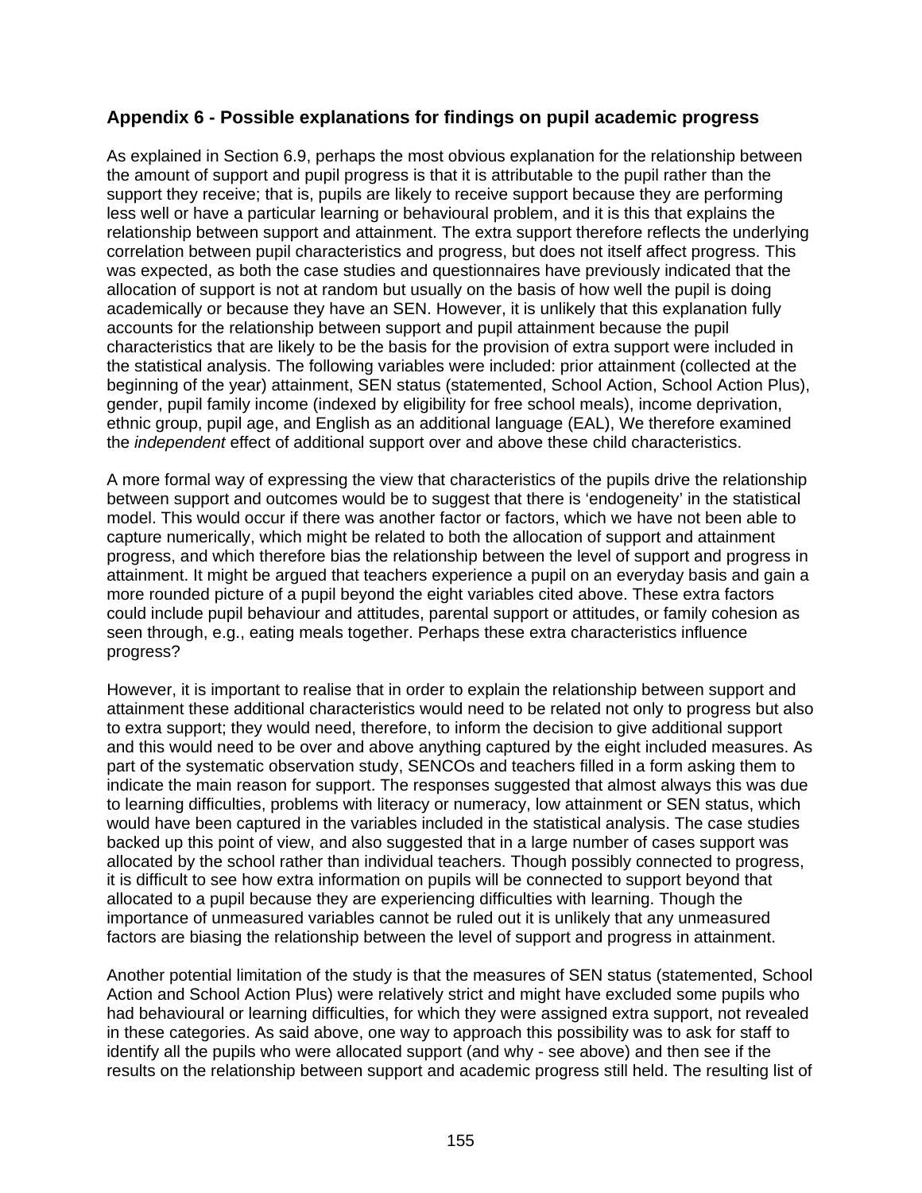## Appendix 6 - Possible explanations for findings on pupil academic progress

As explained in Section 6.9, perhaps the most obvious explanation for the relationship between the amount of support and pupil progress is that it is attributable to the pupil rather than the support they receive; that is, pupils are likely to receive support because they are performing less well or have a particular learning or behavioural problem, and it is this that explains the relationship between support and attainment. The extra support therefore reflects the underlying correlation between pupil characteristics and progress, but does not itself affect progress. This was expected, as both the case studies and questionnaires have previously indicated that the allocation of support is not at random but usually on the basis of how well the pupil is doing academically or because they have an SEN. However, it is unlikely that this explanation fully accounts for the relationship between support and pupil attainment because the pupil characteristics that are likely to be the basis for the provision of extra support were included in the statistical analysis. The following variables were included: prior attainment (collected at the beginning of the year) attainment, SEN status (statemented, School Action, School Action Plus), gender, pupil family income (indexed by eligibility for free school meals), income deprivation, ethnic group, pupil age, and English as an additional language (EAL), We therefore examined the *independent* effect of additional support over and above these child characteristics.

A more formal way of expressing the view that characteristics of the pupils drive the relationship between support and outcomes would be to suggest that there is 'endogeneity' in the statistical model. This would occur if there was another factor or factors, which we have not been able to capture numerically, which might be related to both the allocation of support and attainment progress, and which therefore bias the relationship between the level of support and progress in attainment. It might be argued that teachers experience a pupil on an everyday basis and gain a more rounded picture of a pupil beyond the eight variables cited above. These extra factors could include pupil behaviour and attitudes, parental support or attitudes, or family cohesion as seen through, e.g., eating meals together. Perhaps these extra characteristics influence progress?

However, it is important to realise that in order to explain the relationship between support and attainment these additional characteristics would need to be related not only to progress but also to extra support; they would need, therefore, to inform the decision to give additional support and this would need to be over and above anything captured by the eight included measures. As part of the systematic observation study, SENCOs and teachers filled in a form asking them to indicate the main reason for support. The responses suggested that almost always this was due to learning difficulties, problems with literacy or numeracy, low attainment or SEN status, which would have been captured in the variables included in the statistical analysis. The case studies backed up this point of view, and also suggested that in a large number of cases support was allocated by the school rather than individual teachers. Though possibly connected to progress, it is difficult to see how extra information on pupils will be connected to support beyond that allocated to a pupil because they are experiencing difficulties with learning. Though the importance of unmeasured variables cannot be ruled out it is unlikely that any unmeasured factors are biasing the relationship between the level of support and progress in attainment.

Another potential limitation of the study is that the measures of SEN status (statemented, School Action and School Action Plus) were relatively strict and might have excluded some pupils who had behavioural or learning difficulties, for which they were assigned extra support, not revealed in these categories. As said above, one way to approach this possibility was to ask for staff to identify all the pupils who were allocated support (and why - see above) and then see if the results on the relationship between support and academic progress still held. The resulting list of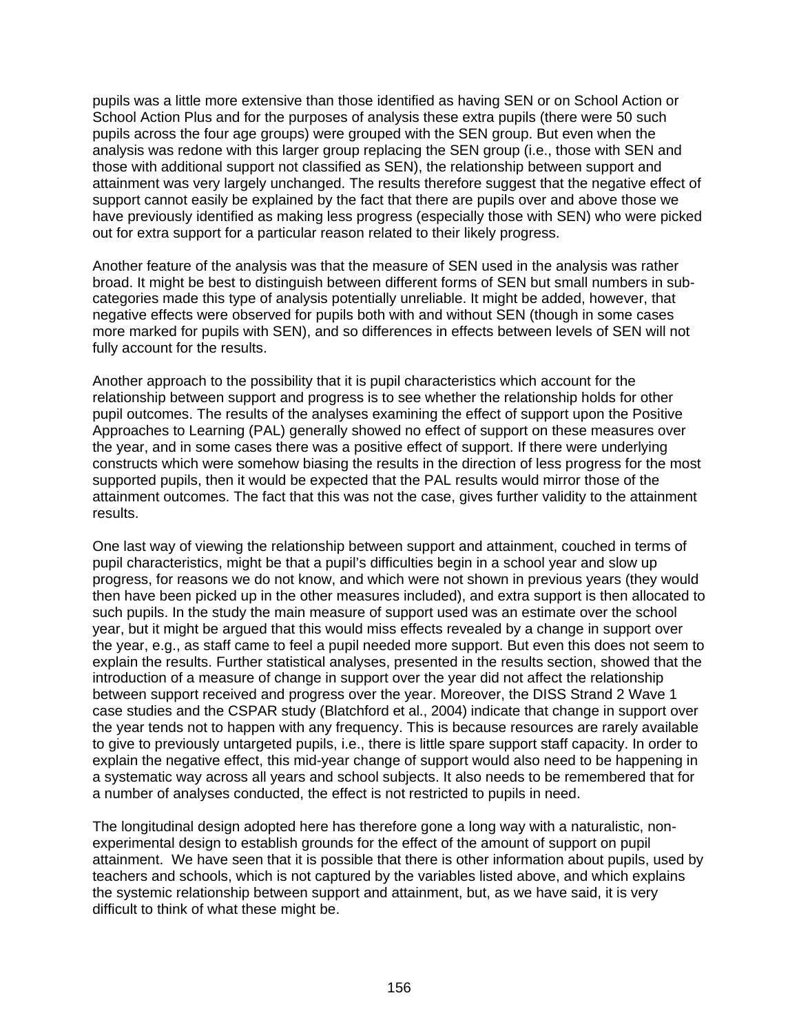pupils was a little more extensive than those identified as having SEN or on School Action or School Action Plus and for the purposes of analysis these extra pupils (there were 50 such pupils across the four age groups) were grouped with the SEN group. But even when the analysis was redone with this larger group replacing the SEN group (i.e., those with SEN and those with additional support not classified as SEN), the relationship between support and attainment was very largely unchanged. The results therefore suggest that the negative effect of support cannot easily be explained by the fact that there are pupils over and above those we have previously identified as making less progress (especially those with SEN) who were picked out for extra support for a particular reason related to their likely progress.

Another feature of the analysis was that the measure of SEN used in the analysis was rather broad. It might be best to distinguish between different forms of SEN but small numbers in sub-categories made this type of analysis potentially unreliable. It might be added, however, that negative effects were observed for pupils both with and without SEN (though in some cases more marked for pupils with SEN), and so differences in effects between levels of SEN will not fully account for the results.

Another approach to the possibility that it is pupil characteristics which account for the relationship between support and progress is to see whether the relationship holds for other pupil outcomes. The results of the analyses examining the effect of support upon the Positive Approaches to Learning (PAL) generally showed no effect of support on these measures over the year, and in some cases there was a positive effect of support. If there were underlying constructs which were somehow biasing the results in the direction of less progress for the most supported pupils, then it would be expected that the PAL results would mirror those of the attainment outcomes. The fact that this was not the case, gives further validity to the attainment results.

One last way of viewing the relationship between support and attainment, couched in terms of pupil characteristics, might be that a pupil's difficulties begin in a school year and slow up progress, for reasons we do not know, and which were not shown in previous years (they would then have been picked up in the other measures included), and extra support is then allocated to such pupils. In the study the main measure of support used was an estimate over the school year, but it might be argued that this would miss effects revealed by a change in support over the year, e.g., as staff came to feel a pupil needed more support. But even this does not seem to explain the results. Further statistical analyses, presented in the results section, showed that the introduction of a measure of change in support over the year did not affect the relationship between support received and progress over the year. Moreover, the DISS Strand 2 Wave 1 case studies and the CSPAR study (Blatchford et al., 2004) indicate that change in support over the year tends not to happen with any frequency. This is because resources are rarely available to give to previously untargeted pupils, i.e., there is little spare support staff capacity. In order to explain the negative effect, this mid-year change of support would also need to be happening in a systematic way across all years and school subjects. It also needs to be remembered that for a number of analyses conducted, the effect is not restricted to pupils in need.

The longitudinal design adopted here has therefore gone a long way with a naturalistic, non-experimental design to establish grounds for the effect of the amount of support on pupil attainment. We have seen that it is possible that there is other information about pupils, used by teachers and schools, which is not captured by the variables listed above, and which explains the systemic relationship between support and attainment, but, as we have said, it is very difficult to think of what these might be.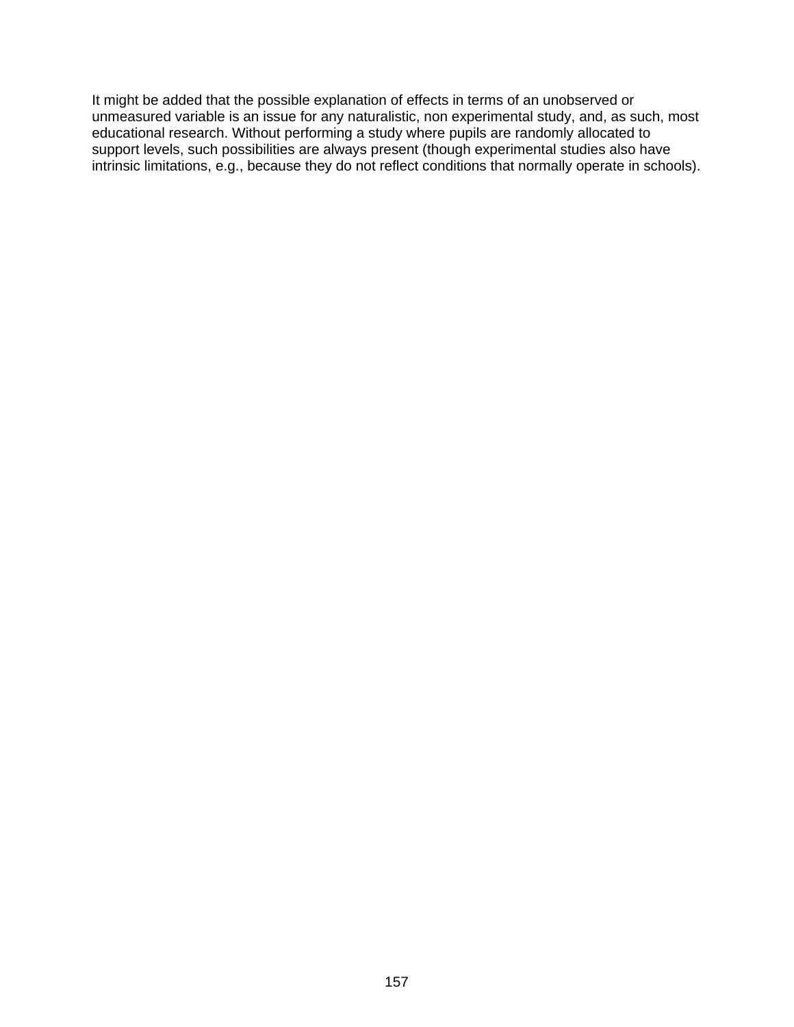It might be added that the possible explanation of effects in terms of an unobserved or unmeasured variable is an issue for any naturalistic, non experimental study, and, as such, most educational research. Without performing a study where pupils are randomly allocated to support levels, such possibilities are always present (though experimental studies also have intrinsic limitations, e.g., because they do not reflect conditions that normally operate in schools).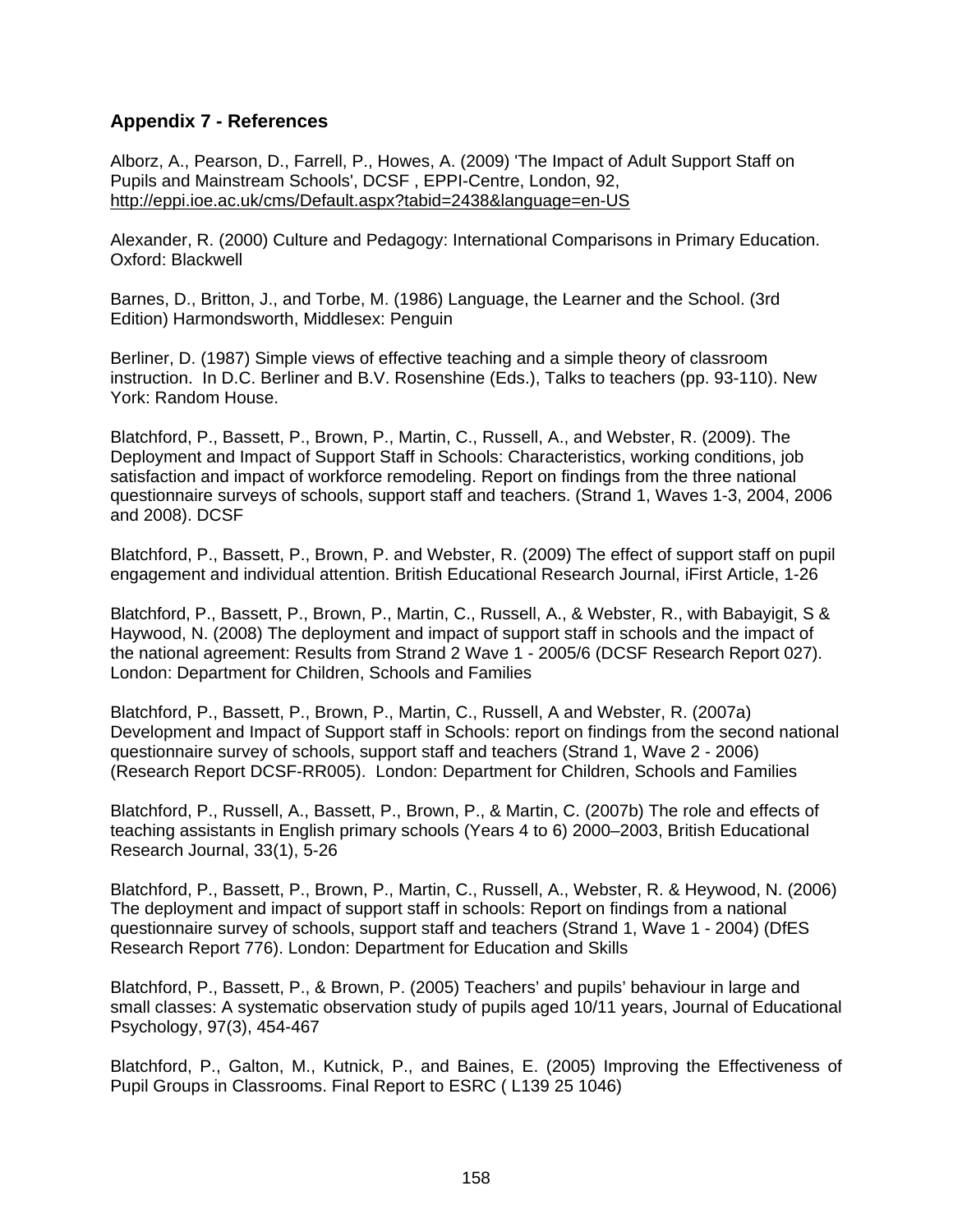## Appendix 7 - References

Alborz, A., Pearson, D., Farrell, P., Howes, A. (2009) 'The Impact of Adult Support Staff on Pupils and Mainstream Schools', DCSF , EPPI-Centre, London, 92, http://eppi.ioe.ac.uk/cms/Default.aspx?tabid=2438&language=en-US

Alexander, R. (2000) Culture and Pedagogy: International Comparisons in Primary Education. Oxford: Blackwell

Barnes, D., Britton, J., and Torbe, M. (1986) Language, the Learner and the School. (3rd Edition) Harmondsworth, Middlesex: Penguin

Berliner, D. (1987) Simple views of effective teaching and a simple theory of classroom instruction. In D.C. Berliner and B.V. Rosenshine (Eds.), Talks to teachers (pp. 93-110). New York: Random House.

Blatchford, P., Bassett, P., Brown, P., Martin, C., Russell, A., and Webster, R. (2009). The Deployment and Impact of Support Staff in Schools: Characteristics, working conditions, job satisfaction and impact of workforce remodeling. Report on findings from the three national questionnaire surveys of schools, support staff and teachers. (Strand 1, Waves 1-3, 2004, 2006 and 2008). DCSF

Blatchford, P., Bassett, P., Brown, P. and Webster, R. (2009) The effect of support staff on pupil engagement and individual attention. British Educational Research Journal, iFirst Article, 1-26

Blatchford, P., Bassett, P., Brown, P., Martin, C., Russell, A., & Webster, R., with Babayigit, S & Haywood, N. (2008) The deployment and impact of support staff in schools and the impact of the national agreement: Results from Strand 2 Wave 1 - 2005/6 (DCSF Research Report 027). London: Department for Children, Schools and Families

Blatchford, P., Bassett, P., Brown, P., Martin, C., Russell, A and Webster, R. (2007a) Development and Impact of Support staff in Schools: report on findings from the second national questionnaire survey of schools, support staff and teachers (Strand 1, Wave 2 - 2006) (Research Report DCSF-RR005). London: Department for Children, Schools and Families

Blatchford, P., Russell, A., Bassett, P., Brown, P., & Martin, C. (2007b) The role and effects of teaching assistants in English primary schools (Years 4 to 6) 2000–2003, British Educational Research Journal, 33(1), 5-26

Blatchford, P., Bassett, P., Brown, P., Martin, C., Russell, A., Webster, R. & Heywood, N. (2006) The deployment and impact of support staff in schools: Report on findings from a national questionnaire survey of schools, support staff and teachers (Strand 1, Wave 1 - 2004) (DfES Research Report 776). London: Department for Education and Skills

Blatchford, P., Bassett, P., & Brown, P. (2005) Teachers' and pupils' behaviour in large and small classes: A systematic observation study of pupils aged 10/11 years, Journal of Educational Psychology, 97(3), 454-467

Blatchford, P., Galton, M., Kutnick, P., and Baines, E. (2005) Improving the Effectiveness of Pupil Groups in Classrooms. Final Report to ESRC ( L139 25 1046)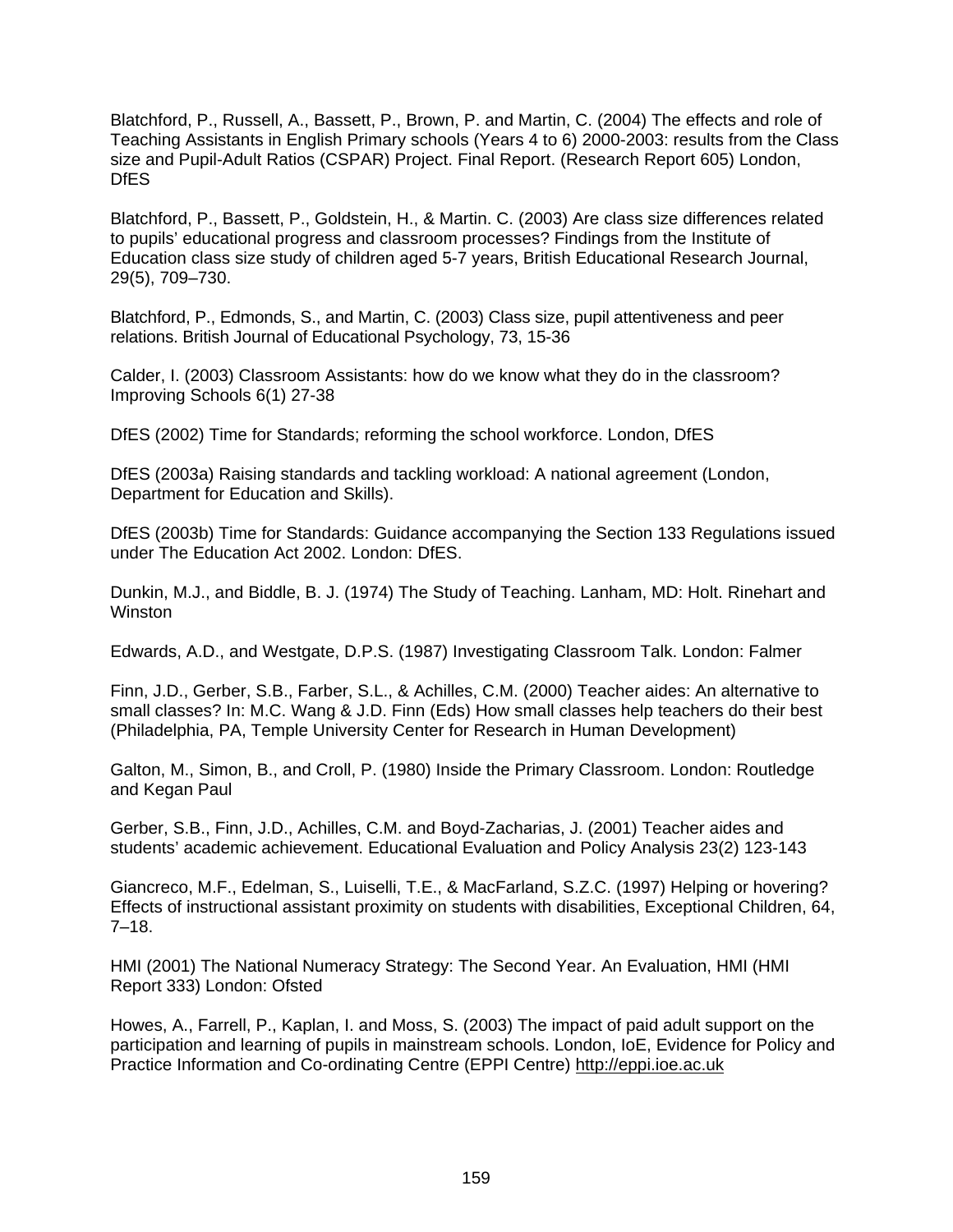Blatchford, P., Russell, A., Bassett, P., Brown, P. and Martin, C. (2004) The effects and role of Teaching Assistants in English Primary schools (Years 4 to 6) 2000-2003: results from the Class size and Pupil-Adult Ratios (CSPAR) Project. Final Report. (Research Report 605) London, DfES

Blatchford, P., Bassett, P., Goldstein, H., & Martin. C. (2003) Are class size differences related to pupils' educational progress and classroom processes? Findings from the Institute of Education class size study of children aged 5-7 years, British Educational Research Journal, 29(5), 709–730.

Blatchford, P., Edmonds, S., and Martin, C. (2003) Class size, pupil attentiveness and peer relations. British Journal of Educational Psychology, 73, 15-36

Calder, I. (2003) Classroom Assistants: how do we know what they do in the classroom? Improving Schools 6(1) 27-38

DfES (2002) Time for Standards; reforming the school workforce. London, DfES

DfES (2003a) Raising standards and tackling workload: A national agreement (London, Department for Education and Skills).

DfES (2003b) Time for Standards: Guidance accompanying the Section 133 Regulations issued under The Education Act 2002. London: DfES.

Dunkin, M.J., and Biddle, B. J. (1974) The Study of Teaching. Lanham, MD: Holt. Rinehart and Winston

Edwards, A.D., and Westgate, D.P.S. (1987) Investigating Classroom Talk. London: Falmer

Finn, J.D., Gerber, S.B., Farber, S.L., & Achilles, C.M. (2000) Teacher aides: An alternative to small classes? In: M.C. Wang & J.D. Finn (Eds) How small classes help teachers do their best (Philadelphia, PA, Temple University Center for Research in Human Development)

Galton, M., Simon, B., and Croll, P. (1980) Inside the Primary Classroom. London: Routledge and Kegan Paul

Gerber, S.B., Finn, J.D., Achilles, C.M. and Boyd-Zacharias, J. (2001) Teacher aides and students' academic achievement. Educational Evaluation and Policy Analysis 23(2) 123-143

Giancreco, M.F., Edelman, S., Luiselli, T.E., & MacFarland, S.Z.C. (1997) Helping or hovering? Effects of instructional assistant proximity on students with disabilities, Exceptional Children, 64, 7–18.

HMI (2001) The National Numeracy Strategy: The Second Year. An Evaluation, HMI (HMI Report 333) London: Ofsted

Howes, A., Farrell, P., Kaplan, I. and Moss, S. (2003) The impact of paid adult support on the participation and learning of pupils in mainstream schools. London, IoE, Evidence for Policy and Practice Information and Co-ordinating Centre (EPPI Centre) http://eppi.ioe.ac.uk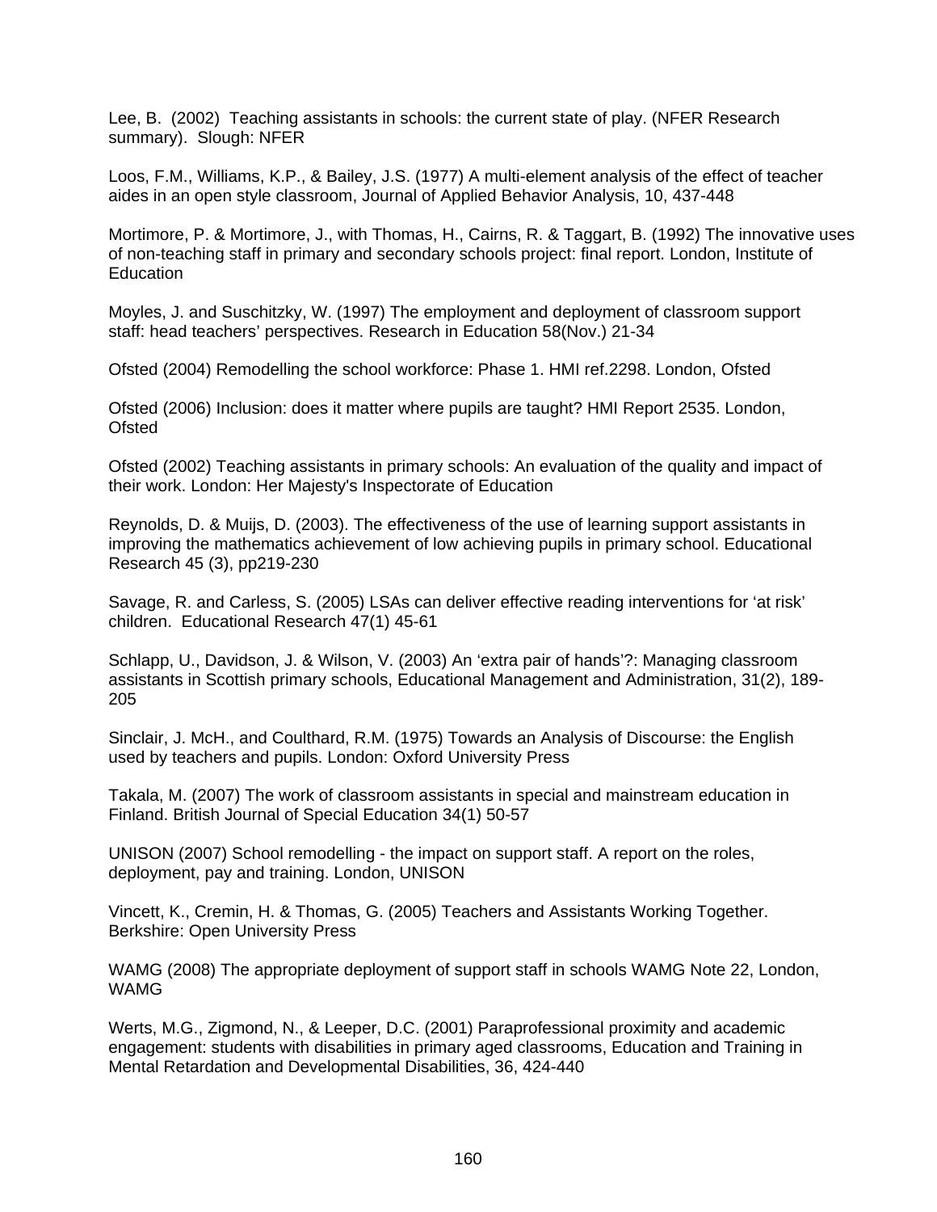Lee, B. (2002) Teaching assistants in schools: the current state of play. (NFER Research summary). Slough: NFER

Loos, F.M., Williams, K.P., & Bailey, J.S. (1977) A multi-element analysis of the effect of teacher aides in an open style classroom, Journal of Applied Behavior Analysis, 10, 437-448

Mortimore, P. & Mortimore, J., with Thomas, H., Cairns, R. & Taggart, B. (1992) The innovative uses of non-teaching staff in primary and secondary schools project: final report. London, Institute of Education

Moyles, J. and Suschitzky, W. (1997) The employment and deployment of classroom support staff: head teachers' perspectives. Research in Education 58(Nov.) 21-34

Ofsted (2004) Remodelling the school workforce: Phase 1. HMI ref.2298. London, Ofsted

Ofsted (2006) Inclusion: does it matter where pupils are taught? HMI Report 2535. London, Ofsted

Ofsted (2002) Teaching assistants in primary schools: An evaluation of the quality and impact of their work. London: Her Majesty's Inspectorate of Education

Reynolds, D. & Muijs, D. (2003). The effectiveness of the use of learning support assistants in improving the mathematics achievement of low achieving pupils in primary school. Educational Research 45 (3), pp219-230

Savage, R. and Carless, S. (2005) LSAs can deliver effective reading interventions for 'at risk' children. Educational Research 47(1) 45-61

Schlapp, U., Davidson, J. & Wilson, V. (2003) An 'extra pair of hands'?: Managing classroom assistants in Scottish primary schools, Educational Management and Administration, 31(2), 189-205

Sinclair, J. McH., and Coulthard, R.M. (1975) Towards an Analysis of Discourse: the English used by teachers and pupils. London: Oxford University Press

Takala, M. (2007) The work of classroom assistants in special and mainstream education in Finland. British Journal of Special Education 34(1) 50-57

UNISON (2007) School remodelling - the impact on support staff. A report on the roles, deployment, pay and training. London, UNISON

Vincett, K., Cremin, H. & Thomas, G. (2005) Teachers and Assistants Working Together. Berkshire: Open University Press

WAMG (2008) The appropriate deployment of support staff in schools WAMG Note 22, London, WAMG

Werts, M.G., Zigmond, N., & Leeper, D.C. (2001) Paraprofessional proximity and academic engagement: students with disabilities in primary aged classrooms, Education and Training in Mental Retardation and Developmental Disabilities, 36, 424-440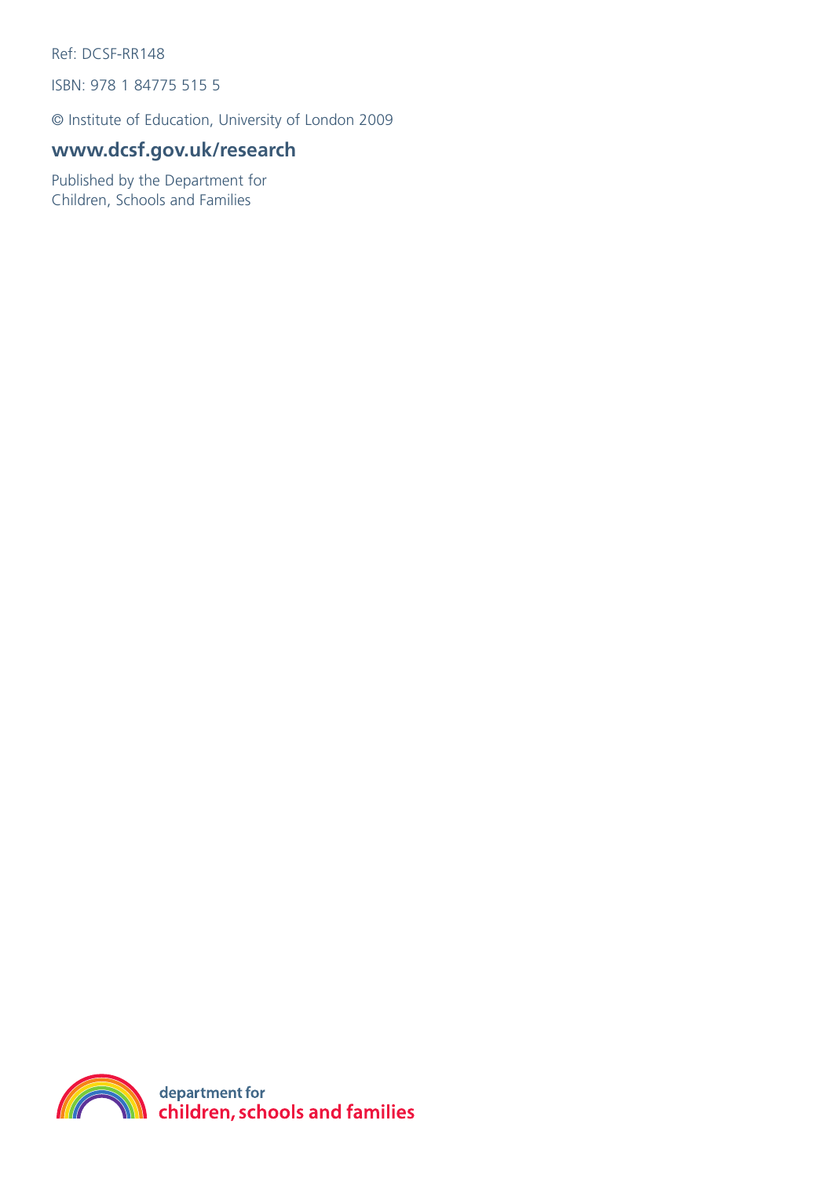Ref: DCSF-RR148

ISBN: 978 1 84775 515 5

© Institute of Education, University of London 2009

**www.dcsf.gov.uk/research**

Published by the Department for
Children, Schools and Families

department for
children, schools and families